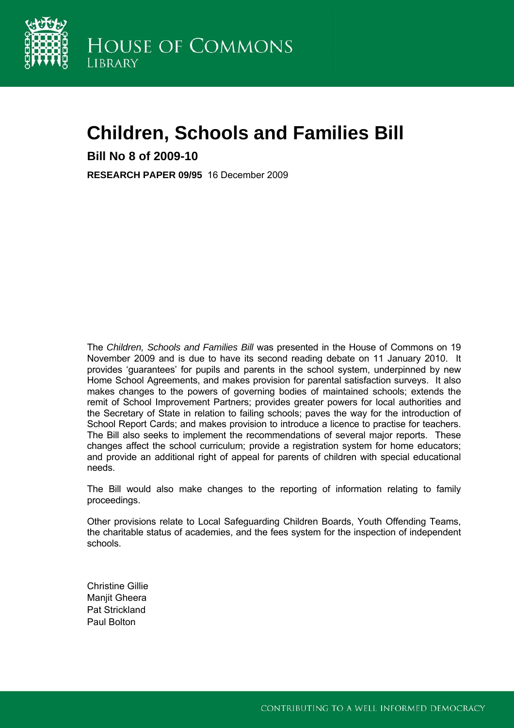HOUSE OF COMMONS
LIBRARY

# Children, Schools and Families Bill

## Bill No 8 of 2009-10

**RESEARCH PAPER 09/95** 16 December 2009

The *Children, Schools and Families Bill* was presented in the House of Commons on 19 November 2009 and is due to have its second reading debate on 11 January 2010. It provides 'guarantees' for pupils and parents in the school system, underpinned by new Home School Agreements, and makes provision for parental satisfaction surveys. It also makes changes to the powers of governing bodies of maintained schools; extends the remit of School Improvement Partners; provides greater powers for local authorities and the Secretary of State in relation to failing schools; paves the way for the introduction of School Report Cards; and makes provision to introduce a licence to practise for teachers. The Bill also seeks to implement the recommendations of several major reports. These changes affect the school curriculum; provide a registration system for home educators; and provide an additional right of appeal for parents of children with special educational needs.

The Bill would also make changes to the reporting of information relating to family proceedings.

Other provisions relate to Local Safeguarding Children Boards, Youth Offending Teams, the charitable status of academies, and the fees system for the inspection of independent schools.

Christine Gillie
Manjit Gheera
Pat Strickland
Paul Bolton

CONTRIBUTING TO A WELL INFORMED DEMOCRACY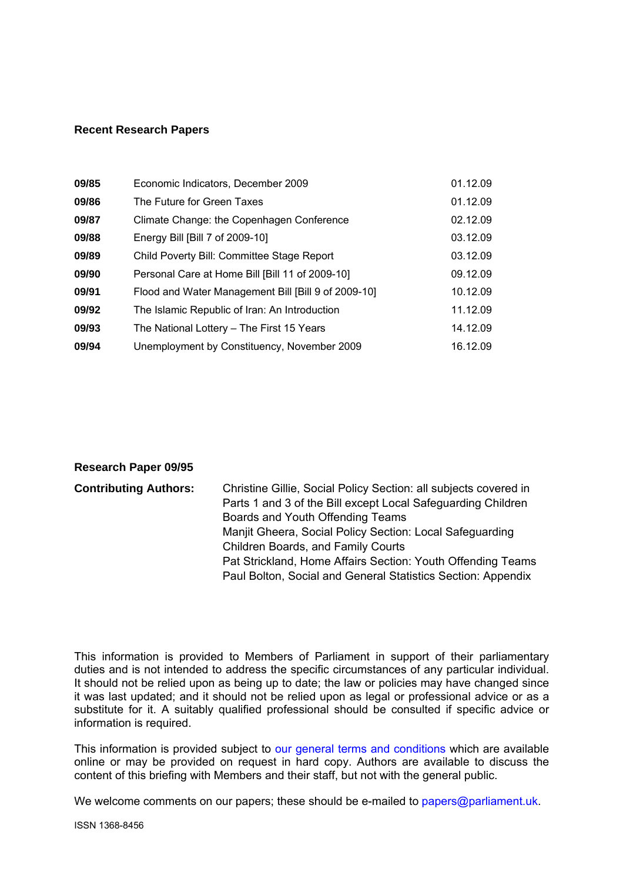**Recent Research Papers**

| | | |
|---|---|---|
| **09/85** | Economic Indicators, December 2009 | 01.12.09 |
| **09/86** | The Future for Green Taxes | 01.12.09 |
| **09/87** | Climate Change: the Copenhagen Conference | 02.12.09 |
| **09/88** | Energy Bill [Bill 7 of 2009-10] | 03.12.09 |
| **09/89** | Child Poverty Bill: Committee Stage Report | 03.12.09 |
| **09/90** | Personal Care at Home Bill [Bill 11 of 2009-10] | 09.12.09 |
| **09/91** | Flood and Water Management Bill [Bill 9 of 2009-10] | 10.12.09 |
| **09/92** | The Islamic Republic of Iran: An Introduction | 11.12.09 |
| **09/93** | The National Lottery – The First 15 Years | 14.12.09 |
| **09/94** | Unemployment by Constituency, November 2009 | 16.12.09 |

**Research Paper 09/95**

**Contributing Authors:**

Christine Gillie, Social Policy Section: all subjects covered in Parts 1 and 3 of the Bill except Local Safeguarding Children Boards and Youth Offending Teams
Manjit Gheera, Social Policy Section: Local Safeguarding Children Boards, and Family Courts
Pat Strickland, Home Affairs Section: Youth Offending Teams
Paul Bolton, Social and General Statistics Section: Appendix

This information is provided to Members of Parliament in support of their parliamentary duties and is not intended to address the specific circumstances of any particular individual. It should not be relied upon as being up to date; the law or policies may have changed since it was last updated; and it should not be relied upon as legal or professional advice or as a substitute for it. A suitably qualified professional should be consulted if specific advice or information is required.

This information is provided subject to our general terms and conditions which are available online or may be provided on request in hard copy. Authors are available to discuss the content of this briefing with Members and their staff, but not with the general public.

We welcome comments on our papers; these should be e-mailed to papers@parliament.uk.

ISSN 1368-8456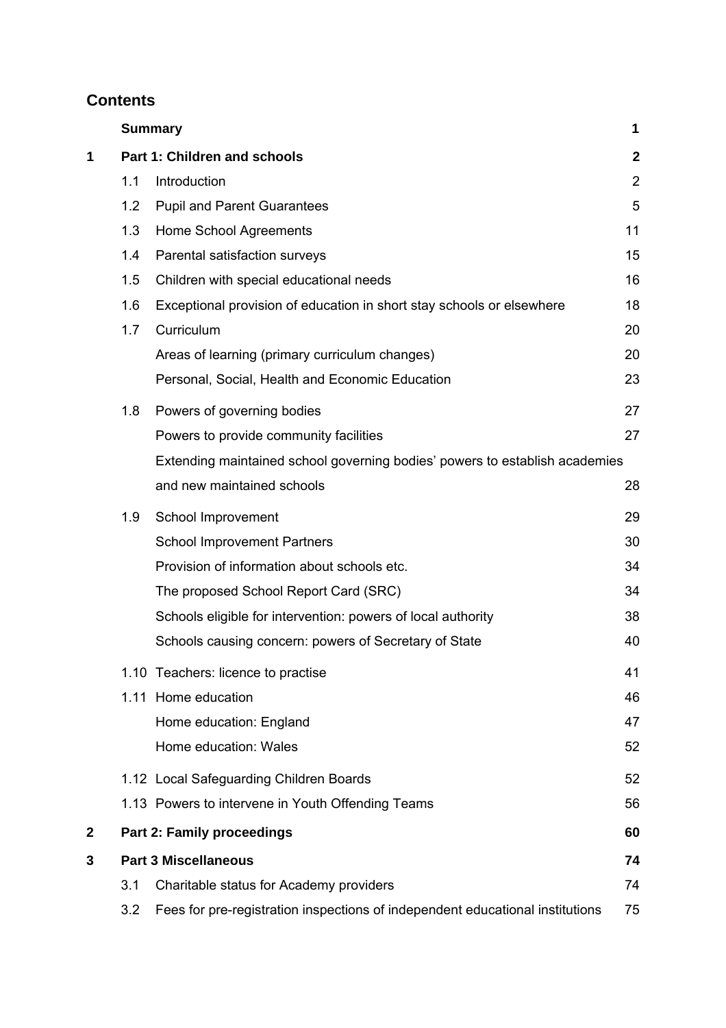## Contents

| | | | |
|---|---|---|---|
| | **Summary** | | **1** |
| **1** | **Part 1: Children and schools** | | **2** |
| | 1.1 | Introduction | 2 |
| | 1.2 | Pupil and Parent Guarantees | 5 |
| | 1.3 | Home School Agreements | 11 |
| | 1.4 | Parental satisfaction surveys | 15 |
| | 1.5 | Children with special educational needs | 16 |
| | 1.6 | Exceptional provision of education in short stay schools or elsewhere | 18 |
| | 1.7 | Curriculum | 20 |
| | | Areas of learning (primary curriculum changes) | 20 |
| | | Personal, Social, Health and Economic Education | 23 |
| | 1.8 | Powers of governing bodies | 27 |
| | | Powers to provide community facilities | 27 |
| | | Extending maintained school governing bodies' powers to establish academies and new maintained schools | 28 |
| | 1.9 | School Improvement | 29 |
| | | School Improvement Partners | 30 |
| | | Provision of information about schools etc. | 34 |
| | | The proposed School Report Card (SRC) | 34 |
| | | Schools eligible for intervention: powers of local authority | 38 |
| | | Schools causing concern: powers of Secretary of State | 40 |
| | 1.10 | Teachers: licence to practise | 41 |
| | 1.11 | Home education | 46 |
| | | Home education: England | 47 |
| | | Home education: Wales | 52 |
| | 1.12 | Local Safeguarding Children Boards | 52 |
| | 1.13 | Powers to intervene in Youth Offending Teams | 56 |
| **2** | **Part 2: Family proceedings** | | **60** |
| **3** | **Part 3 Miscellaneous** | | **74** |
| | 3.1 | Charitable status for Academy providers | 74 |
| | 3.2 | Fees for pre-registration inspections of independent educational institutions | 75 |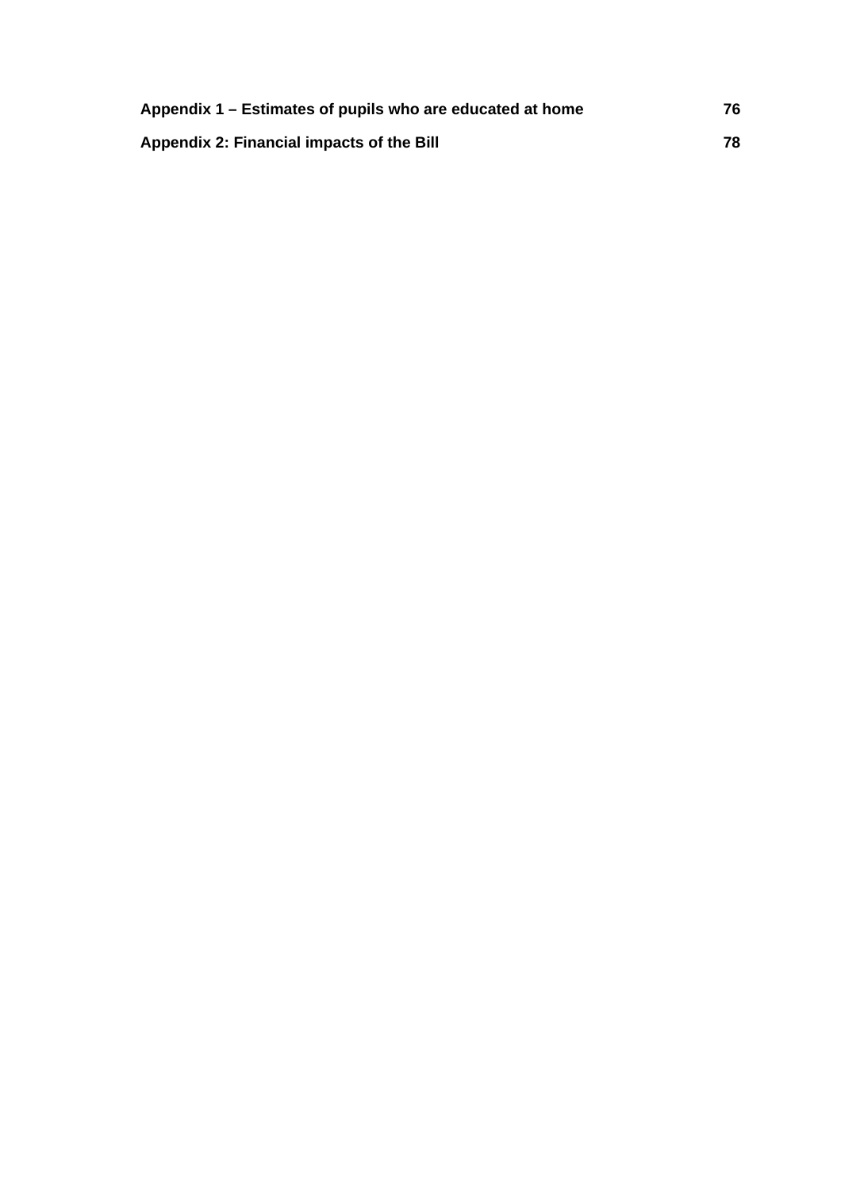**Appendix 1 – Estimates of pupils who are educated at home** 76

**Appendix 2: Financial impacts of the Bill** 78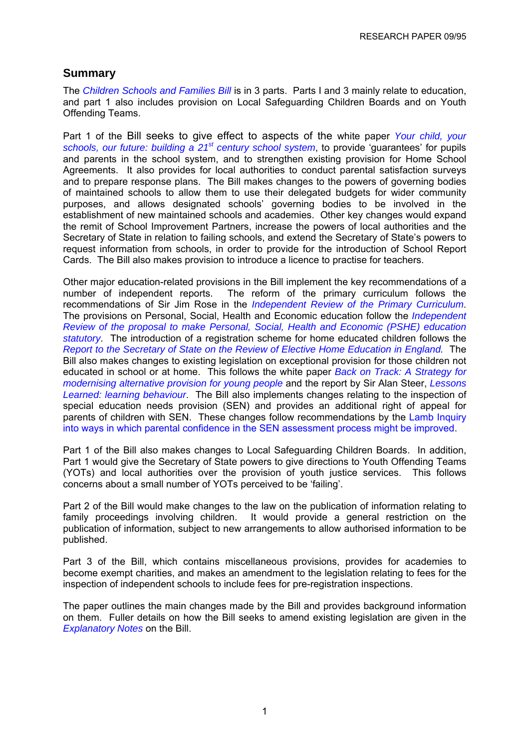## Summary

The *Children Schools and Families Bill* is in 3 parts. Parts I and 3 mainly relate to education, and part 1 also includes provision on Local Safeguarding Children Boards and on Youth Offending Teams.

Part 1 of the Bill seeks to give effect to aspects of the white paper *Your child, your schools, our future: building a 21st century school system*, to provide 'guarantees' for pupils and parents in the school system, and to strengthen existing provision for Home School Agreements. It also provides for local authorities to conduct parental satisfaction surveys and to prepare response plans. The Bill makes changes to the powers of governing bodies of maintained schools to allow them to use their delegated budgets for wider community purposes, and allows designated schools' governing bodies to be involved in the establishment of new maintained schools and academies. Other key changes would expand the remit of School Improvement Partners, increase the powers of local authorities and the Secretary of State in relation to failing schools, and extend the Secretary of State's powers to request information from schools, in order to provide for the introduction of School Report Cards. The Bill also makes provision to introduce a licence to practise for teachers.

Other major education-related provisions in the Bill implement the key recommendations of a number of independent reports. The reform of the primary curriculum follows the recommendations of Sir Jim Rose in the *Independent Review of the Primary Curriculum*. The provisions on Personal, Social, Health and Economic education follow the *Independent Review of the proposal to make Personal, Social, Health and Economic (PSHE) education statutory*. The introduction of a registration scheme for home educated children follows the *Report to the Secretary of State on the Review of Elective Home Education in England.* The Bill also makes changes to existing legislation on exceptional provision for those children not educated in school or at home. This follows the white paper *Back on Track: A Strategy for modernising alternative provision for young people* and the report by Sir Alan Steer, *Lessons Learned: learning behaviour*. The Bill also implements changes relating to the inspection of special education needs provision (SEN) and provides an additional right of appeal for parents of children with SEN. These changes follow recommendations by the Lamb Inquiry into ways in which parental confidence in the SEN assessment process might be improved.

Part 1 of the Bill also makes changes to Local Safeguarding Children Boards. In addition, Part 1 would give the Secretary of State powers to give directions to Youth Offending Teams (YOTs) and local authorities over the provision of youth justice services. This follows concerns about a small number of YOTs perceived to be 'failing'.

Part 2 of the Bill would make changes to the law on the publication of information relating to family proceedings involving children. It would provide a general restriction on the publication of information, subject to new arrangements to allow authorised information to be published.

Part 3 of the Bill, which contains miscellaneous provisions, provides for academies to become exempt charities, and makes an amendment to the legislation relating to fees for the inspection of independent schools to include fees for pre-registration inspections.

The paper outlines the main changes made by the Bill and provides background information on them. Fuller details on how the Bill seeks to amend existing legislation are given in the *Explanatory Notes* on the Bill.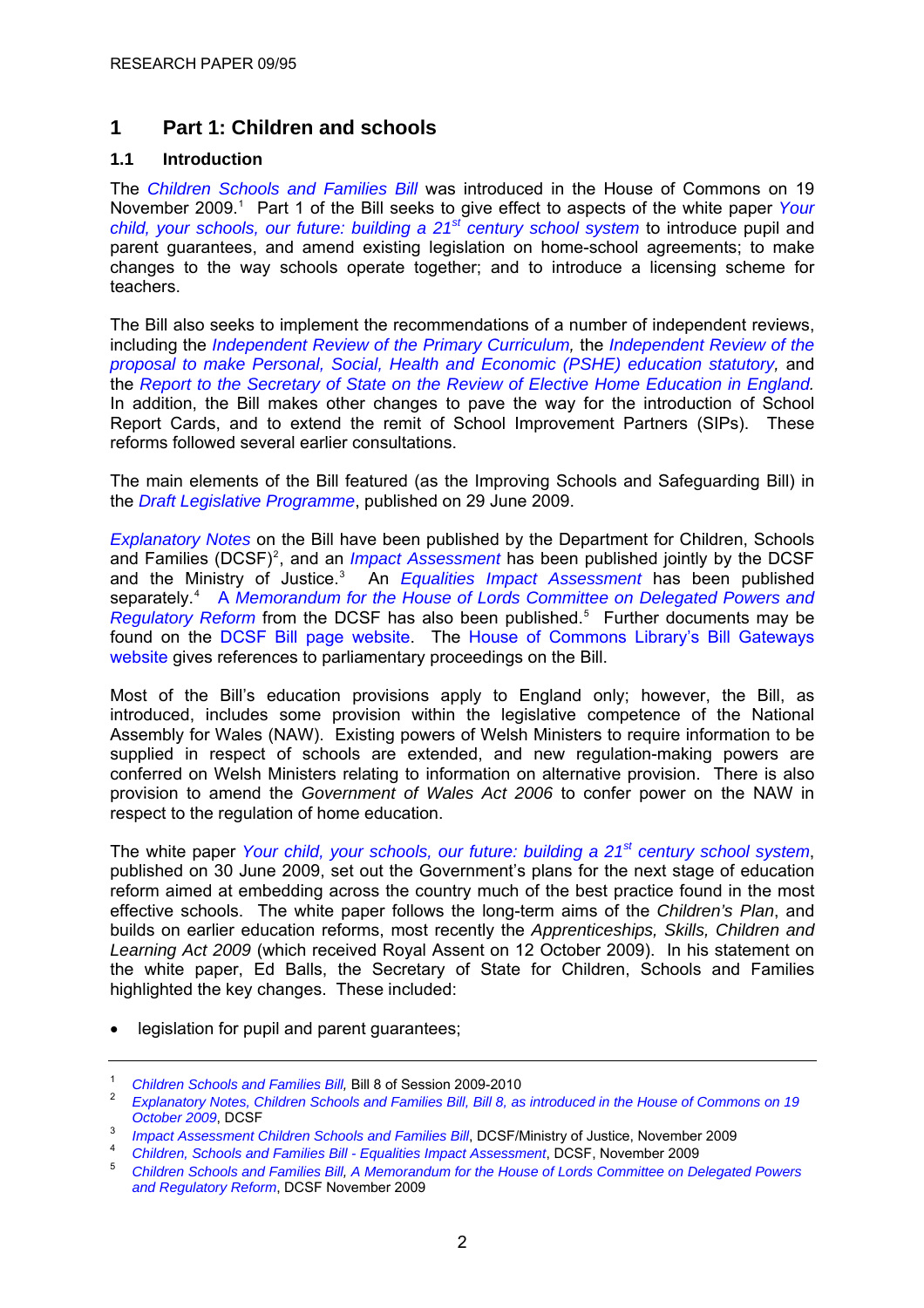# 1 Part 1: Children and schools

## 1.1 Introduction

The *Children Schools and Families Bill* was introduced in the House of Commons on 19 November 2009.[1] Part 1 of the Bill seeks to give effect to aspects of the white paper *Your child, your schools, our future: building a 21st century school system* to introduce pupil and parent guarantees, and amend existing legislation on home-school agreements; to make changes to the way schools operate together; and to introduce a licensing scheme for teachers.

The Bill also seeks to implement the recommendations of a number of independent reviews, including the *Independent Review of the Primary Curriculum,* the *Independent Review of the proposal to make Personal, Social, Health and Economic (PSHE) education statutory,* and the *Report to the Secretary of State on the Review of Elective Home Education in England.* In addition, the Bill makes other changes to pave the way for the introduction of School Report Cards, and to extend the remit of School Improvement Partners (SIPs). These reforms followed several earlier consultations.

The main elements of the Bill featured (as the Improving Schools and Safeguarding Bill) in the *Draft Legislative Programme*, published on 29 June 2009.

*Explanatory Notes* on the Bill have been published by the Department for Children, Schools and Families (DCSF)[2], and an *Impact Assessment* has been published jointly by the DCSF and the Ministry of Justice.[3] An *Equalities Impact Assessment* has been published separately.[4] A *Memorandum for the House of Lords Committee on Delegated Powers and Regulatory Reform* from the DCSF has also been published.[5] Further documents may be found on the DCSF Bill page website. The House of Commons Library's Bill Gateways website gives references to parliamentary proceedings on the Bill.

Most of the Bill's education provisions apply to England only; however, the Bill, as introduced, includes some provision within the legislative competence of the National Assembly for Wales (NAW). Existing powers of Welsh Ministers to require information to be supplied in respect of schools are extended, and new regulation-making powers are conferred on Welsh Ministers relating to information on alternative provision. There is also provision to amend the *Government of Wales Act 2006* to confer power on the NAW in respect to the regulation of home education.

The white paper *Your child, your schools, our future: building a 21st century school system*, published on 30 June 2009, set out the Government's plans for the next stage of education reform aimed at embedding across the country much of the best practice found in the most effective schools. The white paper follows the long-term aims of the *Children's Plan*, and builds on earlier education reforms, most recently the *Apprenticeships, Skills, Children and Learning Act 2009* (which received Royal Assent on 12 October 2009). In his statement on the white paper, Ed Balls, the Secretary of State for Children, Schools and Families highlighted the key changes. These included:

- legislation for pupil and parent guarantees;

---

[1] *Children Schools and Families Bill,* Bill 8 of Session 2009-2010

[2] *Explanatory Notes, Children Schools and Families Bill, Bill 8, as introduced in the House of Commons on 19 October 2009*, DCSF

[3] *Impact Assessment Children Schools and Families Bill*, DCSF/Ministry of Justice, November 2009

[4] *Children, Schools and Families Bill - Equalities Impact Assessment*, DCSF, November 2009

[5] *Children Schools and Families Bill, A Memorandum for the House of Lords Committee on Delegated Powers and Regulatory Reform*, DCSF November 2009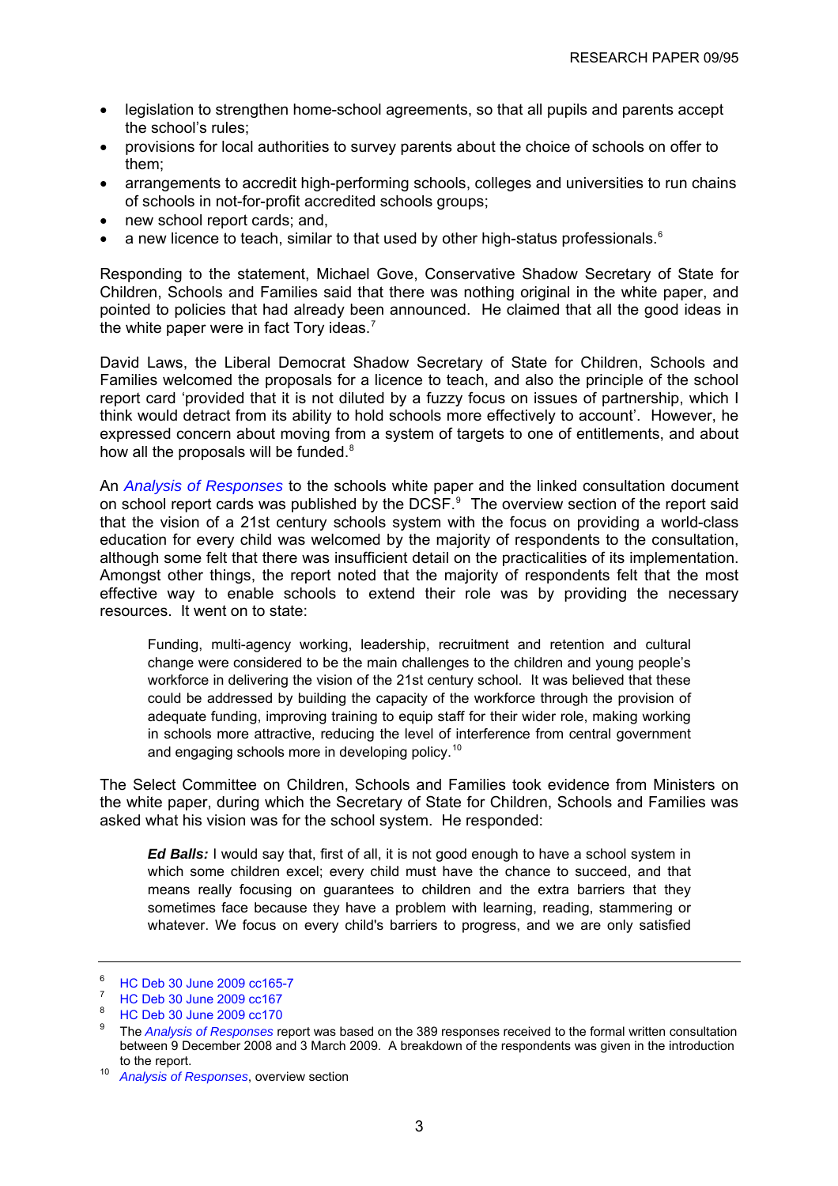- legislation to strengthen home-school agreements, so that all pupils and parents accept the school's rules;
- provisions for local authorities to survey parents about the choice of schools on offer to them;
- arrangements to accredit high-performing schools, colleges and universities to run chains of schools in not-for-profit accredited schools groups;
- new school report cards; and,
- a new licence to teach, similar to that used by other high-status professionals.[6]

Responding to the statement, Michael Gove, Conservative Shadow Secretary of State for Children, Schools and Families said that there was nothing original in the white paper, and pointed to policies that had already been announced. He claimed that all the good ideas in the white paper were in fact Tory ideas.[7]

David Laws, the Liberal Democrat Shadow Secretary of State for Children, Schools and Families welcomed the proposals for a licence to teach, and also the principle of the school report card 'provided that it is not diluted by a fuzzy focus on issues of partnership, which I think would detract from its ability to hold schools more effectively to account'. However, he expressed concern about moving from a system of targets to one of entitlements, and about how all the proposals will be funded.[8]

An *Analysis of Responses* to the schools white paper and the linked consultation document on school report cards was published by the DCSF.[9] The overview section of the report said that the vision of a 21st century schools system with the focus on providing a world-class education for every child was welcomed by the majority of respondents to the consultation, although some felt that there was insufficient detail on the practicalities of its implementation. Amongst other things, the report noted that the majority of respondents felt that the most effective way to enable schools to extend their role was by providing the necessary resources. It went on to state:

> Funding, multi-agency working, leadership, recruitment and retention and cultural change were considered to be the main challenges to the children and young people's workforce in delivering the vision of the 21st century school. It was believed that these could be addressed by building the capacity of the workforce through the provision of adequate funding, improving training to equip staff for their wider role, making working in schools more attractive, reducing the level of interference from central government and engaging schools more in developing policy.[10]

The Select Committee on Children, Schools and Families took evidence from Ministers on the white paper, during which the Secretary of State for Children, Schools and Families was asked what his vision was for the school system. He responded:

> ***Ed Balls:*** I would say that, first of all, it is not good enough to have a school system in which some children excel; every child must have the chance to succeed, and that means really focusing on guarantees to children and the extra barriers that they sometimes face because they have a problem with learning, reading, stammering or whatever. We focus on every child's barriers to progress, and we are only satisfied

---

6 HC Deb 30 June 2009 cc165-7

7 HC Deb 30 June 2009 cc167

8 HC Deb 30 June 2009 cc170

9 The *Analysis of Responses* report was based on the 389 responses received to the formal written consultation between 9 December 2008 and 3 March 2009. A breakdown of the respondents was given in the introduction to the report.

10 *Analysis of Responses*, overview section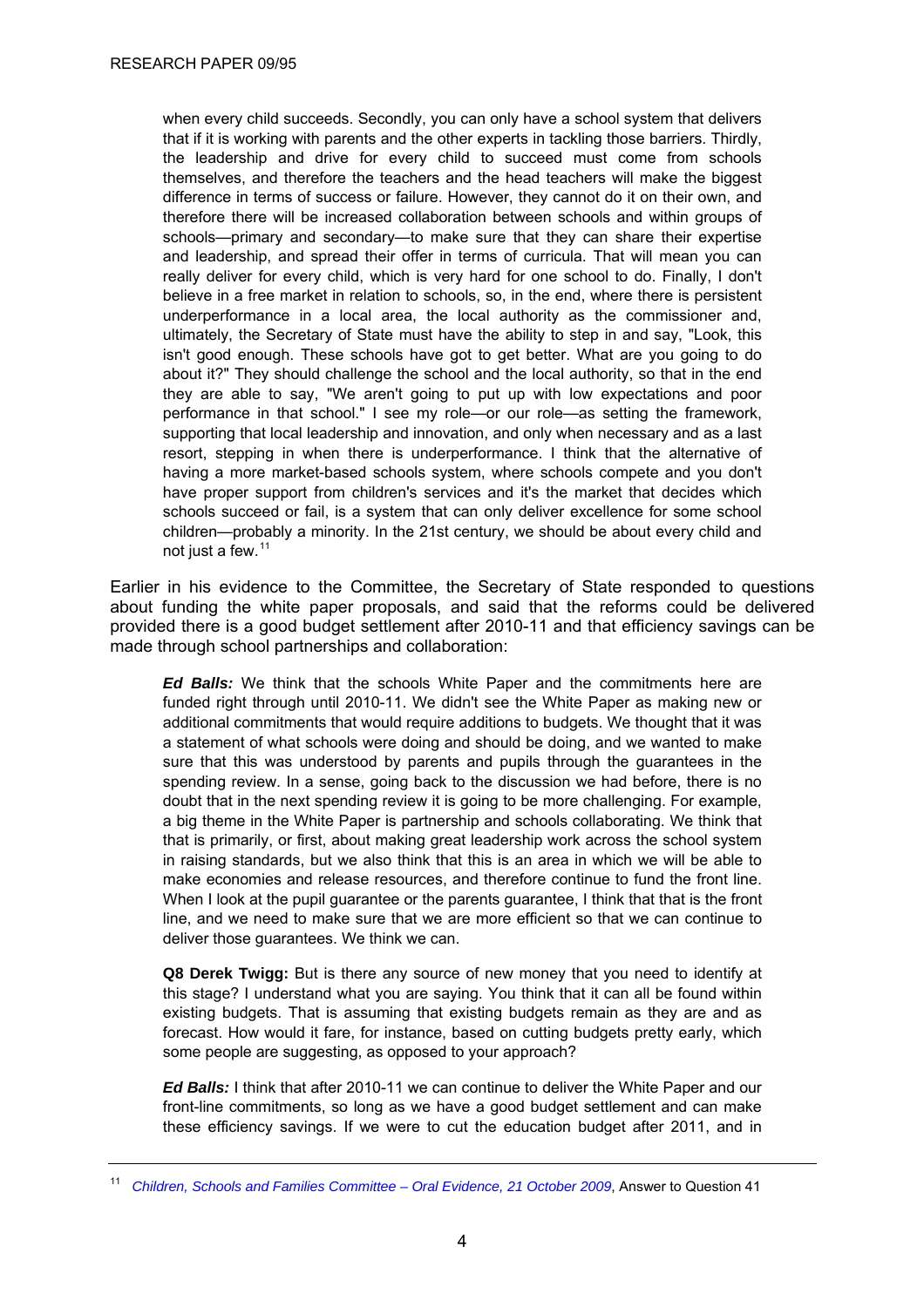> when every child succeeds. Secondly, you can only have a school system that delivers that if it is working with parents and the other experts in tackling those barriers. Thirdly, the leadership and drive for every child to succeed must come from schools themselves, and therefore the teachers and the head teachers will make the biggest difference in terms of success or failure. However, they cannot do it on their own, and therefore there will be increased collaboration between schools and within groups of schools—primary and secondary—to make sure that they can share their expertise and leadership, and spread their offer in terms of curricula. That will mean you can really deliver for every child, which is very hard for one school to do. Finally, I don't believe in a free market in relation to schools, so, in the end, where there is persistent underperformance in a local area, the local authority as the commissioner and, ultimately, the Secretary of State must have the ability to step in and say, "Look, this isn't good enough. These schools have got to get better. What are you going to do about it?" They should challenge the school and the local authority, so that in the end they are able to say, "We aren't going to put up with low expectations and poor performance in that school." I see my role—or our role—as setting the framework, supporting that local leadership and innovation, and only when necessary and as a last resort, stepping in when there is underperformance. I think that the alternative of having a more market-based schools system, where schools compete and you don't have proper support from children's services and it's the market that decides which schools succeed or fail, is a system that can only deliver excellence for some school children—probably a minority. In the 21st century, we should be about every child and not just a few.[11]

Earlier in his evidence to the Committee, the Secretary of State responded to questions about funding the white paper proposals, and said that the reforms could be delivered provided there is a good budget settlement after 2010-11 and that efficiency savings can be made through school partnerships and collaboration:

> ***Ed Balls:*** We think that the schools White Paper and the commitments here are funded right through until 2010-11. We didn't see the White Paper as making new or additional commitments that would require additions to budgets. We thought that it was a statement of what schools were doing and should be doing, and we wanted to make sure that this was understood by parents and pupils through the guarantees in the spending review. In a sense, going back to the discussion we had before, there is no doubt that in the next spending review it is going to be more challenging. For example, a big theme in the White Paper is partnership and schools collaborating. We think that that is primarily, or first, about making great leadership work across the school system in raising standards, but we also think that this is an area in which we will be able to make economies and release resources, and therefore continue to fund the front line. When I look at the pupil guarantee or the parents guarantee, I think that that is the front line, and we need to make sure that we are more efficient so that we can continue to deliver those guarantees. We think we can.
>
> **Q8 Derek Twigg:** But is there any source of new money that you need to identify at this stage? I understand what you are saying. You think that it can all be found within existing budgets. That is assuming that existing budgets remain as they are and as forecast. How would it fare, for instance, based on cutting budgets pretty early, which some people are suggesting, as opposed to your approach?
>
> ***Ed Balls:*** I think that after 2010-11 we can continue to deliver the White Paper and our front-line commitments, so long as we have a good budget settlement and can make these efficiency savings. If we were to cut the education budget after 2011, and in

---

[11] *Children, Schools and Families Committee – Oral Evidence, 21 October 2009*, Answer to Question 41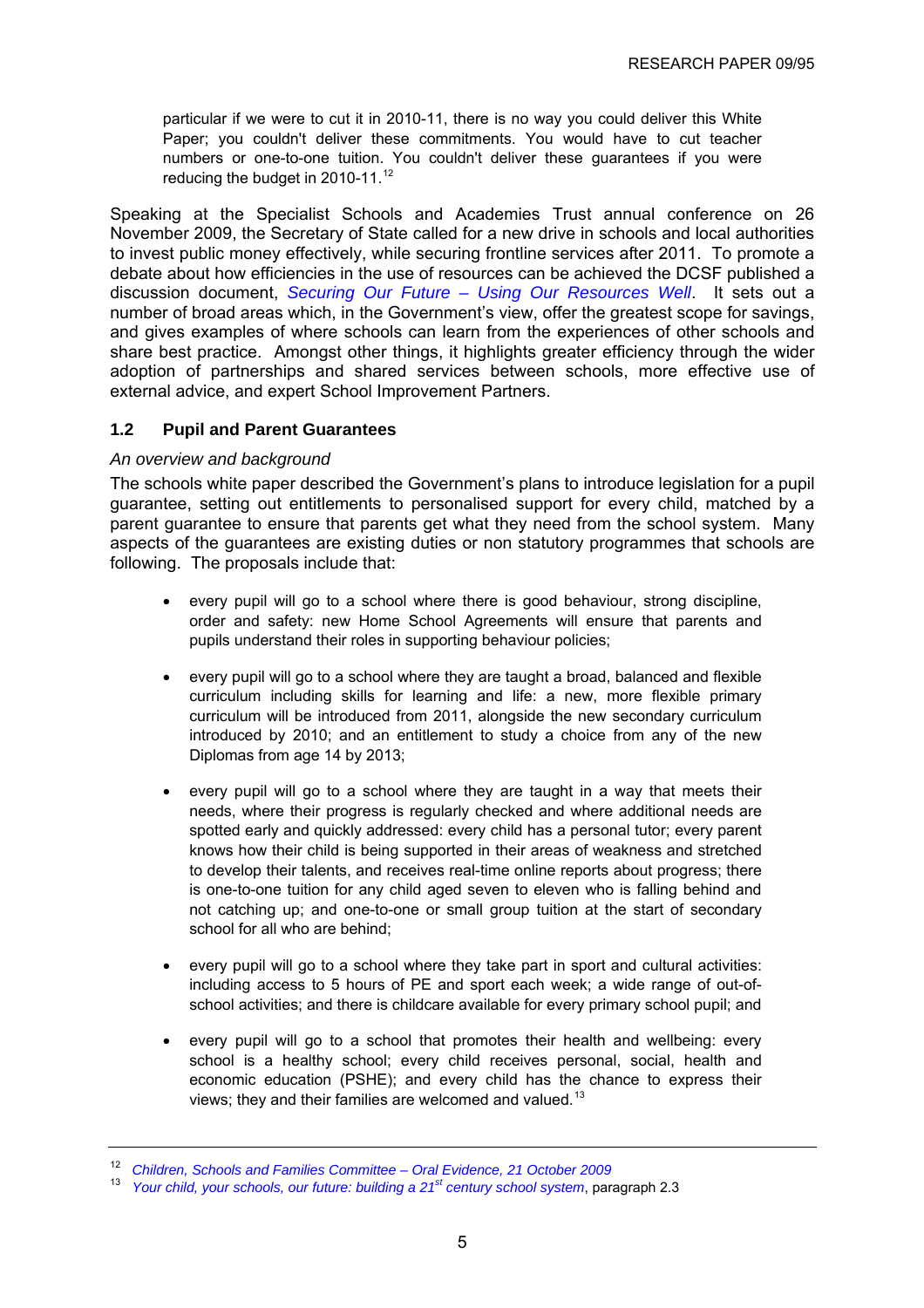particular if we were to cut it in 2010-11, there is no way you could deliver this White Paper; you couldn't deliver these commitments. You would have to cut teacher numbers or one-to-one tuition. You couldn't deliver these guarantees if you were reducing the budget in 2010-11.[12]

Speaking at the Specialist Schools and Academies Trust annual conference on 26 November 2009, the Secretary of State called for a new drive in schools and local authorities to invest public money effectively, while securing frontline services after 2011. To promote a debate about how efficiencies in the use of resources can be achieved the DCSF published a discussion document, *Securing Our Future – Using Our Resources Well*. It sets out a number of broad areas which, in the Government's view, offer the greatest scope for savings, and gives examples of where schools can learn from the experiences of other schools and share best practice. Amongst other things, it highlights greater efficiency through the wider adoption of partnerships and shared services between schools, more effective use of external advice, and expert School Improvement Partners.

### 1.2 Pupil and Parent Guarantees

*An overview and background*

The schools white paper described the Government's plans to introduce legislation for a pupil guarantee, setting out entitlements to personalised support for every child, matched by a parent guarantee to ensure that parents get what they need from the school system. Many aspects of the guarantees are existing duties or non statutory programmes that schools are following. The proposals include that:

- every pupil will go to a school where there is good behaviour, strong discipline, order and safety: new Home School Agreements will ensure that parents and pupils understand their roles in supporting behaviour policies;
- every pupil will go to a school where they are taught a broad, balanced and flexible curriculum including skills for learning and life: a new, more flexible primary curriculum will be introduced from 2011, alongside the new secondary curriculum introduced by 2010; and an entitlement to study a choice from any of the new Diplomas from age 14 by 2013;
- every pupil will go to a school where they are taught in a way that meets their needs, where their progress is regularly checked and where additional needs are spotted early and quickly addressed: every child has a personal tutor; every parent knows how their child is being supported in their areas of weakness and stretched to develop their talents, and receives real-time online reports about progress; there is one-to-one tuition for any child aged seven to eleven who is falling behind and not catching up; and one-to-one or small group tuition at the start of secondary school for all who are behind;
- every pupil will go to a school where they take part in sport and cultural activities: including access to 5 hours of PE and sport each week; a wide range of out-of-school activities; and there is childcare available for every primary school pupil; and
- every pupil will go to a school that promotes their health and wellbeing: every school is a healthy school; every child receives personal, social, health and economic education (PSHE); and every child has the chance to express their views; they and their families are welcomed and valued.[13]

---

[12] *Children, Schools and Families Committee – Oral Evidence, 21 October 2009*

[13] *Your child, your schools, our future: building a 21st century school system*, paragraph 2.3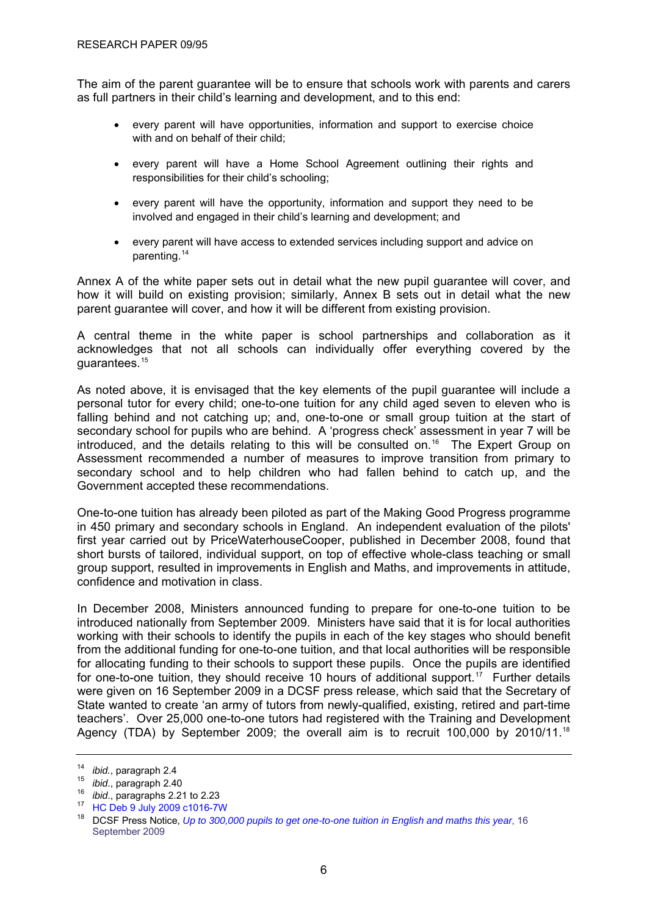The aim of the parent guarantee will be to ensure that schools work with parents and carers as full partners in their child's learning and development, and to this end:

- every parent will have opportunities, information and support to exercise choice with and on behalf of their child;
- every parent will have a Home School Agreement outlining their rights and responsibilities for their child's schooling;
- every parent will have the opportunity, information and support they need to be involved and engaged in their child's learning and development; and
- every parent will have access to extended services including support and advice on parenting.[14]

Annex A of the white paper sets out in detail what the new pupil guarantee will cover, and how it will build on existing provision; similarly, Annex B sets out in detail what the new parent guarantee will cover, and how it will be different from existing provision.

A central theme in the white paper is school partnerships and collaboration as it acknowledges that not all schools can individually offer everything covered by the guarantees.[15]

As noted above, it is envisaged that the key elements of the pupil guarantee will include a personal tutor for every child; one-to-one tuition for any child aged seven to eleven who is falling behind and not catching up; and, one-to-one or small group tuition at the start of secondary school for pupils who are behind. A 'progress check' assessment in year 7 will be introduced, and the details relating to this will be consulted on.[16] The Expert Group on Assessment recommended a number of measures to improve transition from primary to secondary school and to help children who had fallen behind to catch up, and the Government accepted these recommendations.

One-to-one tuition has already been piloted as part of the Making Good Progress programme in 450 primary and secondary schools in England. An independent evaluation of the pilots' first year carried out by PriceWaterhouseCooper, published in December 2008, found that short bursts of tailored, individual support, on top of effective whole-class teaching or small group support, resulted in improvements in English and Maths, and improvements in attitude, confidence and motivation in class.

In December 2008, Ministers announced funding to prepare for one-to-one tuition to be introduced nationally from September 2009. Ministers have said that it is for local authorities working with their schools to identify the pupils in each of the key stages who should benefit from the additional funding for one-to-one tuition, and that local authorities will be responsible for allocating funding to their schools to support these pupils. Once the pupils are identified for one-to-one tuition, they should receive 10 hours of additional support.[17] Further details were given on 16 September 2009 in a DCSF press release, which said that the Secretary of State wanted to create 'an army of tutors from newly-qualified, existing, retired and part-time teachers'. Over 25,000 one-to-one tutors had registered with the Training and Development Agency (TDA) by September 2009; the overall aim is to recruit 100,000 by 2010/11.[18]

---

[14] *ibid.*, paragraph 2.4

[15] *ibid.*, paragraph 2.40

[16] *ibid.*, paragraphs 2.21 to 2.23

[17] HC Deb 9 July 2009 c1016-7W

[18] DCSF Press Notice, *Up to 300,000 pupils to get one-to-one tuition in English and maths this year*, 16 September 2009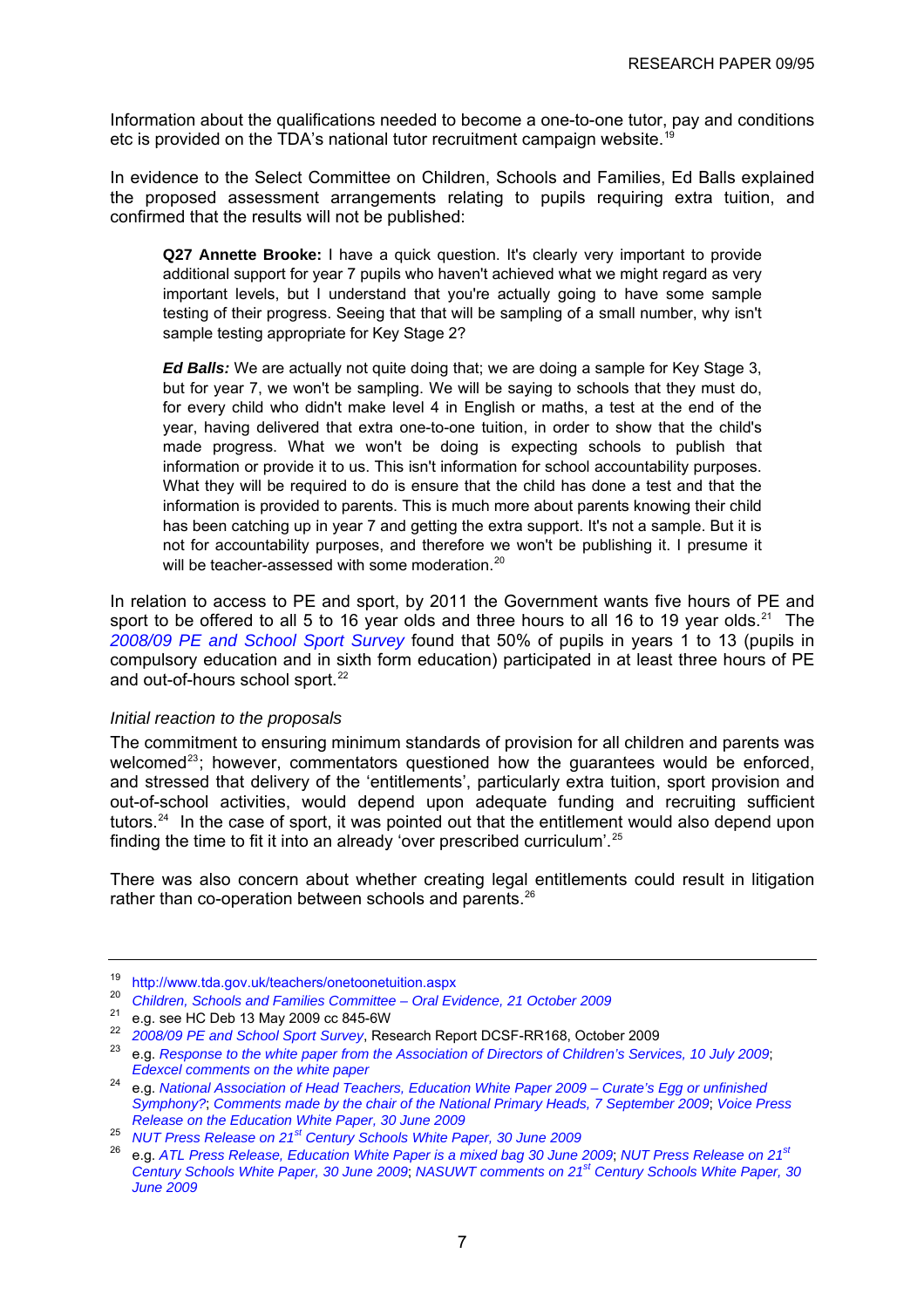Information about the qualifications needed to become a one-to-one tutor, pay and conditions etc is provided on the TDA's national tutor recruitment campaign website.[19]

In evidence to the Select Committee on Children, Schools and Families, Ed Balls explained the proposed assessment arrangements relating to pupils requiring extra tuition, and confirmed that the results will not be published:

> **Q27 Annette Brooke:** I have a quick question. It's clearly very important to provide additional support for year 7 pupils who haven't achieved what we might regard as very important levels, but I understand that you're actually going to have some sample testing of their progress. Seeing that that will be sampling of a small number, why isn't sample testing appropriate for Key Stage 2?
>
> ***Ed Balls:*** We are actually not quite doing that; we are doing a sample for Key Stage 3, but for year 7, we won't be sampling. We will be saying to schools that they must do, for every child who didn't make level 4 in English or maths, a test at the end of the year, having delivered that extra one-to-one tuition, in order to show that the child's made progress. What we won't be doing is expecting schools to publish that information or provide it to us. This isn't information for school accountability purposes. What they will be required to do is ensure that the child has done a test and that the information is provided to parents. This is much more about parents knowing their child has been catching up in year 7 and getting the extra support. It's not a sample. But it is not for accountability purposes, and therefore we won't be publishing it. I presume it will be teacher-assessed with some moderation.[20]

In relation to access to PE and sport, by 2011 the Government wants five hours of PE and sport to be offered to all 5 to 16 year olds and three hours to all 16 to 19 year olds.[21] The *2008/09 PE and School Sport Survey* found that 50% of pupils in years 1 to 13 (pupils in compulsory education and in sixth form education) participated in at least three hours of PE and out-of-hours school sport.[22]

*Initial reaction to the proposals*

The commitment to ensuring minimum standards of provision for all children and parents was welcomed[23]; however, commentators questioned how the guarantees would be enforced, and stressed that delivery of the 'entitlements', particularly extra tuition, sport provision and out-of-school activities, would depend upon adequate funding and recruiting sufficient tutors.[24] In the case of sport, it was pointed out that the entitlement would also depend upon finding the time to fit it into an already 'over prescribed curriculum'.[25]

There was also concern about whether creating legal entitlements could result in litigation rather than co-operation between schools and parents.[26]

---

[19] http://www.tda.gov.uk/teachers/onetoonetuition.aspx

[20] *Children, Schools and Families Committee – Oral Evidence, 21 October 2009*

[21] e.g. see HC Deb 13 May 2009 cc 845-6W

[22] *2008/09 PE and School Sport Survey*, Research Report DCSF-RR168, October 2009

[23] e.g. *Response to the white paper from the Association of Directors of Children's Services, 10 July 2009*; *Edexcel comments on the white paper*

[24] e.g. *National Association of Head Teachers, Education White Paper 2009 – Curate's Egg or unfinished Symphony?*; *Comments made by the chair of the National Primary Heads, 7 September 2009*; *Voice Press Release on the Education White Paper, 30 June 2009*

[25] *NUT Press Release on 21st Century Schools White Paper, 30 June 2009*

[26] e.g. *ATL Press Release, Education White Paper is a mixed bag 30 June 2009*; *NUT Press Release on 21st Century Schools White Paper, 30 June 2009*; *NASUWT comments on 21st Century Schools White Paper, 30 June 2009*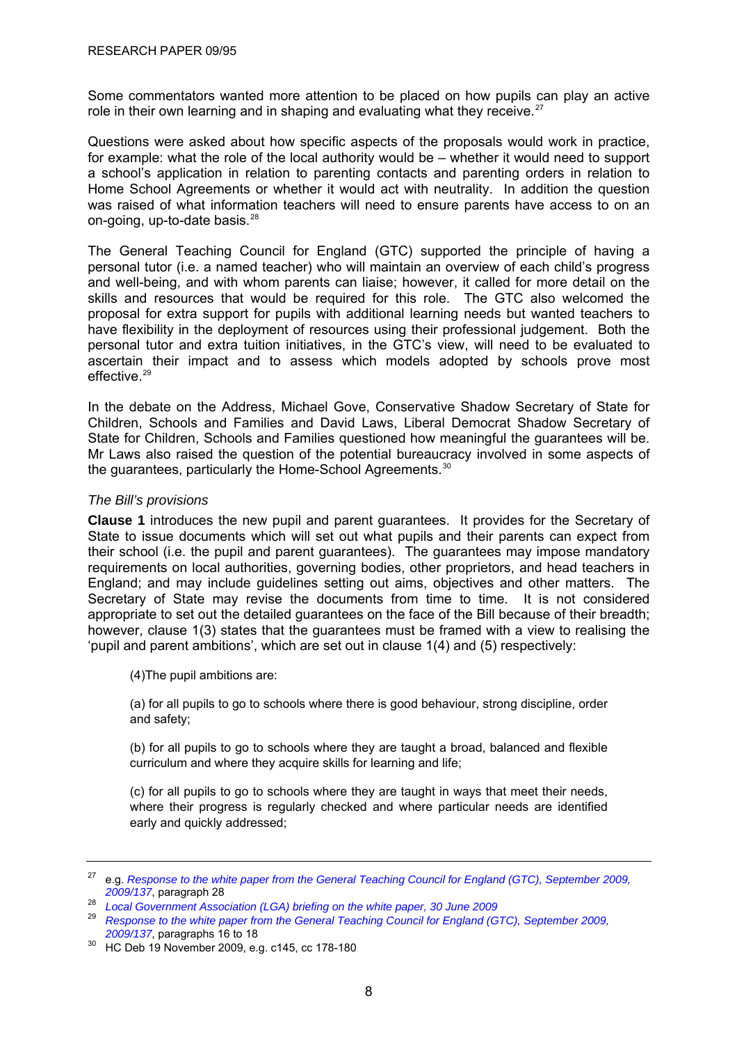Some commentators wanted more attention to be placed on how pupils can play an active role in their own learning and in shaping and evaluating what they receive.[27]

Questions were asked about how specific aspects of the proposals would work in practice, for example: what the role of the local authority would be – whether it would need to support a school's application in relation to parenting contacts and parenting orders in relation to Home School Agreements or whether it would act with neutrality. In addition the question was raised of what information teachers will need to ensure parents have access to on an on-going, up-to-date basis.[28]

The General Teaching Council for England (GTC) supported the principle of having a personal tutor (i.e. a named teacher) who will maintain an overview of each child's progress and well-being, and with whom parents can liaise; however, it called for more detail on the skills and resources that would be required for this role. The GTC also welcomed the proposal for extra support for pupils with additional learning needs but wanted teachers to have flexibility in the deployment of resources using their professional judgement. Both the personal tutor and extra tuition initiatives, in the GTC's view, will need to be evaluated to ascertain their impact and to assess which models adopted by schools prove most effective.[29]

In the debate on the Address, Michael Gove, Conservative Shadow Secretary of State for Children, Schools and Families and David Laws, Liberal Democrat Shadow Secretary of State for Children, Schools and Families questioned how meaningful the guarantees will be. Mr Laws also raised the question of the potential bureaucracy involved in some aspects of the guarantees, particularly the Home-School Agreements.[30]

*The Bill's provisions*

**Clause 1** introduces the new pupil and parent guarantees. It provides for the Secretary of State to issue documents which will set out what pupils and their parents can expect from their school (i.e. the pupil and parent guarantees). The guarantees may impose mandatory requirements on local authorities, governing bodies, other proprietors, and head teachers in England; and may include guidelines setting out aims, objectives and other matters. The Secretary of State may revise the documents from time to time. It is not considered appropriate to set out the detailed guarantees on the face of the Bill because of their breadth; however, clause 1(3) states that the guarantees must be framed with a view to realising the 'pupil and parent ambitions', which are set out in clause 1(4) and (5) respectively:

> (4)The pupil ambitions are:
>
> (a) for all pupils to go to schools where there is good behaviour, strong discipline, order and safety;
>
> (b) for all pupils to go to schools where they are taught a broad, balanced and flexible curriculum and where they acquire skills for learning and life;
>
> (c) for all pupils to go to schools where they are taught in ways that meet their needs, where their progress is regularly checked and where particular needs are identified early and quickly addressed;

---

[27] e.g. *Response to the white paper from the General Teaching Council for England (GTC), September 2009, 2009/137*, paragraph 28

[28] *Local Government Association (LGA) briefing on the white paper, 30 June 2009*

[29] *Response to the white paper from the General Teaching Council for England (GTC), September 2009, 2009/137*, paragraphs 16 to 18

[30] HC Deb 19 November 2009, e.g. c145, cc 178-180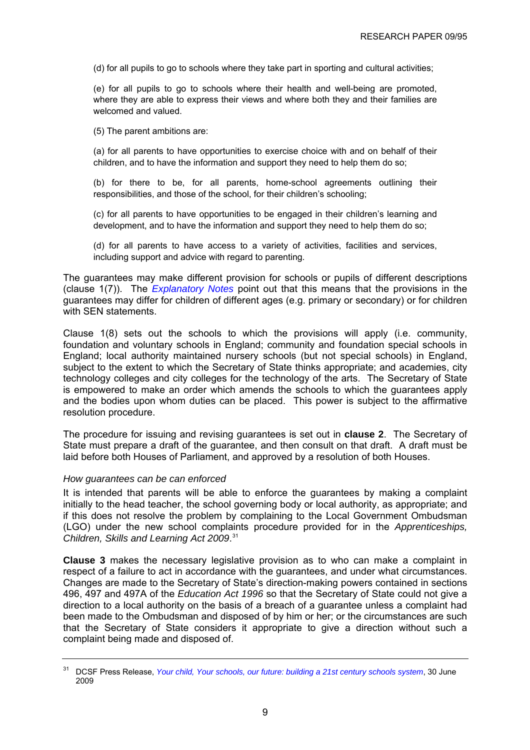(d) for all pupils to go to schools where they take part in sporting and cultural activities;

(e) for all pupils to go to schools where their health and well-being are promoted, where they are able to express their views and where both they and their families are welcomed and valued.

(5) The parent ambitions are:

(a) for all parents to have opportunities to exercise choice with and on behalf of their children, and to have the information and support they need to help them do so;

(b) for there to be, for all parents, home-school agreements outlining their responsibilities, and those of the school, for their children's schooling;

(c) for all parents to have opportunities to be engaged in their children's learning and development, and to have the information and support they need to help them do so;

(d) for all parents to have access to a variety of activities, facilities and services, including support and advice with regard to parenting.

The guarantees may make different provision for schools or pupils of different descriptions (clause 1(7)). The *Explanatory Notes* point out that this means that the provisions in the guarantees may differ for children of different ages (e.g. primary or secondary) or for children with SEN statements.

Clause 1(8) sets out the schools to which the provisions will apply (i.e. community, foundation and voluntary schools in England; community and foundation special schools in England; local authority maintained nursery schools (but not special schools) in England, subject to the extent to which the Secretary of State thinks appropriate; and academies, city technology colleges and city colleges for the technology of the arts. The Secretary of State is empowered to make an order which amends the schools to which the guarantees apply and the bodies upon whom duties can be placed. This power is subject to the affirmative resolution procedure.

The procedure for issuing and revising guarantees is set out in **clause 2**. The Secretary of State must prepare a draft of the guarantee, and then consult on that draft. A draft must be laid before both Houses of Parliament, and approved by a resolution of both Houses.

*How guarantees can be can enforced*

It is intended that parents will be able to enforce the guarantees by making a complaint initially to the head teacher, the school governing body or local authority, as appropriate; and if this does not resolve the problem by complaining to the Local Government Ombudsman (LGO) under the new school complaints procedure provided for in the *Apprenticeships, Children, Skills and Learning Act 2009*.[31]

**Clause 3** makes the necessary legislative provision as to who can make a complaint in respect of a failure to act in accordance with the guarantees, and under what circumstances. Changes are made to the Secretary of State's direction-making powers contained in sections 496, 497 and 497A of the *Education Act 1996* so that the Secretary of State could not give a direction to a local authority on the basis of a breach of a guarantee unless a complaint had been made to the Ombudsman and disposed of by him or her; or the circumstances are such that the Secretary of State considers it appropriate to give a direction without such a complaint being made and disposed of.

---

[31] DCSF Press Release, *Your child, Your schools, our future: building a 21st century schools system*, 30 June 2009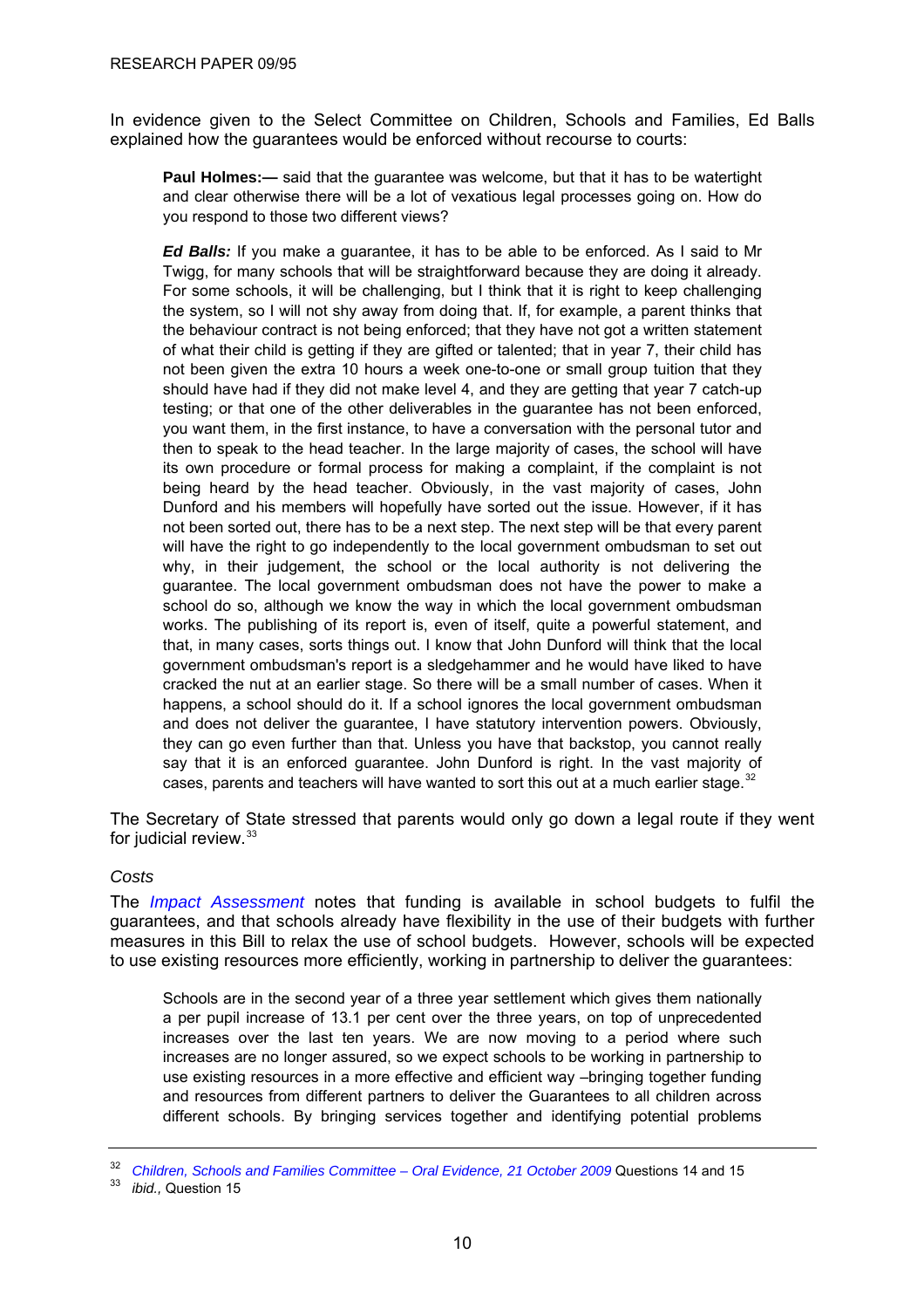In evidence given to the Select Committee on Children, Schools and Families, Ed Balls explained how the guarantees would be enforced without recourse to courts:

> **Paul Holmes:—** said that the guarantee was welcome, but that it has to be watertight and clear otherwise there will be a lot of vexatious legal processes going on. How do you respond to those two different views?
>
> ***Ed Balls:*** If you make a guarantee, it has to be able to be enforced. As I said to Mr Twigg, for many schools that will be straightforward because they are doing it already. For some schools, it will be challenging, but I think that it is right to keep challenging the system, so I will not shy away from doing that. If, for example, a parent thinks that the behaviour contract is not being enforced; that they have not got a written statement of what their child is getting if they are gifted or talented; that in year 7, their child has not been given the extra 10 hours a week one-to-one or small group tuition that they should have had if they did not make level 4, and they are getting that year 7 catch-up testing; or that one of the other deliverables in the guarantee has not been enforced, you want them, in the first instance, to have a conversation with the personal tutor and then to speak to the head teacher. In the large majority of cases, the school will have its own procedure or formal process for making a complaint, if the complaint is not being heard by the head teacher. Obviously, in the vast majority of cases, John Dunford and his members will hopefully have sorted out the issue. However, if it has not been sorted out, there has to be a next step. The next step will be that every parent will have the right to go independently to the local government ombudsman to set out why, in their judgement, the school or the local authority is not delivering the guarantee. The local government ombudsman does not have the power to make a school do so, although we know the way in which the local government ombudsman works. The publishing of its report is, even of itself, quite a powerful statement, and that, in many cases, sorts things out. I know that John Dunford will think that the local government ombudsman's report is a sledgehammer and he would have liked to have cracked the nut at an earlier stage. So there will be a small number of cases. When it happens, a school should do it. If a school ignores the local government ombudsman and does not deliver the guarantee, I have statutory intervention powers. Obviously, they can go even further than that. Unless you have that backstop, you cannot really say that it is an enforced guarantee. John Dunford is right. In the vast majority of cases, parents and teachers will have wanted to sort this out at a much earlier stage.[32]

The Secretary of State stressed that parents would only go down a legal route if they went for judicial review.[33]

*Costs*

The *Impact Assessment* notes that funding is available in school budgets to fulfil the guarantees, and that schools already have flexibility in the use of their budgets with further measures in this Bill to relax the use of school budgets. However, schools will be expected to use existing resources more efficiently, working in partnership to deliver the guarantees:

> Schools are in the second year of a three year settlement which gives them nationally a per pupil increase of 13.1 per cent over the three years, on top of unprecedented increases over the last ten years. We are now moving to a period where such increases are no longer assured, so we expect schools to be working in partnership to use existing resources in a more effective and efficient way –bringing together funding and resources from different partners to deliver the Guarantees to all children across different schools. By bringing services together and identifying potential problems

---

[32] *Children, Schools and Families Committee – Oral Evidence, 21 October 2009* Questions 14 and 15

[33] *ibid.,* Question 15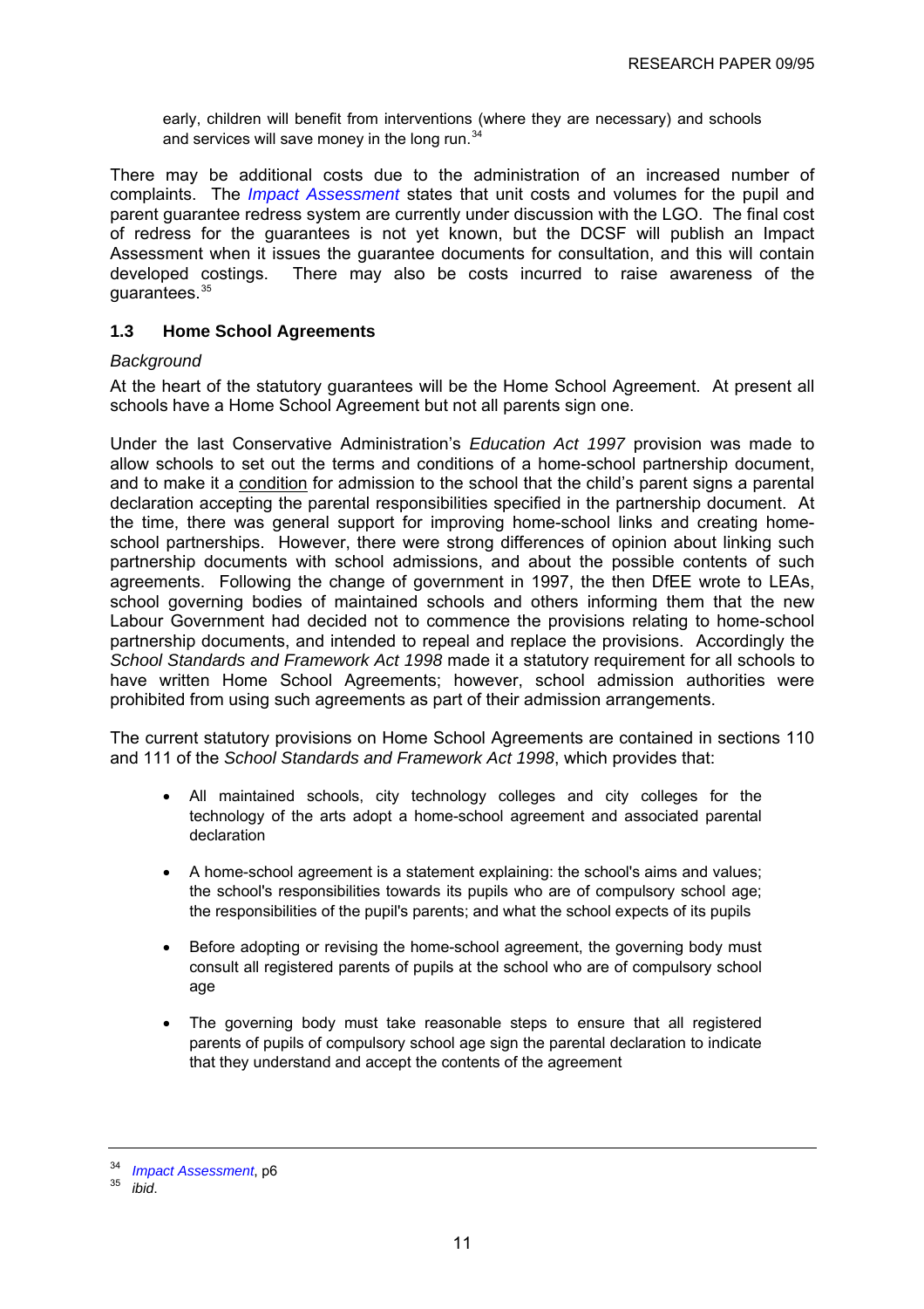early, children will benefit from interventions (where they are necessary) and schools and services will save money in the long run.[34]

There may be additional costs due to the administration of an increased number of complaints. The *Impact Assessment* states that unit costs and volumes for the pupil and parent guarantee redress system are currently under discussion with the LGO. The final cost of redress for the guarantees is not yet known, but the DCSF will publish an Impact Assessment when it issues the guarantee documents for consultation, and this will contain developed costings. There may also be costs incurred to raise awareness of the guarantees.[35]

### 1.3 Home School Agreements

*Background*

At the heart of the statutory guarantees will be the Home School Agreement. At present all schools have a Home School Agreement but not all parents sign one.

Under the last Conservative Administration's *Education Act 1997* provision was made to allow schools to set out the terms and conditions of a home-school partnership document, and to make it a condition for admission to the school that the child's parent signs a parental declaration accepting the parental responsibilities specified in the partnership document. At the time, there was general support for improving home-school links and creating home-school partnerships. However, there were strong differences of opinion about linking such partnership documents with school admissions, and about the possible contents of such agreements. Following the change of government in 1997, the then DfEE wrote to LEAs, school governing bodies of maintained schools and others informing them that the new Labour Government had decided not to commence the provisions relating to home-school partnership documents, and intended to repeal and replace the provisions. Accordingly the *School Standards and Framework Act 1998* made it a statutory requirement for all schools to have written Home School Agreements; however, school admission authorities were prohibited from using such agreements as part of their admission arrangements.

The current statutory provisions on Home School Agreements are contained in sections 110 and 111 of the *School Standards and Framework Act 1998*, which provides that:

- All maintained schools, city technology colleges and city colleges for the technology of the arts adopt a home-school agreement and associated parental declaration
- A home-school agreement is a statement explaining: the school's aims and values; the school's responsibilities towards its pupils who are of compulsory school age; the responsibilities of the pupil's parents; and what the school expects of its pupils
- Before adopting or revising the home-school agreement, the governing body must consult all registered parents of pupils at the school who are of compulsory school age
- The governing body must take reasonable steps to ensure that all registered parents of pupils of compulsory school age sign the parental declaration to indicate that they understand and accept the contents of the agreement

---

[34] *Impact Assessment*, p6

[35] *ibid*.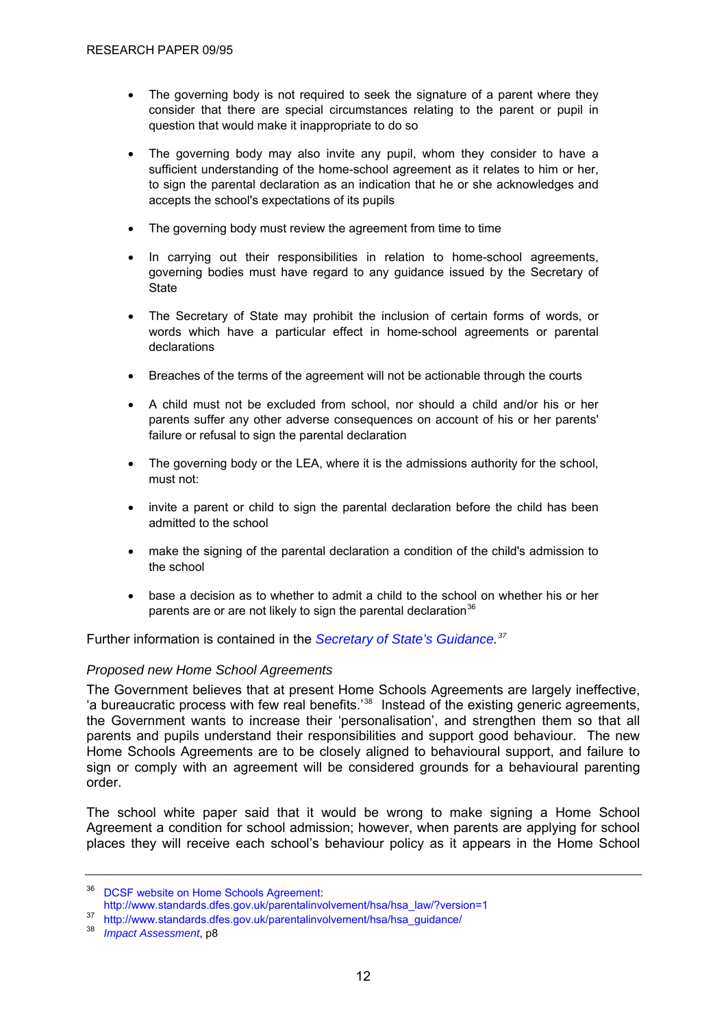- The governing body is not required to seek the signature of a parent where they consider that there are special circumstances relating to the parent or pupil in question that would make it inappropriate to do so

- The governing body may also invite any pupil, whom they consider to have a sufficient understanding of the home-school agreement as it relates to him or her, to sign the parental declaration as an indication that he or she acknowledges and accepts the school's expectations of its pupils

- The governing body must review the agreement from time to time

- In carrying out their responsibilities in relation to home-school agreements, governing bodies must have regard to any guidance issued by the Secretary of State

- The Secretary of State may prohibit the inclusion of certain forms of words, or words which have a particular effect in home-school agreements or parental declarations

- Breaches of the terms of the agreement will not be actionable through the courts

- A child must not be excluded from school, nor should a child and/or his or her parents suffer any other adverse consequences on account of his or her parents' failure or refusal to sign the parental declaration

- The governing body or the LEA, where it is the admissions authority for the school, must not:

- invite a parent or child to sign the parental declaration before the child has been admitted to the school

- make the signing of the parental declaration a condition of the child's admission to the school

- base a decision as to whether to admit a child to the school on whether his or her parents are or are not likely to sign the parental declaration[36]

Further information is contained in the *Secretary of State's Guidance.*[37]

*Proposed new Home School Agreements*

The Government believes that at present Home Schools Agreements are largely ineffective, 'a bureaucratic process with few real benefits.'[38] Instead of the existing generic agreements, the Government wants to increase their 'personalisation', and strengthen them so that all parents and pupils understand their responsibilities and support good behaviour. The new Home Schools Agreements are to be closely aligned to behavioural support, and failure to sign or comply with an agreement will be considered grounds for a behavioural parenting order.

The school white paper said that it would be wrong to make signing a Home School Agreement a condition for school admission; however, when parents are applying for school places they will receive each school's behaviour policy as it appears in the Home School

---

[36] DCSF website on Home Schools Agreement: http://www.standards.dfes.gov.uk/parentalinvolvement/hsa/hsa_law/?version=1

[37] http://www.standards.dfes.gov.uk/parentalinvolvement/hsa/hsa_guidance/

[38] *Impact Assessment*, p8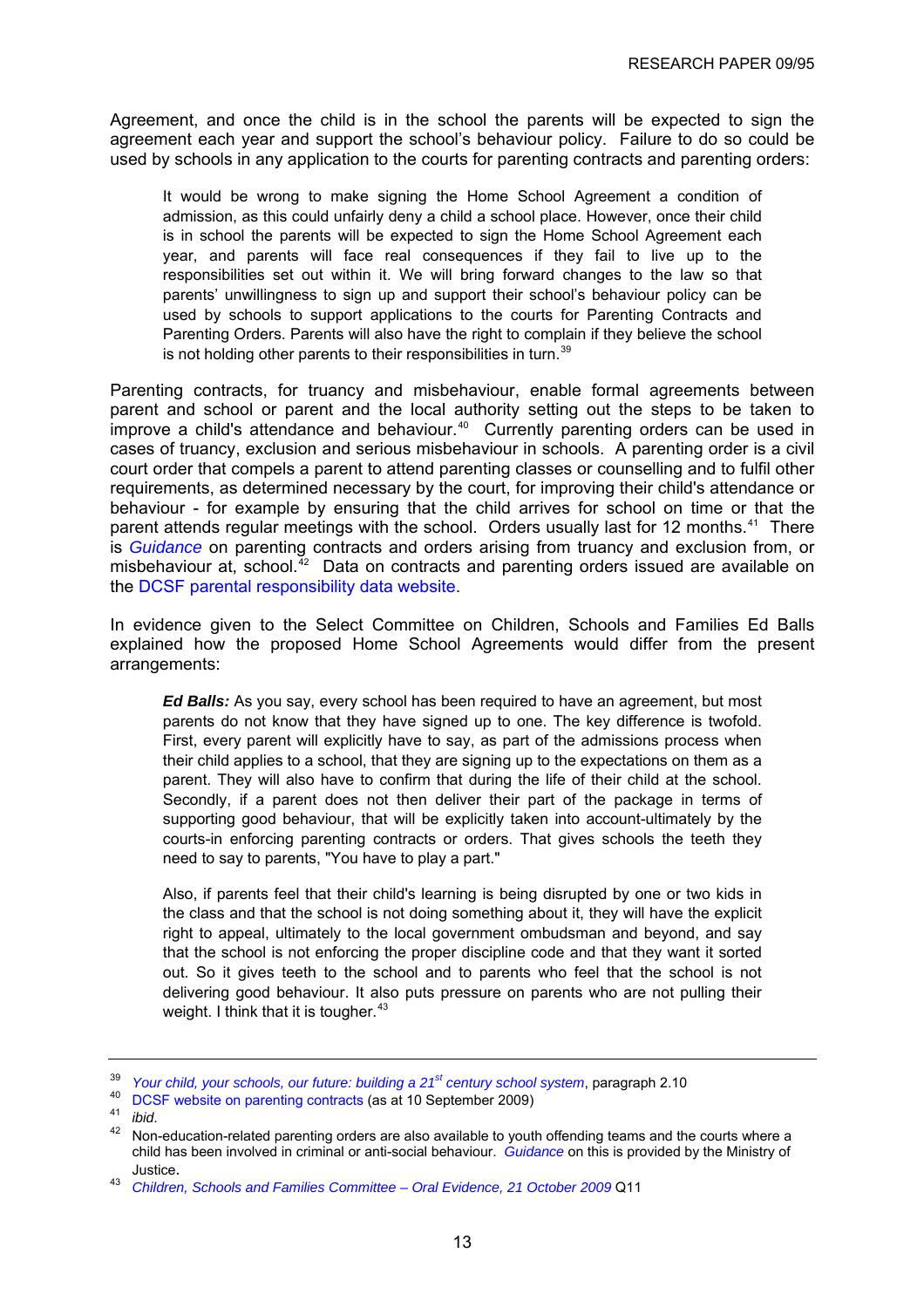Agreement, and once the child is in the school the parents will be expected to sign the agreement each year and support the school's behaviour policy. Failure to do so could be used by schools in any application to the courts for parenting contracts and parenting orders:

> It would be wrong to make signing the Home School Agreement a condition of admission, as this could unfairly deny a child a school place. However, once their child is in school the parents will be expected to sign the Home School Agreement each year, and parents will face real consequences if they fail to live up to the responsibilities set out within it. We will bring forward changes to the law so that parents' unwillingness to sign up and support their school's behaviour policy can be used by schools to support applications to the courts for Parenting Contracts and Parenting Orders. Parents will also have the right to complain if they believe the school is not holding other parents to their responsibilities in turn.[39]

Parenting contracts, for truancy and misbehaviour, enable formal agreements between parent and school or parent and the local authority setting out the steps to be taken to improve a child's attendance and behaviour.[40] Currently parenting orders can be used in cases of truancy, exclusion and serious misbehaviour in schools. A parenting order is a civil court order that compels a parent to attend parenting classes or counselling and to fulfil other requirements, as determined necessary by the court, for improving their child's attendance or behaviour - for example by ensuring that the child arrives for school on time or that the parent attends regular meetings with the school. Orders usually last for 12 months.[41] There is *Guidance* on parenting contracts and orders arising from truancy and exclusion from, or misbehaviour at, school.[42] Data on contracts and parenting orders issued are available on the DCSF parental responsibility data website.

In evidence given to the Select Committee on Children, Schools and Families Ed Balls explained how the proposed Home School Agreements would differ from the present arrangements:

> ***Ed Balls:*** As you say, every school has been required to have an agreement, but most parents do not know that they have signed up to one. The key difference is twofold. First, every parent will explicitly have to say, as part of the admissions process when their child applies to a school, that they are signing up to the expectations on them as a parent. They will also have to confirm that during the life of their child at the school. Secondly, if a parent does not then deliver their part of the package in terms of supporting good behaviour, that will be explicitly taken into account-ultimately by the courts-in enforcing parenting contracts or orders. That gives schools the teeth they need to say to parents, "You have to play a part."
>
> Also, if parents feel that their child's learning is being disrupted by one or two kids in the class and that the school is not doing something about it, they will have the explicit right to appeal, ultimately to the local government ombudsman and beyond, and say that the school is not enforcing the proper discipline code and that they want it sorted out. So it gives teeth to the school and to parents who feel that the school is not delivering good behaviour. It also puts pressure on parents who are not pulling their weight. I think that it is tougher.[43]

---

[39] *Your child, your schools, our future: building a 21st century school system*, paragraph 2.10

[40] DCSF website on parenting contracts (as at 10 September 2009)

[41] *ibid*.

[42] Non-education-related parenting orders are also available to youth offending teams and the courts where a child has been involved in criminal or anti-social behaviour. *Guidance* on this is provided by the Ministry of Justice.

[43] *Children, Schools and Families Committee – Oral Evidence, 21 October 2009* Q11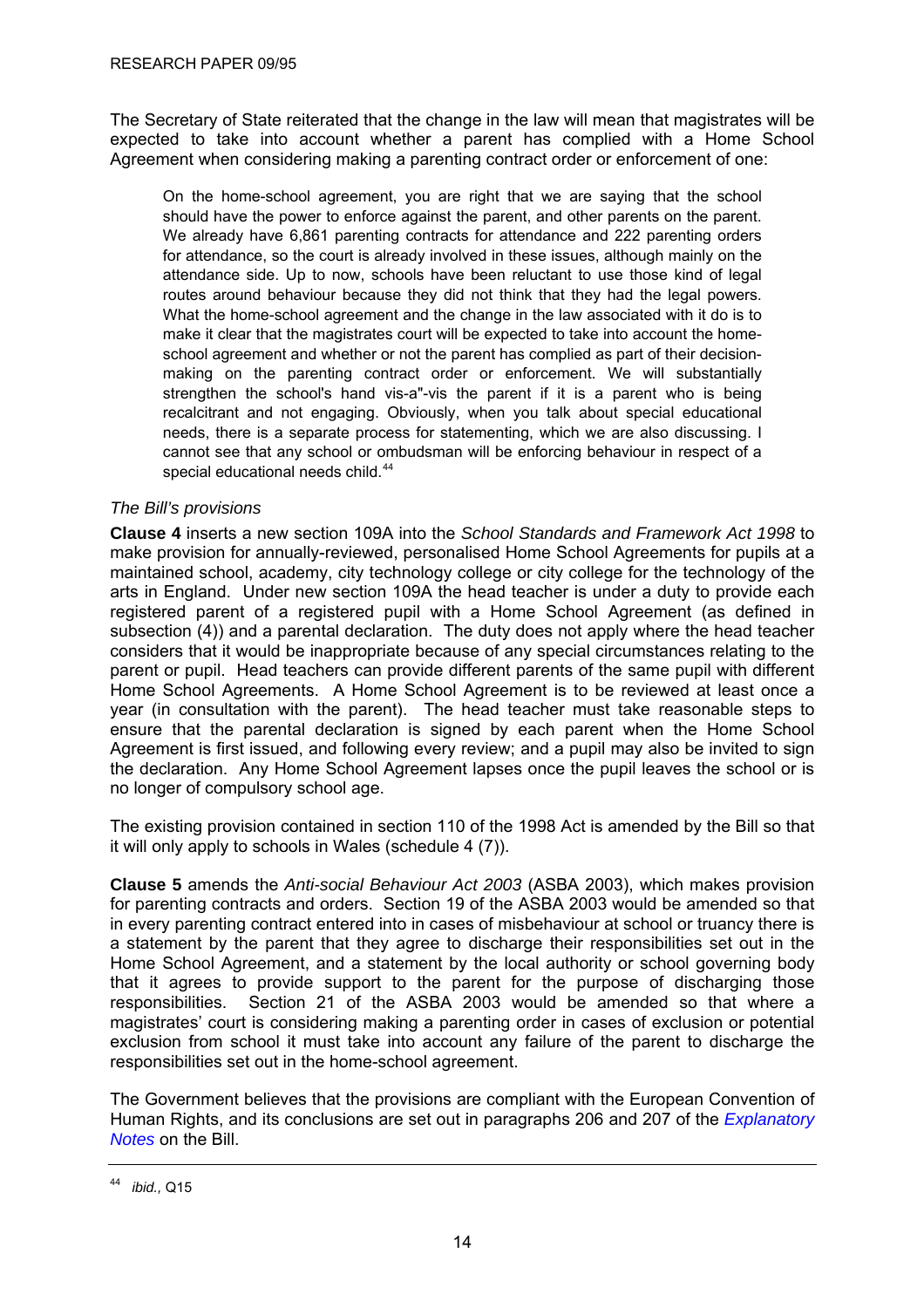The Secretary of State reiterated that the change in the law will mean that magistrates will be expected to take into account whether a parent has complied with a Home School Agreement when considering making a parenting contract order or enforcement of one:

> On the home-school agreement, you are right that we are saying that the school should have the power to enforce against the parent, and other parents on the parent. We already have 6,861 parenting contracts for attendance and 222 parenting orders for attendance, so the court is already involved in these issues, although mainly on the attendance side. Up to now, schools have been reluctant to use those kind of legal routes around behaviour because they did not think that they had the legal powers. What the home-school agreement and the change in the law associated with it do is to make it clear that the magistrates court will be expected to take into account the home-school agreement and whether or not the parent has complied as part of their decision-making on the parenting contract order or enforcement. We will substantially strengthen the school's hand vis-a"-vis the parent if it is a parent who is being recalcitrant and not engaging. Obviously, when you talk about special educational needs, there is a separate process for statementing, which we are also discussing. I cannot see that any school or ombudsman will be enforcing behaviour in respect of a special educational needs child.[44]

*The Bill's provisions*

**Clause 4** inserts a new section 109A into the *School Standards and Framework Act 1998* to make provision for annually-reviewed, personalised Home School Agreements for pupils at a maintained school, academy, city technology college or city college for the technology of the arts in England. Under new section 109A the head teacher is under a duty to provide each registered parent of a registered pupil with a Home School Agreement (as defined in subsection (4)) and a parental declaration. The duty does not apply where the head teacher considers that it would be inappropriate because of any special circumstances relating to the parent or pupil. Head teachers can provide different parents of the same pupil with different Home School Agreements. A Home School Agreement is to be reviewed at least once a year (in consultation with the parent). The head teacher must take reasonable steps to ensure that the parental declaration is signed by each parent when the Home School Agreement is first issued, and following every review; and a pupil may also be invited to sign the declaration. Any Home School Agreement lapses once the pupil leaves the school or is no longer of compulsory school age.

The existing provision contained in section 110 of the 1998 Act is amended by the Bill so that it will only apply to schools in Wales (schedule 4 (7)).

**Clause 5** amends the *Anti-social Behaviour Act 2003* (ASBA 2003), which makes provision for parenting contracts and orders. Section 19 of the ASBA 2003 would be amended so that in every parenting contract entered into in cases of misbehaviour at school or truancy there is a statement by the parent that they agree to discharge their responsibilities set out in the Home School Agreement, and a statement by the local authority or school governing body that it agrees to provide support to the parent for the purpose of discharging those responsibilities. Section 21 of the ASBA 2003 would be amended so that where a magistrates' court is considering making a parenting order in cases of exclusion or potential exclusion from school it must take into account any failure of the parent to discharge the responsibilities set out in the home-school agreement.

The Government believes that the provisions are compliant with the European Convention of Human Rights, and its conclusions are set out in paragraphs 206 and 207 of the *Explanatory Notes* on the Bill.

[44] *ibid.*, Q15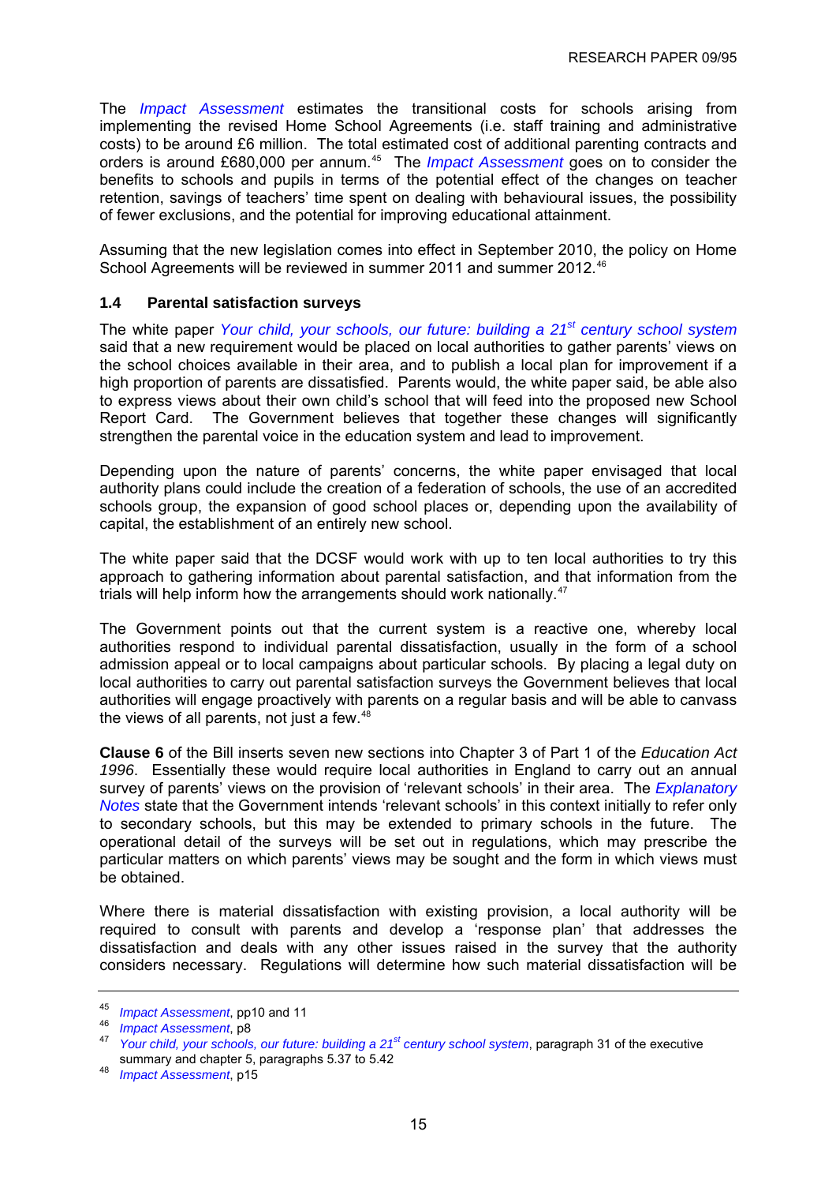The *Impact Assessment* estimates the transitional costs for schools arising from implementing the revised Home School Agreements (i.e. staff training and administrative costs) to be around £6 million. The total estimated cost of additional parenting contracts and orders is around £680,000 per annum.[45] The *Impact Assessment* goes on to consider the benefits to schools and pupils in terms of the potential effect of the changes on teacher retention, savings of teachers' time spent on dealing with behavioural issues, the possibility of fewer exclusions, and the potential for improving educational attainment.

Assuming that the new legislation comes into effect in September 2010, the policy on Home School Agreements will be reviewed in summer 2011 and summer 2012.[46]

### 1.4 Parental satisfaction surveys

The white paper *Your child, your schools, our future: building a 21st century school system* said that a new requirement would be placed on local authorities to gather parents' views on the school choices available in their area, and to publish a local plan for improvement if a high proportion of parents are dissatisfied. Parents would, the white paper said, be able also to express views about their own child's school that will feed into the proposed new School Report Card. The Government believes that together these changes will significantly strengthen the parental voice in the education system and lead to improvement.

Depending upon the nature of parents' concerns, the white paper envisaged that local authority plans could include the creation of a federation of schools, the use of an accredited schools group, the expansion of good school places or, depending upon the availability of capital, the establishment of an entirely new school.

The white paper said that the DCSF would work with up to ten local authorities to try this approach to gathering information about parental satisfaction, and that information from the trials will help inform how the arrangements should work nationally.[47]

The Government points out that the current system is a reactive one, whereby local authorities respond to individual parental dissatisfaction, usually in the form of a school admission appeal or to local campaigns about particular schools. By placing a legal duty on local authorities to carry out parental satisfaction surveys the Government believes that local authorities will engage proactively with parents on a regular basis and will be able to canvass the views of all parents, not just a few.[48]

**Clause 6** of the Bill inserts seven new sections into Chapter 3 of Part 1 of the *Education Act 1996*. Essentially these would require local authorities in England to carry out an annual survey of parents' views on the provision of 'relevant schools' in their area. The *Explanatory Notes* state that the Government intends 'relevant schools' in this context initially to refer only to secondary schools, but this may be extended to primary schools in the future. The operational detail of the surveys will be set out in regulations, which may prescribe the particular matters on which parents' views may be sought and the form in which views must be obtained.

Where there is material dissatisfaction with existing provision, a local authority will be required to consult with parents and develop a 'response plan' that addresses the dissatisfaction and deals with any other issues raised in the survey that the authority considers necessary. Regulations will determine how such material dissatisfaction will be

---

[45] *Impact Assessment*, pp10 and 11

[46] *Impact Assessment*, p8

[47] *Your child, your schools, our future: building a 21st century school system*, paragraph 31 of the executive summary and chapter 5, paragraphs 5.37 to 5.42

[48] *Impact Assessment*, p15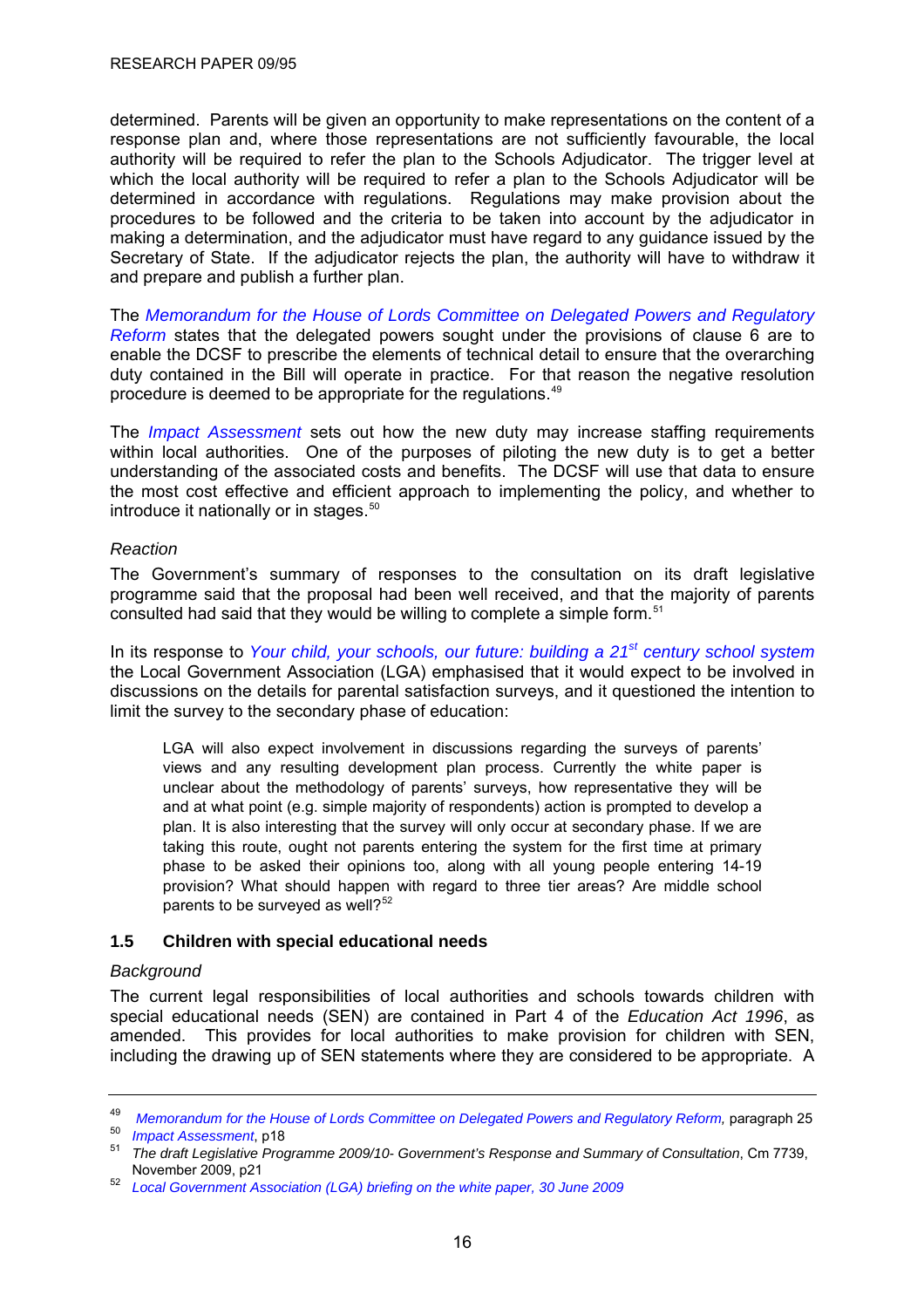determined. Parents will be given an opportunity to make representations on the content of a response plan and, where those representations are not sufficiently favourable, the local authority will be required to refer the plan to the Schools Adjudicator. The trigger level at which the local authority will be required to refer a plan to the Schools Adjudicator will be determined in accordance with regulations. Regulations may make provision about the procedures to be followed and the criteria to be taken into account by the adjudicator in making a determination, and the adjudicator must have regard to any guidance issued by the Secretary of State. If the adjudicator rejects the plan, the authority will have to withdraw it and prepare and publish a further plan.

The *Memorandum for the House of Lords Committee on Delegated Powers and Regulatory Reform* states that the delegated powers sought under the provisions of clause 6 are to enable the DCSF to prescribe the elements of technical detail to ensure that the overarching duty contained in the Bill will operate in practice. For that reason the negative resolution procedure is deemed to be appropriate for the regulations.[49]

The *Impact Assessment* sets out how the new duty may increase staffing requirements within local authorities. One of the purposes of piloting the new duty is to get a better understanding of the associated costs and benefits. The DCSF will use that data to ensure the most cost effective and efficient approach to implementing the policy, and whether to introduce it nationally or in stages.[50]

*Reaction*

The Government's summary of responses to the consultation on its draft legislative programme said that the proposal had been well received, and that the majority of parents consulted had said that they would be willing to complete a simple form.[51]

In its response to *Your child, your schools, our future: building a 21st century school system* the Local Government Association (LGA) emphasised that it would expect to be involved in discussions on the details for parental satisfaction surveys, and it questioned the intention to limit the survey to the secondary phase of education:

> LGA will also expect involvement in discussions regarding the surveys of parents' views and any resulting development plan process. Currently the white paper is unclear about the methodology of parents' surveys, how representative they will be and at what point (e.g. simple majority of respondents) action is prompted to develop a plan. It is also interesting that the survey will only occur at secondary phase. If we are taking this route, ought not parents entering the system for the first time at primary phase to be asked their opinions too, along with all young people entering 14-19 provision? What should happen with regard to three tier areas? Are middle school parents to be surveyed as well?[52]

### 1.5 Children with special educational needs

*Background*

The current legal responsibilities of local authorities and schools towards children with special educational needs (SEN) are contained in Part 4 of the *Education Act 1996*, as amended. This provides for local authorities to make provision for children with SEN, including the drawing up of SEN statements where they are considered to be appropriate. A

---

[49] *Memorandum for the House of Lords Committee on Delegated Powers and Regulatory Reform,* paragraph 25

[50] *Impact Assessment*, p18

[51] *The draft Legislative Programme 2009/10- Government's Response and Summary of Consultation*, Cm 7739, November 2009, p21

[52] *Local Government Association (LGA) briefing on the white paper, 30 June 2009*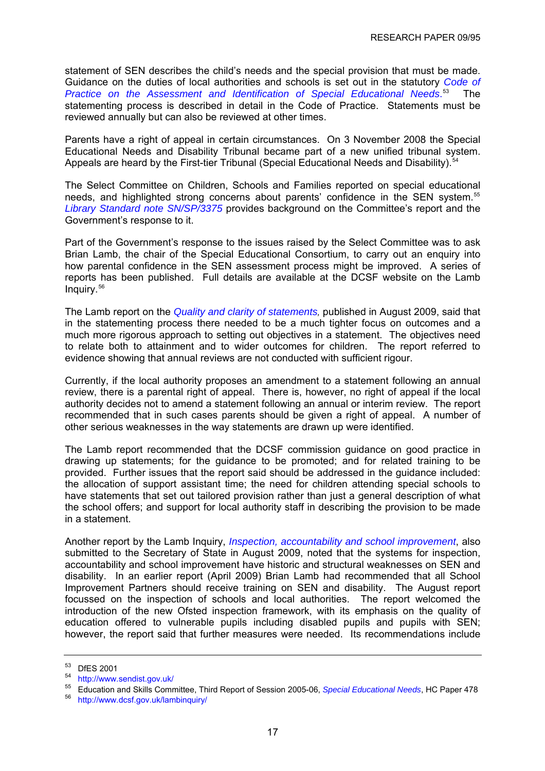statement of SEN describes the child's needs and the special provision that must be made. Guidance on the duties of local authorities and schools is set out in the statutory *Code of Practice on the Assessment and Identification of Special Educational Needs*.[53] The statementing process is described in detail in the Code of Practice. Statements must be reviewed annually but can also be reviewed at other times.

Parents have a right of appeal in certain circumstances. On 3 November 2008 the Special Educational Needs and Disability Tribunal became part of a new unified tribunal system. Appeals are heard by the First-tier Tribunal (Special Educational Needs and Disability).[54]

The Select Committee on Children, Schools and Families reported on special educational needs, and highlighted strong concerns about parents' confidence in the SEN system.[55] *Library Standard note SN/SP/3375* provides background on the Committee's report and the Government's response to it.

Part of the Government's response to the issues raised by the Select Committee was to ask Brian Lamb, the chair of the Special Educational Consortium, to carry out an enquiry into how parental confidence in the SEN assessment process might be improved. A series of reports has been published. Full details are available at the DCSF website on the Lamb Inquiry.[56]

The Lamb report on the *Quality and clarity of statements,* published in August 2009, said that in the statementing process there needed to be a much tighter focus on outcomes and a much more rigorous approach to setting out objectives in a statement. The objectives need to relate both to attainment and to wider outcomes for children. The report referred to evidence showing that annual reviews are not conducted with sufficient rigour.

Currently, if the local authority proposes an amendment to a statement following an annual review, there is a parental right of appeal. There is, however, no right of appeal if the local authority decides not to amend a statement following an annual or interim review. The report recommended that in such cases parents should be given a right of appeal. A number of other serious weaknesses in the way statements are drawn up were identified.

The Lamb report recommended that the DCSF commission guidance on good practice in drawing up statements; for the guidance to be promoted; and for related training to be provided. Further issues that the report said should be addressed in the guidance included: the allocation of support assistant time; the need for children attending special schools to have statements that set out tailored provision rather than just a general description of what the school offers; and support for local authority staff in describing the provision to be made in a statement.

Another report by the Lamb Inquiry, *Inspection, accountability and school improvement*, also submitted to the Secretary of State in August 2009, noted that the systems for inspection, accountability and school improvement have historic and structural weaknesses on SEN and disability. In an earlier report (April 2009) Brian Lamb had recommended that all School Improvement Partners should receive training on SEN and disability. The August report focussed on the inspection of schools and local authorities. The report welcomed the introduction of the new Ofsted inspection framework, with its emphasis on the quality of education offered to vulnerable pupils including disabled pupils and pupils with SEN; however, the report said that further measures were needed. Its recommendations include

---

[53] DfES 2001

[54] http://www.sendist.gov.uk/

[55] Education and Skills Committee, Third Report of Session 2005-06, *Special Educational Needs*, HC Paper 478

[56] http://www.dcsf.gov.uk/lambinquiry/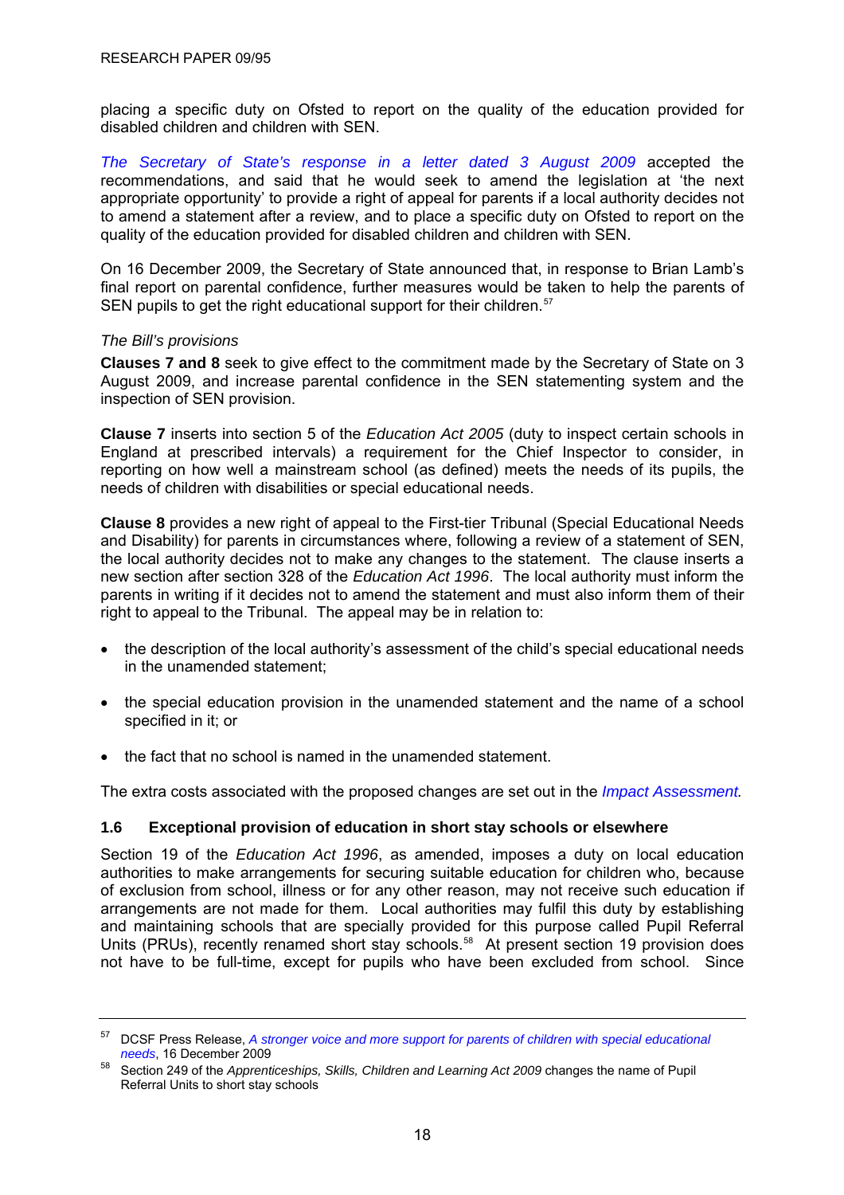placing a specific duty on Ofsted to report on the quality of the education provided for disabled children and children with SEN.

*The Secretary of State's response in a letter dated 3 August 2009* accepted the recommendations, and said that he would seek to amend the legislation at 'the next appropriate opportunity' to provide a right of appeal for parents if a local authority decides not to amend a statement after a review, and to place a specific duty on Ofsted to report on the quality of the education provided for disabled children and children with SEN.

On 16 December 2009, the Secretary of State announced that, in response to Brian Lamb's final report on parental confidence, further measures would be taken to help the parents of SEN pupils to get the right educational support for their children.[57]

*The Bill's provisions*

**Clauses 7 and 8** seek to give effect to the commitment made by the Secretary of State on 3 August 2009, and increase parental confidence in the SEN statementing system and the inspection of SEN provision.

**Clause 7** inserts into section 5 of the *Education Act 2005* (duty to inspect certain schools in England at prescribed intervals) a requirement for the Chief Inspector to consider, in reporting on how well a mainstream school (as defined) meets the needs of its pupils, the needs of children with disabilities or special educational needs.

**Clause 8** provides a new right of appeal to the First-tier Tribunal (Special Educational Needs and Disability) for parents in circumstances where, following a review of a statement of SEN, the local authority decides not to make any changes to the statement. The clause inserts a new section after section 328 of the *Education Act 1996*. The local authority must inform the parents in writing if it decides not to amend the statement and must also inform them of their right to appeal to the Tribunal. The appeal may be in relation to:

- the description of the local authority's assessment of the child's special educational needs in the unamended statement;
- the special education provision in the unamended statement and the name of a school specified in it; or
- the fact that no school is named in the unamended statement.

The extra costs associated with the proposed changes are set out in the *Impact Assessment.*

### 1.6 Exceptional provision of education in short stay schools or elsewhere

Section 19 of the *Education Act 1996*, as amended, imposes a duty on local education authorities to make arrangements for securing suitable education for children who, because of exclusion from school, illness or for any other reason, may not receive such education if arrangements are not made for them. Local authorities may fulfil this duty by establishing and maintaining schools that are specially provided for this purpose called Pupil Referral Units (PRUs), recently renamed short stay schools.[58] At present section 19 provision does not have to be full-time, except for pupils who have been excluded from school. Since

---

[57] DCSF Press Release, *A stronger voice and more support for parents of children with special educational needs*, 16 December 2009

[58] Section 249 of the *Apprenticeships, Skills, Children and Learning Act 2009* changes the name of Pupil Referral Units to short stay schools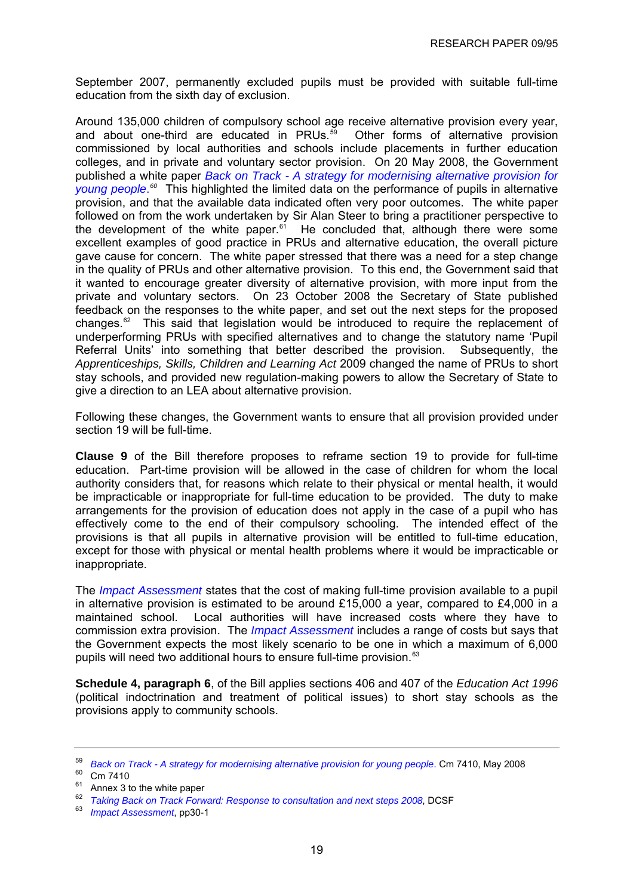September 2007, permanently excluded pupils must be provided with suitable full-time education from the sixth day of exclusion.

Around 135,000 children of compulsory school age receive alternative provision every year, and about one-third are educated in PRUs.[59] Other forms of alternative provision commissioned by local authorities and schools include placements in further education colleges, and in private and voluntary sector provision. On 20 May 2008, the Government published a white paper *Back on Track - A strategy for modernising alternative provision for young people*.[60] This highlighted the limited data on the performance of pupils in alternative provision, and that the available data indicated often very poor outcomes. The white paper followed on from the work undertaken by Sir Alan Steer to bring a practitioner perspective to the development of the white paper.[61] He concluded that, although there were some excellent examples of good practice in PRUs and alternative education, the overall picture gave cause for concern. The white paper stressed that there was a need for a step change in the quality of PRUs and other alternative provision. To this end, the Government said that it wanted to encourage greater diversity of alternative provision, with more input from the private and voluntary sectors. On 23 October 2008 the Secretary of State published feedback on the responses to the white paper, and set out the next steps for the proposed changes.[62] This said that legislation would be introduced to require the replacement of underperforming PRUs with specified alternatives and to change the statutory name 'Pupil Referral Units' into something that better described the provision. Subsequently, the *Apprenticeships, Skills, Children and Learning Act* 2009 changed the name of PRUs to short stay schools, and provided new regulation-making powers to allow the Secretary of State to give a direction to an LEA about alternative provision.

Following these changes, the Government wants to ensure that all provision provided under section 19 will be full-time.

**Clause 9** of the Bill therefore proposes to reframe section 19 to provide for full-time education. Part-time provision will be allowed in the case of children for whom the local authority considers that, for reasons which relate to their physical or mental health, it would be impracticable or inappropriate for full-time education to be provided. The duty to make arrangements for the provision of education does not apply in the case of a pupil who has effectively come to the end of their compulsory schooling. The intended effect of the provisions is that all pupils in alternative provision will be entitled to full-time education, except for those with physical or mental health problems where it would be impracticable or inappropriate.

The *Impact Assessment* states that the cost of making full-time provision available to a pupil in alternative provision is estimated to be around £15,000 a year, compared to £4,000 in a maintained school. Local authorities will have increased costs where they have to commission extra provision. The *Impact Assessment* includes a range of costs but says that the Government expects the most likely scenario to be one in which a maximum of 6,000 pupils will need two additional hours to ensure full-time provision.[63]

**Schedule 4, paragraph 6**, of the Bill applies sections 406 and 407 of the *Education Act 1996* (political indoctrination and treatment of political issues) to short stay schools as the provisions apply to community schools.

---

[59] *Back on Track - A strategy for modernising alternative provision for young people*. Cm 7410, May 2008

[60] Cm 7410

[61] Annex 3 to the white paper

[62] *Taking Back on Track Forward: Response to consultation and next steps 2008*, DCSF

[63] *Impact Assessment*, pp30-1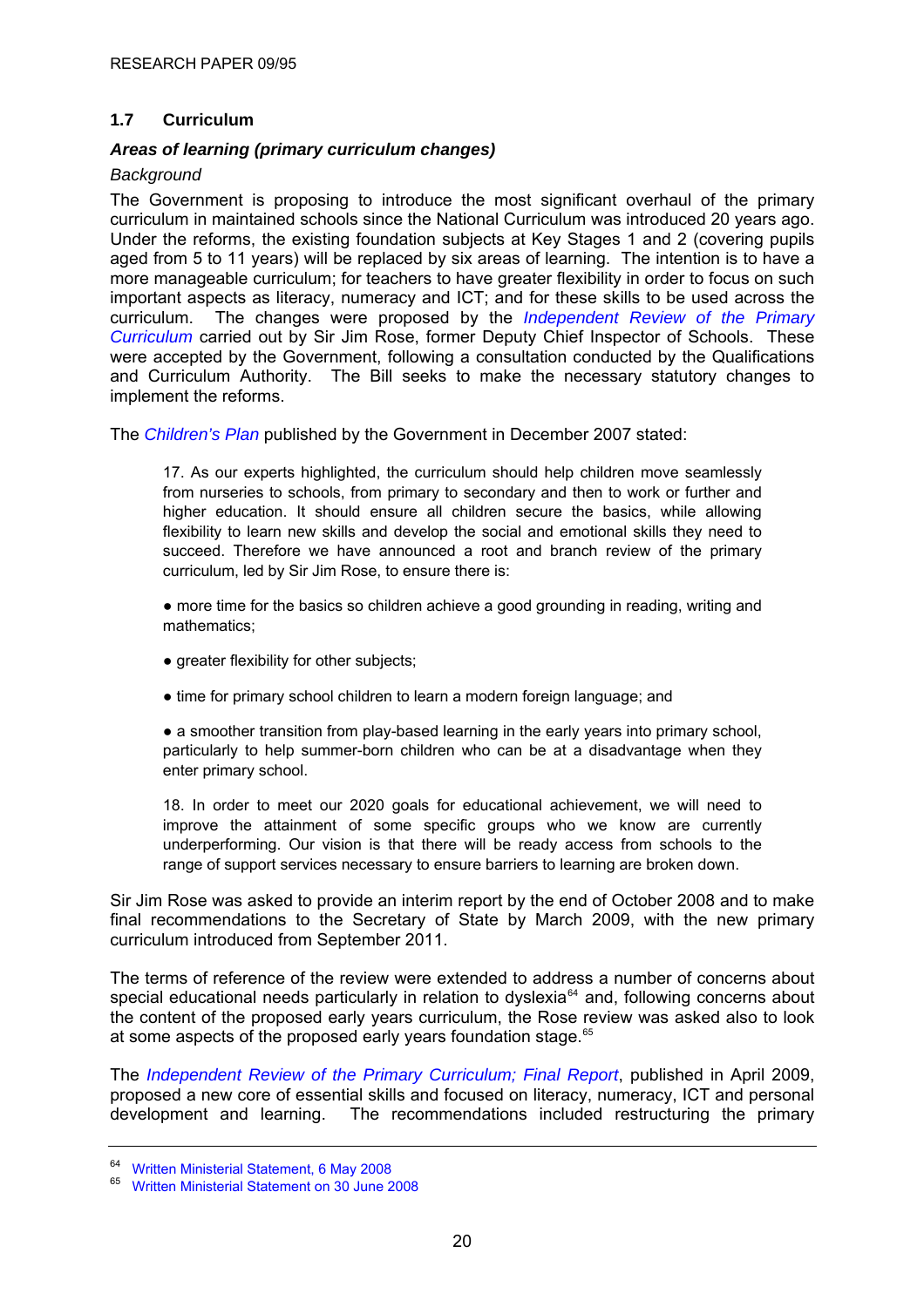## 1.7 Curriculum

### *Areas of learning (primary curriculum changes)*

*Background*

The Government is proposing to introduce the most significant overhaul of the primary curriculum in maintained schools since the National Curriculum was introduced 20 years ago. Under the reforms, the existing foundation subjects at Key Stages 1 and 2 (covering pupils aged from 5 to 11 years) will be replaced by six areas of learning. The intention is to have a more manageable curriculum; for teachers to have greater flexibility in order to focus on such important aspects as literacy, numeracy and ICT; and for these skills to be used across the curriculum. The changes were proposed by the *Independent Review of the Primary Curriculum* carried out by Sir Jim Rose, former Deputy Chief Inspector of Schools. These were accepted by the Government, following a consultation conducted by the Qualifications and Curriculum Authority. The Bill seeks to make the necessary statutory changes to implement the reforms.

The *Children's Plan* published by the Government in December 2007 stated:

> 17. As our experts highlighted, the curriculum should help children move seamlessly from nurseries to schools, from primary to secondary and then to work or further and higher education. It should ensure all children secure the basics, while allowing flexibility to learn new skills and develop the social and emotional skills they need to succeed. Therefore we have announced a root and branch review of the primary curriculum, led by Sir Jim Rose, to ensure there is:
>
> ● more time for the basics so children achieve a good grounding in reading, writing and mathematics;
>
> ● greater flexibility for other subjects;
>
> ● time for primary school children to learn a modern foreign language; and
>
> ● a smoother transition from play-based learning in the early years into primary school, particularly to help summer-born children who can be at a disadvantage when they enter primary school.
>
> 18. In order to meet our 2020 goals for educational achievement, we will need to improve the attainment of some specific groups who we know are currently underperforming. Our vision is that there will be ready access from schools to the range of support services necessary to ensure barriers to learning are broken down.

Sir Jim Rose was asked to provide an interim report by the end of October 2008 and to make final recommendations to the Secretary of State by March 2009, with the new primary curriculum introduced from September 2011.

The terms of reference of the review were extended to address a number of concerns about special educational needs particularly in relation to dyslexia[64] and, following concerns about the content of the proposed early years curriculum, the Rose review was asked also to look at some aspects of the proposed early years foundation stage.[65]

The *Independent Review of the Primary Curriculum; Final Report*, published in April 2009, proposed a new core of essential skills and focused on literacy, numeracy, ICT and personal development and learning. The recommendations included restructuring the primary

---

[64] Written Ministerial Statement, 6 May 2008

[65] Written Ministerial Statement on 30 June 2008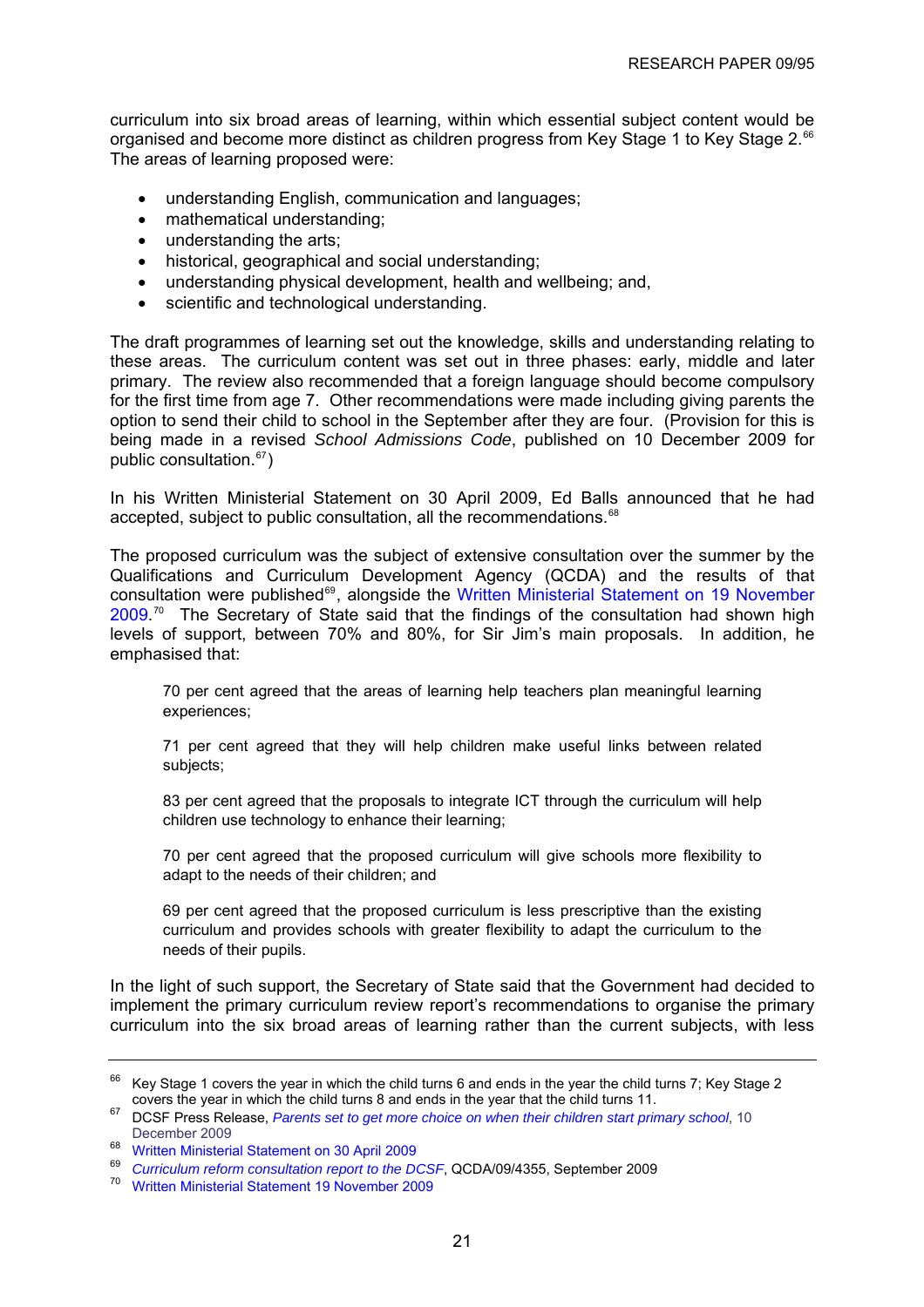curriculum into six broad areas of learning, within which essential subject content would be organised and become more distinct as children progress from Key Stage 1 to Key Stage 2.[66] The areas of learning proposed were:

- understanding English, communication and languages;
- mathematical understanding;
- understanding the arts;
- historical, geographical and social understanding;
- understanding physical development, health and wellbeing; and,
- scientific and technological understanding.

The draft programmes of learning set out the knowledge, skills and understanding relating to these areas. The curriculum content was set out in three phases: early, middle and later primary. The review also recommended that a foreign language should become compulsory for the first time from age 7. Other recommendations were made including giving parents the option to send their child to school in the September after they are four. (Provision for this is being made in a revised *School Admissions Code*, published on 10 December 2009 for public consultation.[67])

In his Written Ministerial Statement on 30 April 2009, Ed Balls announced that he had accepted, subject to public consultation, all the recommendations.[68]

The proposed curriculum was the subject of extensive consultation over the summer by the Qualifications and Curriculum Development Agency (QCDA) and the results of that consultation were published[69], alongside the Written Ministerial Statement on 19 November 2009.[70] The Secretary of State said that the findings of the consultation had shown high levels of support, between 70% and 80%, for Sir Jim's main proposals. In addition, he emphasised that:

> 70 per cent agreed that the areas of learning help teachers plan meaningful learning experiences;
>
> 71 per cent agreed that they will help children make useful links between related subjects;
>
> 83 per cent agreed that the proposals to integrate ICT through the curriculum will help children use technology to enhance their learning;
>
> 70 per cent agreed that the proposed curriculum will give schools more flexibility to adapt to the needs of their children; and
>
> 69 per cent agreed that the proposed curriculum is less prescriptive than the existing curriculum and provides schools with greater flexibility to adapt the curriculum to the needs of their pupils.

In the light of such support, the Secretary of State said that the Government had decided to implement the primary curriculum review report's recommendations to organise the primary curriculum into the six broad areas of learning rather than the current subjects, with less

---

[66] Key Stage 1 covers the year in which the child turns 6 and ends in the year the child turns 7; Key Stage 2 covers the year in which the child turns 8 and ends in the year that the child turns 11.

[67] DCSF Press Release, *Parents set to get more choice on when their children start primary school*, 10 December 2009

[68] Written Ministerial Statement on 30 April 2009

[69] *Curriculum reform consultation report to the DCSF*, QCDA/09/4355, September 2009

[70] Written Ministerial Statement 19 November 2009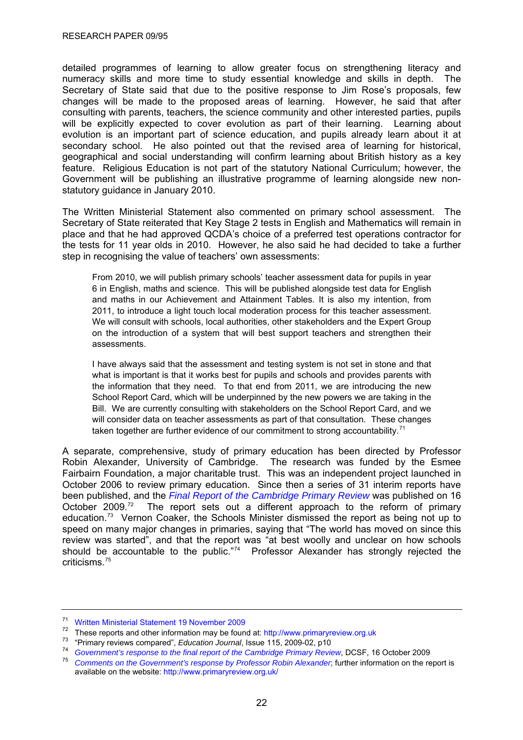detailed programmes of learning to allow greater focus on strengthening literacy and numeracy skills and more time to study essential knowledge and skills in depth. The Secretary of State said that due to the positive response to Jim Rose's proposals, few changes will be made to the proposed areas of learning. However, he said that after consulting with parents, teachers, the science community and other interested parties, pupils will be explicitly expected to cover evolution as part of their learning. Learning about evolution is an important part of science education, and pupils already learn about it at secondary school. He also pointed out that the revised area of learning for historical, geographical and social understanding will confirm learning about British history as a key feature. Religious Education is not part of the statutory National Curriculum; however, the Government will be publishing an illustrative programme of learning alongside new non-statutory guidance in January 2010.

The Written Ministerial Statement also commented on primary school assessment. The Secretary of State reiterated that Key Stage 2 tests in English and Mathematics will remain in place and that he had approved QCDA's choice of a preferred test operations contractor for the tests for 11 year olds in 2010. However, he also said he had decided to take a further step in recognising the value of teachers' own assessments:

> From 2010, we will publish primary schools' teacher assessment data for pupils in year 6 in English, maths and science. This will be published alongside test data for English and maths in our Achievement and Attainment Tables. It is also my intention, from 2011, to introduce a light touch local moderation process for this teacher assessment. We will consult with schools, local authorities, other stakeholders and the Expert Group on the introduction of a system that will best support teachers and strengthen their assessments.
>
> I have always said that the assessment and testing system is not set in stone and that what is important is that it works best for pupils and schools and provides parents with the information that they need. To that end from 2011, we are introducing the new School Report Card, which will be underpinned by the new powers we are taking in the Bill. We are currently consulting with stakeholders on the School Report Card, and we will consider data on teacher assessments as part of that consultation. These changes taken together are further evidence of our commitment to strong accountability.[71]

A separate, comprehensive, study of primary education has been directed by Professor Robin Alexander, University of Cambridge. The research was funded by the Esmee Fairbairn Foundation, a major charitable trust. This was an independent project launched in October 2006 to review primary education. Since then a series of 31 interim reports have been published, and the *Final Report of the Cambridge Primary Review* was published on 16 October 2009.[72] The report sets out a different approach to the reform of primary education.[73] Vernon Coaker, the Schools Minister dismissed the report as being not up to speed on many major changes in primaries, saying that "The world has moved on since this review was started", and that the report was "at best woolly and unclear on how schools should be accountable to the public."[74] Professor Alexander has strongly rejected the criticisms.[75]

---

[71] Written Ministerial Statement 19 November 2009

[72] These reports and other information may be found at: http://www.primaryreview.org.uk

[73] "Primary reviews compared", *Education Journal*, Issue 115, 2009-02, p10

[74] *Government's response to the final report of the Cambridge Primary Review*, DCSF, 16 October 2009

[75] *Comments on the Government's response by Professor Robin Alexander*; further information on the report is available on the website: http://www.primaryreview.org.uk/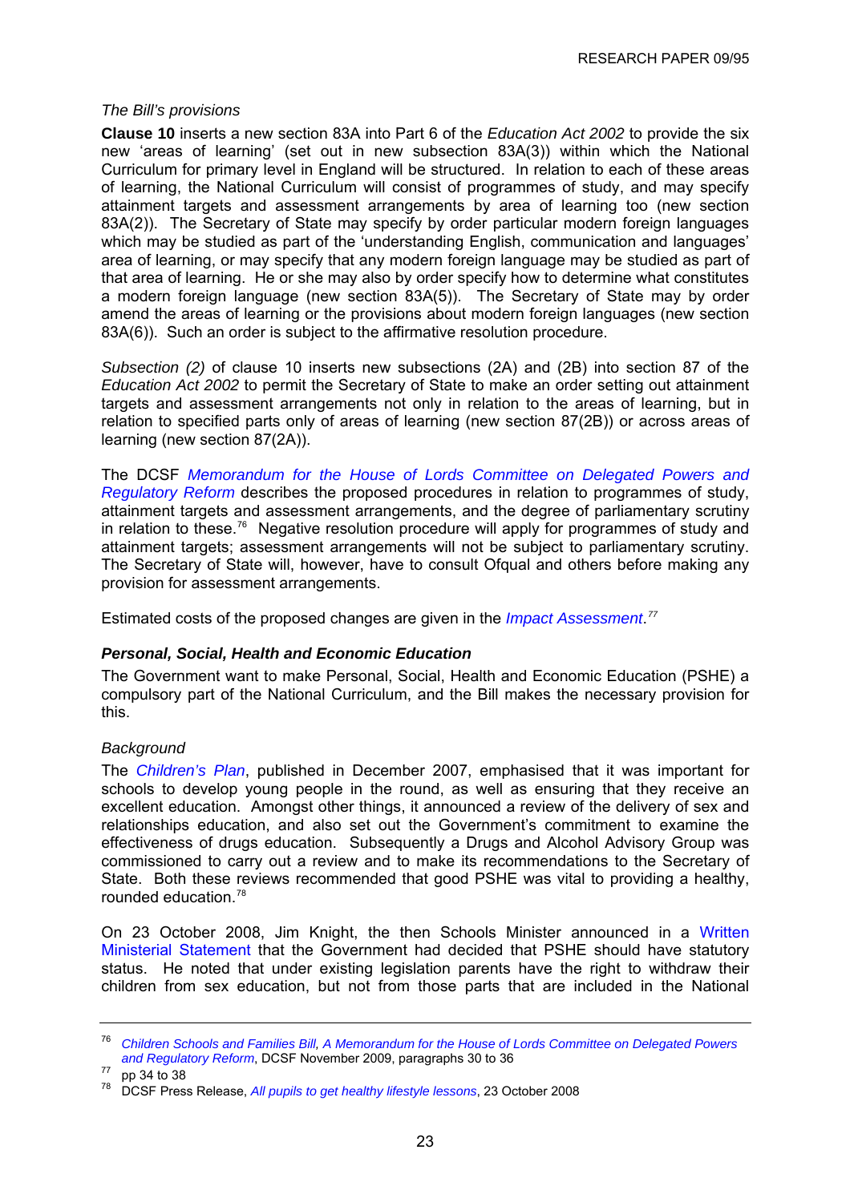*The Bill's provisions*

**Clause 10** inserts a new section 83A into Part 6 of the *Education Act 2002* to provide the six new 'areas of learning' (set out in new subsection 83A(3)) within which the National Curriculum for primary level in England will be structured. In relation to each of these areas of learning, the National Curriculum will consist of programmes of study, and may specify attainment targets and assessment arrangements by area of learning too (new section 83A(2)). The Secretary of State may specify by order particular modern foreign languages which may be studied as part of the 'understanding English, communication and languages' area of learning, or may specify that any modern foreign language may be studied as part of that area of learning. He or she may also by order specify how to determine what constitutes a modern foreign language (new section 83A(5)). The Secretary of State may by order amend the areas of learning or the provisions about modern foreign languages (new section 83A(6)). Such an order is subject to the affirmative resolution procedure.

*Subsection (2)* of clause 10 inserts new subsections (2A) and (2B) into section 87 of the *Education Act 2002* to permit the Secretary of State to make an order setting out attainment targets and assessment arrangements not only in relation to the areas of learning, but in relation to specified parts only of areas of learning (new section 87(2B)) or across areas of learning (new section 87(2A)).

The DCSF *Memorandum for the House of Lords Committee on Delegated Powers and Regulatory Reform* describes the proposed procedures in relation to programmes of study, attainment targets and assessment arrangements, and the degree of parliamentary scrutiny in relation to these.[76] Negative resolution procedure will apply for programmes of study and attainment targets; assessment arrangements will not be subject to parliamentary scrutiny. The Secretary of State will, however, have to consult Ofqual and others before making any provision for assessment arrangements.

Estimated costs of the proposed changes are given in the *Impact Assessment*.[77]

### ***Personal, Social, Health and Economic Education***

The Government want to make Personal, Social, Health and Economic Education (PSHE) a compulsory part of the National Curriculum, and the Bill makes the necessary provision for this.

*Background*

The *Children's Plan*, published in December 2007, emphasised that it was important for schools to develop young people in the round, as well as ensuring that they receive an excellent education. Amongst other things, it announced a review of the delivery of sex and relationships education, and also set out the Government's commitment to examine the effectiveness of drugs education. Subsequently a Drugs and Alcohol Advisory Group was commissioned to carry out a review and to make its recommendations to the Secretary of State. Both these reviews recommended that good PSHE was vital to providing a healthy, rounded education.[78]

On 23 October 2008, Jim Knight, the then Schools Minister announced in a Written Ministerial Statement that the Government had decided that PSHE should have statutory status. He noted that under existing legislation parents have the right to withdraw their children from sex education, but not from those parts that are included in the National

---

[76] *Children Schools and Families Bill, A Memorandum for the House of Lords Committee on Delegated Powers and Regulatory Reform*, DCSF November 2009, paragraphs 30 to 36

[77] pp 34 to 38

[78] DCSF Press Release, *All pupils to get healthy lifestyle lessons*, 23 October 2008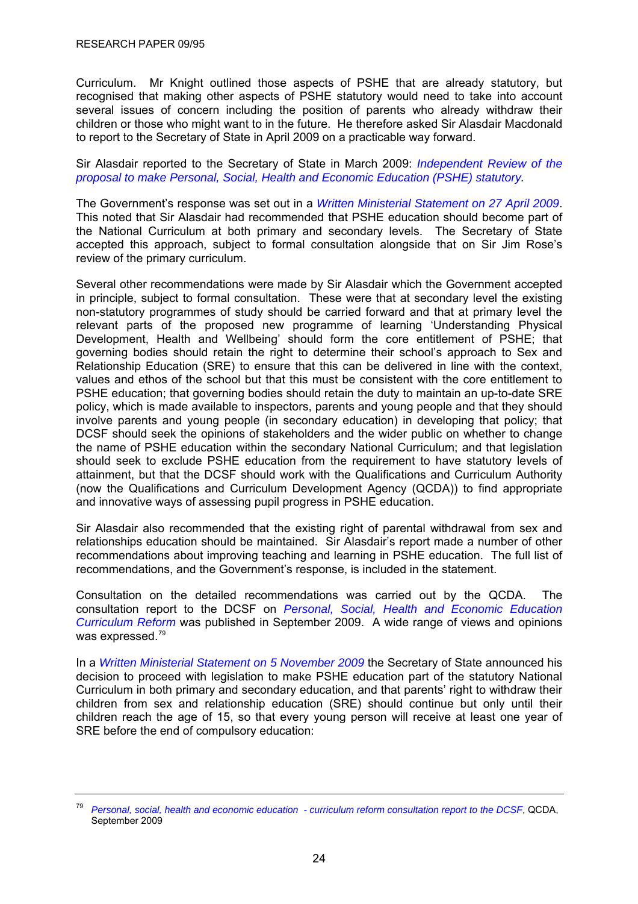Curriculum. Mr Knight outlined those aspects of PSHE that are already statutory, but recognised that making other aspects of PSHE statutory would need to take into account several issues of concern including the position of parents who already withdraw their children or those who might want to in the future. He therefore asked Sir Alasdair Macdonald to report to the Secretary of State in April 2009 on a practicable way forward.

Sir Alasdair reported to the Secretary of State in March 2009: *Independent Review of the proposal to make Personal, Social, Health and Economic Education (PSHE) statutory.*

The Government's response was set out in a *Written Ministerial Statement on 27 April 2009*. This noted that Sir Alasdair had recommended that PSHE education should become part of the National Curriculum at both primary and secondary levels. The Secretary of State accepted this approach, subject to formal consultation alongside that on Sir Jim Rose's review of the primary curriculum.

Several other recommendations were made by Sir Alasdair which the Government accepted in principle, subject to formal consultation. These were that at secondary level the existing non-statutory programmes of study should be carried forward and that at primary level the relevant parts of the proposed new programme of learning 'Understanding Physical Development, Health and Wellbeing' should form the core entitlement of PSHE; that governing bodies should retain the right to determine their school's approach to Sex and Relationship Education (SRE) to ensure that this can be delivered in line with the context, values and ethos of the school but that this must be consistent with the core entitlement to PSHE education; that governing bodies should retain the duty to maintain an up-to-date SRE policy, which is made available to inspectors, parents and young people and that they should involve parents and young people (in secondary education) in developing that policy; that DCSF should seek the opinions of stakeholders and the wider public on whether to change the name of PSHE education within the secondary National Curriculum; and that legislation should seek to exclude PSHE education from the requirement to have statutory levels of attainment, but that the DCSF should work with the Qualifications and Curriculum Authority (now the Qualifications and Curriculum Development Agency (QCDA)) to find appropriate and innovative ways of assessing pupil progress in PSHE education.

Sir Alasdair also recommended that the existing right of parental withdrawal from sex and relationships education should be maintained. Sir Alasdair's report made a number of other recommendations about improving teaching and learning in PSHE education. The full list of recommendations, and the Government's response, is included in the statement.

Consultation on the detailed recommendations was carried out by the QCDA. The consultation report to the DCSF on *Personal, Social, Health and Economic Education Curriculum Reform* was published in September 2009. A wide range of views and opinions was expressed.[79]

In a *Written Ministerial Statement on 5 November 2009* the Secretary of State announced his decision to proceed with legislation to make PSHE education part of the statutory National Curriculum in both primary and secondary education, and that parents' right to withdraw their children from sex and relationship education (SRE) should continue but only until their children reach the age of 15, so that every young person will receive at least one year of SRE before the end of compulsory education:

---

[79] *Personal, social, health and economic education - curriculum reform consultation report to the DCSF*, QCDA, September 2009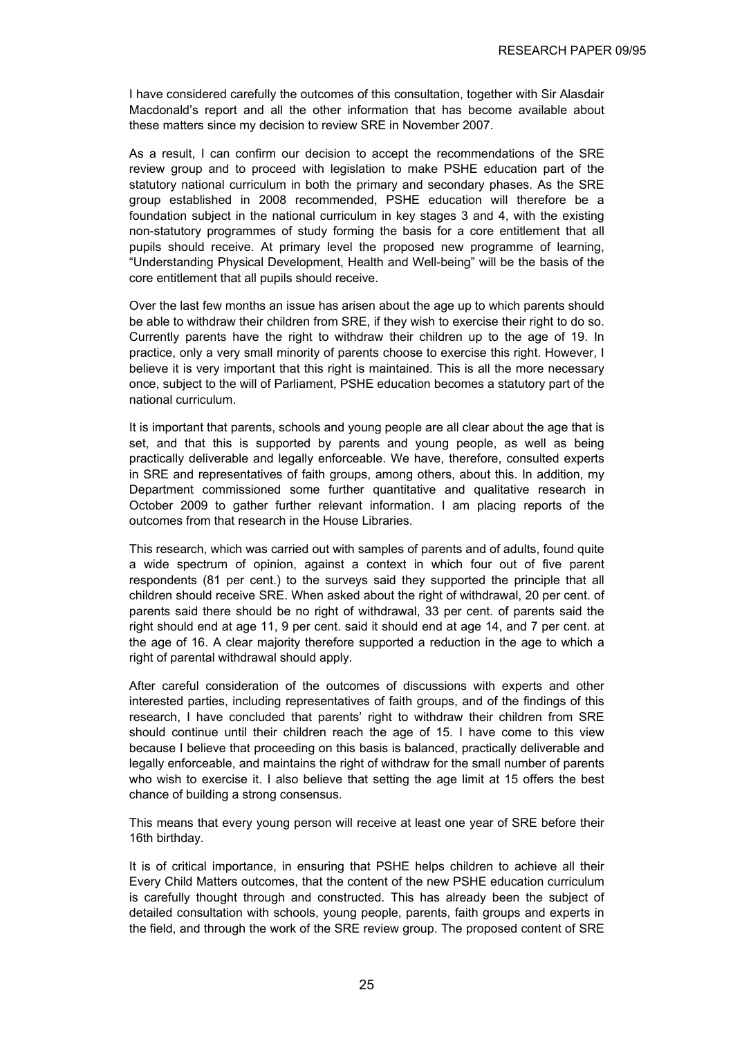I have considered carefully the outcomes of this consultation, together with Sir Alasdair Macdonald's report and all the other information that has become available about these matters since my decision to review SRE in November 2007.

As a result, I can confirm our decision to accept the recommendations of the SRE review group and to proceed with legislation to make PSHE education part of the statutory national curriculum in both the primary and secondary phases. As the SRE group established in 2008 recommended, PSHE education will therefore be a foundation subject in the national curriculum in key stages 3 and 4, with the existing non-statutory programmes of study forming the basis for a core entitlement that all pupils should receive. At primary level the proposed new programme of learning, "Understanding Physical Development, Health and Well-being" will be the basis of the core entitlement that all pupils should receive.

Over the last few months an issue has arisen about the age up to which parents should be able to withdraw their children from SRE, if they wish to exercise their right to do so. Currently parents have the right to withdraw their children up to the age of 19. In practice, only a very small minority of parents choose to exercise this right. However, I believe it is very important that this right is maintained. This is all the more necessary once, subject to the will of Parliament, PSHE education becomes a statutory part of the national curriculum.

It is important that parents, schools and young people are all clear about the age that is set, and that this is supported by parents and young people, as well as being practically deliverable and legally enforceable. We have, therefore, consulted experts in SRE and representatives of faith groups, among others, about this. In addition, my Department commissioned some further quantitative and qualitative research in October 2009 to gather further relevant information. I am placing reports of the outcomes from that research in the House Libraries.

This research, which was carried out with samples of parents and of adults, found quite a wide spectrum of opinion, against a context in which four out of five parent respondents (81 per cent.) to the surveys said they supported the principle that all children should receive SRE. When asked about the right of withdrawal, 20 per cent. of parents said there should be no right of withdrawal, 33 per cent. of parents said the right should end at age 11, 9 per cent. said it should end at age 14, and 7 per cent. at the age of 16. A clear majority therefore supported a reduction in the age to which a right of parental withdrawal should apply.

After careful consideration of the outcomes of discussions with experts and other interested parties, including representatives of faith groups, and of the findings of this research, I have concluded that parents' right to withdraw their children from SRE should continue until their children reach the age of 15. I have come to this view because I believe that proceeding on this basis is balanced, practically deliverable and legally enforceable, and maintains the right of withdraw for the small number of parents who wish to exercise it. I also believe that setting the age limit at 15 offers the best chance of building a strong consensus.

This means that every young person will receive at least one year of SRE before their 16th birthday.

It is of critical importance, in ensuring that PSHE helps children to achieve all their Every Child Matters outcomes, that the content of the new PSHE education curriculum is carefully thought through and constructed. This has already been the subject of detailed consultation with schools, young people, parents, faith groups and experts in the field, and through the work of the SRE review group. The proposed content of SRE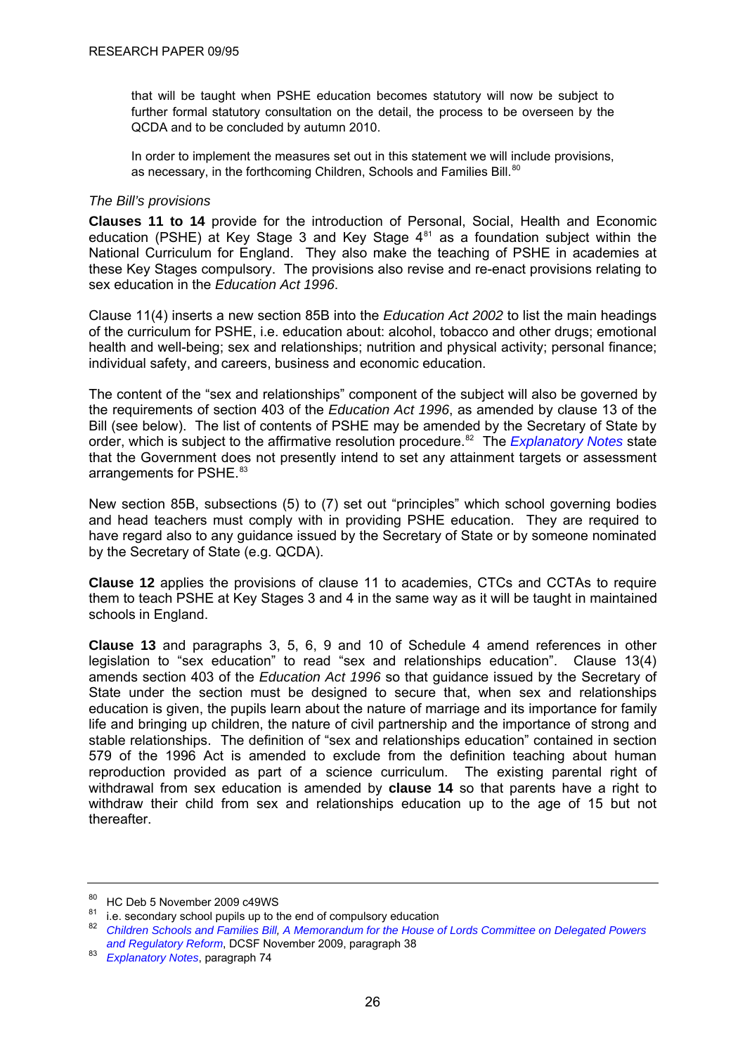that will be taught when PSHE education becomes statutory will now be subject to further formal statutory consultation on the detail, the process to be overseen by the QCDA and to be concluded by autumn 2010.

In order to implement the measures set out in this statement we will include provisions, as necessary, in the forthcoming Children, Schools and Families Bill.[80]

*The Bill's provisions*

**Clauses 11 to 14** provide for the introduction of Personal, Social, Health and Economic education (PSHE) at Key Stage 3 and Key Stage 4[81] as a foundation subject within the National Curriculum for England. They also make the teaching of PSHE in academies at these Key Stages compulsory. The provisions also revise and re-enact provisions relating to sex education in the *Education Act 1996*.

Clause 11(4) inserts a new section 85B into the *Education Act 2002* to list the main headings of the curriculum for PSHE, i.e. education about: alcohol, tobacco and other drugs; emotional health and well-being; sex and relationships; nutrition and physical activity; personal finance; individual safety, and careers, business and economic education.

The content of the "sex and relationships" component of the subject will also be governed by the requirements of section 403 of the *Education Act 1996*, as amended by clause 13 of the Bill (see below). The list of contents of PSHE may be amended by the Secretary of State by order, which is subject to the affirmative resolution procedure.[82] The *Explanatory Notes* state that the Government does not presently intend to set any attainment targets or assessment arrangements for PSHE.[83]

New section 85B, subsections (5) to (7) set out "principles" which school governing bodies and head teachers must comply with in providing PSHE education. They are required to have regard also to any guidance issued by the Secretary of State or by someone nominated by the Secretary of State (e.g. QCDA).

**Clause 12** applies the provisions of clause 11 to academies, CTCs and CCTAs to require them to teach PSHE at Key Stages 3 and 4 in the same way as it will be taught in maintained schools in England.

**Clause 13** and paragraphs 3, 5, 6, 9 and 10 of Schedule 4 amend references in other legislation to "sex education" to read "sex and relationships education". Clause 13(4) amends section 403 of the *Education Act 1996* so that guidance issued by the Secretary of State under the section must be designed to secure that, when sex and relationships education is given, the pupils learn about the nature of marriage and its importance for family life and bringing up children, the nature of civil partnership and the importance of strong and stable relationships. The definition of "sex and relationships education" contained in section 579 of the 1996 Act is amended to exclude from the definition teaching about human reproduction provided as part of a science curriculum. The existing parental right of withdrawal from sex education is amended by **clause 14** so that parents have a right to withdraw their child from sex and relationships education up to the age of 15 but not thereafter.

---

[80] HC Deb 5 November 2009 c49WS

[81] i.e. secondary school pupils up to the end of compulsory education

[82] *Children Schools and Families Bill, A Memorandum for the House of Lords Committee on Delegated Powers and Regulatory Reform*, DCSF November 2009, paragraph 38

[83] *Explanatory Notes*, paragraph 74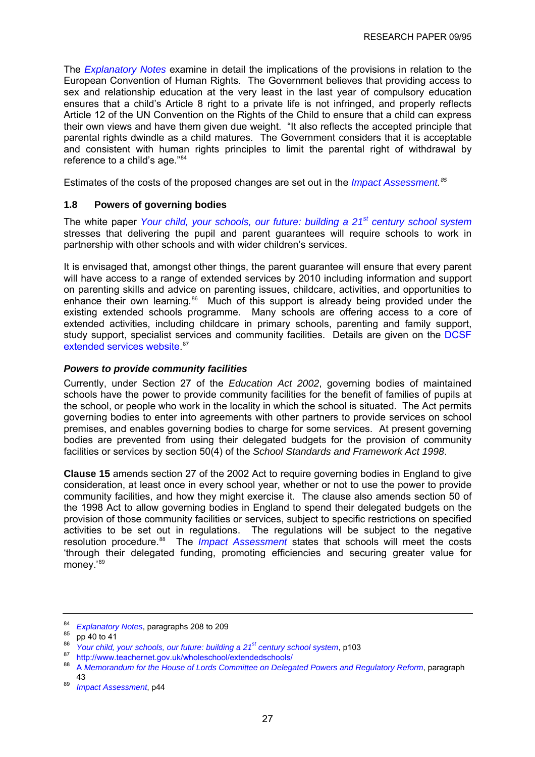The *Explanatory Notes* examine in detail the implications of the provisions in relation to the European Convention of Human Rights. The Government believes that providing access to sex and relationship education at the very least in the last year of compulsory education ensures that a child's Article 8 right to a private life is not infringed, and properly reflects Article 12 of the UN Convention on the Rights of the Child to ensure that a child can express their own views and have them given due weight. "It also reflects the accepted principle that parental rights dwindle as a child matures. The Government considers that it is acceptable and consistent with human rights principles to limit the parental right of withdrawal by reference to a child's age."[84]

Estimates of the costs of the proposed changes are set out in the *Impact Assessment.*[85]

## 1.8 Powers of governing bodies

The white paper *Your child, your schools, our future: building a 21st century school system* stresses that delivering the pupil and parent guarantees will require schools to work in partnership with other schools and with wider children's services.

It is envisaged that, amongst other things, the parent guarantee will ensure that every parent will have access to a range of extended services by 2010 including information and support on parenting skills and advice on parenting issues, childcare, activities, and opportunities to enhance their own learning.[86] Much of this support is already being provided under the existing extended schools programme. Many schools are offering access to a core of extended activities, including childcare in primary schools, parenting and family support, study support, specialist services and community facilities. Details are given on the DCSF extended services website.[87]

### *Powers to provide community facilities*

Currently, under Section 27 of the *Education Act 2002*, governing bodies of maintained schools have the power to provide community facilities for the benefit of families of pupils at the school, or people who work in the locality in which the school is situated. The Act permits governing bodies to enter into agreements with other partners to provide services on school premises, and enables governing bodies to charge for some services. At present governing bodies are prevented from using their delegated budgets for the provision of community facilities or services by section 50(4) of the *School Standards and Framework Act 1998*.

**Clause 15** amends section 27 of the 2002 Act to require governing bodies in England to give consideration, at least once in every school year, whether or not to use the power to provide community facilities, and how they might exercise it. The clause also amends section 50 of the 1998 Act to allow governing bodies in England to spend their delegated budgets on the provision of those community facilities or services, subject to specific restrictions on specified activities to be set out in regulations. The regulations will be subject to the negative resolution procedure.[88] The *Impact Assessment* states that schools will meet the costs 'through their delegated funding, promoting efficiencies and securing greater value for money.'[89]

---

[84] *Explanatory Notes*, paragraphs 208 to 209

[85] pp 40 to 41

[86] *Your child, your schools, our future: building a 21st century school system*, p103

[87] http://www.teachernet.gov.uk/wholeschool/extendedschools/

[88] A *Memorandum for the House of Lords Committee on Delegated Powers and Regulatory Reform*, paragraph 43

[89] *Impact Assessment*, p44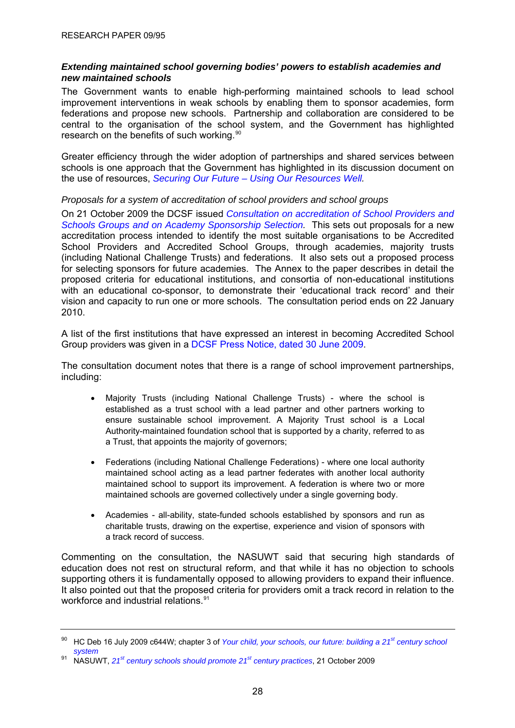### *Extending maintained school governing bodies' powers to establish academies and new maintained schools*

The Government wants to enable high-performing maintained schools to lead school improvement interventions in weak schools by enabling them to sponsor academies, form federations and propose new schools. Partnership and collaboration are considered to be central to the organisation of the school system, and the Government has highlighted research on the benefits of such working.[90]

Greater efficiency through the wider adoption of partnerships and shared services between schools is one approach that the Government has highlighted in its discussion document on the use of resources, *Securing Our Future – Using Our Resources Well*.

*Proposals for a system of accreditation of school providers and school groups*

On 21 October 2009 the DCSF issued *Consultation on accreditation of School Providers and Schools Groups and on Academy Sponsorship Selection.* This sets out proposals for a new accreditation process intended to identify the most suitable organisations to be Accredited School Providers and Accredited School Groups, through academies, majority trusts (including National Challenge Trusts) and federations. It also sets out a proposed process for selecting sponsors for future academies. The Annex to the paper describes in detail the proposed criteria for educational institutions, and consortia of non-educational institutions with an educational co-sponsor, to demonstrate their 'educational track record' and their vision and capacity to run one or more schools. The consultation period ends on 22 January 2010.

A list of the first institutions that have expressed an interest in becoming Accredited School Group providers was given in a DCSF Press Notice, dated 30 June 2009.

The consultation document notes that there is a range of school improvement partnerships, including:

- Majority Trusts (including National Challenge Trusts) - where the school is established as a trust school with a lead partner and other partners working to ensure sustainable school improvement. A Majority Trust school is a Local Authority-maintained foundation school that is supported by a charity, referred to as a Trust, that appoints the majority of governors;

- Federations (including National Challenge Federations) - where one local authority maintained school acting as a lead partner federates with another local authority maintained school to support its improvement. A federation is where two or more maintained schools are governed collectively under a single governing body.

- Academies - all-ability, state-funded schools established by sponsors and run as charitable trusts, drawing on the expertise, experience and vision of sponsors with a track record of success.

Commenting on the consultation, the NASUWT said that securing high standards of education does not rest on structural reform, and that while it has no objection to schools supporting others it is fundamentally opposed to allowing providers to expand their influence. It also pointed out that the proposed criteria for providers omit a track record in relation to the workforce and industrial relations.[91]

---

[90] HC Deb 16 July 2009 c644W; chapter 3 of *Your child, your schools, our future: building a 21st century school system*

[91] NASUWT, *21st century schools should promote 21st century practices*, 21 October 2009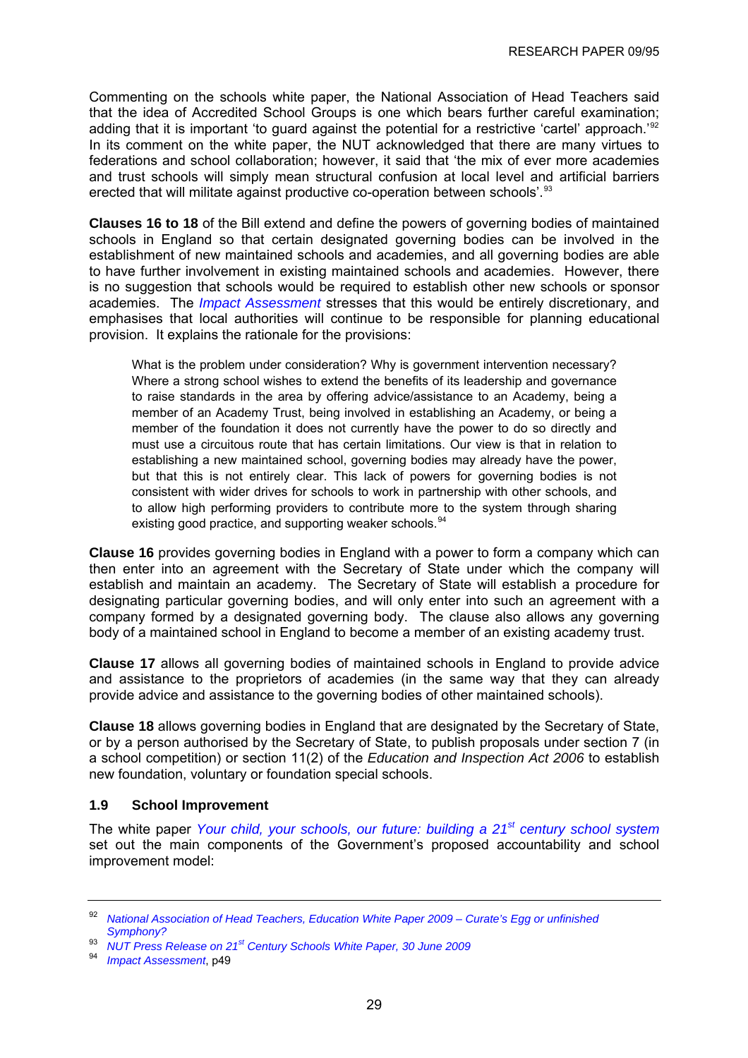Commenting on the schools white paper, the National Association of Head Teachers said that the idea of Accredited School Groups is one which bears further careful examination; adding that it is important 'to guard against the potential for a restrictive 'cartel' approach.'[92] In its comment on the white paper, the NUT acknowledged that there are many virtues to federations and school collaboration; however, it said that 'the mix of ever more academies and trust schools will simply mean structural confusion at local level and artificial barriers erected that will militate against productive co-operation between schools'.[93]

**Clauses 16 to 18** of the Bill extend and define the powers of governing bodies of maintained schools in England so that certain designated governing bodies can be involved in the establishment of new maintained schools and academies, and all governing bodies are able to have further involvement in existing maintained schools and academies. However, there is no suggestion that schools would be required to establish other new schools or sponsor academies. The *Impact Assessment* stresses that this would be entirely discretionary, and emphasises that local authorities will continue to be responsible for planning educational provision. It explains the rationale for the provisions:

> What is the problem under consideration? Why is government intervention necessary? Where a strong school wishes to extend the benefits of its leadership and governance to raise standards in the area by offering advice/assistance to an Academy, being a member of an Academy Trust, being involved in establishing an Academy, or being a member of the foundation it does not currently have the power to do so directly and must use a circuitous route that has certain limitations. Our view is that in relation to establishing a new maintained school, governing bodies may already have the power, but that this is not entirely clear. This lack of powers for governing bodies is not consistent with wider drives for schools to work in partnership with other schools, and to allow high performing providers to contribute more to the system through sharing existing good practice, and supporting weaker schools.[94]

**Clause 16** provides governing bodies in England with a power to form a company which can then enter into an agreement with the Secretary of State under which the company will establish and maintain an academy. The Secretary of State will establish a procedure for designating particular governing bodies, and will only enter into such an agreement with a company formed by a designated governing body. The clause also allows any governing body of a maintained school in England to become a member of an existing academy trust.

**Clause 17** allows all governing bodies of maintained schools in England to provide advice and assistance to the proprietors of academies (in the same way that they can already provide advice and assistance to the governing bodies of other maintained schools).

**Clause 18** allows governing bodies in England that are designated by the Secretary of State, or by a person authorised by the Secretary of State, to publish proposals under section 7 (in a school competition) or section 11(2) of the *Education and Inspection Act 2006* to establish new foundation, voluntary or foundation special schools.

### 1.9 School Improvement

The white paper *Your child, your schools, our future: building a 21st century school system* set out the main components of the Government's proposed accountability and school improvement model:

---

[92] *National Association of Head Teachers, Education White Paper 2009 – Curate's Egg or unfinished Symphony?*

[93] *NUT Press Release on 21st Century Schools White Paper, 30 June 2009*

[94] *Impact Assessment*, p49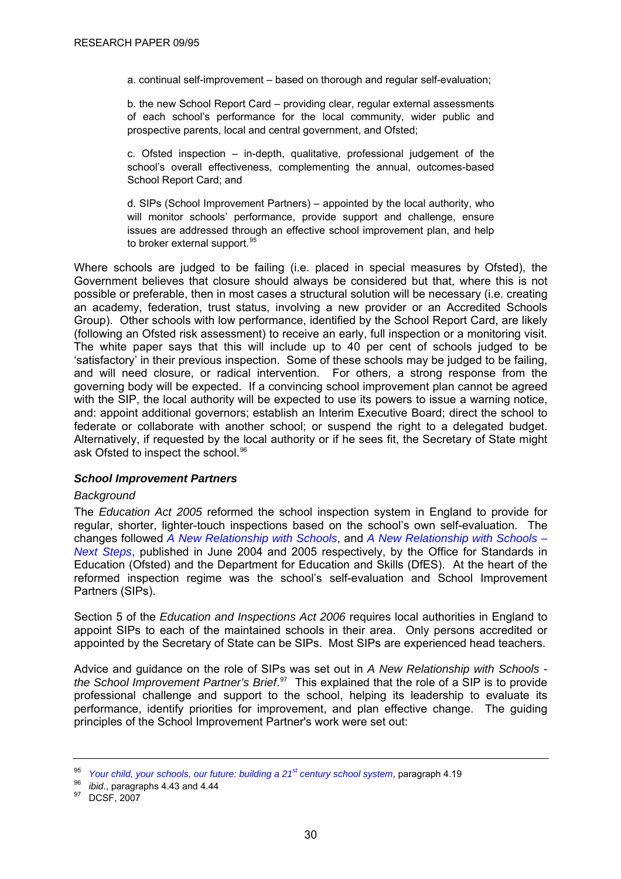a. continual self-improvement – based on thorough and regular self-evaluation;

b. the new School Report Card – providing clear, regular external assessments of each school's performance for the local community, wider public and prospective parents, local and central government, and Ofsted;

c. Ofsted inspection – in-depth, qualitative, professional judgement of the school's overall effectiveness, complementing the annual, outcomes-based School Report Card; and

d. SIPs (School Improvement Partners) – appointed by the local authority, who will monitor schools' performance, provide support and challenge, ensure issues are addressed through an effective school improvement plan, and help to broker external support.[95]

Where schools are judged to be failing (i.e. placed in special measures by Ofsted), the Government believes that closure should always be considered but that, where this is not possible or preferable, then in most cases a structural solution will be necessary (i.e. creating an academy, federation, trust status, involving a new provider or an Accredited Schools Group). Other schools with low performance, identified by the School Report Card, are likely (following an Ofsted risk assessment) to receive an early, full inspection or a monitoring visit. The white paper says that this will include up to 40 per cent of schools judged to be 'satisfactory' in their previous inspection. Some of these schools may be judged to be failing, and will need closure, or radical intervention. For others, a strong response from the governing body will be expected. If a convincing school improvement plan cannot be agreed with the SIP, the local authority will be expected to use its powers to issue a warning notice, and: appoint additional governors; establish an Interim Executive Board; direct the school to federate or collaborate with another school; or suspend the right to a delegated budget. Alternatively, if requested by the local authority or if he sees fit, the Secretary of State might ask Ofsted to inspect the school.[96]

### *School Improvement Partners*

*Background*

The *Education Act 2005* reformed the school inspection system in England to provide for regular, shorter, lighter-touch inspections based on the school's own self-evaluation. The changes followed *A New Relationship with Schools*, and *A New Relationship with Schools – Next Steps*, published in June 2004 and 2005 respectively, by the Office for Standards in Education (Ofsted) and the Department for Education and Skills (DfES). At the heart of the reformed inspection regime was the school's self-evaluation and School Improvement Partners (SIPs).

Section 5 of the *Education and Inspections Act 2006* requires local authorities in England to appoint SIPs to each of the maintained schools in their area. Only persons accredited or appointed by the Secretary of State can be SIPs. Most SIPs are experienced head teachers.

Advice and guidance on the role of SIPs was set out in *A New Relationship with Schools - the School Improvement Partner's Brief*.[97] This explained that the role of a SIP is to provide professional challenge and support to the school, helping its leadership to evaluate its performance, identify priorities for improvement, and plan effective change. The guiding principles of the School Improvement Partner's work were set out:

---

[95] *Your child, your schools, our future: building a 21st century school system*, paragraph 4.19

[96] *ibid.*, paragraphs 4.43 and 4.44

[97] DCSF, 2007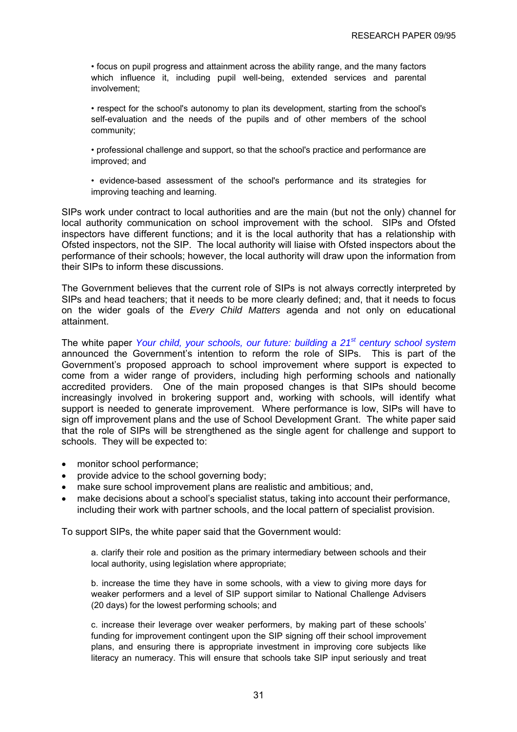• focus on pupil progress and attainment across the ability range, and the many factors which influence it, including pupil well-being, extended services and parental involvement;

• respect for the school's autonomy to plan its development, starting from the school's self-evaluation and the needs of the pupils and of other members of the school community;

• professional challenge and support, so that the school's practice and performance are improved; and

• evidence-based assessment of the school's performance and its strategies for improving teaching and learning.

SIPs work under contract to local authorities and are the main (but not the only) channel for local authority communication on school improvement with the school. SIPs and Ofsted inspectors have different functions; and it is the local authority that has a relationship with Ofsted inspectors, not the SIP. The local authority will liaise with Ofsted inspectors about the performance of their schools; however, the local authority will draw upon the information from their SIPs to inform these discussions.

The Government believes that the current role of SIPs is not always correctly interpreted by SIPs and head teachers; that it needs to be more clearly defined; and, that it needs to focus on the wider goals of the *Every Child Matters* agenda and not only on educational attainment.

The white paper *Your child, your schools, our future: building a 21st century school system* announced the Government's intention to reform the role of SIPs. This is part of the Government's proposed approach to school improvement where support is expected to come from a wider range of providers, including high performing schools and nationally accredited providers. One of the main proposed changes is that SIPs should become increasingly involved in brokering support and, working with schools, will identify what support is needed to generate improvement. Where performance is low, SIPs will have to sign off improvement plans and the use of School Development Grant. The white paper said that the role of SIPs will be strengthened as the single agent for challenge and support to schools. They will be expected to:

- monitor school performance;
- provide advice to the school governing body;
- make sure school improvement plans are realistic and ambitious; and,
- make decisions about a school's specialist status, taking into account their performance, including their work with partner schools, and the local pattern of specialist provision.

To support SIPs, the white paper said that the Government would:

a. clarify their role and position as the primary intermediary between schools and their local authority, using legislation where appropriate;

b. increase the time they have in some schools, with a view to giving more days for weaker performers and a level of SIP support similar to National Challenge Advisers (20 days) for the lowest performing schools; and

c. increase their leverage over weaker performers, by making part of these schools' funding for improvement contingent upon the SIP signing off their school improvement plans, and ensuring there is appropriate investment in improving core subjects like literacy an numeracy. This will ensure that schools take SIP input seriously and treat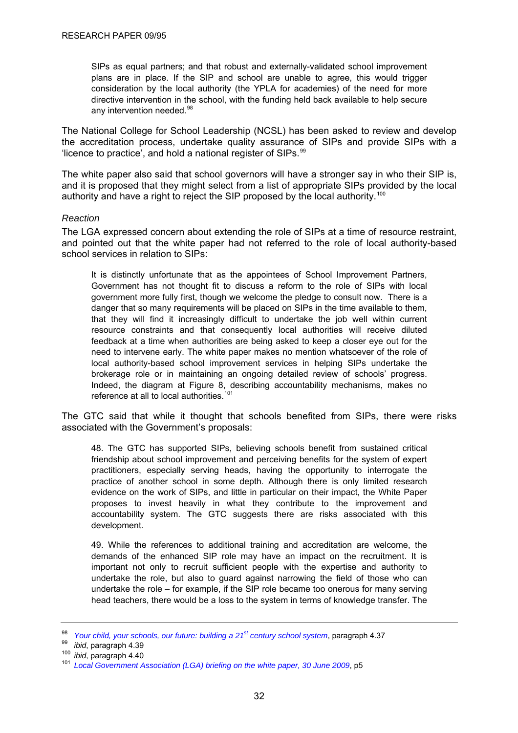> SIPs as equal partners; and that robust and externally-validated school improvement plans are in place. If the SIP and school are unable to agree, this would trigger consideration by the local authority (the YPLA for academies) of the need for more directive intervention in the school, with the funding held back available to help secure any intervention needed.[98]

The National College for School Leadership (NCSL) has been asked to review and develop the accreditation process, undertake quality assurance of SIPs and provide SIPs with a 'licence to practice', and hold a national register of SIPs.[99]

The white paper also said that school governors will have a stronger say in who their SIP is, and it is proposed that they might select from a list of appropriate SIPs provided by the local authority and have a right to reject the SIP proposed by the local authority.[100]

*Reaction*

The LGA expressed concern about extending the role of SIPs at a time of resource restraint, and pointed out that the white paper had not referred to the role of local authority-based school services in relation to SIPs:

> It is distinctly unfortunate that as the appointees of School Improvement Partners, Government has not thought fit to discuss a reform to the role of SIPs with local government more fully first, though we welcome the pledge to consult now. There is a danger that so many requirements will be placed on SIPs in the time available to them, that they will find it increasingly difficult to undertake the job well within current resource constraints and that consequently local authorities will receive diluted feedback at a time when authorities are being asked to keep a closer eye out for the need to intervene early. The white paper makes no mention whatsoever of the role of local authority-based school improvement services in helping SIPs undertake the brokerage role or in maintaining an ongoing detailed review of schools' progress. Indeed, the diagram at Figure 8, describing accountability mechanisms, makes no reference at all to local authorities.[101]

The GTC said that while it thought that schools benefited from SIPs, there were risks associated with the Government's proposals:

> 48. The GTC has supported SIPs, believing schools benefit from sustained critical friendship about school improvement and perceiving benefits for the system of expert practitioners, especially serving heads, having the opportunity to interrogate the practice of another school in some depth. Although there is only limited research evidence on the work of SIPs, and little in particular on their impact, the White Paper proposes to invest heavily in what they contribute to the improvement and accountability system. The GTC suggests there are risks associated with this development.
>
> 49. While the references to additional training and accreditation are welcome, the demands of the enhanced SIP role may have an impact on the recruitment. It is important not only to recruit sufficient people with the expertise and authority to undertake the role, but also to guard against narrowing the field of those who can undertake the role – for example, if the SIP role became too onerous for many serving head teachers, there would be a loss to the system in terms of knowledge transfer. The

---

[98] *Your child, your schools, our future: building a 21st century school system*, paragraph 4.37

[99] *ibid*, paragraph 4.39

[100] *ibid*, paragraph 4.40

[101] *Local Government Association (LGA) briefing on the white paper, 30 June 2009*, p5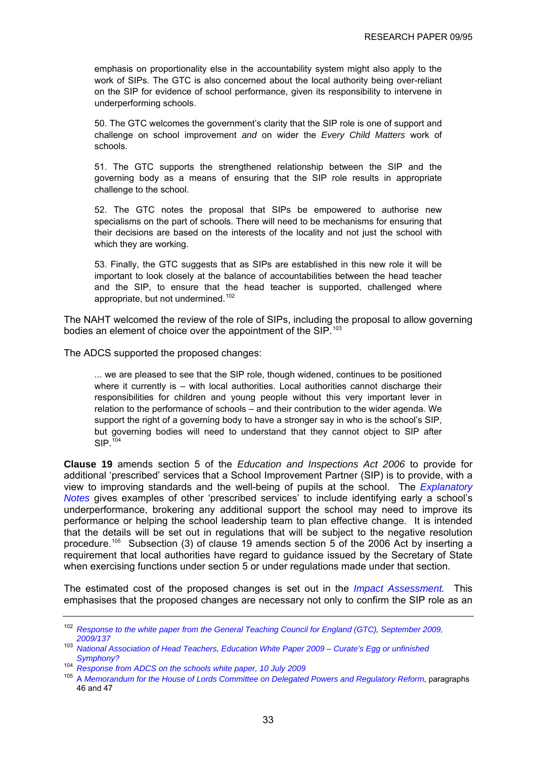> emphasis on proportionality else in the accountability system might also apply to the work of SIPs. The GTC is also concerned about the local authority being over-reliant on the SIP for evidence of school performance, given its responsibility to intervene in underperforming schools.
>
> 50. The GTC welcomes the government's clarity that the SIP role is one of support and challenge on school improvement *and* on wider the *Every Child Matters* work of schools.
>
> 51. The GTC supports the strengthened relationship between the SIP and the governing body as a means of ensuring that the SIP role results in appropriate challenge to the school.
>
> 52. The GTC notes the proposal that SIPs be empowered to authorise new specialisms on the part of schools. There will need to be mechanisms for ensuring that their decisions are based on the interests of the locality and not just the school with which they are working.
>
> 53. Finally, the GTC suggests that as SIPs are established in this new role it will be important to look closely at the balance of accountabilities between the head teacher and the SIP, to ensure that the head teacher is supported, challenged where appropriate, but not undermined.[102]

The NAHT welcomed the review of the role of SIPs, including the proposal to allow governing bodies an element of choice over the appointment of the SIP.[103]

The ADCS supported the proposed changes:

> ... we are pleased to see that the SIP role, though widened, continues to be positioned where it currently is – with local authorities. Local authorities cannot discharge their responsibilities for children and young people without this very important lever in relation to the performance of schools – and their contribution to the wider agenda. We support the right of a governing body to have a stronger say in who is the school's SIP, but governing bodies will need to understand that they cannot object to SIP after SIP.[104]

**Clause 19** amends section 5 of the *Education and Inspections Act 2006* to provide for additional 'prescribed' services that a School Improvement Partner (SIP) is to provide, with a view to improving standards and the well-being of pupils at the school. The *Explanatory Notes* gives examples of other 'prescribed services' to include identifying early a school's underperformance, brokering any additional support the school may need to improve its performance or helping the school leadership team to plan effective change. It is intended that the details will be set out in regulations that will be subject to the negative resolution procedure.[105] Subsection (3) of clause 19 amends section 5 of the 2006 Act by inserting a requirement that local authorities have regard to guidance issued by the Secretary of State when exercising functions under section 5 or under regulations made under that section.

The estimated cost of the proposed changes is set out in the *Impact Assessment.* This emphasises that the proposed changes are necessary not only to confirm the SIP role as an

---

[102] *Response to the white paper from the General Teaching Council for England (GTC), September 2009, 2009/137*

[103] *National Association of Head Teachers, Education White Paper 2009 – Curate's Egg or unfinished Symphony?*

[104] *Response from ADCS on the schools white paper, 10 July 2009*

[105] A *Memorandum for the House of Lords Committee on Delegated Powers and Regulatory Reform*, paragraphs 46 and 47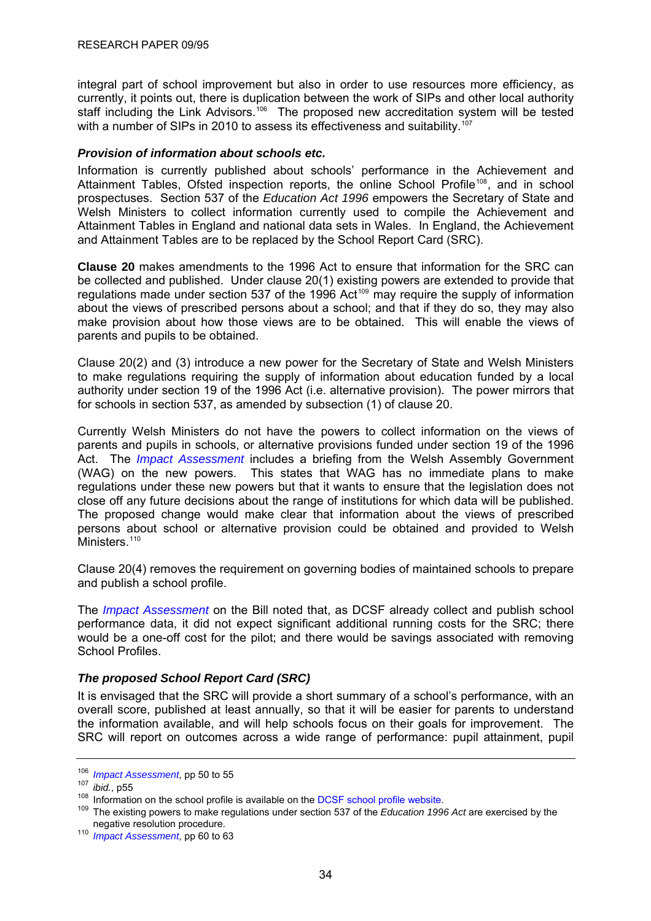integral part of school improvement but also in order to use resources more efficiency, as currently, it points out, there is duplication between the work of SIPs and other local authority staff including the Link Advisors.[106] The proposed new accreditation system will be tested with a number of SIPs in 2010 to assess its effectiveness and suitability.[107]

### *Provision of information about schools etc.*

Information is currently published about schools' performance in the Achievement and Attainment Tables, Ofsted inspection reports, the online School Profile[108], and in school prospectuses. Section 537 of the *Education Act 1996* empowers the Secretary of State and Welsh Ministers to collect information currently used to compile the Achievement and Attainment Tables in England and national data sets in Wales. In England, the Achievement and Attainment Tables are to be replaced by the School Report Card (SRC).

**Clause 20** makes amendments to the 1996 Act to ensure that information for the SRC can be collected and published. Under clause 20(1) existing powers are extended to provide that regulations made under section 537 of the 1996 Act[109] may require the supply of information about the views of prescribed persons about a school; and that if they do so, they may also make provision about how those views are to be obtained. This will enable the views of parents and pupils to be obtained.

Clause 20(2) and (3) introduce a new power for the Secretary of State and Welsh Ministers to make regulations requiring the supply of information about education funded by a local authority under section 19 of the 1996 Act (i.e. alternative provision). The power mirrors that for schools in section 537, as amended by subsection (1) of clause 20.

Currently Welsh Ministers do not have the powers to collect information on the views of parents and pupils in schools, or alternative provisions funded under section 19 of the 1996 Act. The *Impact Assessment* includes a briefing from the Welsh Assembly Government (WAG) on the new powers. This states that WAG has no immediate plans to make regulations under these new powers but that it wants to ensure that the legislation does not close off any future decisions about the range of institutions for which data will be published. The proposed change would make clear that information about the views of prescribed persons about school or alternative provision could be obtained and provided to Welsh Ministers.[110]

Clause 20(4) removes the requirement on governing bodies of maintained schools to prepare and publish a school profile.

The *Impact Assessment* on the Bill noted that, as DCSF already collect and publish school performance data, it did not expect significant additional running costs for the SRC; there would be a one-off cost for the pilot; and there would be savings associated with removing School Profiles.

### *The proposed School Report Card (SRC)*

It is envisaged that the SRC will provide a short summary of a school's performance, with an overall score, published at least annually, so that it will be easier for parents to understand the information available, and will help schools focus on their goals for improvement. The SRC will report on outcomes across a wide range of performance: pupil attainment, pupil

---

[106] *Impact Assessment*, pp 50 to 55

[107] *ibid.*, p55

[108] Information on the school profile is available on the DCSF school profile website.

[109] The existing powers to make regulations under section 537 of the *Education 1996 Act* are exercised by the negative resolution procedure.

[110] *Impact Assessment*, pp 60 to 63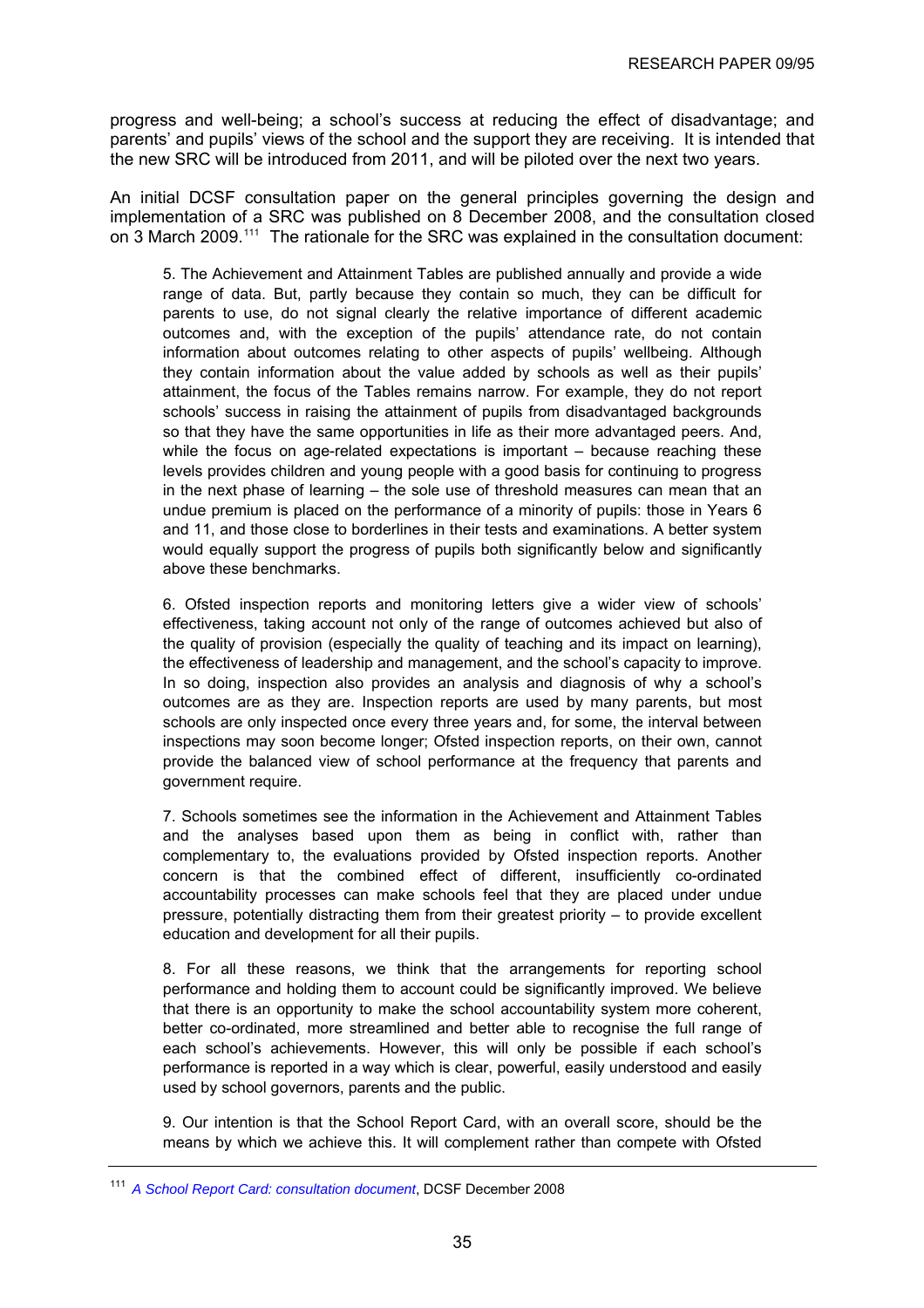progress and well-being; a school's success at reducing the effect of disadvantage; and parents' and pupils' views of the school and the support they are receiving. It is intended that the new SRC will be introduced from 2011, and will be piloted over the next two years.

An initial DCSF consultation paper on the general principles governing the design and implementation of a SRC was published on 8 December 2008, and the consultation closed on 3 March 2009.[111] The rationale for the SRC was explained in the consultation document:

> 5. The Achievement and Attainment Tables are published annually and provide a wide range of data. But, partly because they contain so much, they can be difficult for parents to use, do not signal clearly the relative importance of different academic outcomes and, with the exception of the pupils' attendance rate, do not contain information about outcomes relating to other aspects of pupils' wellbeing. Although they contain information about the value added by schools as well as their pupils' attainment, the focus of the Tables remains narrow. For example, they do not report schools' success in raising the attainment of pupils from disadvantaged backgrounds so that they have the same opportunities in life as their more advantaged peers. And, while the focus on age-related expectations is important – because reaching these levels provides children and young people with a good basis for continuing to progress in the next phase of learning – the sole use of threshold measures can mean that an undue premium is placed on the performance of a minority of pupils: those in Years 6 and 11, and those close to borderlines in their tests and examinations. A better system would equally support the progress of pupils both significantly below and significantly above these benchmarks.
>
> 6. Ofsted inspection reports and monitoring letters give a wider view of schools' effectiveness, taking account not only of the range of outcomes achieved but also of the quality of provision (especially the quality of teaching and its impact on learning), the effectiveness of leadership and management, and the school's capacity to improve. In so doing, inspection also provides an analysis and diagnosis of why a school's outcomes are as they are. Inspection reports are used by many parents, but most schools are only inspected once every three years and, for some, the interval between inspections may soon become longer; Ofsted inspection reports, on their own, cannot provide the balanced view of school performance at the frequency that parents and government require.
>
> 7. Schools sometimes see the information in the Achievement and Attainment Tables and the analyses based upon them as being in conflict with, rather than complementary to, the evaluations provided by Ofsted inspection reports. Another concern is that the combined effect of different, insufficiently co-ordinated accountability processes can make schools feel that they are placed under undue pressure, potentially distracting them from their greatest priority – to provide excellent education and development for all their pupils.
>
> 8. For all these reasons, we think that the arrangements for reporting school performance and holding them to account could be significantly improved. We believe that there is an opportunity to make the school accountability system more coherent, better co-ordinated, more streamlined and better able to recognise the full range of each school's achievements. However, this will only be possible if each school's performance is reported in a way which is clear, powerful, easily understood and easily used by school governors, parents and the public.
>
> 9. Our intention is that the School Report Card, with an overall score, should be the means by which we achieve this. It will complement rather than compete with Ofsted

[111] *A School Report Card: consultation document*, DCSF December 2008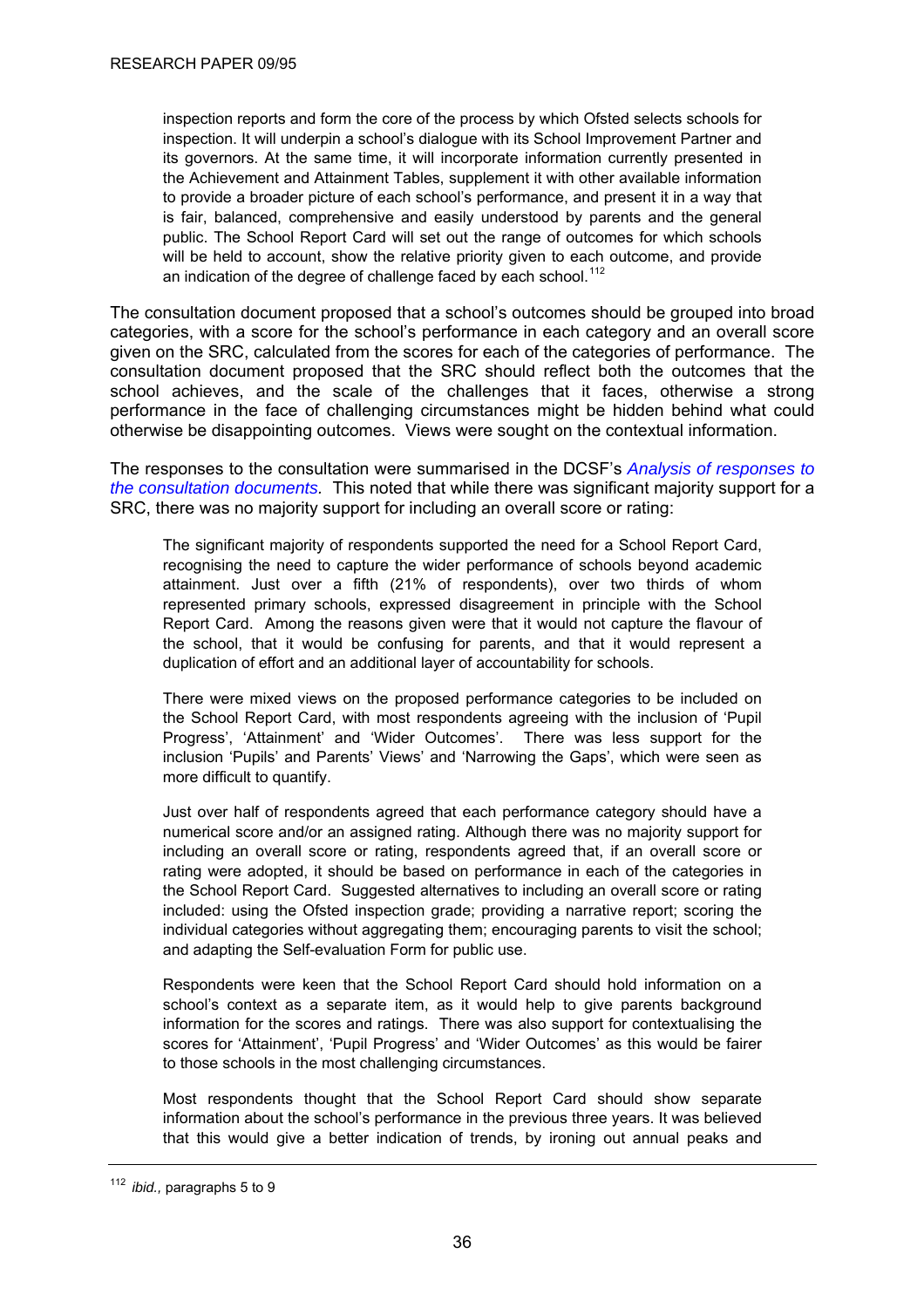> inspection reports and form the core of the process by which Ofsted selects schools for inspection. It will underpin a school's dialogue with its School Improvement Partner and its governors. At the same time, it will incorporate information currently presented in the Achievement and Attainment Tables, supplement it with other available information to provide a broader picture of each school's performance, and present it in a way that is fair, balanced, comprehensive and easily understood by parents and the general public. The School Report Card will set out the range of outcomes for which schools will be held to account, show the relative priority given to each outcome, and provide an indication of the degree of challenge faced by each school.[112]

The consultation document proposed that a school's outcomes should be grouped into broad categories, with a score for the school's performance in each category and an overall score given on the SRC, calculated from the scores for each of the categories of performance. The consultation document proposed that the SRC should reflect both the outcomes that the school achieves, and the scale of the challenges that it faces, otherwise a strong performance in the face of challenging circumstances might be hidden behind what could otherwise be disappointing outcomes. Views were sought on the contextual information.

The responses to the consultation were summarised in the DCSF's *Analysis of responses to the consultation documents.* This noted that while there was significant majority support for a SRC, there was no majority support for including an overall score or rating:

> The significant majority of respondents supported the need for a School Report Card, recognising the need to capture the wider performance of schools beyond academic attainment. Just over a fifth (21% of respondents), over two thirds of whom represented primary schools, expressed disagreement in principle with the School Report Card. Among the reasons given were that it would not capture the flavour of the school, that it would be confusing for parents, and that it would represent a duplication of effort and an additional layer of accountability for schools.
>
> There were mixed views on the proposed performance categories to be included on the School Report Card, with most respondents agreeing with the inclusion of 'Pupil Progress', 'Attainment' and 'Wider Outcomes'. There was less support for the inclusion 'Pupils' and Parents' Views' and 'Narrowing the Gaps', which were seen as more difficult to quantify.
>
> Just over half of respondents agreed that each performance category should have a numerical score and/or an assigned rating. Although there was no majority support for including an overall score or rating, respondents agreed that, if an overall score or rating were adopted, it should be based on performance in each of the categories in the School Report Card. Suggested alternatives to including an overall score or rating included: using the Ofsted inspection grade; providing a narrative report; scoring the individual categories without aggregating them; encouraging parents to visit the school; and adapting the Self-evaluation Form for public use.
>
> Respondents were keen that the School Report Card should hold information on a school's context as a separate item, as it would help to give parents background information for the scores and ratings. There was also support for contextualising the scores for 'Attainment', 'Pupil Progress' and 'Wider Outcomes' as this would be fairer to those schools in the most challenging circumstances.
>
> Most respondents thought that the School Report Card should show separate information about the school's performance in the previous three years. It was believed that this would give a better indication of trends, by ironing out annual peaks and

[112] *ibid.,* paragraphs 5 to 9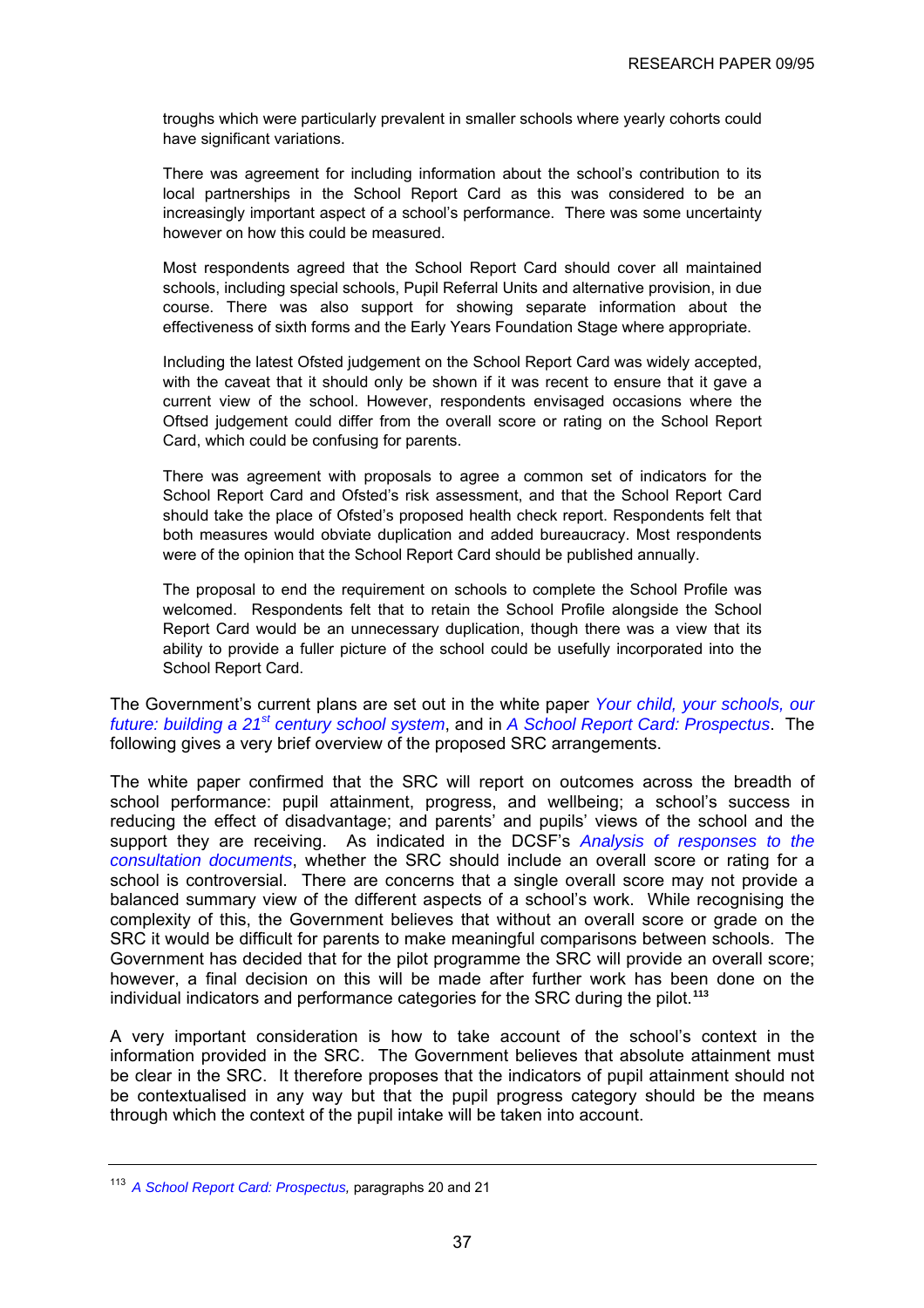> troughs which were particularly prevalent in smaller schools where yearly cohorts could have significant variations.
>
> There was agreement for including information about the school's contribution to its local partnerships in the School Report Card as this was considered to be an increasingly important aspect of a school's performance. There was some uncertainty however on how this could be measured.
>
> Most respondents agreed that the School Report Card should cover all maintained schools, including special schools, Pupil Referral Units and alternative provision, in due course. There was also support for showing separate information about the effectiveness of sixth forms and the Early Years Foundation Stage where appropriate.
>
> Including the latest Ofsted judgement on the School Report Card was widely accepted, with the caveat that it should only be shown if it was recent to ensure that it gave a current view of the school. However, respondents envisaged occasions where the Oftsed judgement could differ from the overall score or rating on the School Report Card, which could be confusing for parents.
>
> There was agreement with proposals to agree a common set of indicators for the School Report Card and Ofsted's risk assessment, and that the School Report Card should take the place of Ofsted's proposed health check report. Respondents felt that both measures would obviate duplication and added bureaucracy. Most respondents were of the opinion that the School Report Card should be published annually.
>
> The proposal to end the requirement on schools to complete the School Profile was welcomed. Respondents felt that to retain the School Profile alongside the School Report Card would be an unnecessary duplication, though there was a view that its ability to provide a fuller picture of the school could be usefully incorporated into the School Report Card.

The Government's current plans are set out in the white paper *Your child, your schools, our future: building a 21st century school system*, and in *A School Report Card: Prospectus*. The following gives a very brief overview of the proposed SRC arrangements.

The white paper confirmed that the SRC will report on outcomes across the breadth of school performance: pupil attainment, progress, and wellbeing; a school's success in reducing the effect of disadvantage; and parents' and pupils' views of the school and the support they are receiving. As indicated in the DCSF's *Analysis of responses to the consultation documents*, whether the SRC should include an overall score or rating for a school is controversial. There are concerns that a single overall score may not provide a balanced summary view of the different aspects of a school's work. While recognising the complexity of this, the Government believes that without an overall score or grade on the SRC it would be difficult for parents to make meaningful comparisons between schools. The Government has decided that for the pilot programme the SRC will provide an overall score; however, a final decision on this will be made after further work has been done on the individual indicators and performance categories for the SRC during the pilot.[113]

A very important consideration is how to take account of the school's context in the information provided in the SRC. The Government believes that absolute attainment must be clear in the SRC. It therefore proposes that the indicators of pupil attainment should not be contextualised in any way but that the pupil progress category should be the means through which the context of the pupil intake will be taken into account.

---

[113] *A School Report Card: Prospectus,* paragraphs 20 and 21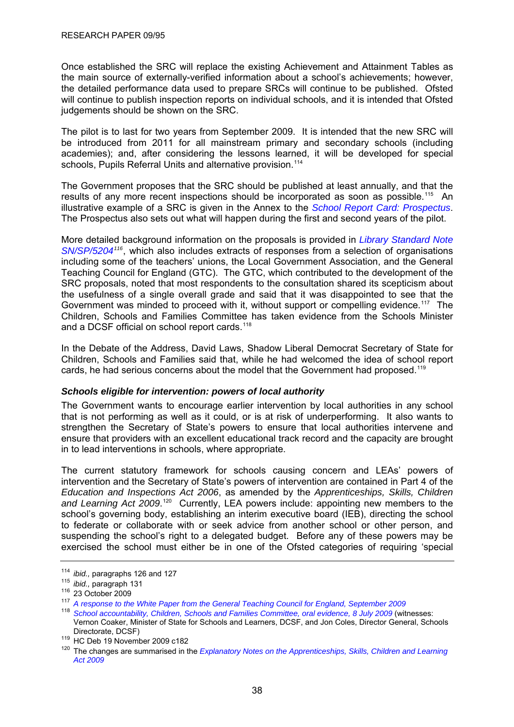Once established the SRC will replace the existing Achievement and Attainment Tables as the main source of externally-verified information about a school's achievements; however, the detailed performance data used to prepare SRCs will continue to be published. Ofsted will continue to publish inspection reports on individual schools, and it is intended that Ofsted judgements should be shown on the SRC.

The pilot is to last for two years from September 2009. It is intended that the new SRC will be introduced from 2011 for all mainstream primary and secondary schools (including academies); and, after considering the lessons learned, it will be developed for special schools, Pupils Referral Units and alternative provision.[114]

The Government proposes that the SRC should be published at least annually, and that the results of any more recent inspections should be incorporated as soon as possible.[115] An illustrative example of a SRC is given in the Annex to the *School Report Card: Prospectus*. The Prospectus also sets out what will happen during the first and second years of the pilot.

More detailed background information on the proposals is provided in *Library Standard Note SN/SP/5204*[116], which also includes extracts of responses from a selection of organisations including some of the teachers' unions, the Local Government Association, and the General Teaching Council for England (GTC). The GTC, which contributed to the development of the SRC proposals, noted that most respondents to the consultation shared its scepticism about the usefulness of a single overall grade and said that it was disappointed to see that the Government was minded to proceed with it, without support or compelling evidence.[117] The Children, Schools and Families Committee has taken evidence from the Schools Minister and a DCSF official on school report cards.[118]

In the Debate of the Address, David Laws, Shadow Liberal Democrat Secretary of State for Children, Schools and Families said that, while he had welcomed the idea of school report cards, he had serious concerns about the model that the Government had proposed.[119]

### *Schools eligible for intervention: powers of local authority*

The Government wants to encourage earlier intervention by local authorities in any school that is not performing as well as it could, or is at risk of underperforming. It also wants to strengthen the Secretary of State's powers to ensure that local authorities intervene and ensure that providers with an excellent educational track record and the capacity are brought in to lead interventions in schools, where appropriate.

The current statutory framework for schools causing concern and LEAs' powers of intervention and the Secretary of State's powers of intervention are contained in Part 4 of the *Education and Inspections Act 2006*, as amended by the *Apprenticeships, Skills, Children and Learning Act 2009*.[120] Currently, LEA powers include: appointing new members to the school's governing body, establishing an interim executive board (IEB), directing the school to federate or collaborate with or seek advice from another school or other person, and suspending the school's right to a delegated budget. Before any of these powers may be exercised the school must either be in one of the Ofsted categories of requiring 'special

---

[114] *ibid.,* paragraphs 126 and 127

[115] *ibid.,* paragraph 131

[116] 23 October 2009

[117] *A response to the White Paper from the General Teaching Council for England, September 2009*

[118] *School accountability, Children, Schools and Families Committee, oral evidence, 8 July 2009* (witnesses: Vernon Coaker, Minister of State for Schools and Learners, DCSF, and Jon Coles, Director General, Schools Directorate, DCSF)

[119] HC Deb 19 November 2009 c182

[120] The changes are summarised in the *Explanatory Notes on the Apprenticeships, Skills, Children and Learning Act 2009*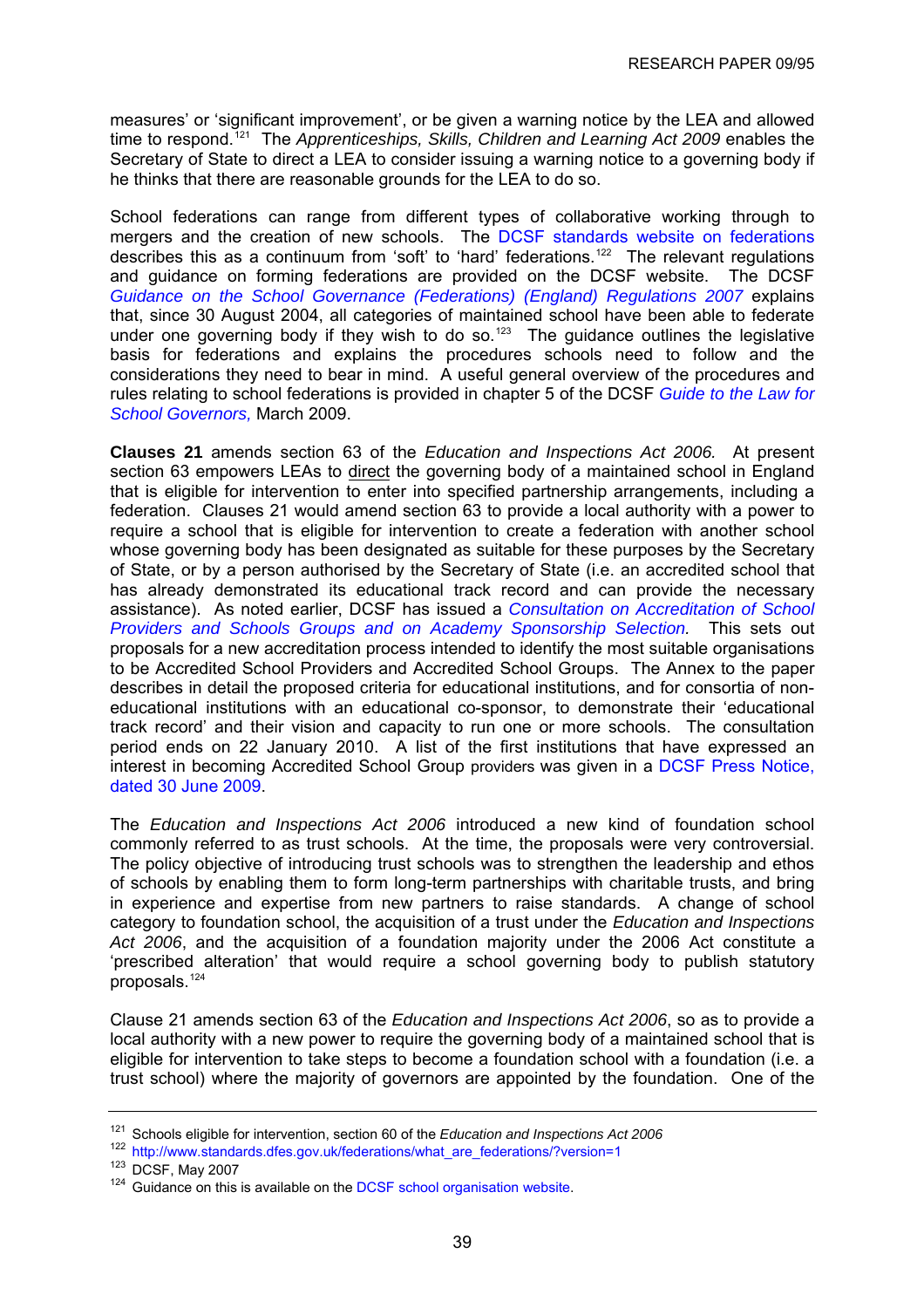measures' or 'significant improvement', or be given a warning notice by the LEA and allowed time to respond.[121] The *Apprenticeships, Skills, Children and Learning Act 2009* enables the Secretary of State to direct a LEA to consider issuing a warning notice to a governing body if he thinks that there are reasonable grounds for the LEA to do so.

School federations can range from different types of collaborative working through to mergers and the creation of new schools. The DCSF standards website on federations describes this as a continuum from 'soft' to 'hard' federations.[122] The relevant regulations and guidance on forming federations are provided on the DCSF website. The DCSF *Guidance on the School Governance (Federations) (England) Regulations 2007* explains that, since 30 August 2004, all categories of maintained school have been able to federate under one governing body if they wish to do so.[123] The guidance outlines the legislative basis for federations and explains the procedures schools need to follow and the considerations they need to bear in mind. A useful general overview of the procedures and rules relating to school federations is provided in chapter 5 of the DCSF *Guide to the Law for School Governors,* March 2009.

**Clauses 21** amends section 63 of the *Education and Inspections Act 2006.* At present section 63 empowers LEAs to direct the governing body of a maintained school in England that is eligible for intervention to enter into specified partnership arrangements, including a federation. Clauses 21 would amend section 63 to provide a local authority with a power to require a school that is eligible for intervention to create a federation with another school whose governing body has been designated as suitable for these purposes by the Secretary of State, or by a person authorised by the Secretary of State (i.e. an accredited school that has already demonstrated its educational track record and can provide the necessary assistance). As noted earlier, DCSF has issued a *Consultation on Accreditation of School Providers and Schools Groups and on Academy Sponsorship Selection.* This sets out proposals for a new accreditation process intended to identify the most suitable organisations to be Accredited School Providers and Accredited School Groups. The Annex to the paper describes in detail the proposed criteria for educational institutions, and for consortia of non-educational institutions with an educational co-sponsor, to demonstrate their 'educational track record' and their vision and capacity to run one or more schools. The consultation period ends on 22 January 2010. A list of the first institutions that have expressed an interest in becoming Accredited School Group providers was given in a DCSF Press Notice, dated 30 June 2009.

The *Education and Inspections Act 2006* introduced a new kind of foundation school commonly referred to as trust schools. At the time, the proposals were very controversial. The policy objective of introducing trust schools was to strengthen the leadership and ethos of schools by enabling them to form long-term partnerships with charitable trusts, and bring in experience and expertise from new partners to raise standards. A change of school category to foundation school, the acquisition of a trust under the *Education and Inspections Act 2006*, and the acquisition of a foundation majority under the 2006 Act constitute a 'prescribed alteration' that would require a school governing body to publish statutory proposals.[124]

Clause 21 amends section 63 of the *Education and Inspections Act 2006*, so as to provide a local authority with a new power to require the governing body of a maintained school that is eligible for intervention to take steps to become a foundation school with a foundation (i.e. a trust school) where the majority of governors are appointed by the foundation. One of the

---

[121] Schools eligible for intervention, section 60 of the *Education and Inspections Act 2006*

[122] http://www.standards.dfes.gov.uk/federations/what_are_federations/?version=1

[123] DCSF, May 2007

[124] Guidance on this is available on the DCSF school organisation website.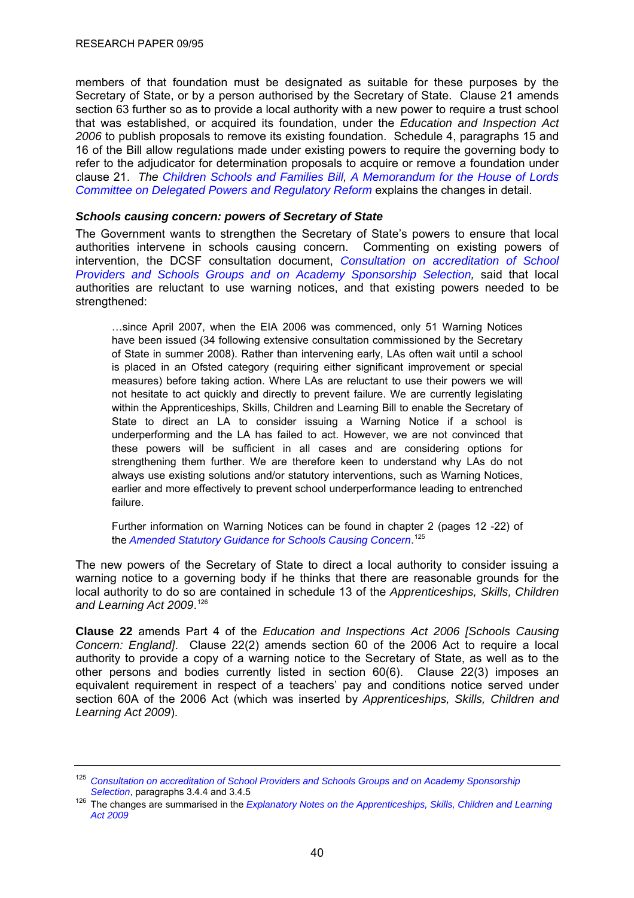members of that foundation must be designated as suitable for these purposes by the Secretary of State, or by a person authorised by the Secretary of State. Clause 21 amends section 63 further so as to provide a local authority with a new power to require a trust school that was established, or acquired its foundation, under the *Education and Inspection Act 2006* to publish proposals to remove its existing foundation. Schedule 4, paragraphs 15 and 16 of the Bill allow regulations made under existing powers to require the governing body to refer to the adjudicator for determination proposals to acquire or remove a foundation under clause 21. *The Children Schools and Families Bill, A Memorandum for the House of Lords Committee on Delegated Powers and Regulatory Reform* explains the changes in detail.

### *Schools causing concern: powers of Secretary of State*

The Government wants to strengthen the Secretary of State's powers to ensure that local authorities intervene in schools causing concern. Commenting on existing powers of intervention, the DCSF consultation document, *Consultation on accreditation of School Providers and Schools Groups and on Academy Sponsorship Selection,* said that local authorities are reluctant to use warning notices, and that existing powers needed to be strengthened:

> …since April 2007, when the EIA 2006 was commenced, only 51 Warning Notices have been issued (34 following extensive consultation commissioned by the Secretary of State in summer 2008). Rather than intervening early, LAs often wait until a school is placed in an Ofsted category (requiring either significant improvement or special measures) before taking action. Where LAs are reluctant to use their powers we will not hesitate to act quickly and directly to prevent failure. We are currently legislating within the Apprenticeships, Skills, Children and Learning Bill to enable the Secretary of State to direct an LA to consider issuing a Warning Notice if a school is underperforming and the LA has failed to act. However, we are not convinced that these powers will be sufficient in all cases and are considering options for strengthening them further. We are therefore keen to understand why LAs do not always use existing solutions and/or statutory interventions, such as Warning Notices, earlier and more effectively to prevent school underperformance leading to entrenched failure.
>
> Further information on Warning Notices can be found in chapter 2 (pages 12 -22) of the *Amended Statutory Guidance for Schools Causing Concern*.[125]

The new powers of the Secretary of State to direct a local authority to consider issuing a warning notice to a governing body if he thinks that there are reasonable grounds for the local authority to do so are contained in schedule 13 of the *Apprenticeships, Skills, Children and Learning Act 2009*.[126]

**Clause 22** amends Part 4 of the *Education and Inspections Act 2006 [Schools Causing Concern: England]*. Clause 22(2) amends section 60 of the 2006 Act to require a local authority to provide a copy of a warning notice to the Secretary of State, as well as to the other persons and bodies currently listed in section 60(6). Clause 22(3) imposes an equivalent requirement in respect of a teachers' pay and conditions notice served under section 60A of the 2006 Act (which was inserted by *Apprenticeships, Skills, Children and Learning Act 2009*).

---

[125] *Consultation on accreditation of School Providers and Schools Groups and on Academy Sponsorship Selection*, paragraphs 3.4.4 and 3.4.5

[126] The changes are summarised in the *Explanatory Notes on the Apprenticeships, Skills, Children and Learning Act 2009*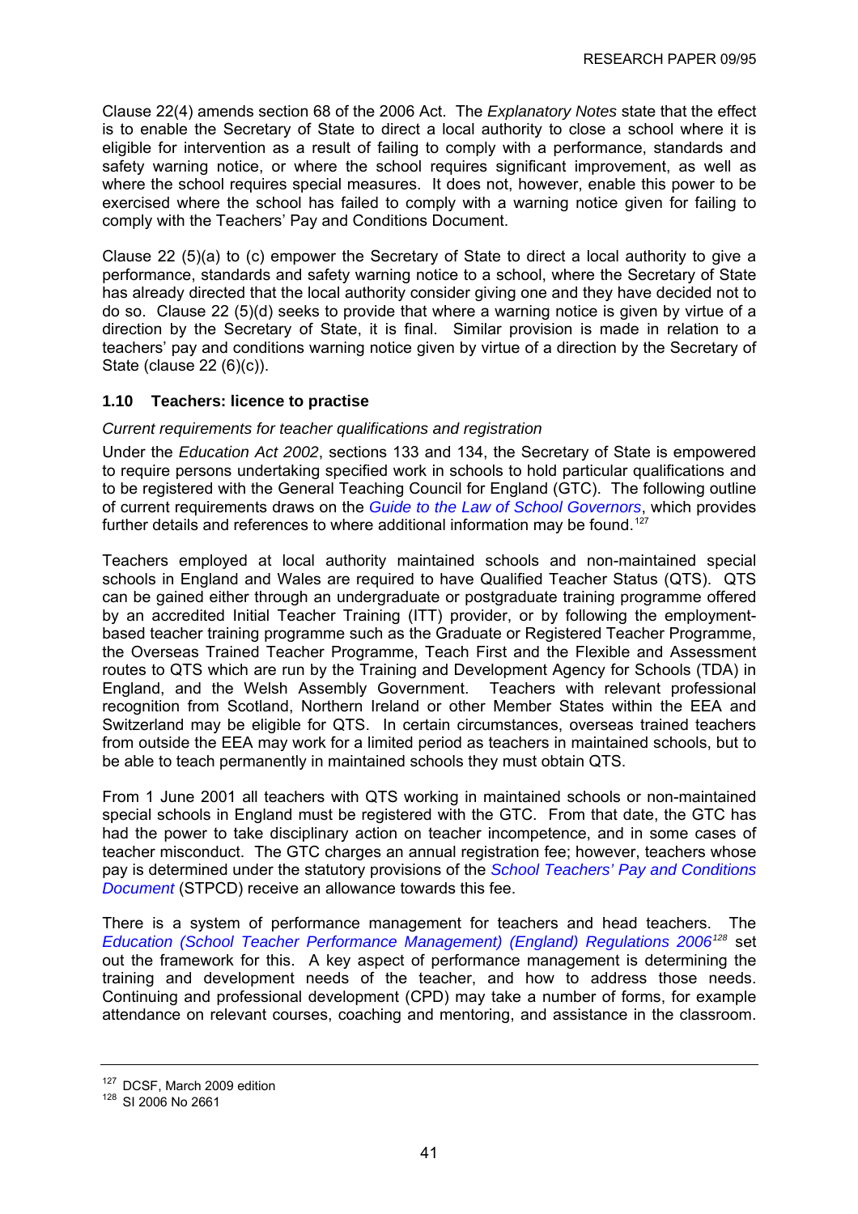Clause 22(4) amends section 68 of the 2006 Act. The *Explanatory Notes* state that the effect is to enable the Secretary of State to direct a local authority to close a school where it is eligible for intervention as a result of failing to comply with a performance, standards and safety warning notice, or where the school requires significant improvement, as well as where the school requires special measures. It does not, however, enable this power to be exercised where the school has failed to comply with a warning notice given for failing to comply with the Teachers' Pay and Conditions Document.

Clause 22 (5)(a) to (c) empower the Secretary of State to direct a local authority to give a performance, standards and safety warning notice to a school, where the Secretary of State has already directed that the local authority consider giving one and they have decided not to do so. Clause 22 (5)(d) seeks to provide that where a warning notice is given by virtue of a direction by the Secretary of State, it is final. Similar provision is made in relation to a teachers' pay and conditions warning notice given by virtue of a direction by the Secretary of State (clause 22 (6)(c)).

### 1.10 Teachers: licence to practise

*Current requirements for teacher qualifications and registration*

Under the *Education Act 2002*, sections 133 and 134, the Secretary of State is empowered to require persons undertaking specified work in schools to hold particular qualifications and to be registered with the General Teaching Council for England (GTC). The following outline of current requirements draws on the *Guide to the Law of School Governors*, which provides further details and references to where additional information may be found.[127]

Teachers employed at local authority maintained schools and non-maintained special schools in England and Wales are required to have Qualified Teacher Status (QTS). QTS can be gained either through an undergraduate or postgraduate training programme offered by an accredited Initial Teacher Training (ITT) provider, or by following the employment-based teacher training programme such as the Graduate or Registered Teacher Programme, the Overseas Trained Teacher Programme, Teach First and the Flexible and Assessment routes to QTS which are run by the Training and Development Agency for Schools (TDA) in England, and the Welsh Assembly Government. Teachers with relevant professional recognition from Scotland, Northern Ireland or other Member States within the EEA and Switzerland may be eligible for QTS. In certain circumstances, overseas trained teachers from outside the EEA may work for a limited period as teachers in maintained schools, but to be able to teach permanently in maintained schools they must obtain QTS.

From 1 June 2001 all teachers with QTS working in maintained schools or non-maintained special schools in England must be registered with the GTC. From that date, the GTC has had the power to take disciplinary action on teacher incompetence, and in some cases of teacher misconduct. The GTC charges an annual registration fee; however, teachers whose pay is determined under the statutory provisions of the *School Teachers' Pay and Conditions Document* (STPCD) receive an allowance towards this fee.

There is a system of performance management for teachers and head teachers. The *Education (School Teacher Performance Management) (England) Regulations 2006*[128] set out the framework for this. A key aspect of performance management is determining the training and development needs of the teacher, and how to address those needs. Continuing and professional development (CPD) may take a number of forms, for example attendance on relevant courses, coaching and mentoring, and assistance in the classroom.

---

[127] DCSF, March 2009 edition

[128] SI 2006 No 2661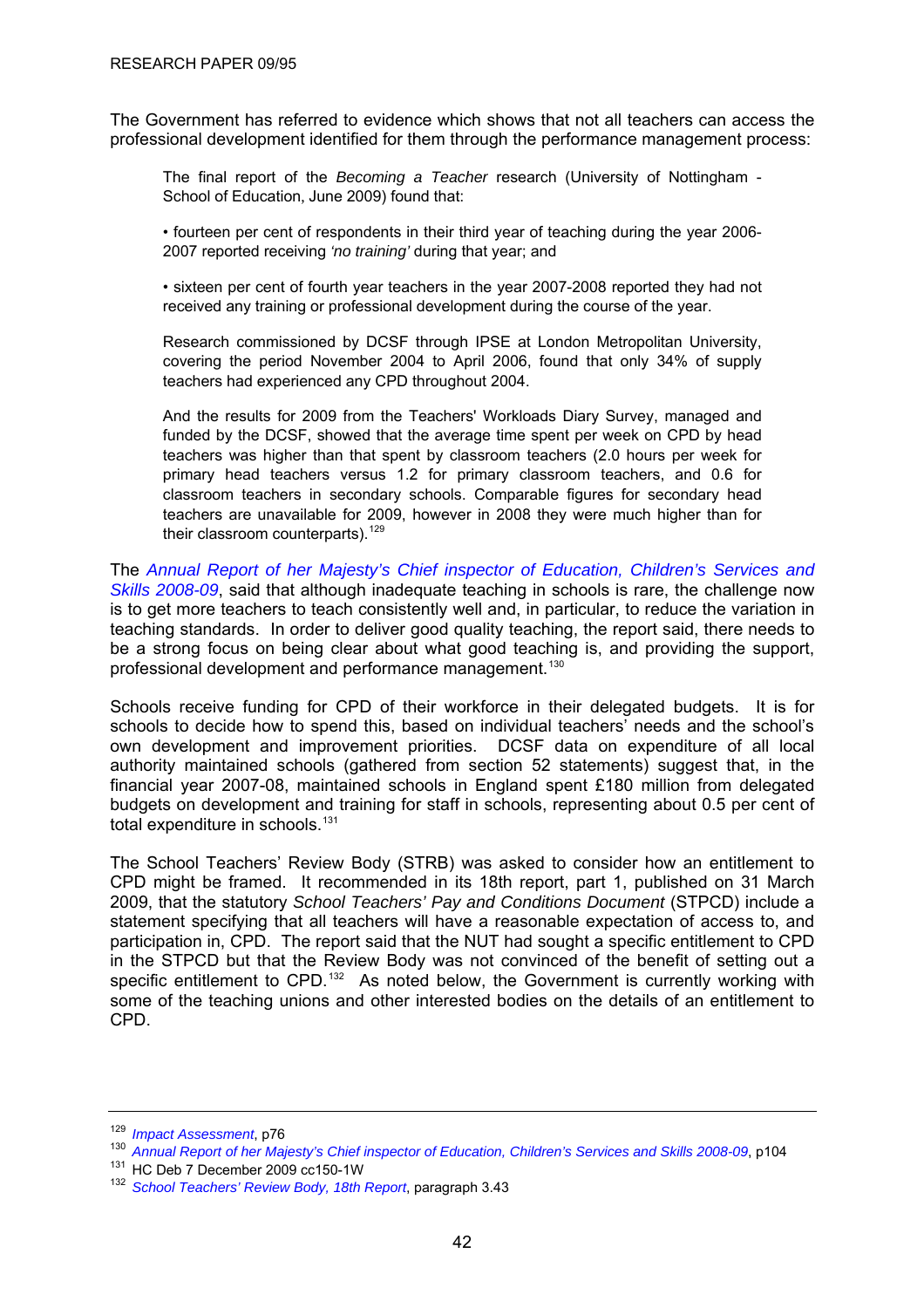The Government has referred to evidence which shows that not all teachers can access the professional development identified for them through the performance management process:

> The final report of the *Becoming a Teacher* research (University of Nottingham - School of Education, June 2009) found that:
>
> • fourteen per cent of respondents in their third year of teaching during the year 2006-2007 reported receiving *'no training'* during that year; and
>
> • sixteen per cent of fourth year teachers in the year 2007-2008 reported they had not received any training or professional development during the course of the year.
>
> Research commissioned by DCSF through IPSE at London Metropolitan University, covering the period November 2004 to April 2006, found that only 34% of supply teachers had experienced any CPD throughout 2004.
>
> And the results for 2009 from the Teachers' Workloads Diary Survey, managed and funded by the DCSF, showed that the average time spent per week on CPD by head teachers was higher than that spent by classroom teachers (2.0 hours per week for primary head teachers versus 1.2 for primary classroom teachers, and 0.6 for classroom teachers in secondary schools. Comparable figures for secondary head teachers are unavailable for 2009, however in 2008 they were much higher than for their classroom counterparts).[129]

The *Annual Report of her Majesty's Chief inspector of Education, Children's Services and Skills 2008-09*, said that although inadequate teaching in schools is rare, the challenge now is to get more teachers to teach consistently well and, in particular, to reduce the variation in teaching standards. In order to deliver good quality teaching, the report said, there needs to be a strong focus on being clear about what good teaching is, and providing the support, professional development and performance management.[130]

Schools receive funding for CPD of their workforce in their delegated budgets. It is for schools to decide how to spend this, based on individual teachers' needs and the school's own development and improvement priorities. DCSF data on expenditure of all local authority maintained schools (gathered from section 52 statements) suggest that, in the financial year 2007-08, maintained schools in England spent £180 million from delegated budgets on development and training for staff in schools, representing about 0.5 per cent of total expenditure in schools.[131]

The School Teachers' Review Body (STRB) was asked to consider how an entitlement to CPD might be framed. It recommended in its 18th report, part 1, published on 31 March 2009, that the statutory *School Teachers' Pay and Conditions Document* (STPCD) include a statement specifying that all teachers will have a reasonable expectation of access to, and participation in, CPD. The report said that the NUT had sought a specific entitlement to CPD in the STPCD but that the Review Body was not convinced of the benefit of setting out a specific entitlement to CPD.[132] As noted below, the Government is currently working with some of the teaching unions and other interested bodies on the details of an entitlement to CPD.

---

[129] *Impact Assessment*, p76

[130] *Annual Report of her Majesty's Chief inspector of Education, Children's Services and Skills 2008-09*, p104

[131] HC Deb 7 December 2009 cc150-1W

[132] *School Teachers' Review Body, 18th Report*, paragraph 3.43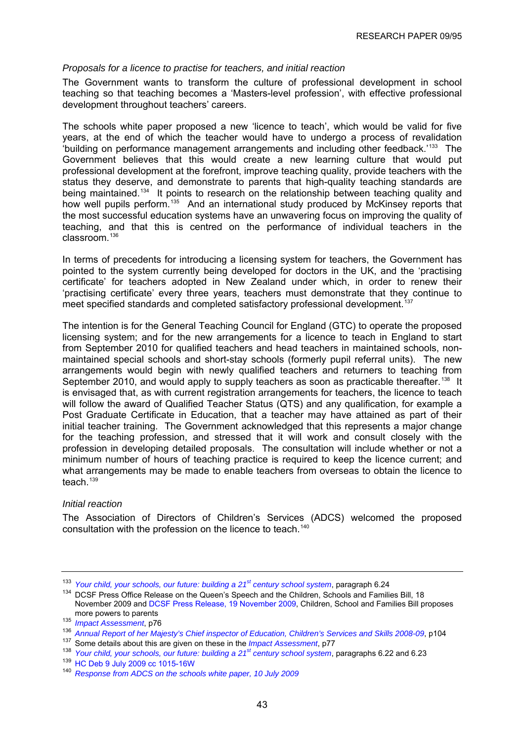*Proposals for a licence to practise for teachers, and initial reaction*

The Government wants to transform the culture of professional development in school teaching so that teaching becomes a 'Masters-level profession', with effective professional development throughout teachers' careers.

The schools white paper proposed a new 'licence to teach', which would be valid for five years, at the end of which the teacher would have to undergo a process of revalidation 'building on performance management arrangements and including other feedback.'[133] The Government believes that this would create a new learning culture that would put professional development at the forefront, improve teaching quality, provide teachers with the status they deserve, and demonstrate to parents that high-quality teaching standards are being maintained.[134] It points to research on the relationship between teaching quality and how well pupils perform.[135] And an international study produced by McKinsey reports that the most successful education systems have an unwavering focus on improving the quality of teaching, and that this is centred on the performance of individual teachers in the classroom.[136]

In terms of precedents for introducing a licensing system for teachers, the Government has pointed to the system currently being developed for doctors in the UK, and the 'practising certificate' for teachers adopted in New Zealand under which, in order to renew their 'practising certificate' every three years, teachers must demonstrate that they continue to meet specified standards and completed satisfactory professional development.[137]

The intention is for the General Teaching Council for England (GTC) to operate the proposed licensing system; and for the new arrangements for a licence to teach in England to start from September 2010 for qualified teachers and head teachers in maintained schools, non-maintained special schools and short-stay schools (formerly pupil referral units). The new arrangements would begin with newly qualified teachers and returners to teaching from September 2010, and would apply to supply teachers as soon as practicable thereafter.[138] It is envisaged that, as with current registration arrangements for teachers, the licence to teach will follow the award of Qualified Teacher Status (QTS) and any qualification, for example a Post Graduate Certificate in Education, that a teacher may have attained as part of their initial teacher training. The Government acknowledged that this represents a major change for the teaching profession, and stressed that it will work and consult closely with the profession in developing detailed proposals. The consultation will include whether or not a minimum number of hours of teaching practice is required to keep the licence current; and what arrangements may be made to enable teachers from overseas to obtain the licence to teach.[139]

*Initial reaction*

The Association of Directors of Children's Services (ADCS) welcomed the proposed consultation with the profession on the licence to teach.[140]

---

[133] *Your child, your schools, our future: building a 21st century school system*, paragraph 6.24

[134] DCSF Press Office Release on the Queen's Speech and the Children, Schools and Families Bill, 18 November 2009 and DCSF Press Release, 19 November 2009, Children, School and Families Bill proposes more powers to parents

[135] *Impact Assessment*, p76

[136] *Annual Report of her Majesty's Chief inspector of Education, Children's Services and Skills 2008-09*, p104

[137] Some details about this are given on these in the *Impact Assessment*, p77

[138] *Your child, your schools, our future: building a 21st century school system*, paragraphs 6.22 and 6.23

[139] HC Deb 9 July 2009 cc 1015-16W

[140] *Response from ADCS on the schools white paper, 10 July 2009*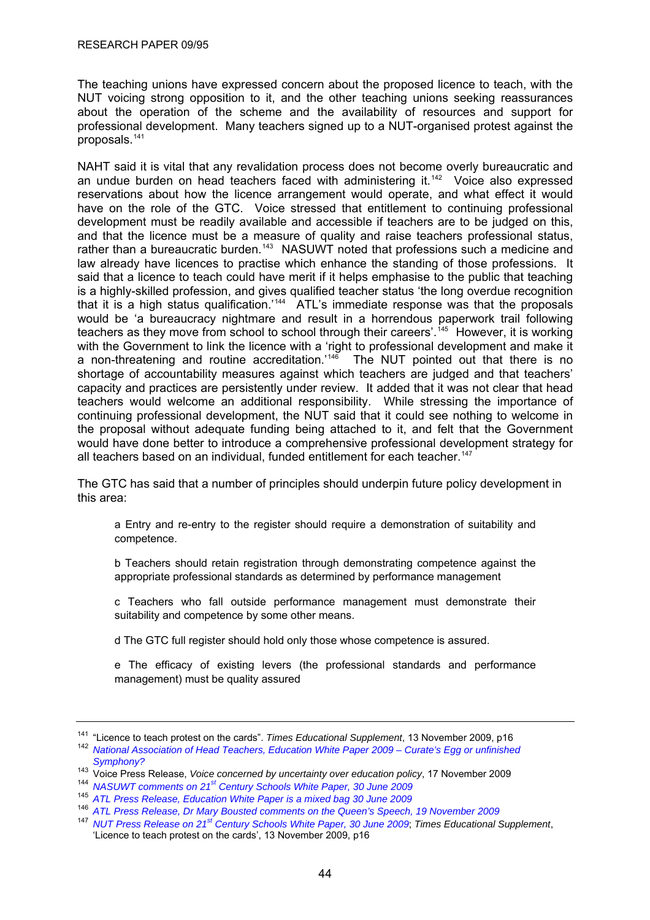The teaching unions have expressed concern about the proposed licence to teach, with the NUT voicing strong opposition to it, and the other teaching unions seeking reassurances about the operation of the scheme and the availability of resources and support for professional development. Many teachers signed up to a NUT-organised protest against the proposals.[141]

NAHT said it is vital that any revalidation process does not become overly bureaucratic and an undue burden on head teachers faced with administering it.[142] Voice also expressed reservations about how the licence arrangement would operate, and what effect it would have on the role of the GTC. Voice stressed that entitlement to continuing professional development must be readily available and accessible if teachers are to be judged on this, and that the licence must be a measure of quality and raise teachers professional status, rather than a bureaucratic burden.[143] NASUWT noted that professions such a medicine and law already have licences to practise which enhance the standing of those professions. It said that a licence to teach could have merit if it helps emphasise to the public that teaching is a highly-skilled profession, and gives qualified teacher status 'the long overdue recognition that it is a high status qualification.'[144] ATL's immediate response was that the proposals would be 'a bureaucracy nightmare and result in a horrendous paperwork trail following teachers as they move from school to school through their careers'.[145] However, it is working with the Government to link the licence with a 'right to professional development and make it a non-threatening and routine accreditation.'[146] The NUT pointed out that there is no shortage of accountability measures against which teachers are judged and that teachers' capacity and practices are persistently under review. It added that it was not clear that head teachers would welcome an additional responsibility. While stressing the importance of continuing professional development, the NUT said that it could see nothing to welcome in the proposal without adequate funding being attached to it, and felt that the Government would have done better to introduce a comprehensive professional development strategy for all teachers based on an individual, funded entitlement for each teacher.[147]

The GTC has said that a number of principles should underpin future policy development in this area:

> a Entry and re-entry to the register should require a demonstration of suitability and competence.
>
> b Teachers should retain registration through demonstrating competence against the appropriate professional standards as determined by performance management
>
> c Teachers who fall outside performance management must demonstrate their suitability and competence by some other means.
>
> d The GTC full register should hold only those whose competence is assured.
>
> e The efficacy of existing levers (the professional standards and performance management) must be quality assured

---

[141] "Licence to teach protest on the cards". *Times Educational Supplement*, 13 November 2009, p16

[142] *National Association of Head Teachers, Education White Paper 2009 – Curate's Egg or unfinished Symphony?*

[143] Voice Press Release, *Voice concerned by uncertainty over education policy*, 17 November 2009

[144] *NASUWT comments on 21st Century Schools White Paper, 30 June 2009*

[145] *ATL Press Release, Education White Paper is a mixed bag 30 June 2009*

[146] *ATL Press Release, Dr Mary Bousted comments on the Queen's Speech, 19 November 2009*

[147] *NUT Press Release on 21st Century Schools White Paper, 30 June 2009*; *Times Educational Supplement*, 'Licence to teach protest on the cards', 13 November 2009, p16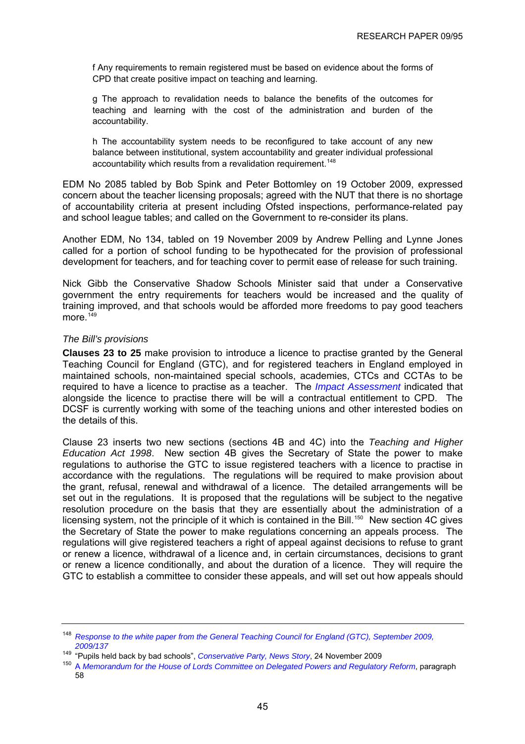f Any requirements to remain registered must be based on evidence about the forms of CPD that create positive impact on teaching and learning.

g The approach to revalidation needs to balance the benefits of the outcomes for teaching and learning with the cost of the administration and burden of the accountability.

h The accountability system needs to be reconfigured to take account of any new balance between institutional, system accountability and greater individual professional accountability which results from a revalidation requirement.[148]

EDM No 2085 tabled by Bob Spink and Peter Bottomley on 19 October 2009, expressed concern about the teacher licensing proposals; agreed with the NUT that there is no shortage of accountability criteria at present including Ofsted inspections, performance-related pay and school league tables; and called on the Government to re-consider its plans.

Another EDM, No 134, tabled on 19 November 2009 by Andrew Pelling and Lynne Jones called for a portion of school funding to be hypothecated for the provision of professional development for teachers, and for teaching cover to permit ease of release for such training.

Nick Gibb the Conservative Shadow Schools Minister said that under a Conservative government the entry requirements for teachers would be increased and the quality of training improved, and that schools would be afforded more freedoms to pay good teachers more.[149]

*The Bill's provisions*

**Clauses 23 to 25** make provision to introduce a licence to practise granted by the General Teaching Council for England (GTC), and for registered teachers in England employed in maintained schools, non-maintained special schools, academies, CTCs and CCTAs to be required to have a licence to practise as a teacher. The *Impact Assessment* indicated that alongside the licence to practise there will be will a contractual entitlement to CPD. The DCSF is currently working with some of the teaching unions and other interested bodies on the details of this.

Clause 23 inserts two new sections (sections 4B and 4C) into the *Teaching and Higher Education Act 1998*. New section 4B gives the Secretary of State the power to make regulations to authorise the GTC to issue registered teachers with a licence to practise in accordance with the regulations. The regulations will be required to make provision about the grant, refusal, renewal and withdrawal of a licence. The detailed arrangements will be set out in the regulations. It is proposed that the regulations will be subject to the negative resolution procedure on the basis that they are essentially about the administration of a licensing system, not the principle of it which is contained in the Bill.[150] New section 4C gives the Secretary of State the power to make regulations concerning an appeals process. The regulations will give registered teachers a right of appeal against decisions to refuse to grant or renew a licence, withdrawal of a licence and, in certain circumstances, decisions to grant or renew a licence conditionally, and about the duration of a licence. They will require the GTC to establish a committee to consider these appeals, and will set out how appeals should

---

[148] *Response to the white paper from the General Teaching Council for England (GTC), September 2009, 2009/137*

[149] "Pupils held back by bad schools", *Conservative Party, News Story*, 24 November 2009

[150] A *Memorandum for the House of Lords Committee on Delegated Powers and Regulatory Reform*, paragraph 58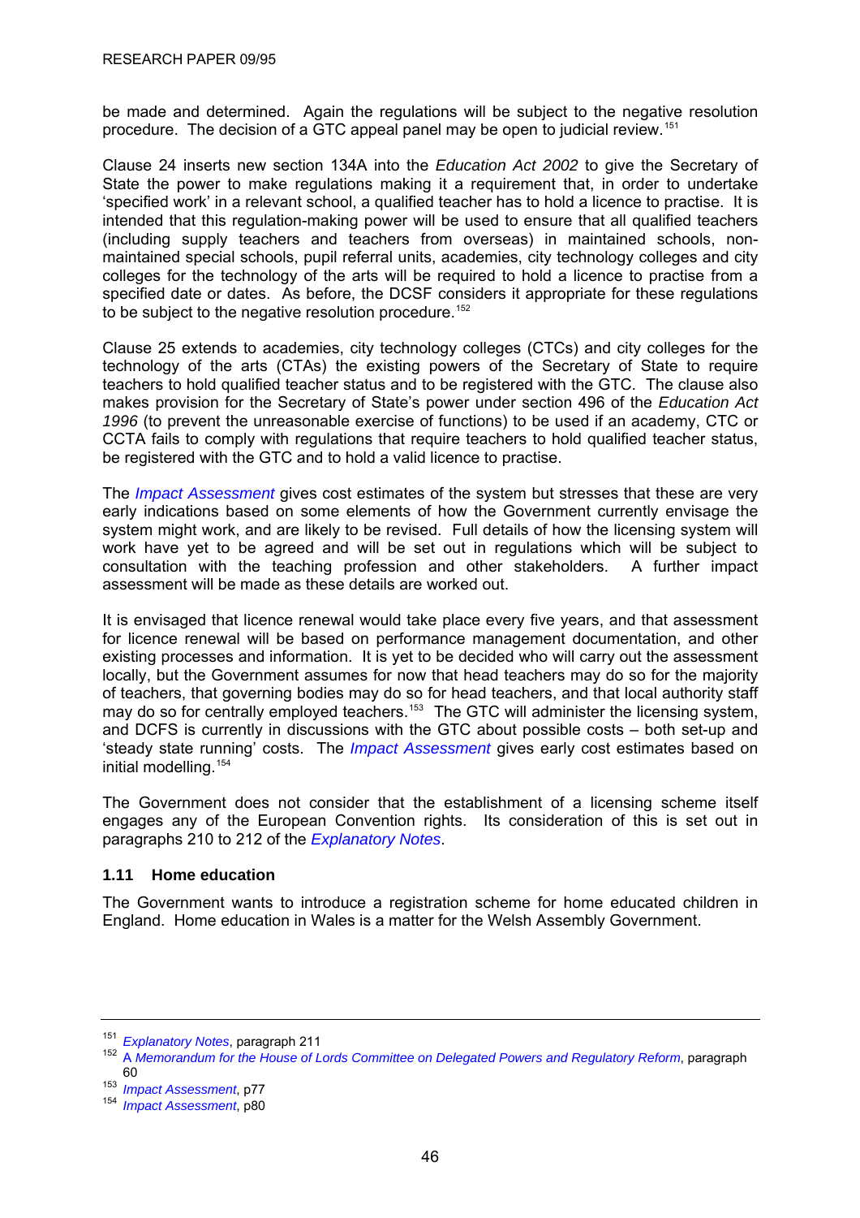be made and determined. Again the regulations will be subject to the negative resolution procedure. The decision of a GTC appeal panel may be open to judicial review.[151]

Clause 24 inserts new section 134A into the *Education Act 2002* to give the Secretary of State the power to make regulations making it a requirement that, in order to undertake 'specified work' in a relevant school, a qualified teacher has to hold a licence to practise. It is intended that this regulation-making power will be used to ensure that all qualified teachers (including supply teachers and teachers from overseas) in maintained schools, non-maintained special schools, pupil referral units, academies, city technology colleges and city colleges for the technology of the arts will be required to hold a licence to practise from a specified date or dates. As before, the DCSF considers it appropriate for these regulations to be subject to the negative resolution procedure.[152]

Clause 25 extends to academies, city technology colleges (CTCs) and city colleges for the technology of the arts (CTAs) the existing powers of the Secretary of State to require teachers to hold qualified teacher status and to be registered with the GTC. The clause also makes provision for the Secretary of State's power under section 496 of the *Education Act 1996* (to prevent the unreasonable exercise of functions) to be used if an academy, CTC or CCTA fails to comply with regulations that require teachers to hold qualified teacher status, be registered with the GTC and to hold a valid licence to practise.

The *Impact Assessment* gives cost estimates of the system but stresses that these are very early indications based on some elements of how the Government currently envisage the system might work, and are likely to be revised. Full details of how the licensing system will work have yet to be agreed and will be set out in regulations which will be subject to consultation with the teaching profession and other stakeholders. A further impact assessment will be made as these details are worked out.

It is envisaged that licence renewal would take place every five years, and that assessment for licence renewal will be based on performance management documentation, and other existing processes and information. It is yet to be decided who will carry out the assessment locally, but the Government assumes for now that head teachers may do so for the majority of teachers, that governing bodies may do so for head teachers, and that local authority staff may do so for centrally employed teachers.[153] The GTC will administer the licensing system, and DCFS is currently in discussions with the GTC about possible costs – both set-up and 'steady state running' costs. The *Impact Assessment* gives early cost estimates based on initial modelling.[154]

The Government does not consider that the establishment of a licensing scheme itself engages any of the European Convention rights. Its consideration of this is set out in paragraphs 210 to 212 of the *Explanatory Notes*.

### 1.11 Home education

The Government wants to introduce a registration scheme for home educated children in England. Home education in Wales is a matter for the Welsh Assembly Government.

---

[151] *Explanatory Notes*, paragraph 211

[152] A *Memorandum for the House of Lords Committee on Delegated Powers and Regulatory Reform*, paragraph 60

[153] *Impact Assessment*, p77

[154] *Impact Assessment*, p80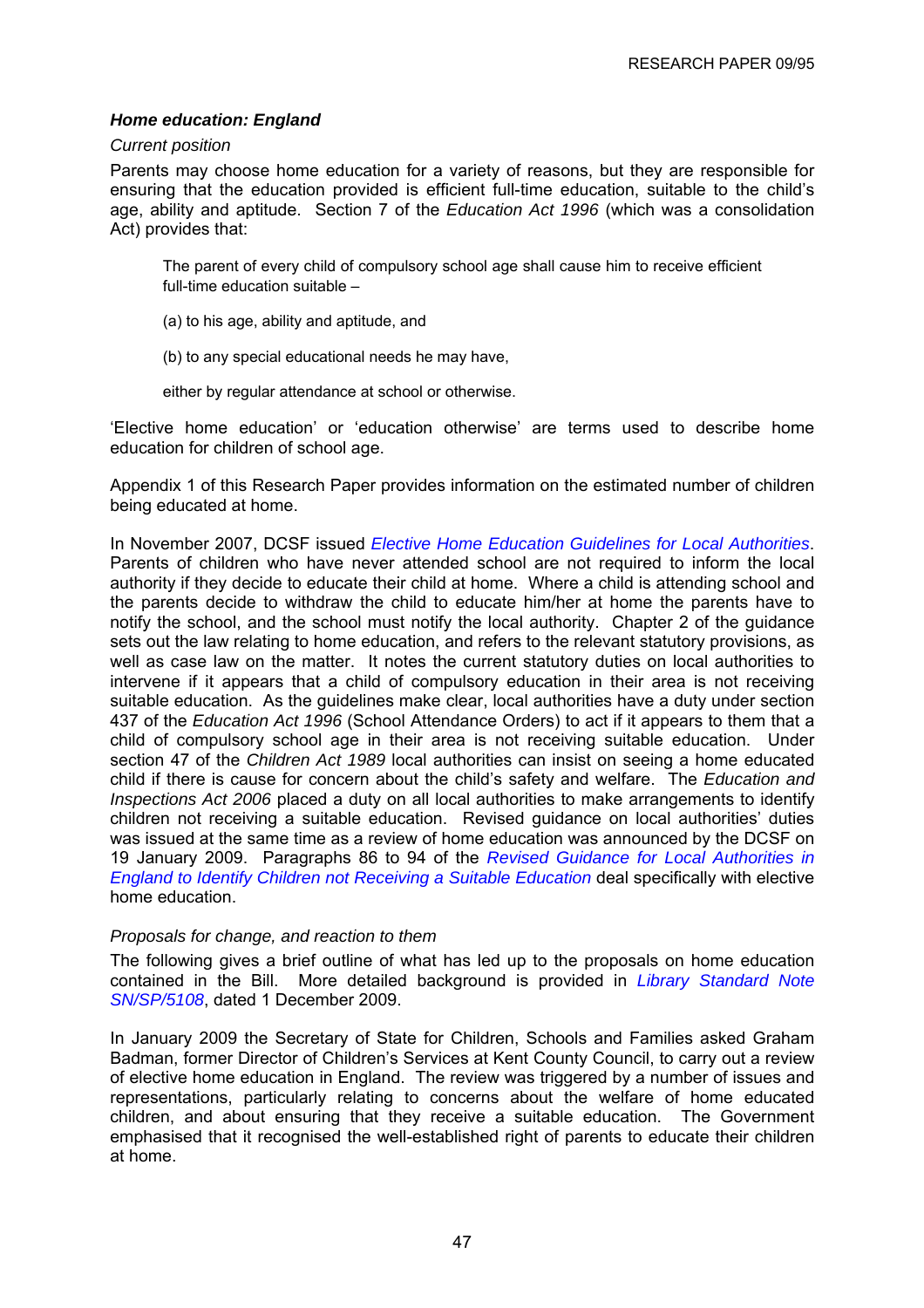### *Home education: England*

*Current position*

Parents may choose home education for a variety of reasons, but they are responsible for ensuring that the education provided is efficient full-time education, suitable to the child's age, ability and aptitude. Section 7 of the *Education Act 1996* (which was a consolidation Act) provides that:

> The parent of every child of compulsory school age shall cause him to receive efficient full-time education suitable –
>
> (a) to his age, ability and aptitude, and
>
> (b) to any special educational needs he may have,
>
> either by regular attendance at school or otherwise.

'Elective home education' or 'education otherwise' are terms used to describe home education for children of school age.

Appendix 1 of this Research Paper provides information on the estimated number of children being educated at home.

In November 2007, DCSF issued *Elective Home Education Guidelines for Local Authorities*. Parents of children who have never attended school are not required to inform the local authority if they decide to educate their child at home. Where a child is attending school and the parents decide to withdraw the child to educate him/her at home the parents have to notify the school, and the school must notify the local authority. Chapter 2 of the guidance sets out the law relating to home education, and refers to the relevant statutory provisions, as well as case law on the matter. It notes the current statutory duties on local authorities to intervene if it appears that a child of compulsory education in their area is not receiving suitable education. As the guidelines make clear, local authorities have a duty under section 437 of the *Education Act 1996* (School Attendance Orders) to act if it appears to them that a child of compulsory school age in their area is not receiving suitable education. Under section 47 of the *Children Act 1989* local authorities can insist on seeing a home educated child if there is cause for concern about the child's safety and welfare. The *Education and Inspections Act 2006* placed a duty on all local authorities to make arrangements to identify children not receiving a suitable education. Revised guidance on local authorities' duties was issued at the same time as a review of home education was announced by the DCSF on 19 January 2009. Paragraphs 86 to 94 of the *Revised Guidance for Local Authorities in England to Identify Children not Receiving a Suitable Education* deal specifically with elective home education.

*Proposals for change, and reaction to them*

The following gives a brief outline of what has led up to the proposals on home education contained in the Bill. More detailed background is provided in *Library Standard Note SN/SP/5108*, dated 1 December 2009.

In January 2009 the Secretary of State for Children, Schools and Families asked Graham Badman, former Director of Children's Services at Kent County Council, to carry out a review of elective home education in England. The review was triggered by a number of issues and representations, particularly relating to concerns about the welfare of home educated children, and about ensuring that they receive a suitable education. The Government emphasised that it recognised the well-established right of parents to educate their children at home.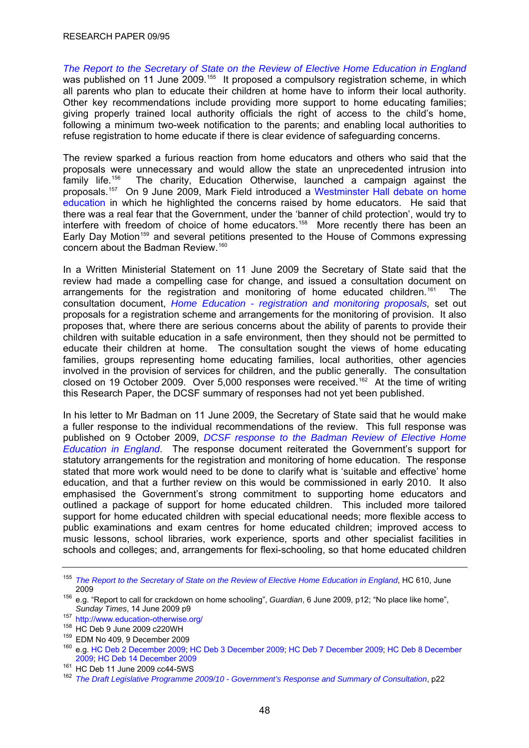*The Report to the Secretary of State on the Review of Elective Home Education in England* was published on 11 June 2009.[155] It proposed a compulsory registration scheme, in which all parents who plan to educate their children at home have to inform their local authority. Other key recommendations include providing more support to home educating families; giving properly trained local authority officials the right of access to the child's home, following a minimum two-week notification to the parents; and enabling local authorities to refuse registration to home educate if there is clear evidence of safeguarding concerns.

The review sparked a furious reaction from home educators and others who said that the proposals were unnecessary and would allow the state an unprecedented intrusion into family life.[156] The charity, Education Otherwise, launched a campaign against the proposals.[157] On 9 June 2009, Mark Field introduced a Westminster Hall debate on home education in which he highlighted the concerns raised by home educators. He said that there was a real fear that the Government, under the 'banner of child protection', would try to interfere with freedom of choice of home educators.[158] More recently there has been an Early Day Motion[159] and several petitions presented to the House of Commons expressing concern about the Badman Review.[160]

In a Written Ministerial Statement on 11 June 2009 the Secretary of State said that the review had made a compelling case for change, and issued a consultation document on arrangements for the registration and monitoring of home educated children.[161] The consultation document, *Home Education - registration and monitoring proposals,* set out proposals for a registration scheme and arrangements for the monitoring of provision. It also proposes that, where there are serious concerns about the ability of parents to provide their children with suitable education in a safe environment, then they should not be permitted to educate their children at home. The consultation sought the views of home educating families, groups representing home educating families, local authorities, other agencies involved in the provision of services for children, and the public generally. The consultation closed on 19 October 2009. Over 5,000 responses were received.[162] At the time of writing this Research Paper, the DCSF summary of responses had not yet been published.

In his letter to Mr Badman on 11 June 2009, the Secretary of State said that he would make a fuller response to the individual recommendations of the review. This full response was published on 9 October 2009, *DCSF response to the Badman Review of Elective Home Education in England*. The response document reiterated the Government's support for statutory arrangements for the registration and monitoring of home education. The response stated that more work would need to be done to clarify what is 'suitable and effective' home education, and that a further review on this would be commissioned in early 2010. It also emphasised the Government's strong commitment to supporting home educators and outlined a package of support for home educated children. This included more tailored support for home educated children with special educational needs; more flexible access to public examinations and exam centres for home educated children; improved access to music lessons, school libraries, work experience, sports and other specialist facilities in schools and colleges; and, arrangements for flexi-schooling, so that home educated children

---

[155] *The Report to the Secretary of State on the Review of Elective Home Education in England*, HC 610, June 2009

[156] e.g. "Report to call for crackdown on home schooling", *Guardian*, 6 June 2009, p12; "No place like home", *Sunday Times*, 14 June 2009 p9

[157] http://www.education-otherwise.org/

[158] HC Deb 9 June 2009 c220WH

[159] EDM No 409, 9 December 2009

[160] e.g. HC Deb 2 December 2009; HC Deb 3 December 2009; HC Deb 7 December 2009; HC Deb 8 December 2009; HC Deb 14 December 2009

[161] HC Deb 11 June 2009 cc44-5WS

[162] *The Draft Legislative Programme 2009/10 - Government's Response and Summary of Consultation*, p22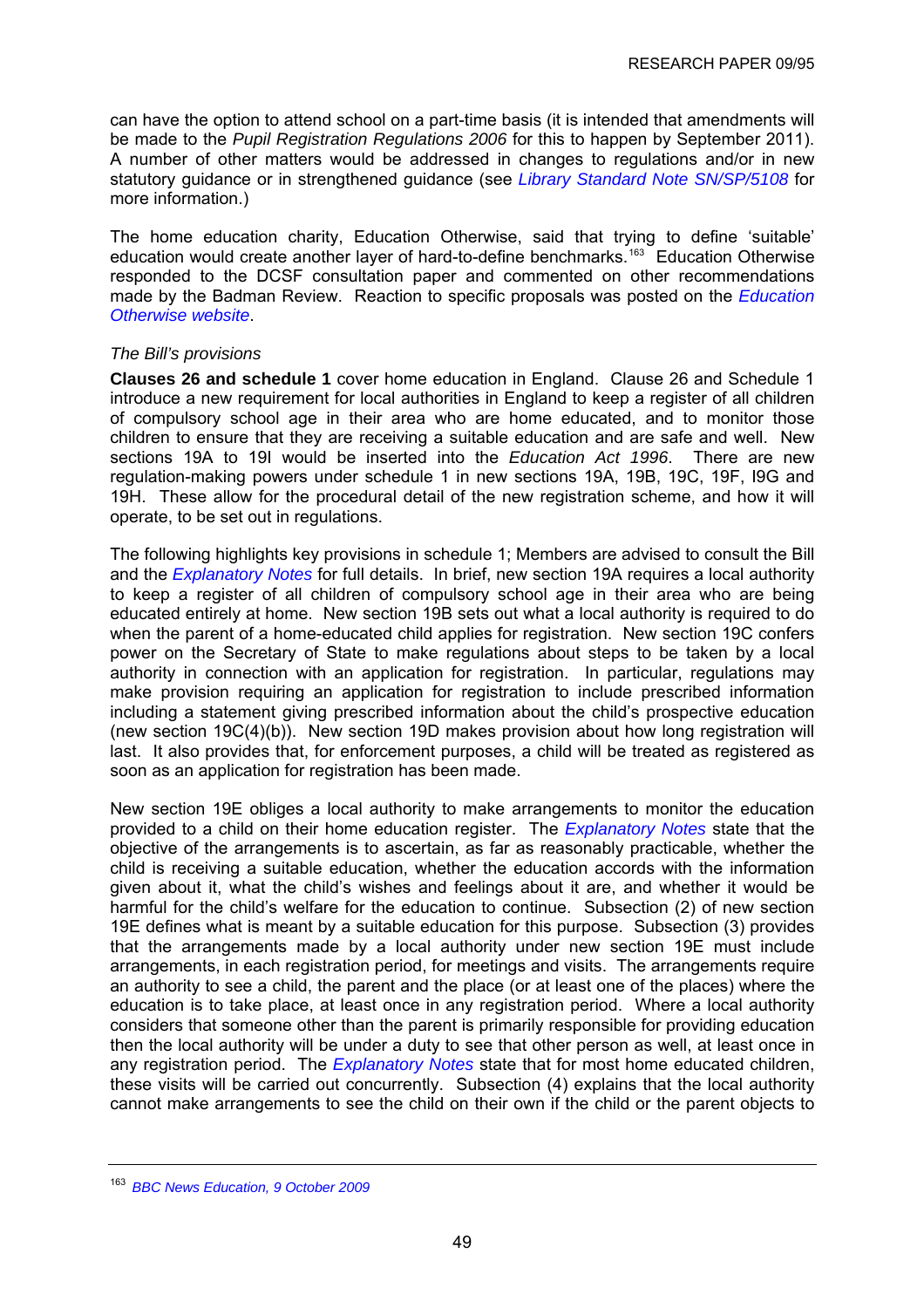can have the option to attend school on a part-time basis (it is intended that amendments will be made to the *Pupil Registration Regulations 2006* for this to happen by September 2011). A number of other matters would be addressed in changes to regulations and/or in new statutory guidance or in strengthened guidance (see *Library Standard Note SN/SP/5108* for more information.)

The home education charity, Education Otherwise, said that trying to define 'suitable' education would create another layer of hard-to-define benchmarks.[163] Education Otherwise responded to the DCSF consultation paper and commented on other recommendations made by the Badman Review. Reaction to specific proposals was posted on the *Education Otherwise website*.

*The Bill's provisions*

**Clauses 26 and schedule 1** cover home education in England. Clause 26 and Schedule 1 introduce a new requirement for local authorities in England to keep a register of all children of compulsory school age in their area who are home educated, and to monitor those children to ensure that they are receiving a suitable education and are safe and well. New sections 19A to 19I would be inserted into the *Education Act 1996*. There are new regulation-making powers under schedule 1 in new sections 19A, 19B, 19C, 19F, I9G and 19H. These allow for the procedural detail of the new registration scheme, and how it will operate, to be set out in regulations.

The following highlights key provisions in schedule 1; Members are advised to consult the Bill and the *Explanatory Notes* for full details. In brief, new section 19A requires a local authority to keep a register of all children of compulsory school age in their area who are being educated entirely at home. New section 19B sets out what a local authority is required to do when the parent of a home-educated child applies for registration. New section 19C confers power on the Secretary of State to make regulations about steps to be taken by a local authority in connection with an application for registration. In particular, regulations may make provision requiring an application for registration to include prescribed information including a statement giving prescribed information about the child's prospective education (new section 19C(4)(b)). New section 19D makes provision about how long registration will last. It also provides that, for enforcement purposes, a child will be treated as registered as soon as an application for registration has been made.

New section 19E obliges a local authority to make arrangements to monitor the education provided to a child on their home education register. The *Explanatory Notes* state that the objective of the arrangements is to ascertain, as far as reasonably practicable, whether the child is receiving a suitable education, whether the education accords with the information given about it, what the child's wishes and feelings about it are, and whether it would be harmful for the child's welfare for the education to continue. Subsection (2) of new section 19E defines what is meant by a suitable education for this purpose. Subsection (3) provides that the arrangements made by a local authority under new section 19E must include arrangements, in each registration period, for meetings and visits. The arrangements require an authority to see a child, the parent and the place (or at least one of the places) where the education is to take place, at least once in any registration period. Where a local authority considers that someone other than the parent is primarily responsible for providing education then the local authority will be under a duty to see that other person as well, at least once in any registration period. The *Explanatory Notes* state that for most home educated children, these visits will be carried out concurrently. Subsection (4) explains that the local authority cannot make arrangements to see the child on their own if the child or the parent objects to

[163] *BBC News Education, 9 October 2009*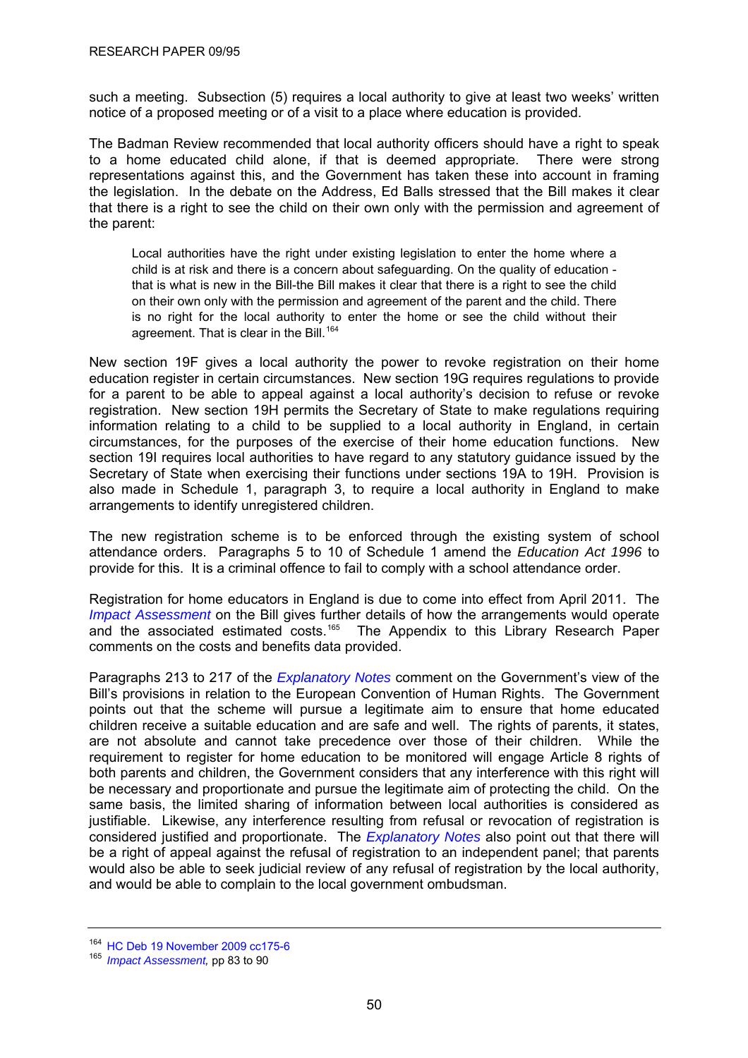such a meeting. Subsection (5) requires a local authority to give at least two weeks' written notice of a proposed meeting or of a visit to a place where education is provided.

The Badman Review recommended that local authority officers should have a right to speak to a home educated child alone, if that is deemed appropriate. There were strong representations against this, and the Government has taken these into account in framing the legislation. In the debate on the Address, Ed Balls stressed that the Bill makes it clear that there is a right to see the child on their own only with the permission and agreement of the parent:

> Local authorities have the right under existing legislation to enter the home where a child is at risk and there is a concern about safeguarding. On the quality of education - that is what is new in the Bill-the Bill makes it clear that there is a right to see the child on their own only with the permission and agreement of the parent and the child. There is no right for the local authority to enter the home or see the child without their agreement. That is clear in the Bill.[164]

New section 19F gives a local authority the power to revoke registration on their home education register in certain circumstances. New section 19G requires regulations to provide for a parent to be able to appeal against a local authority's decision to refuse or revoke registration. New section 19H permits the Secretary of State to make regulations requiring information relating to a child to be supplied to a local authority in England, in certain circumstances, for the purposes of the exercise of their home education functions. New section 19I requires local authorities to have regard to any statutory guidance issued by the Secretary of State when exercising their functions under sections 19A to 19H. Provision is also made in Schedule 1, paragraph 3, to require a local authority in England to make arrangements to identify unregistered children.

The new registration scheme is to be enforced through the existing system of school attendance orders. Paragraphs 5 to 10 of Schedule 1 amend the *Education Act 1996* to provide for this. It is a criminal offence to fail to comply with a school attendance order.

Registration for home educators in England is due to come into effect from April 2011. The *Impact Assessment* on the Bill gives further details of how the arrangements would operate and the associated estimated costs.[165] The Appendix to this Library Research Paper comments on the costs and benefits data provided.

Paragraphs 213 to 217 of the *Explanatory Notes* comment on the Government's view of the Bill's provisions in relation to the European Convention of Human Rights. The Government points out that the scheme will pursue a legitimate aim to ensure that home educated children receive a suitable education and are safe and well. The rights of parents, it states, are not absolute and cannot take precedence over those of their children. While the requirement to register for home education to be monitored will engage Article 8 rights of both parents and children, the Government considers that any interference with this right will be necessary and proportionate and pursue the legitimate aim of protecting the child. On the same basis, the limited sharing of information between local authorities is considered as justifiable. Likewise, any interference resulting from refusal or revocation of registration is considered justified and proportionate. The *Explanatory Notes* also point out that there will be a right of appeal against the refusal of registration to an independent panel; that parents would also be able to seek judicial review of any refusal of registration by the local authority, and would be able to complain to the local government ombudsman.

---

[164] HC Deb 19 November 2009 cc175-6

[165] *Impact Assessment,* pp 83 to 90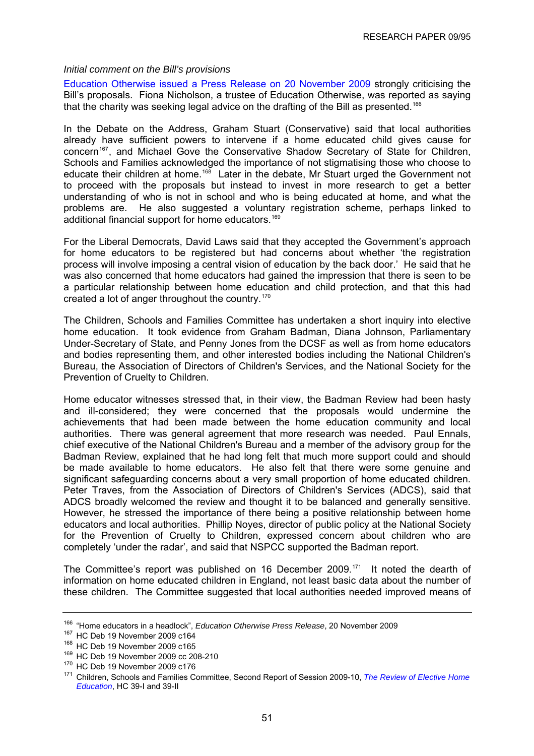*Initial comment on the Bill's provisions*

Education Otherwise issued a Press Release on 20 November 2009 strongly criticising the Bill's proposals. Fiona Nicholson, a trustee of Education Otherwise, was reported as saying that the charity was seeking legal advice on the drafting of the Bill as presented.[166]

In the Debate on the Address, Graham Stuart (Conservative) said that local authorities already have sufficient powers to intervene if a home educated child gives cause for concern[167], and Michael Gove the Conservative Shadow Secretary of State for Children, Schools and Families acknowledged the importance of not stigmatising those who choose to educate their children at home.[168] Later in the debate, Mr Stuart urged the Government not to proceed with the proposals but instead to invest in more research to get a better understanding of who is not in school and who is being educated at home, and what the problems are. He also suggested a voluntary registration scheme, perhaps linked to additional financial support for home educators.[169]

For the Liberal Democrats, David Laws said that they accepted the Government's approach for home educators to be registered but had concerns about whether 'the registration process will involve imposing a central vision of education by the back door.' He said that he was also concerned that home educators had gained the impression that there is seen to be a particular relationship between home education and child protection, and that this had created a lot of anger throughout the country.[170]

The Children, Schools and Families Committee has undertaken a short inquiry into elective home education. It took evidence from Graham Badman, Diana Johnson, Parliamentary Under-Secretary of State, and Penny Jones from the DCSF as well as from home educators and bodies representing them, and other interested bodies including the National Children's Bureau, the Association of Directors of Children's Services, and the National Society for the Prevention of Cruelty to Children.

Home educator witnesses stressed that, in their view, the Badman Review had been hasty and ill-considered; they were concerned that the proposals would undermine the achievements that had been made between the home education community and local authorities. There was general agreement that more research was needed. Paul Ennals, chief executive of the National Children's Bureau and a member of the advisory group for the Badman Review, explained that he had long felt that much more support could and should be made available to home educators. He also felt that there were some genuine and significant safeguarding concerns about a very small proportion of home educated children. Peter Traves, from the Association of Directors of Children's Services (ADCS), said that ADCS broadly welcomed the review and thought it to be balanced and generally sensitive. However, he stressed the importance of there being a positive relationship between home educators and local authorities. Phillip Noyes, director of public policy at the National Society for the Prevention of Cruelty to Children, expressed concern about children who are completely 'under the radar', and said that NSPCC supported the Badman report.

The Committee's report was published on 16 December 2009.[171] It noted the dearth of information on home educated children in England, not least basic data about the number of these children. The Committee suggested that local authorities needed improved means of

---

[166] "Home educators in a headlock", *Education Otherwise Press Release*, 20 November 2009

[167] HC Deb 19 November 2009 c164

[168] HC Deb 19 November 2009 c165

[169] HC Deb 19 November 2009 cc 208-210

[170] HC Deb 19 November 2009 c176

[171] Children, Schools and Families Committee, Second Report of Session 2009-10, *The Review of Elective Home Education*, HC 39-I and 39-II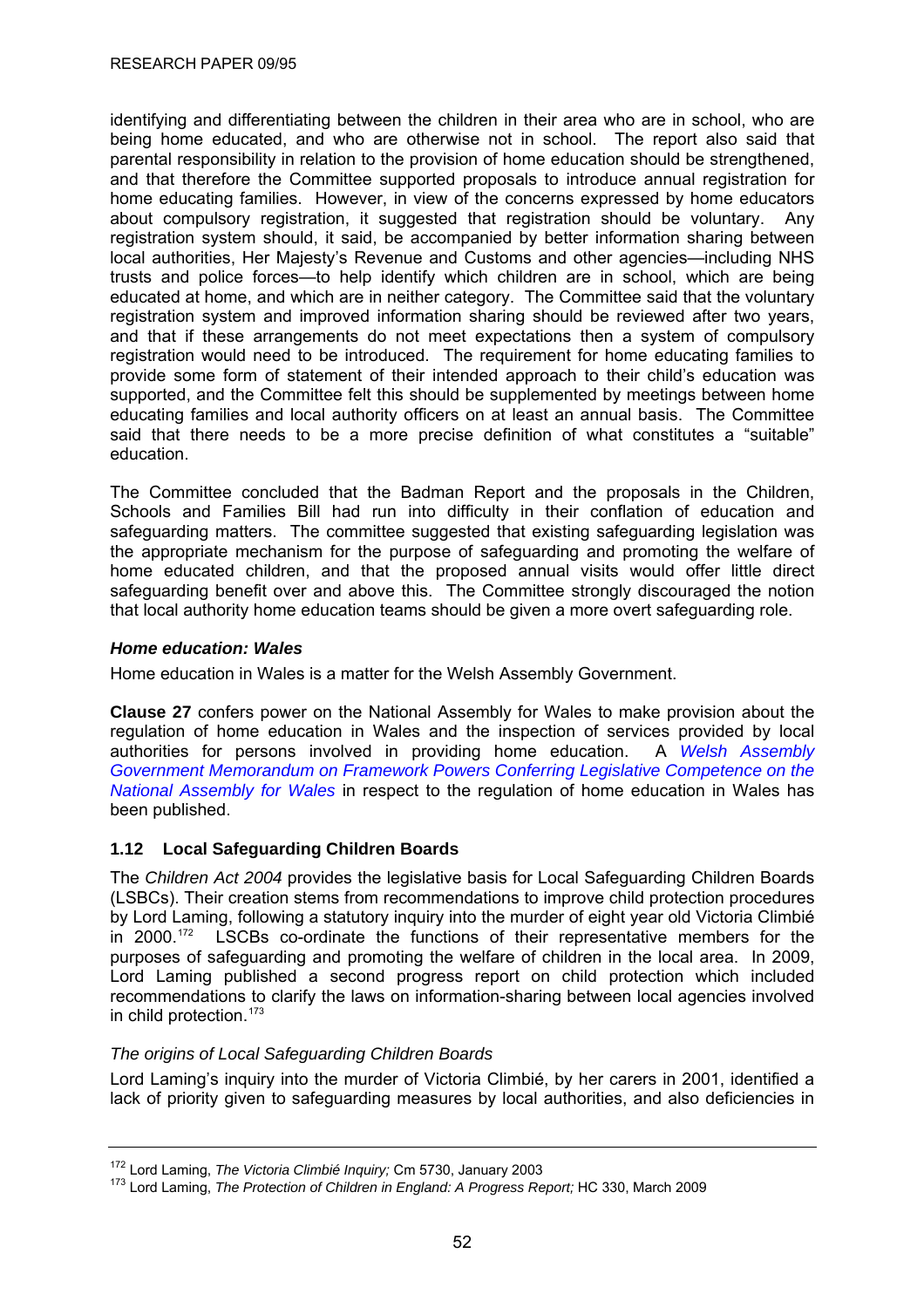identifying and differentiating between the children in their area who are in school, who are being home educated, and who are otherwise not in school. The report also said that parental responsibility in relation to the provision of home education should be strengthened, and that therefore the Committee supported proposals to introduce annual registration for home educating families. However, in view of the concerns expressed by home educators about compulsory registration, it suggested that registration should be voluntary. Any registration system should, it said, be accompanied by better information sharing between local authorities, Her Majesty's Revenue and Customs and other agencies—including NHS trusts and police forces—to help identify which children are in school, which are being educated at home, and which are in neither category. The Committee said that the voluntary registration system and improved information sharing should be reviewed after two years, and that if these arrangements do not meet expectations then a system of compulsory registration would need to be introduced. The requirement for home educating families to provide some form of statement of their intended approach to their child's education was supported, and the Committee felt this should be supplemented by meetings between home educating families and local authority officers on at least an annual basis. The Committee said that there needs to be a more precise definition of what constitutes a "suitable" education.

The Committee concluded that the Badman Report and the proposals in the Children, Schools and Families Bill had run into difficulty in their conflation of education and safeguarding matters. The committee suggested that existing safeguarding legislation was the appropriate mechanism for the purpose of safeguarding and promoting the welfare of home educated children, and that the proposed annual visits would offer little direct safeguarding benefit over and above this. The Committee strongly discouraged the notion that local authority home education teams should be given a more overt safeguarding role.

#### *Home education: Wales*

Home education in Wales is a matter for the Welsh Assembly Government.

**Clause 27** confers power on the National Assembly for Wales to make provision about the regulation of home education in Wales and the inspection of services provided by local authorities for persons involved in providing home education. A *Welsh Assembly Government Memorandum on Framework Powers Conferring Legislative Competence on the National Assembly for Wales* in respect to the regulation of home education in Wales has been published.

### 1.12 Local Safeguarding Children Boards

The *Children Act 2004* provides the legislative basis for Local Safeguarding Children Boards (LSBCs). Their creation stems from recommendations to improve child protection procedures by Lord Laming, following a statutory inquiry into the murder of eight year old Victoria Climbié in 2000.[172] LSCBs co-ordinate the functions of their representative members for the purposes of safeguarding and promoting the welfare of children in the local area. In 2009, Lord Laming published a second progress report on child protection which included recommendations to clarify the laws on information-sharing between local agencies involved in child protection.[173]

#### *The origins of Local Safeguarding Children Boards*

Lord Laming's inquiry into the murder of Victoria Climbié, by her carers in 2001, identified a lack of priority given to safeguarding measures by local authorities, and also deficiencies in

---

[172] Lord Laming, *The Victoria Climbié Inquiry;* Cm 5730, January 2003

[173] Lord Laming, *The Protection of Children in England: A Progress Report;* HC 330, March 2009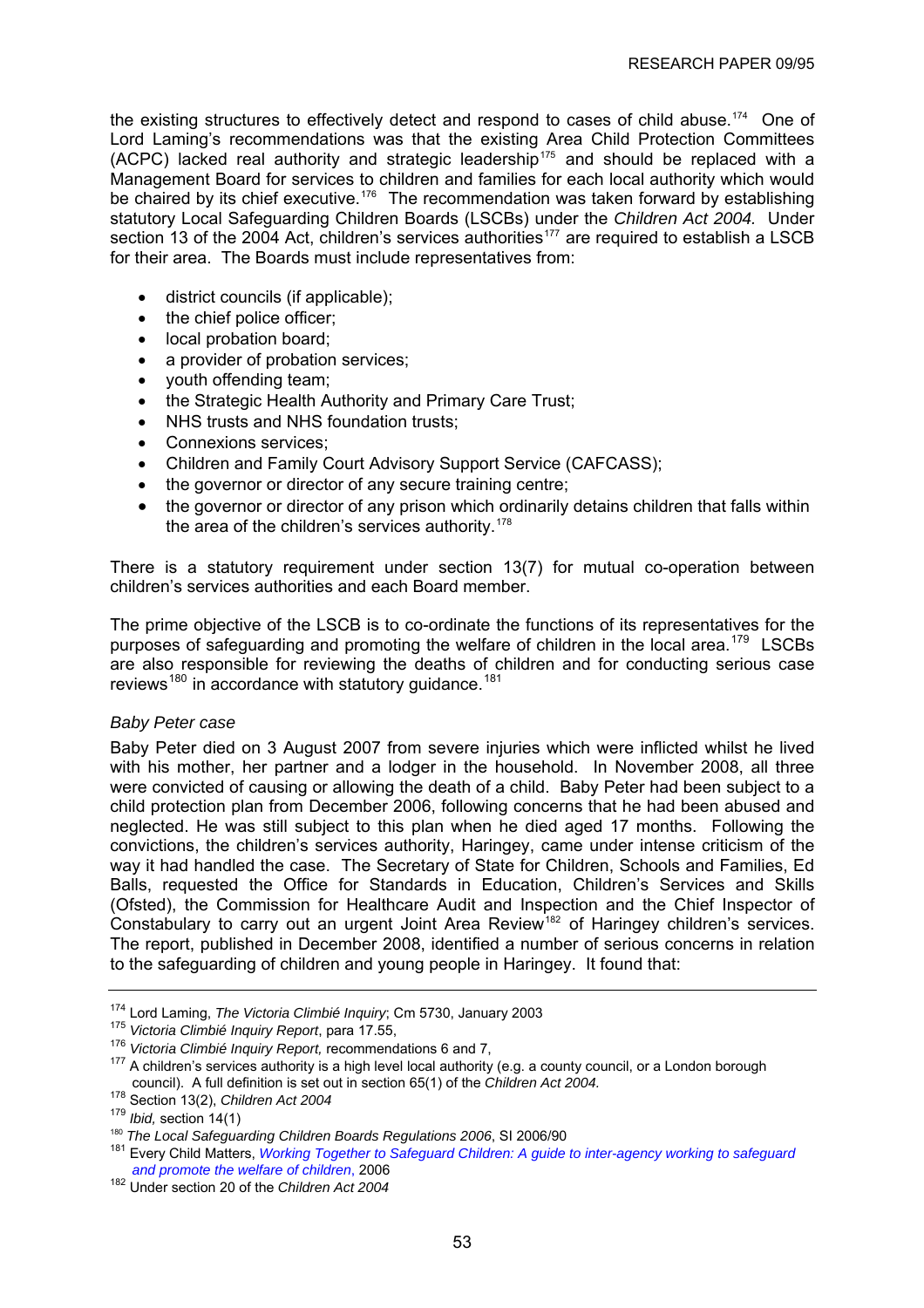the existing structures to effectively detect and respond to cases of child abuse.[174] One of Lord Laming's recommendations was that the existing Area Child Protection Committees (ACPC) lacked real authority and strategic leadership[175] and should be replaced with a Management Board for services to children and families for each local authority which would be chaired by its chief executive.[176] The recommendation was taken forward by establishing statutory Local Safeguarding Children Boards (LSCBs) under the *Children Act 2004.* Under section 13 of the 2004 Act, children's services authorities[177] are required to establish a LSCB for their area. The Boards must include representatives from:

- district councils (if applicable);
- the chief police officer;
- local probation board;
- a provider of probation services;
- youth offending team;
- the Strategic Health Authority and Primary Care Trust;
- NHS trusts and NHS foundation trusts;
- Connexions services;
- Children and Family Court Advisory Support Service (CAFCASS);
- the governor or director of any secure training centre;
- the governor or director of any prison which ordinarily detains children that falls within the area of the children's services authority.[178]

There is a statutory requirement under section 13(7) for mutual co-operation between children's services authorities and each Board member.

The prime objective of the LSCB is to co-ordinate the functions of its representatives for the purposes of safeguarding and promoting the welfare of children in the local area.[179] LSCBs are also responsible for reviewing the deaths of children and for conducting serious case reviews[180] in accordance with statutory guidance.[181]

*Baby Peter case*

Baby Peter died on 3 August 2007 from severe injuries which were inflicted whilst he lived with his mother, her partner and a lodger in the household. In November 2008, all three were convicted of causing or allowing the death of a child. Baby Peter had been subject to a child protection plan from December 2006, following concerns that he had been abused and neglected. He was still subject to this plan when he died aged 17 months. Following the convictions, the children's services authority, Haringey, came under intense criticism of the way it had handled the case. The Secretary of State for Children, Schools and Families, Ed Balls, requested the Office for Standards in Education, Children's Services and Skills (Ofsted), the Commission for Healthcare Audit and Inspection and the Chief Inspector of Constabulary to carry out an urgent Joint Area Review[182] of Haringey children's services. The report, published in December 2008, identified a number of serious concerns in relation to the safeguarding of children and young people in Haringey. It found that:

---

[174] Lord Laming, *The Victoria Climbié Inquiry*; Cm 5730, January 2003

[175] *Victoria Climbié Inquiry Report*, para 17.55,

[176] *Victoria Climbié Inquiry Report,* recommendations 6 and 7,

[177] A children's services authority is a high level local authority (e.g. a county council, or a London borough council). A full definition is set out in section 65(1) of the *Children Act 2004.*

[178] Section 13(2), *Children Act 2004*

[179] *Ibid,* section 14(1)

[180] *The Local Safeguarding Children Boards Regulations 2006*, SI 2006/90

[181] Every Child Matters, *Working Together to Safeguard Children: A guide to inter-agency working to safeguard and promote the welfare of children*, 2006

[182] Under section 20 of the *Children Act 2004*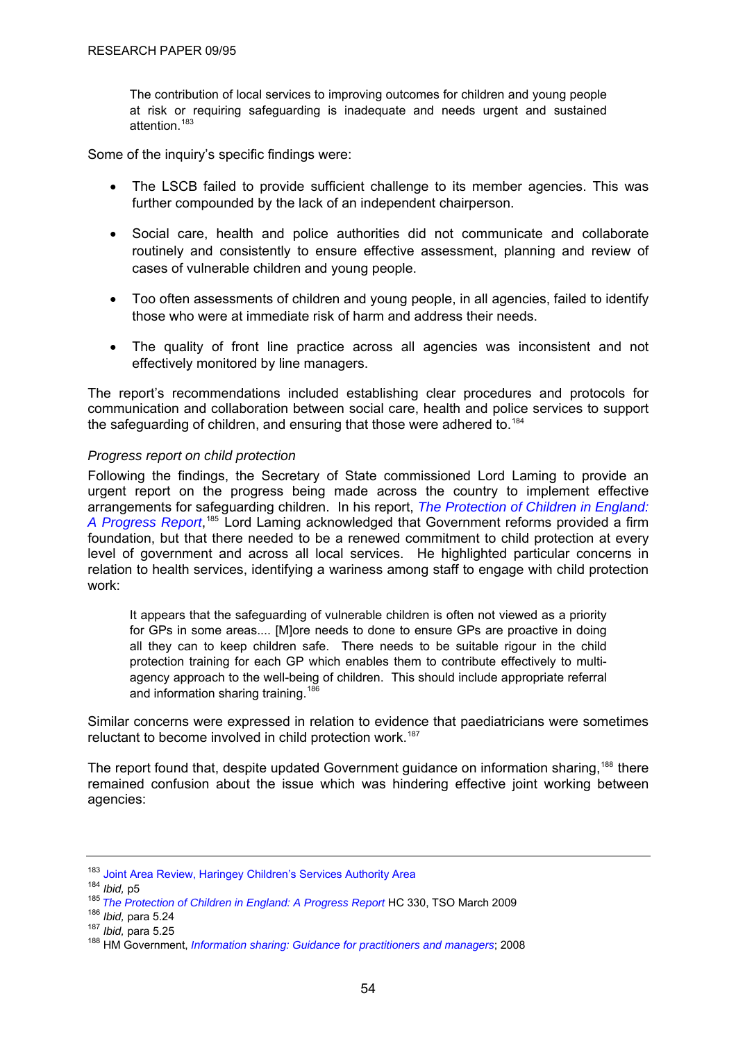> The contribution of local services to improving outcomes for children and young people at risk or requiring safeguarding is inadequate and needs urgent and sustained attention.[183]

Some of the inquiry's specific findings were:

- The LSCB failed to provide sufficient challenge to its member agencies. This was further compounded by the lack of an independent chairperson.
- Social care, health and police authorities did not communicate and collaborate routinely and consistently to ensure effective assessment, planning and review of cases of vulnerable children and young people.
- Too often assessments of children and young people, in all agencies, failed to identify those who were at immediate risk of harm and address their needs.
- The quality of front line practice across all agencies was inconsistent and not effectively monitored by line managers.

The report's recommendations included establishing clear procedures and protocols for communication and collaboration between social care, health and police services to support the safeguarding of children, and ensuring that those were adhered to.[184]

*Progress report on child protection*

Following the findings, the Secretary of State commissioned Lord Laming to provide an urgent report on the progress being made across the country to implement effective arrangements for safeguarding children. In his report, *The Protection of Children in England: A Progress Report*,[185] Lord Laming acknowledged that Government reforms provided a firm foundation, but that there needed to be a renewed commitment to child protection at every level of government and across all local services. He highlighted particular concerns in relation to health services, identifying a wariness among staff to engage with child protection work:

> It appears that the safeguarding of vulnerable children is often not viewed as a priority for GPs in some areas.... [M]ore needs to done to ensure GPs are proactive in doing all they can to keep children safe. There needs to be suitable rigour in the child protection training for each GP which enables them to contribute effectively to multi-agency approach to the well-being of children. This should include appropriate referral and information sharing training.[186]

Similar concerns were expressed in relation to evidence that paediatricians were sometimes reluctant to become involved in child protection work.[187]

The report found that, despite updated Government guidance on information sharing,[188] there remained confusion about the issue which was hindering effective joint working between agencies:

---

[183] Joint Area Review, Haringey Children's Services Authority Area
[184] *Ibid,* p5
[185] *The Protection of Children in England: A Progress Report* HC 330, TSO March 2009
[186] *Ibid,* para 5.24
[187] *Ibid,* para 5.25
[188] HM Government, *Information sharing: Guidance for practitioners and managers*; 2008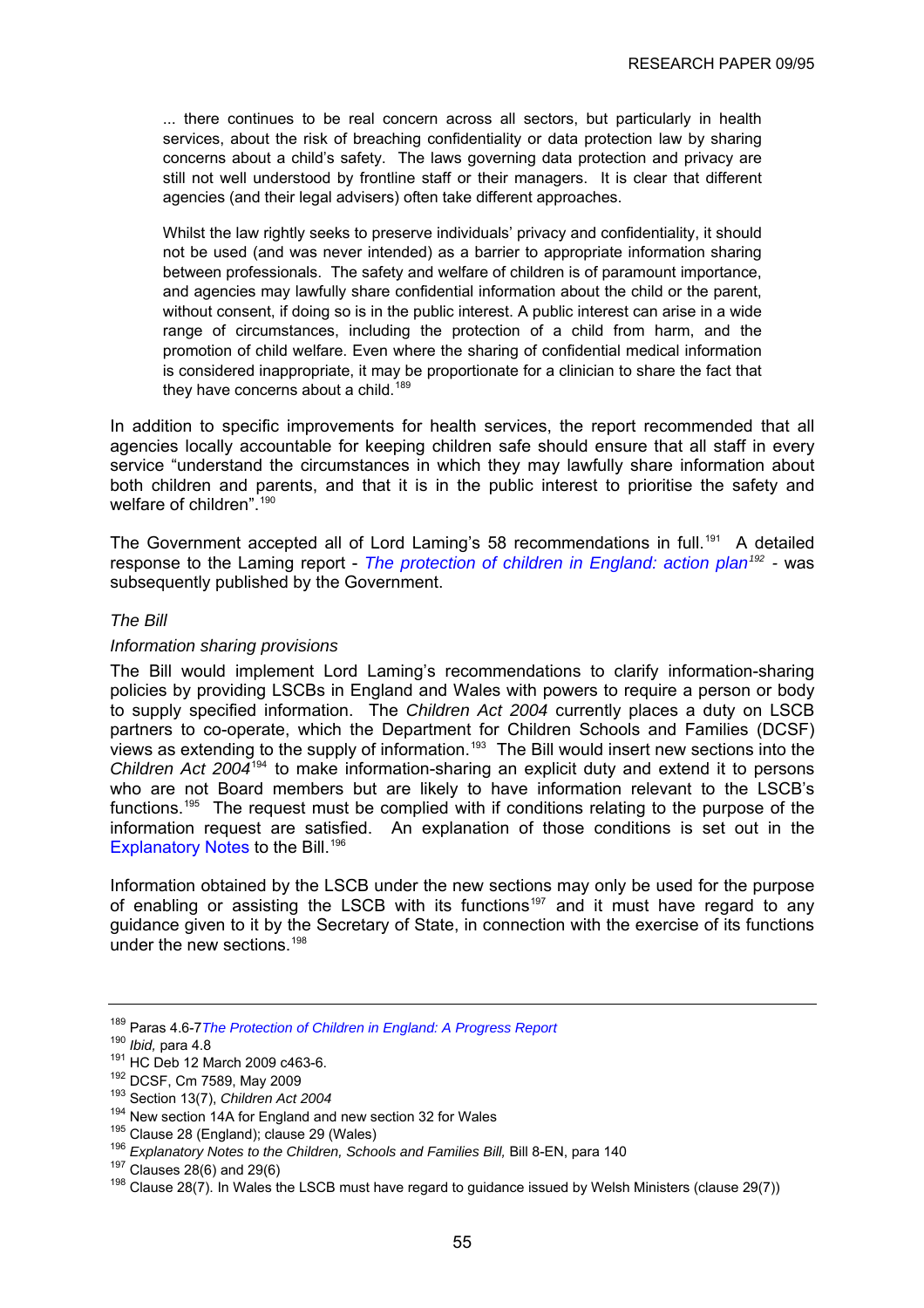> ... there continues to be real concern across all sectors, but particularly in health services, about the risk of breaching confidentiality or data protection law by sharing concerns about a child's safety. The laws governing data protection and privacy are still not well understood by frontline staff or their managers. It is clear that different agencies (and their legal advisers) often take different approaches.
>
> Whilst the law rightly seeks to preserve individuals' privacy and confidentiality, it should not be used (and was never intended) as a barrier to appropriate information sharing between professionals. The safety and welfare of children is of paramount importance, and agencies may lawfully share confidential information about the child or the parent, without consent, if doing so is in the public interest. A public interest can arise in a wide range of circumstances, including the protection of a child from harm, and the promotion of child welfare. Even where the sharing of confidential medical information is considered inappropriate, it may be proportionate for a clinician to share the fact that they have concerns about a child.[189]

In addition to specific improvements for health services, the report recommended that all agencies locally accountable for keeping children safe should ensure that all staff in every service "understand the circumstances in which they may lawfully share information about both children and parents, and that it is in the public interest to prioritise the safety and welfare of children".[190]

The Government accepted all of Lord Laming's 58 recommendations in full.[191] A detailed response to the Laming report - *The protection of children in England: action plan*[192] - was subsequently published by the Government.

*The Bill*

*Information sharing provisions*

The Bill would implement Lord Laming's recommendations to clarify information-sharing policies by providing LSCBs in England and Wales with powers to require a person or body to supply specified information. The *Children Act 2004* currently places a duty on LSCB partners to co-operate, which the Department for Children Schools and Families (DCSF) views as extending to the supply of information.[193] The Bill would insert new sections into the *Children Act 2004*[194] to make information-sharing an explicit duty and extend it to persons who are not Board members but are likely to have information relevant to the LSCB's functions.[195] The request must be complied with if conditions relating to the purpose of the information request are satisfied. An explanation of those conditions is set out in the Explanatory Notes to the Bill.[196]

Information obtained by the LSCB under the new sections may only be used for the purpose of enabling or assisting the LSCB with its functions[197] and it must have regard to any guidance given to it by the Secretary of State, in connection with the exercise of its functions under the new sections.[198]

---

[189] Paras 4.6-7 *The Protection of Children in England: A Progress Report*

[190] *Ibid,* para 4.8

[191] HC Deb 12 March 2009 c463-6.

[192] DCSF, Cm 7589, May 2009

[193] Section 13(7), *Children Act 2004*

[194] New section 14A for England and new section 32 for Wales

[195] Clause 28 (England); clause 29 (Wales)

[196] *Explanatory Notes to the Children, Schools and Families Bill,* Bill 8-EN, para 140

[197] Clauses 28(6) and 29(6)

[198] Clause 28(7). In Wales the LSCB must have regard to guidance issued by Welsh Ministers (clause 29(7))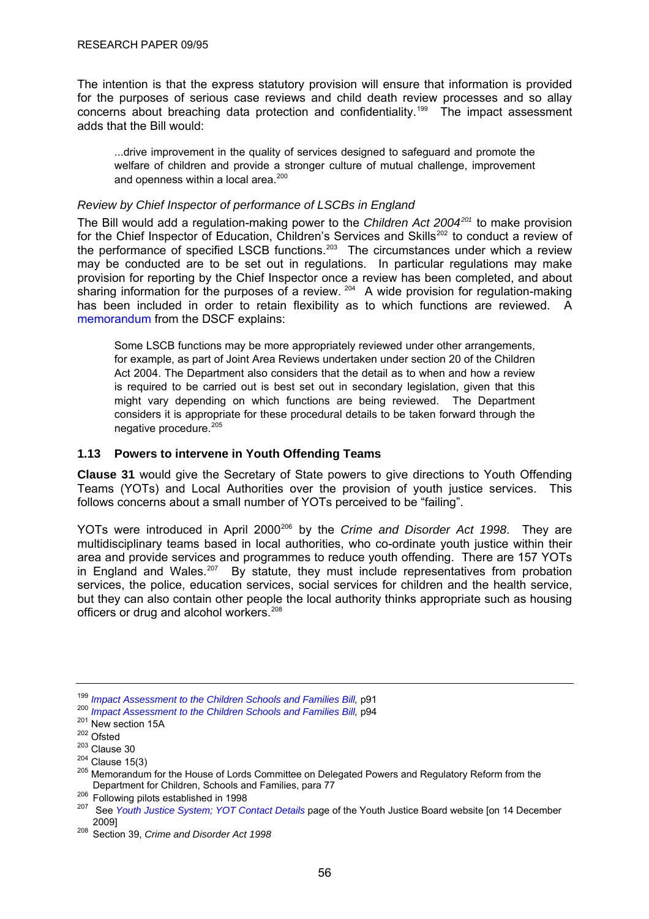The intention is that the express statutory provision will ensure that information is provided for the purposes of serious case reviews and child death review processes and so allay concerns about breaching data protection and confidentiality.[199] The impact assessment adds that the Bill would:

> ...drive improvement in the quality of services designed to safeguard and promote the welfare of children and provide a stronger culture of mutual challenge, improvement and openness within a local area.[200]

*Review by Chief Inspector of performance of LSCBs in England*

The Bill would add a regulation-making power to the *Children Act 2004*[201] to make provision for the Chief Inspector of Education, Children's Services and Skills[202] to conduct a review of the performance of specified LSCB functions.[203] The circumstances under which a review may be conducted are to be set out in regulations. In particular regulations may make provision for reporting by the Chief Inspector once a review has been completed, and about sharing information for the purposes of a review.[204] A wide provision for regulation-making has been included in order to retain flexibility as to which functions are reviewed. A memorandum from the DSCF explains:

> Some LSCB functions may be more appropriately reviewed under other arrangements, for example, as part of Joint Area Reviews undertaken under section 20 of the Children Act 2004. The Department also considers that the detail as to when and how a review is required to be carried out is best set out in secondary legislation, given that this might vary depending on which functions are being reviewed. The Department considers it is appropriate for these procedural details to be taken forward through the negative procedure.[205]

### 1.13 Powers to intervene in Youth Offending Teams

**Clause 31** would give the Secretary of State powers to give directions to Youth Offending Teams (YOTs) and Local Authorities over the provision of youth justice services. This follows concerns about a small number of YOTs perceived to be "failing".

YOTs were introduced in April 2000[206] by the *Crime and Disorder Act 1998*. They are multidisciplinary teams based in local authorities, who co-ordinate youth justice within their area and provide services and programmes to reduce youth offending. There are 157 YOTs in England and Wales.[207] By statute, they must include representatives from probation services, the police, education services, social services for children and the health service, but they can also contain other people the local authority thinks appropriate such as housing officers or drug and alcohol workers.[208]

---

[199] *Impact Assessment to the Children Schools and Families Bill,* p91

[200] *Impact Assessment to the Children Schools and Families Bill,* p94

[201] New section 15A

[202] Ofsted

[203] Clause 30

[204] Clause 15(3)

[205] Memorandum for the House of Lords Committee on Delegated Powers and Regulatory Reform from the Department for Children, Schools and Families, para 77

[206] Following pilots established in 1998

[207] See *Youth Justice System; YOT Contact Details* page of the Youth Justice Board website [on 14 December 2009]

[208] Section 39, *Crime and Disorder Act 1998*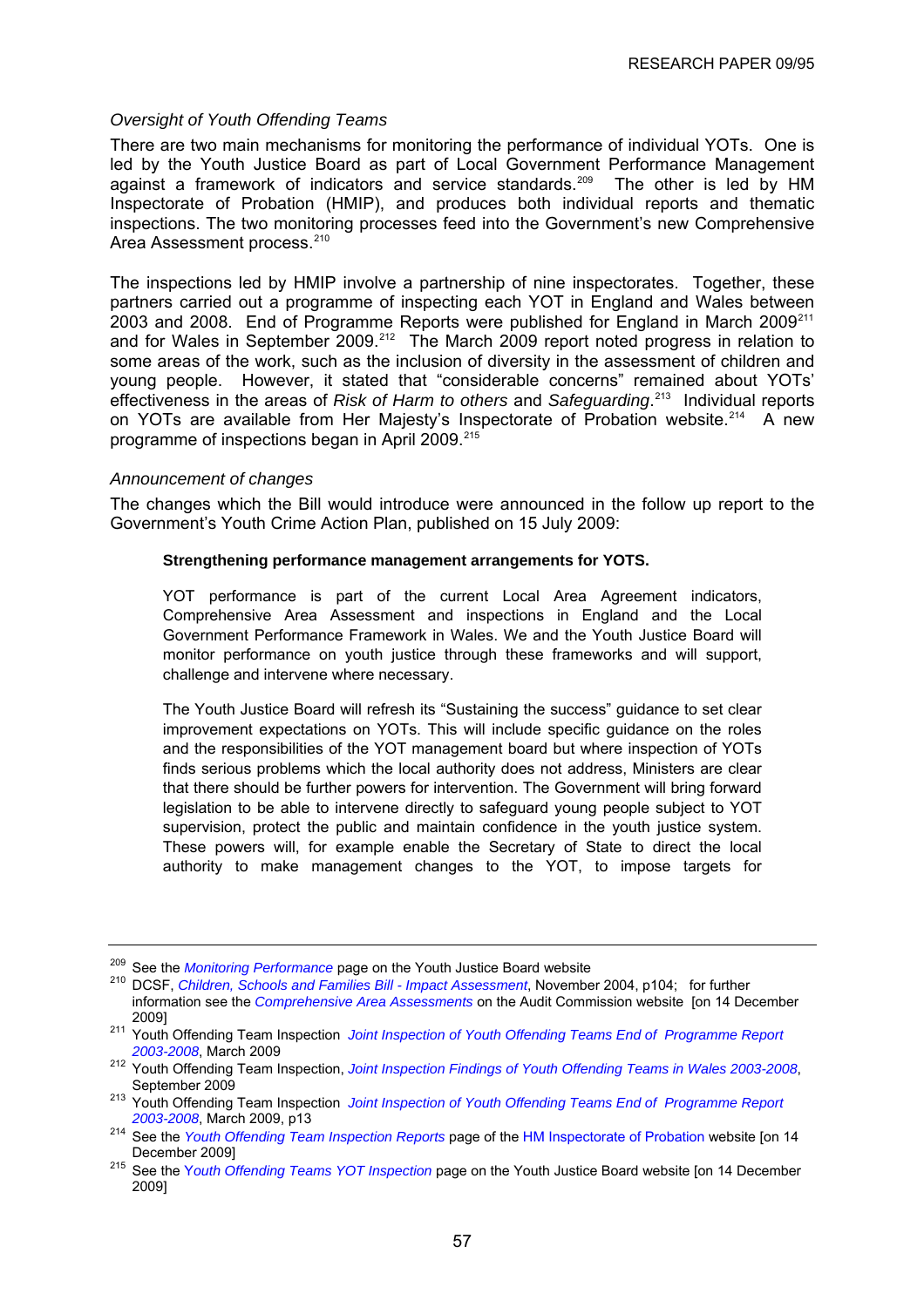*Oversight of Youth Offending Teams*

There are two main mechanisms for monitoring the performance of individual YOTs. One is led by the Youth Justice Board as part of Local Government Performance Management against a framework of indicators and service standards.[209] The other is led by HM Inspectorate of Probation (HMIP), and produces both individual reports and thematic inspections. The two monitoring processes feed into the Government's new Comprehensive Area Assessment process.[210]

The inspections led by HMIP involve a partnership of nine inspectorates. Together, these partners carried out a programme of inspecting each YOT in England and Wales between 2003 and 2008. End of Programme Reports were published for England in March 2009[211] and for Wales in September 2009.[212] The March 2009 report noted progress in relation to some areas of the work, such as the inclusion of diversity in the assessment of children and young people. However, it stated that "considerable concerns" remained about YOTs' effectiveness in the areas of *Risk of Harm to others* and *Safeguarding*.[213] Individual reports on YOTs are available from Her Majesty's Inspectorate of Probation website.[214] A new programme of inspections began in April 2009.[215]

*Announcement of changes*

The changes which the Bill would introduce were announced in the follow up report to the Government's Youth Crime Action Plan, published on 15 July 2009:

> **Strengthening performance management arrangements for YOTS.**
>
> YOT performance is part of the current Local Area Agreement indicators, Comprehensive Area Assessment and inspections in England and the Local Government Performance Framework in Wales. We and the Youth Justice Board will monitor performance on youth justice through these frameworks and will support, challenge and intervene where necessary.
>
> The Youth Justice Board will refresh its "Sustaining the success" guidance to set clear improvement expectations on YOTs. This will include specific guidance on the roles and the responsibilities of the YOT management board but where inspection of YOTs finds serious problems which the local authority does not address, Ministers are clear that there should be further powers for intervention. The Government will bring forward legislation to be able to intervene directly to safeguard young people subject to YOT supervision, protect the public and maintain confidence in the youth justice system. These powers will, for example enable the Secretary of State to direct the local authority to make management changes to the YOT, to impose targets for

---

[209] See the *Monitoring Performance* page on the Youth Justice Board website

[210] DCSF, *Children, Schools and Families Bill - Impact Assessment*, November 2004, p104; for further information see the *Comprehensive Area Assessments* on the Audit Commission website [on 14 December 2009]

[211] Youth Offending Team Inspection *Joint Inspection of Youth Offending Teams End of Programme Report 2003-2008*, March 2009

[212] Youth Offending Team Inspection, *Joint Inspection Findings of Youth Offending Teams in Wales 2003-2008*, September 2009

[213] Youth Offending Team Inspection *Joint Inspection of Youth Offending Teams End of Programme Report 2003-2008*, March 2009, p13

[214] See the *Youth Offending Team Inspection Reports* page of the HM Inspectorate of Probation website [on 14 December 2009]

[215] See the *Youth Offending Teams YOT Inspection* page on the Youth Justice Board website [on 14 December 2009]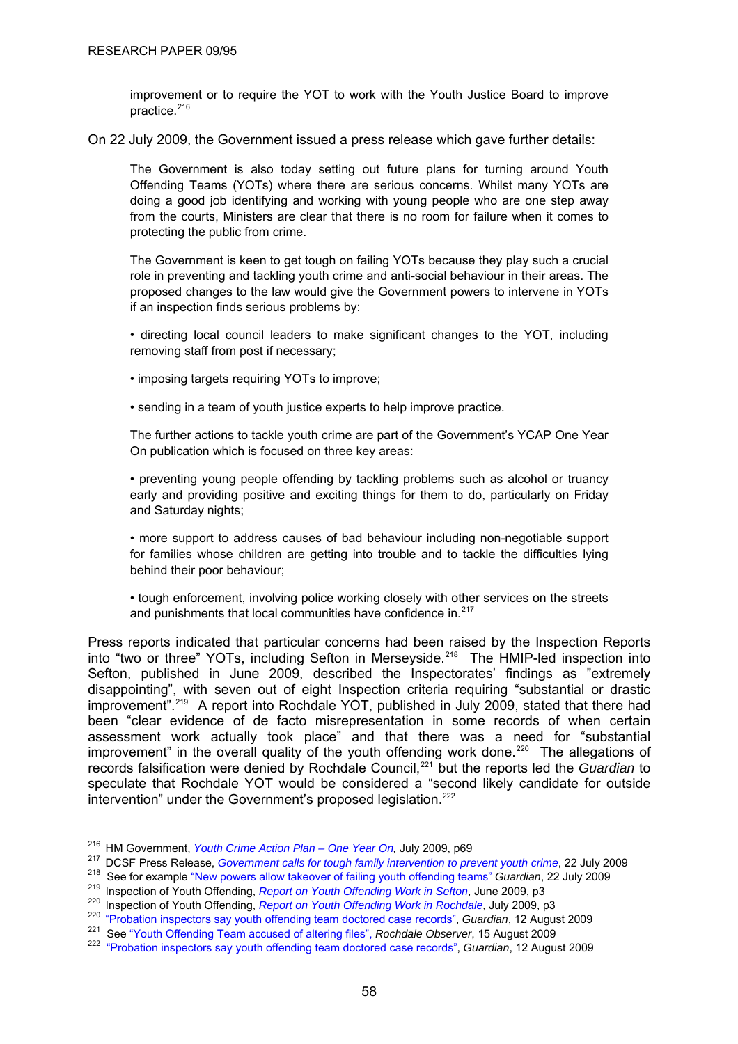improvement or to require the YOT to work with the Youth Justice Board to improve practice.[216]

On 22 July 2009, the Government issued a press release which gave further details:

> The Government is also today setting out future plans for turning around Youth Offending Teams (YOTs) where there are serious concerns. Whilst many YOTs are doing a good job identifying and working with young people who are one step away from the courts, Ministers are clear that there is no room for failure when it comes to protecting the public from crime.
>
> The Government is keen to get tough on failing YOTs because they play such a crucial role in preventing and tackling youth crime and anti-social behaviour in their areas. The proposed changes to the law would give the Government powers to intervene in YOTs if an inspection finds serious problems by:
>
> • directing local council leaders to make significant changes to the YOT, including removing staff from post if necessary;
>
> • imposing targets requiring YOTs to improve;
>
> • sending in a team of youth justice experts to help improve practice.
>
> The further actions to tackle youth crime are part of the Government's YCAP One Year On publication which is focused on three key areas:
>
> • preventing young people offending by tackling problems such as alcohol or truancy early and providing positive and exciting things for them to do, particularly on Friday and Saturday nights;
>
> • more support to address causes of bad behaviour including non-negotiable support for families whose children are getting into trouble and to tackle the difficulties lying behind their poor behaviour;
>
> • tough enforcement, involving police working closely with other services on the streets and punishments that local communities have confidence in.[217]

Press reports indicated that particular concerns had been raised by the Inspection Reports into "two or three" YOTs, including Sefton in Merseyside.[218] The HMIP-led inspection into Sefton, published in June 2009, described the Inspectorates' findings as "extremely disappointing", with seven out of eight Inspection criteria requiring "substantial or drastic improvement".[219] A report into Rochdale YOT, published in July 2009, stated that there had been "clear evidence of de facto misrepresentation in some records of when certain assessment work actually took place" and that there was a need for "substantial improvement" in the overall quality of the youth offending work done.[220] The allegations of records falsification were denied by Rochdale Council,[221] but the reports led the *Guardian* to speculate that Rochdale YOT would be considered a "second likely candidate for outside intervention" under the Government's proposed legislation.[222]

---

[216] HM Government, *Youth Crime Action Plan – One Year On,* July 2009, p69

[217] DCSF Press Release, *Government calls for tough family intervention to prevent youth crime*, 22 July 2009

[218] See for example "New powers allow takeover of failing youth offending teams" *Guardian*, 22 July 2009

[219] Inspection of Youth Offending, *Report on Youth Offending Work in Sefton*, June 2009, p3

[220] Inspection of Youth Offending, *Report on Youth Offending Work in Rochdale*, July 2009, p3

[220] "Probation inspectors say youth offending team doctored case records", *Guardian*, 12 August 2009

[221] See "Youth Offending Team accused of altering files", *Rochdale Observer*, 15 August 2009

[222] "Probation inspectors say youth offending team doctored case records", *Guardian*, 12 August 2009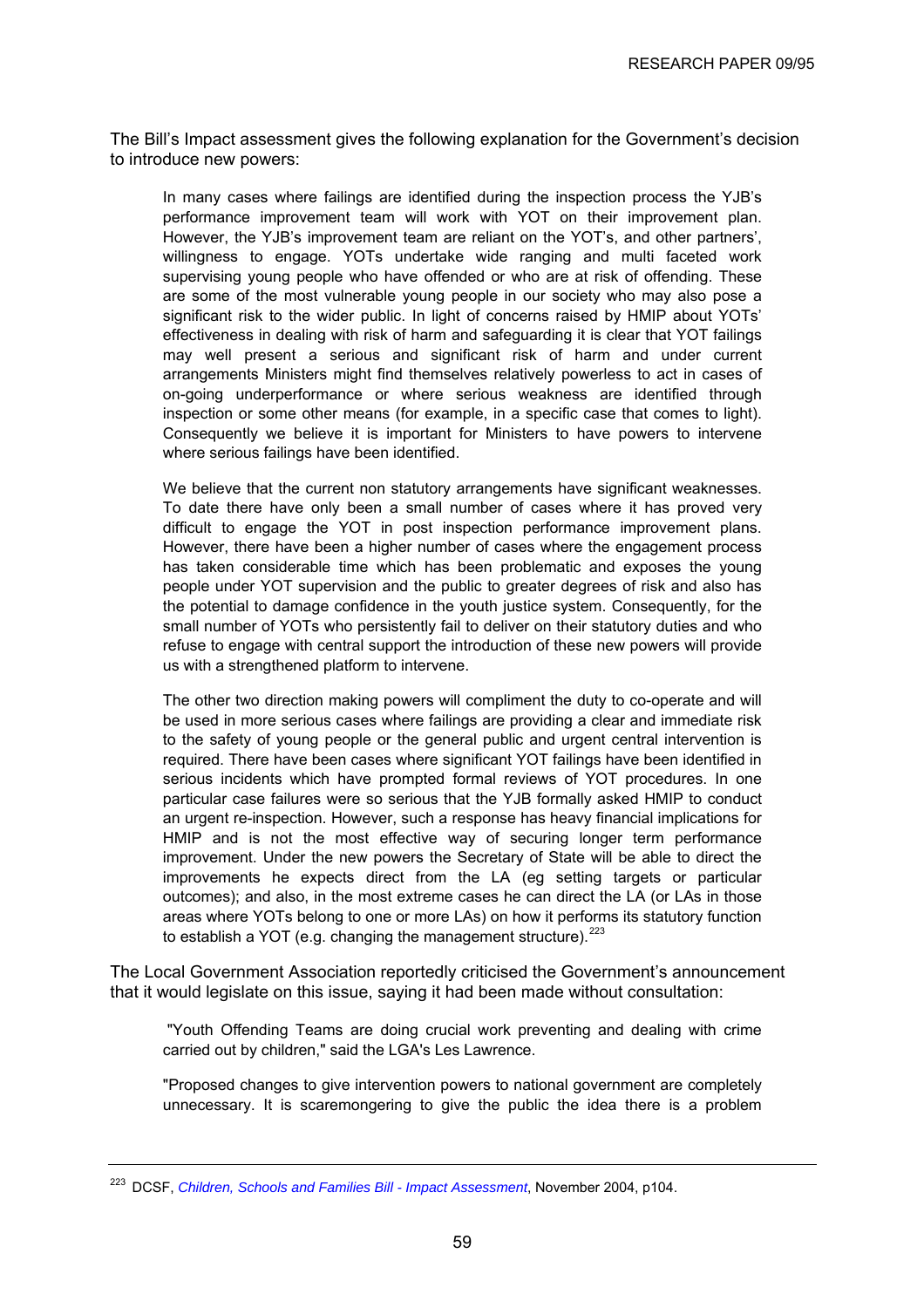The Bill's Impact assessment gives the following explanation for the Government's decision to introduce new powers:

> In many cases where failings are identified during the inspection process the YJB's performance improvement team will work with YOT on their improvement plan. However, the YJB's improvement team are reliant on the YOT's, and other partners', willingness to engage. YOTs undertake wide ranging and multi faceted work supervising young people who have offended or who are at risk of offending. These are some of the most vulnerable young people in our society who may also pose a significant risk to the wider public. In light of concerns raised by HMIP about YOTs' effectiveness in dealing with risk of harm and safeguarding it is clear that YOT failings may well present a serious and significant risk of harm and under current arrangements Ministers might find themselves relatively powerless to act in cases of on-going underperformance or where serious weakness are identified through inspection or some other means (for example, in a specific case that comes to light). Consequently we believe it is important for Ministers to have powers to intervene where serious failings have been identified.
>
> We believe that the current non statutory arrangements have significant weaknesses. To date there have only been a small number of cases where it has proved very difficult to engage the YOT in post inspection performance improvement plans. However, there have been a higher number of cases where the engagement process has taken considerable time which has been problematic and exposes the young people under YOT supervision and the public to greater degrees of risk and also has the potential to damage confidence in the youth justice system. Consequently, for the small number of YOTs who persistently fail to deliver on their statutory duties and who refuse to engage with central support the introduction of these new powers will provide us with a strengthened platform to intervene.
>
> The other two direction making powers will compliment the duty to co-operate and will be used in more serious cases where failings are providing a clear and immediate risk to the safety of young people or the general public and urgent central intervention is required. There have been cases where significant YOT failings have been identified in serious incidents which have prompted formal reviews of YOT procedures. In one particular case failures were so serious that the YJB formally asked HMIP to conduct an urgent re-inspection. However, such a response has heavy financial implications for HMIP and is not the most effective way of securing longer term performance improvement. Under the new powers the Secretary of State will be able to direct the improvements he expects direct from the LA (eg setting targets or particular outcomes); and also, in the most extreme cases he can direct the LA (or LAs in those areas where YOTs belong to one or more LAs) on how it performs its statutory function to establish a YOT (e.g. changing the management structure).[223]

The Local Government Association reportedly criticised the Government's announcement that it would legislate on this issue, saying it had been made without consultation:

> "Youth Offending Teams are doing crucial work preventing and dealing with crime carried out by children," said the LGA's Les Lawrence.
>
> "Proposed changes to give intervention powers to national government are completely unnecessary. It is scaremongering to give the public the idea there is a problem

---

[223] DCSF, *Children, Schools and Families Bill - Impact Assessment*, November 2004, p104.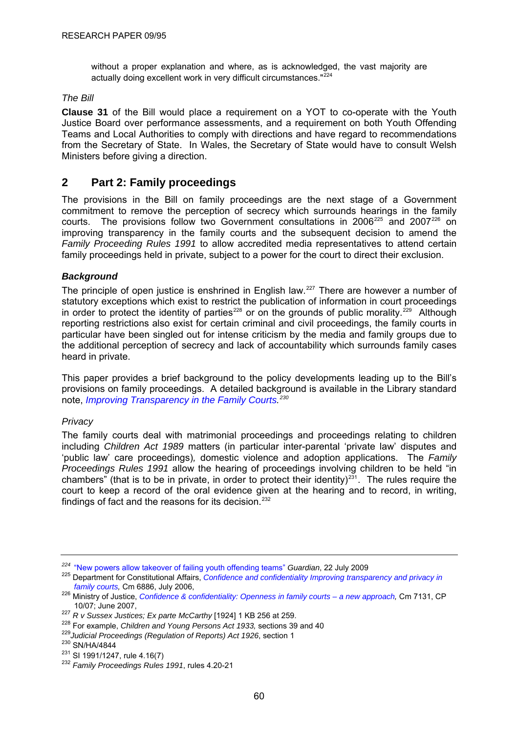without a proper explanation and where, as is acknowledged, the vast majority are actually doing excellent work in very difficult circumstances."[224]

*The Bill*

**Clause 31** of the Bill would place a requirement on a YOT to co-operate with the Youth Justice Board over performance assessments, and a requirement on both Youth Offending Teams and Local Authorities to comply with directions and have regard to recommendations from the Secretary of State. In Wales, the Secretary of State would have to consult Welsh Ministers before giving a direction.

## 2 Part 2: Family proceedings

The provisions in the Bill on family proceedings are the next stage of a Government commitment to remove the perception of secrecy which surrounds hearings in the family courts. The provisions follow two Government consultations in 2006[225] and 2007[226] on improving transparency in the family courts and the subsequent decision to amend the *Family Proceeding Rules 1991* to allow accredited media representatives to attend certain family proceedings held in private, subject to a power for the court to direct their exclusion.

### *Background*

The principle of open justice is enshrined in English law.[227] There are however a number of statutory exceptions which exist to restrict the publication of information in court proceedings in order to protect the identity of parties[228] or on the grounds of public morality.[229] Although reporting restrictions also exist for certain criminal and civil proceedings, the family courts in particular have been singled out for intense criticism by the media and family groups due to the additional perception of secrecy and lack of accountability which surrounds family cases heard in private.

This paper provides a brief background to the policy developments leading up to the Bill's provisions on family proceedings. A detailed background is available in the Library standard note, *Improving Transparency in the Family Courts.*[230]

*Privacy*

The family courts deal with matrimonial proceedings and proceedings relating to children including *Children Act 1989* matters (in particular inter-parental 'private law' disputes and 'public law' care proceedings), domestic violence and adoption applications. The *Family Proceedings Rules 1991* allow the hearing of proceedings involving children to be held "in chambers" (that is to be in private, in order to protect their identity)[231]. The rules require the court to keep a record of the oral evidence given at the hearing and to record, in writing, findings of fact and the reasons for its decision.[232]

---

[224] "New powers allow takeover of failing youth offending teams" *Guardian*, 22 July 2009

[225] Department for Constitutional Affairs, *Confidence and confidentiality Improving transparency and privacy in family courts,* Cm 6886, July 2006,

[226] Ministry of Justice, *Confidence & confidentiality: Openness in family courts – a new approach,* Cm 7131, CP 10/07; June 2007,

[227] *R v Sussex Justices; Ex parte McCarthy* [1924] 1 KB 256 at 259.

[228] For example, *Children and Young Persons Act 1933,* sections 39 and 40

[229] *Judicial Proceedings (Regulation of Reports) Act 1926*, section 1

[230] SN/HA/4844

[231] SI 1991/1247, rule 4.16(7)

[232] *Family Proceedings Rules 1991*, rules 4.20-21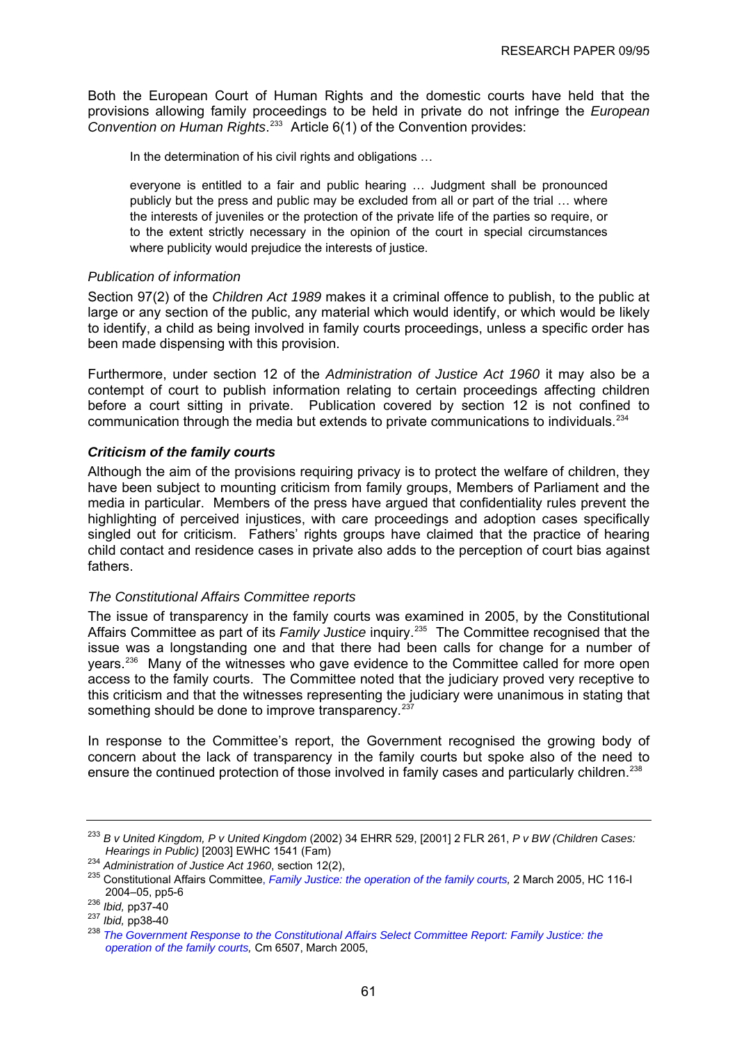Both the European Court of Human Rights and the domestic courts have held that the provisions allowing family proceedings to be held in private do not infringe the *European Convention on Human Rights*.[233] Article 6(1) of the Convention provides:

> In the determination of his civil rights and obligations …
>
> everyone is entitled to a fair and public hearing … Judgment shall be pronounced publicly but the press and public may be excluded from all or part of the trial … where the interests of juveniles or the protection of the private life of the parties so require, or to the extent strictly necessary in the opinion of the court in special circumstances where publicity would prejudice the interests of justice.

*Publication of information*

Section 97(2) of the *Children Act 1989* makes it a criminal offence to publish, to the public at large or any section of the public, any material which would identify, or which would be likely to identify, a child as being involved in family courts proceedings, unless a specific order has been made dispensing with this provision.

Furthermore, under section 12 of the *Administration of Justice Act 1960* it may also be a contempt of court to publish information relating to certain proceedings affecting children before a court sitting in private. Publication covered by section 12 is not confined to communication through the media but extends to private communications to individuals.[234]

***Criticism of the family courts***

Although the aim of the provisions requiring privacy is to protect the welfare of children, they have been subject to mounting criticism from family groups, Members of Parliament and the media in particular. Members of the press have argued that confidentiality rules prevent the highlighting of perceived injustices, with care proceedings and adoption cases specifically singled out for criticism. Fathers' rights groups have claimed that the practice of hearing child contact and residence cases in private also adds to the perception of court bias against fathers.

*The Constitutional Affairs Committee reports*

The issue of transparency in the family courts was examined in 2005, by the Constitutional Affairs Committee as part of its *Family Justice* inquiry.[235] The Committee recognised that the issue was a longstanding one and that there had been calls for change for a number of years.[236] Many of the witnesses who gave evidence to the Committee called for more open access to the family courts. The Committee noted that the judiciary proved very receptive to this criticism and that the witnesses representing the judiciary were unanimous in stating that something should be done to improve transparency.[237]

In response to the Committee's report, the Government recognised the growing body of concern about the lack of transparency in the family courts but spoke also of the need to ensure the continued protection of those involved in family cases and particularly children.[238]

---

[233] *B v United Kingdom, P v United Kingdom* (2002) 34 EHRR 529, [2001] 2 FLR 261, *P v BW (Children Cases: Hearings in Public)* [2003] EWHC 1541 (Fam)

[234] *Administration of Justice Act 1960*, section 12(2),

[235] Constitutional Affairs Committee, *Family Justice: the operation of the family courts,* 2 March 2005, HC 116-I 2004–05, pp5-6

[236] *Ibid,* pp37-40

[237] *Ibid,* pp38-40

[238] *The Government Response to the Constitutional Affairs Select Committee Report: Family Justice: the operation of the family courts,* Cm 6507, March 2005,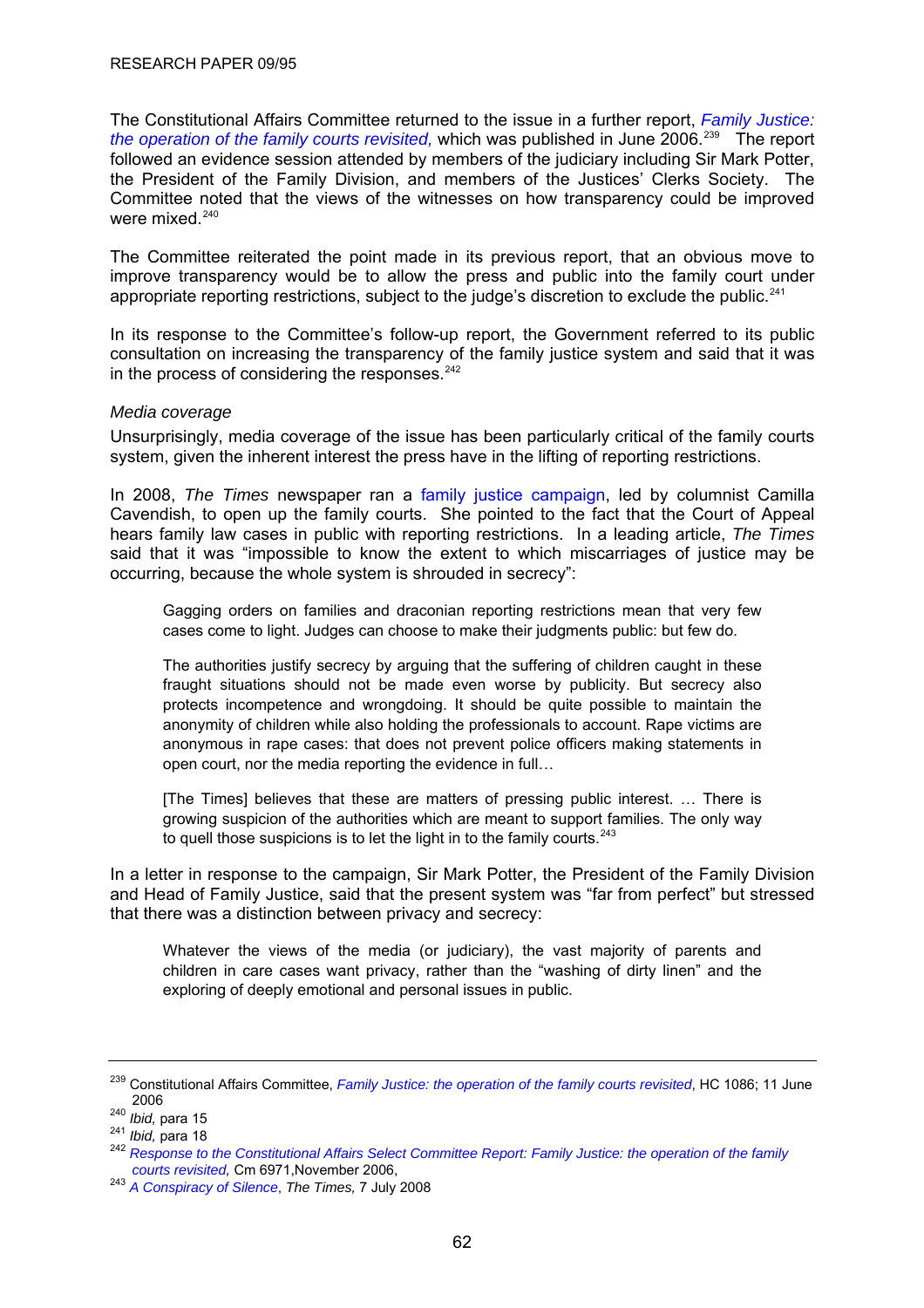The Constitutional Affairs Committee returned to the issue in a further report, *Family Justice: the operation of the family courts revisited,* which was published in June 2006.[239] The report followed an evidence session attended by members of the judiciary including Sir Mark Potter, the President of the Family Division, and members of the Justices' Clerks Society. The Committee noted that the views of the witnesses on how transparency could be improved were mixed.[240]

The Committee reiterated the point made in its previous report, that an obvious move to improve transparency would be to allow the press and public into the family court under appropriate reporting restrictions, subject to the judge's discretion to exclude the public.[241]

In its response to the Committee's follow-up report, the Government referred to its public consultation on increasing the transparency of the family justice system and said that it was in the process of considering the responses.[242]

*Media coverage*

Unsurprisingly, media coverage of the issue has been particularly critical of the family courts system, given the inherent interest the press have in the lifting of reporting restrictions.

In 2008, *The Times* newspaper ran a family justice campaign, led by columnist Camilla Cavendish, to open up the family courts. She pointed to the fact that the Court of Appeal hears family law cases in public with reporting restrictions. In a leading article, *The Times* said that it was "impossible to know the extent to which miscarriages of justice may be occurring, because the whole system is shrouded in secrecy":

> Gagging orders on families and draconian reporting restrictions mean that very few cases come to light. Judges can choose to make their judgments public: but few do.
>
> The authorities justify secrecy by arguing that the suffering of children caught in these fraught situations should not be made even worse by publicity. But secrecy also protects incompetence and wrongdoing. It should be quite possible to maintain the anonymity of children while also holding the professionals to account. Rape victims are anonymous in rape cases: that does not prevent police officers making statements in open court, nor the media reporting the evidence in full…
>
> [The Times] believes that these are matters of pressing public interest. … There is growing suspicion of the authorities which are meant to support families. The only way to quell those suspicions is to let the light in to the family courts.[243]

In a letter in response to the campaign, Sir Mark Potter, the President of the Family Division and Head of Family Justice, said that the present system was "far from perfect" but stressed that there was a distinction between privacy and secrecy:

> Whatever the views of the media (or judiciary), the vast majority of parents and children in care cases want privacy, rather than the "washing of dirty linen" and the exploring of deeply emotional and personal issues in public.

---

[239] Constitutional Affairs Committee, *Family Justice: the operation of the family courts revisited*, HC 1086; 11 June 2006

[240] *Ibid,* para 15

[241] *Ibid,* para 18

[242] *Response to the Constitutional Affairs Select Committee Report: Family Justice: the operation of the family courts revisited,* Cm 6971,November 2006,

[243] *A Conspiracy of Silence*, *The Times,* 7 July 2008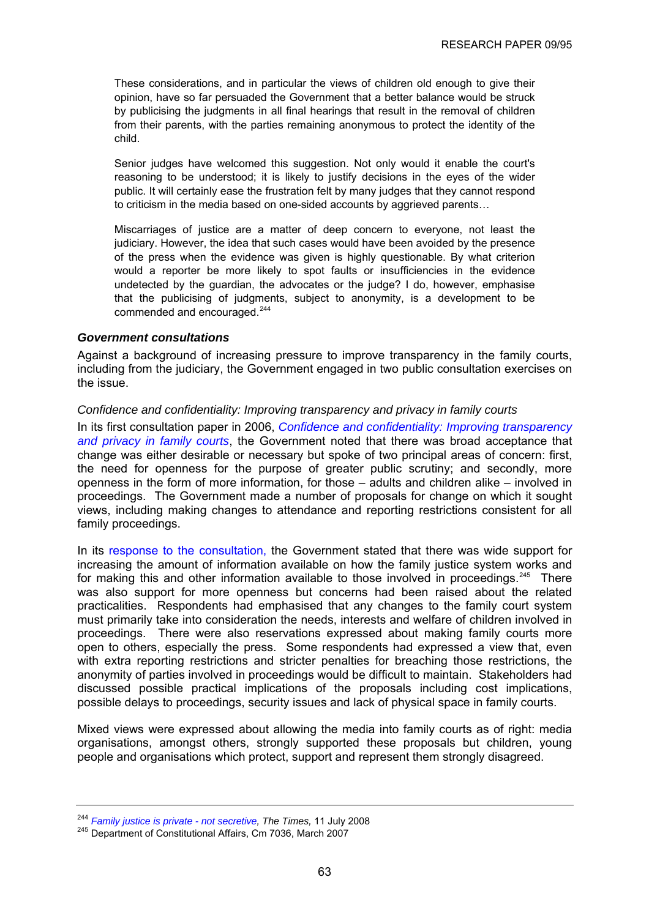> These considerations, and in particular the views of children old enough to give their opinion, have so far persuaded the Government that a better balance would be struck by publicising the judgments in all final hearings that result in the removal of children from their parents, with the parties remaining anonymous to protect the identity of the child.
>
> Senior judges have welcomed this suggestion. Not only would it enable the court's reasoning to be understood; it is likely to justify decisions in the eyes of the wider public. It will certainly ease the frustration felt by many judges that they cannot respond to criticism in the media based on one-sided accounts by aggrieved parents…
>
> Miscarriages of justice are a matter of deep concern to everyone, not least the judiciary. However, the idea that such cases would have been avoided by the presence of the press when the evidence was given is highly questionable. By what criterion would a reporter be more likely to spot faults or insufficiencies in the evidence undetected by the guardian, the advocates or the judge? I do, however, emphasise that the publicising of judgments, subject to anonymity, is a development to be commended and encouraged.[244]

#### *Government consultations*

Against a background of increasing pressure to improve transparency in the family courts, including from the judiciary, the Government engaged in two public consultation exercises on the issue.

*Confidence and confidentiality: Improving transparency and privacy in family courts*

In its first consultation paper in 2006, *Confidence and confidentiality: Improving transparency and privacy in family courts*, the Government noted that there was broad acceptance that change was either desirable or necessary but spoke of two principal areas of concern: first, the need for openness for the purpose of greater public scrutiny; and secondly, more openness in the form of more information, for those – adults and children alike – involved in proceedings. The Government made a number of proposals for change on which it sought views, including making changes to attendance and reporting restrictions consistent for all family proceedings.

In its response to the consultation, the Government stated that there was wide support for increasing the amount of information available on how the family justice system works and for making this and other information available to those involved in proceedings.[245] There was also support for more openness but concerns had been raised about the related practicalities. Respondents had emphasised that any changes to the family court system must primarily take into consideration the needs, interests and welfare of children involved in proceedings. There were also reservations expressed about making family courts more open to others, especially the press. Some respondents had expressed a view that, even with extra reporting restrictions and stricter penalties for breaching those restrictions, the anonymity of parties involved in proceedings would be difficult to maintain. Stakeholders had discussed possible practical implications of the proposals including cost implications, possible delays to proceedings, security issues and lack of physical space in family courts.

Mixed views were expressed about allowing the media into family courts as of right: media organisations, amongst others, strongly supported these proposals but children, young people and organisations which protect, support and represent them strongly disagreed.

---

[244] *Family justice is private - not secretive*, *The Times*, 11 July 2008

[245] Department of Constitutional Affairs, Cm 7036, March 2007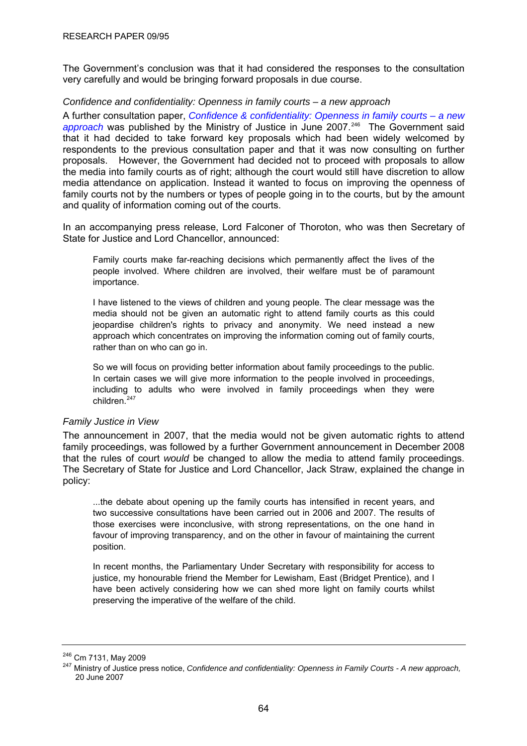The Government's conclusion was that it had considered the responses to the consultation very carefully and would be bringing forward proposals in due course.

*Confidence and confidentiality: Openness in family courts – a new approach*

A further consultation paper, *Confidence & confidentiality: Openness in family courts – a new approach* was published by the Ministry of Justice in June 2007.[246] The Government said that it had decided to take forward key proposals which had been widely welcomed by respondents to the previous consultation paper and that it was now consulting on further proposals. However, the Government had decided not to proceed with proposals to allow the media into family courts as of right; although the court would still have discretion to allow media attendance on application. Instead it wanted to focus on improving the openness of family courts not by the numbers or types of people going in to the courts, but by the amount and quality of information coming out of the courts.

In an accompanying press release, Lord Falconer of Thoroton, who was then Secretary of State for Justice and Lord Chancellor, announced:

> Family courts make far-reaching decisions which permanently affect the lives of the people involved. Where children are involved, their welfare must be of paramount importance.
>
> I have listened to the views of children and young people. The clear message was the media should not be given an automatic right to attend family courts as this could jeopardise children's rights to privacy and anonymity. We need instead a new approach which concentrates on improving the information coming out of family courts, rather than on who can go in.
>
> So we will focus on providing better information about family proceedings to the public. In certain cases we will give more information to the people involved in proceedings, including to adults who were involved in family proceedings when they were children.[247]

*Family Justice in View*

The announcement in 2007, that the media would not be given automatic rights to attend family proceedings, was followed by a further Government announcement in December 2008 that the rules of court *would* be changed to allow the media to attend family proceedings. The Secretary of State for Justice and Lord Chancellor, Jack Straw, explained the change in policy:

> ...the debate about opening up the family courts has intensified in recent years, and two successive consultations have been carried out in 2006 and 2007. The results of those exercises were inconclusive, with strong representations, on the one hand in favour of improving transparency, and on the other in favour of maintaining the current position.
>
> In recent months, the Parliamentary Under Secretary with responsibility for access to justice, my honourable friend the Member for Lewisham, East (Bridget Prentice), and I have been actively considering how we can shed more light on family courts whilst preserving the imperative of the welfare of the child.

---

[246] Cm 7131, May 2009

[247] Ministry of Justice press notice, *Confidence and confidentiality: Openness in Family Courts - A new approach,* 20 June 2007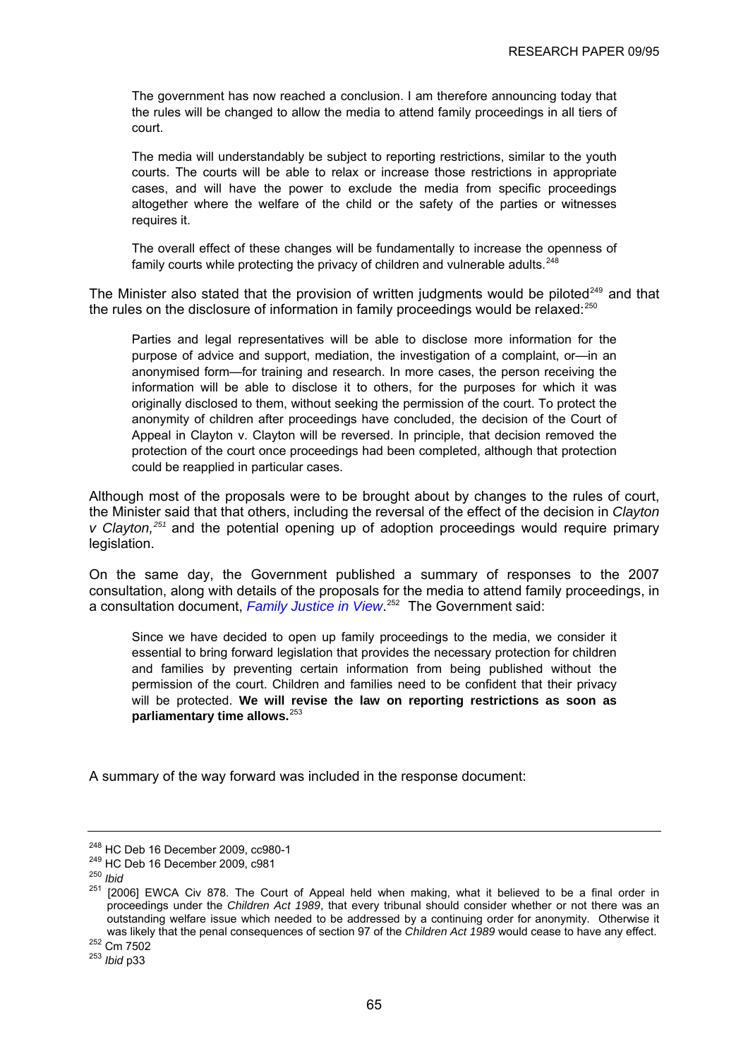> The government has now reached a conclusion. I am therefore announcing today that the rules will be changed to allow the media to attend family proceedings in all tiers of court.
>
> The media will understandably be subject to reporting restrictions, similar to the youth courts. The courts will be able to relax or increase those restrictions in appropriate cases, and will have the power to exclude the media from specific proceedings altogether where the welfare of the child or the safety of the parties or witnesses requires it.
>
> The overall effect of these changes will be fundamentally to increase the openness of family courts while protecting the privacy of children and vulnerable adults.[248]

The Minister also stated that the provision of written judgments would be piloted[249] and that the rules on the disclosure of information in family proceedings would be relaxed:[250]

> Parties and legal representatives will be able to disclose more information for the purpose of advice and support, mediation, the investigation of a complaint, or—in an anonymised form—for training and research. In more cases, the person receiving the information will be able to disclose it to others, for the purposes for which it was originally disclosed to them, without seeking the permission of the court. To protect the anonymity of children after proceedings have concluded, the decision of the Court of Appeal in Clayton v. Clayton will be reversed. In principle, that decision removed the protection of the court once proceedings had been completed, although that protection could be reapplied in particular cases.

Although most of the proposals were to be brought about by changes to the rules of court, the Minister said that that others, including the reversal of the effect of the decision in *Clayton v Clayton,*[251] and the potential opening up of adoption proceedings would require primary legislation.

On the same day, the Government published a summary of responses to the 2007 consultation, along with details of the proposals for the media to attend family proceedings, in a consultation document, *Family Justice in View*.[252] The Government said:

> Since we have decided to open up family proceedings to the media, we consider it essential to bring forward legislation that provides the necessary protection for children and families by preventing certain information from being published without the permission of the court. Children and families need to be confident that their privacy will be protected. **We will revise the law on reporting restrictions as soon as parliamentary time allows.**[253]

A summary of the way forward was included in the response document:

---

[248] HC Deb 16 December 2009, cc980-1

[249] HC Deb 16 December 2009, c981

[250] *Ibid*

[251] [2006] EWCA Civ 878. The Court of Appeal held when making, what it believed to be a final order in proceedings under the *Children Act 1989*, that every tribunal should consider whether or not there was an outstanding welfare issue which needed to be addressed by a continuing order for anonymity. Otherwise it was likely that the penal consequences of section 97 of the *Children Act 1989* would cease to have any effect.

[252] Cm 7502

[253] *Ibid* p33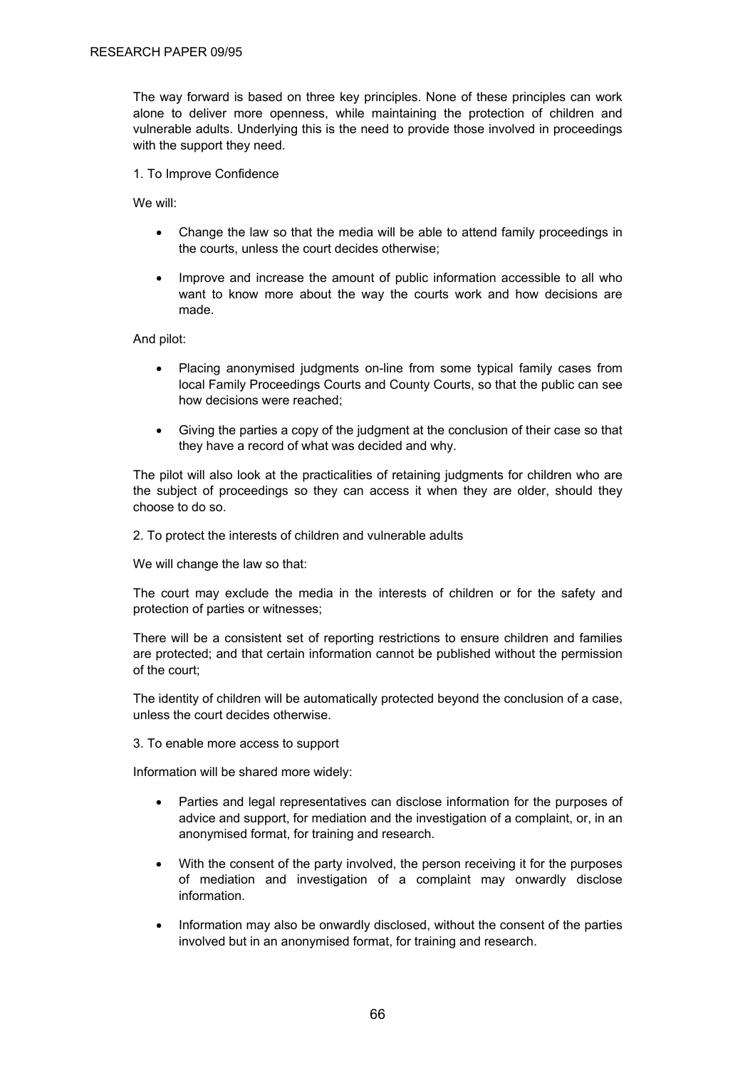The way forward is based on three key principles. None of these principles can work alone to deliver more openness, while maintaining the protection of children and vulnerable adults. Underlying this is the need to provide those involved in proceedings with the support they need.

1. To Improve Confidence

We will:

- Change the law so that the media will be able to attend family proceedings in the courts, unless the court decides otherwise;
- Improve and increase the amount of public information accessible to all who want to know more about the way the courts work and how decisions are made.

And pilot:

- Placing anonymised judgments on-line from some typical family cases from local Family Proceedings Courts and County Courts, so that the public can see how decisions were reached;
- Giving the parties a copy of the judgment at the conclusion of their case so that they have a record of what was decided and why.

The pilot will also look at the practicalities of retaining judgments for children who are the subject of proceedings so they can access it when they are older, should they choose to do so.

2. To protect the interests of children and vulnerable adults

We will change the law so that:

The court may exclude the media in the interests of children or for the safety and protection of parties or witnesses;

There will be a consistent set of reporting restrictions to ensure children and families are protected; and that certain information cannot be published without the permission of the court;

The identity of children will be automatically protected beyond the conclusion of a case, unless the court decides otherwise.

3. To enable more access to support

Information will be shared more widely:

- Parties and legal representatives can disclose information for the purposes of advice and support, for mediation and the investigation of a complaint, or, in an anonymised format, for training and research.
- With the consent of the party involved, the person receiving it for the purposes of mediation and investigation of a complaint may onwardly disclose information.
- Information may also be onwardly disclosed, without the consent of the parties involved but in an anonymised format, for training and research.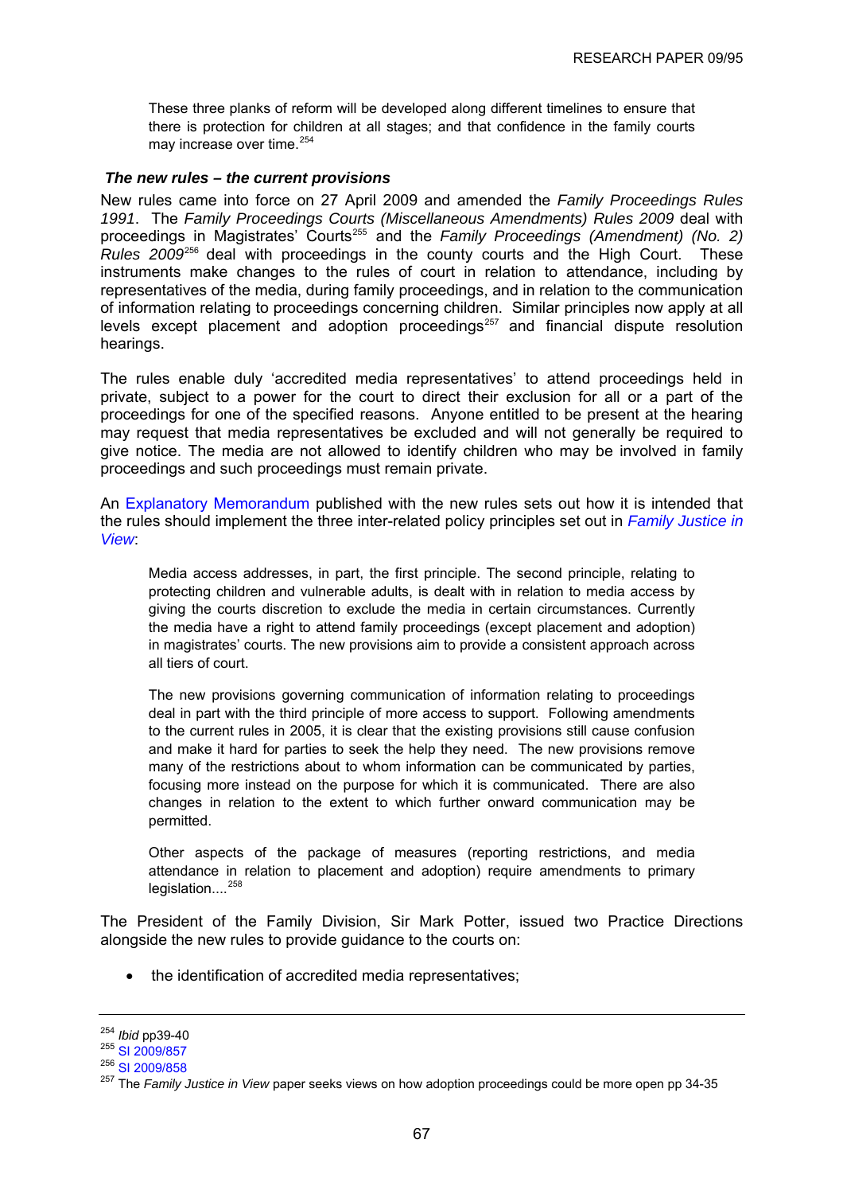> These three planks of reform will be developed along different timelines to ensure that there is protection for children at all stages; and that confidence in the family courts may increase over time.[254]

### *The new rules – the current provisions*

New rules came into force on 27 April 2009 and amended the *Family Proceedings Rules 1991*. The *Family Proceedings Courts (Miscellaneous Amendments) Rules 2009* deal with proceedings in Magistrates' Courts[255] and the *Family Proceedings (Amendment) (No. 2) Rules 2009*[256] deal with proceedings in the county courts and the High Court. These instruments make changes to the rules of court in relation to attendance, including by representatives of the media, during family proceedings, and in relation to the communication of information relating to proceedings concerning children. Similar principles now apply at all levels except placement and adoption proceedings[257] and financial dispute resolution hearings.

The rules enable duly 'accredited media representatives' to attend proceedings held in private, subject to a power for the court to direct their exclusion for all or a part of the proceedings for one of the specified reasons. Anyone entitled to be present at the hearing may request that media representatives be excluded and will not generally be required to give notice. The media are not allowed to identify children who may be involved in family proceedings and such proceedings must remain private.

An Explanatory Memorandum published with the new rules sets out how it is intended that the rules should implement the three inter-related policy principles set out in *Family Justice in View*:

> Media access addresses, in part, the first principle. The second principle, relating to protecting children and vulnerable adults, is dealt with in relation to media access by giving the courts discretion to exclude the media in certain circumstances. Currently the media have a right to attend family proceedings (except placement and adoption) in magistrates' courts. The new provisions aim to provide a consistent approach across all tiers of court.
>
> The new provisions governing communication of information relating to proceedings deal in part with the third principle of more access to support. Following amendments to the current rules in 2005, it is clear that the existing provisions still cause confusion and make it hard for parties to seek the help they need. The new provisions remove many of the restrictions about to whom information can be communicated by parties, focusing more instead on the purpose for which it is communicated. There are also changes in relation to the extent to which further onward communication may be permitted.
>
> Other aspects of the package of measures (reporting restrictions, and media attendance in relation to placement and adoption) require amendments to primary legislation....[258]

The President of the Family Division, Sir Mark Potter, issued two Practice Directions alongside the new rules to provide guidance to the courts on:

- the identification of accredited media representatives;

---

[254] *Ibid* pp39-40
[255] SI 2009/857
[256] SI 2009/858
[257] The *Family Justice in View* paper seeks views on how adoption proceedings could be more open pp 34-35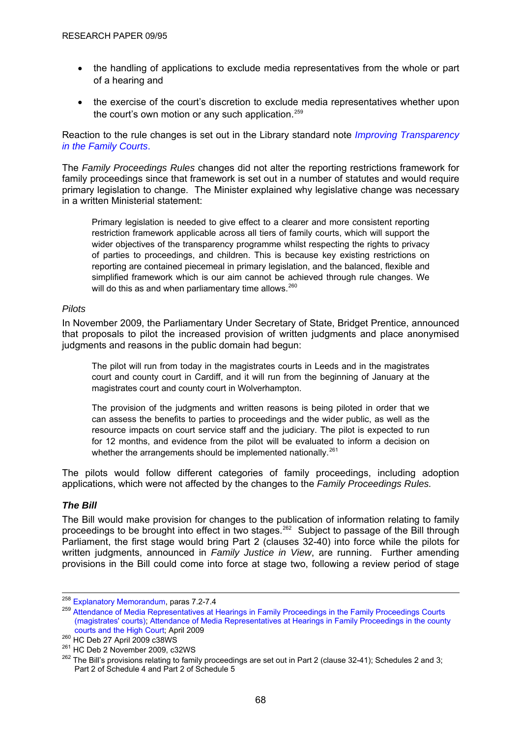- the handling of applications to exclude media representatives from the whole or part of a hearing and
- the exercise of the court's discretion to exclude media representatives whether upon the court's own motion or any such application.[259]

Reaction to the rule changes is set out in the Library standard note *Improving Transparency in the Family Courts*.

The *Family Proceedings Rules* changes did not alter the reporting restrictions framework for family proceedings since that framework is set out in a number of statutes and would require primary legislation to change. The Minister explained why legislative change was necessary in a written Ministerial statement:

> Primary legislation is needed to give effect to a clearer and more consistent reporting restriction framework applicable across all tiers of family courts, which will support the wider objectives of the transparency programme whilst respecting the rights to privacy of parties to proceedings, and children. This is because key existing restrictions on reporting are contained piecemeal in primary legislation, and the balanced, flexible and simplified framework which is our aim cannot be achieved through rule changes. We will do this as and when parliamentary time allows.[260]

*Pilots*

In November 2009, the Parliamentary Under Secretary of State, Bridget Prentice, announced that proposals to pilot the increased provision of written judgments and place anonymised judgments and reasons in the public domain had begun:

> The pilot will run from today in the magistrates courts in Leeds and in the magistrates court and county court in Cardiff, and it will run from the beginning of January at the magistrates court and county court in Wolverhampton.
>
> The provision of the judgments and written reasons is being piloted in order that we can assess the benefits to parties to proceedings and the wider public, as well as the resource impacts on court service staff and the judiciary. The pilot is expected to run for 12 months, and evidence from the pilot will be evaluated to inform a decision on whether the arrangements should be implemented nationally.[261]

The pilots would follow different categories of family proceedings, including adoption applications, which were not affected by the changes to the *Family Proceedings Rules.*

### *The Bill*

The Bill would make provision for changes to the publication of information relating to family proceedings to be brought into effect in two stages.[262] Subject to passage of the Bill through Parliament, the first stage would bring Part 2 (clauses 32-40) into force while the pilots for written judgments, announced in *Family Justice in View*, are running. Further amending provisions in the Bill could come into force at stage two, following a review period of stage

---

[258] Explanatory Memorandum, paras 7.2-7.4

[259] Attendance of Media Representatives at Hearings in Family Proceedings in the Family Proceedings Courts (magistrates' courts); Attendance of Media Representatives at Hearings in Family Proceedings in the county courts and the High Court; April 2009

[260] HC Deb 27 April 2009 c38WS

[261] HC Deb 2 November 2009, c32WS

[262] The Bill's provisions relating to family proceedings are set out in Part 2 (clause 32-41); Schedules 2 and 3; Part 2 of Schedule 4 and Part 2 of Schedule 5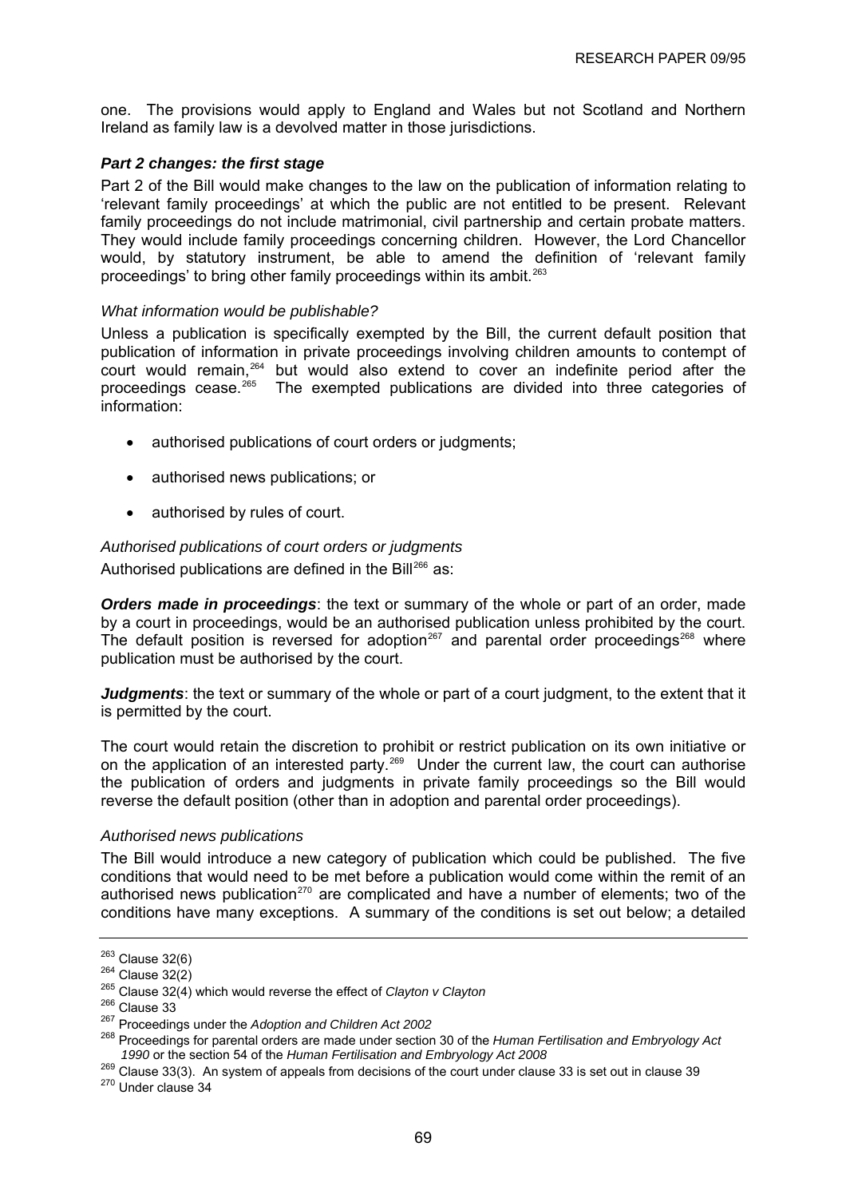one. The provisions would apply to England and Wales but not Scotland and Northern Ireland as family law is a devolved matter in those jurisdictions.

### *Part 2 changes: the first stage*

Part 2 of the Bill would make changes to the law on the publication of information relating to 'relevant family proceedings' at which the public are not entitled to be present. Relevant family proceedings do not include matrimonial, civil partnership and certain probate matters. They would include family proceedings concerning children. However, the Lord Chancellor would, by statutory instrument, be able to amend the definition of 'relevant family proceedings' to bring other family proceedings within its ambit.[263]

*What information would be publishable?*

Unless a publication is specifically exempted by the Bill, the current default position that publication of information in private proceedings involving children amounts to contempt of court would remain,[264] but would also extend to cover an indefinite period after the proceedings cease.[265] The exempted publications are divided into three categories of information:

- authorised publications of court orders or judgments;
- authorised news publications; or
- authorised by rules of court.

*Authorised publications of court orders or judgments*

Authorised publications are defined in the Bill[266] as:

***Orders made in proceedings***: the text or summary of the whole or part of an order, made by a court in proceedings, would be an authorised publication unless prohibited by the court. The default position is reversed for adoption[267] and parental order proceedings[268] where publication must be authorised by the court.

***Judgments***: the text or summary of the whole or part of a court judgment, to the extent that it is permitted by the court.

The court would retain the discretion to prohibit or restrict publication on its own initiative or on the application of an interested party.[269] Under the current law, the court can authorise the publication of orders and judgments in private family proceedings so the Bill would reverse the default position (other than in adoption and parental order proceedings).

*Authorised news publications*

The Bill would introduce a new category of publication which could be published. The five conditions that would need to be met before a publication would come within the remit of an authorised news publication[270] are complicated and have a number of elements; two of the conditions have many exceptions. A summary of the conditions is set out below; a detailed

---

[263] Clause 32(6)
[264] Clause 32(2)
[265] Clause 32(4) which would reverse the effect of *Clayton v Clayton*
[266] Clause 33
[267] Proceedings under the *Adoption and Children Act 2002*
[268] Proceedings for parental orders are made under section 30 of the *Human Fertilisation and Embryology Act 1990* or the section 54 of the *Human Fertilisation and Embryology Act 2008*
[269] Clause 33(3). An system of appeals from decisions of the court under clause 33 is set out in clause 39
[270] Under clause 34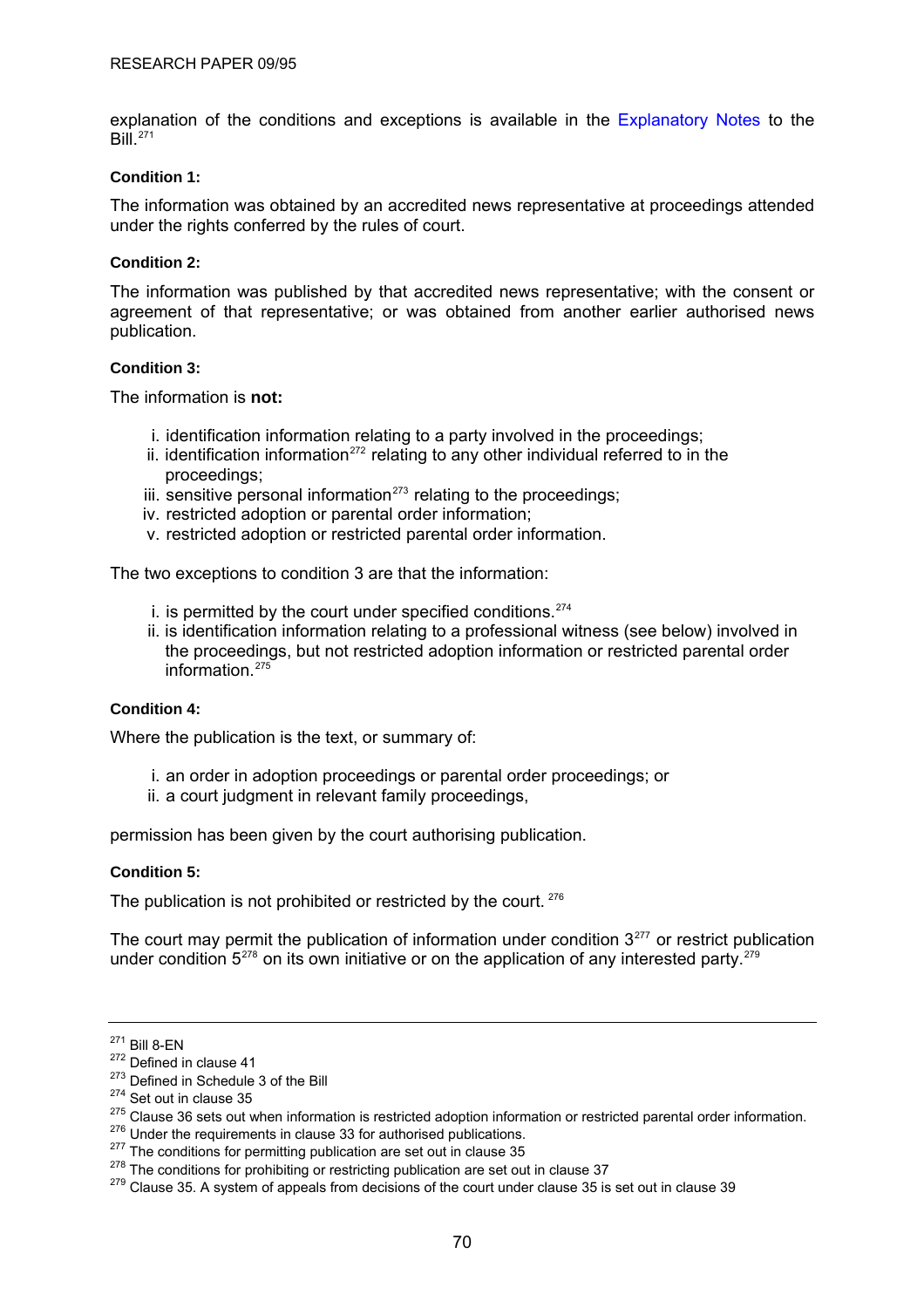explanation of the conditions and exceptions is available in the Explanatory Notes to the Bill.[271]

**Condition 1:**

The information was obtained by an accredited news representative at proceedings attended under the rights conferred by the rules of court.

**Condition 2:**

The information was published by that accredited news representative; with the consent or agreement of that representative; or was obtained from another earlier authorised news publication.

**Condition 3:**

The information is **not:**

i. identification information relating to a party involved in the proceedings;
ii. identification information[272] relating to any other individual referred to in the proceedings;
iii. sensitive personal information[273] relating to the proceedings;
iv. restricted adoption or parental order information;
v. restricted adoption or restricted parental order information.

The two exceptions to condition 3 are that the information:

i. is permitted by the court under specified conditions.[274]
ii. is identification information relating to a professional witness (see below) involved in the proceedings, but not restricted adoption information or restricted parental order information.[275]

**Condition 4:**

Where the publication is the text, or summary of:

i. an order in adoption proceedings or parental order proceedings; or
ii. a court judgment in relevant family proceedings,

permission has been given by the court authorising publication.

**Condition 5:**

The publication is not prohibited or restricted by the court. [276]

The court may permit the publication of information under condition 3[277] or restrict publication under condition 5[278] on its own initiative or on the application of any interested party.[279]

---

[271] Bill 8-EN
[272] Defined in clause 41
[273] Defined in Schedule 3 of the Bill
[274] Set out in clause 35
[275] Clause 36 sets out when information is restricted adoption information or restricted parental order information.
[276] Under the requirements in clause 33 for authorised publications.
[277] The conditions for permitting publication are set out in clause 35
[278] The conditions for prohibiting or restricting publication are set out in clause 37
[279] Clause 35. A system of appeals from decisions of the court under clause 35 is set out in clause 39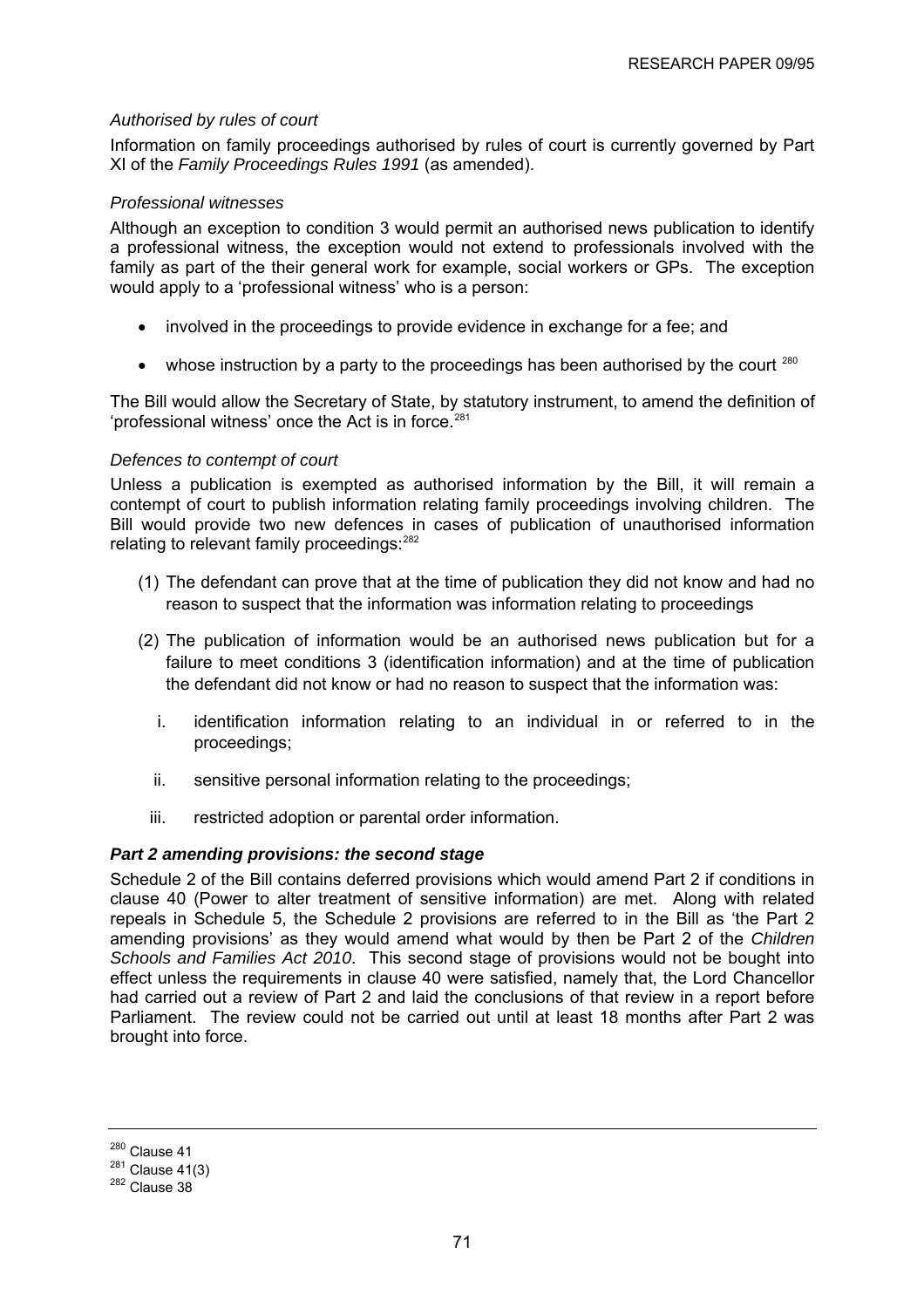*Authorised by rules of court*

Information on family proceedings authorised by rules of court is currently governed by Part XI of the *Family Proceedings Rules 1991* (as amended).

*Professional witnesses*

Although an exception to condition 3 would permit an authorised news publication to identify a professional witness, the exception would not extend to professionals involved with the family as part of the their general work for example, social workers or GPs. The exception would apply to a 'professional witness' who is a person:

- involved in the proceedings to provide evidence in exchange for a fee; and
- whose instruction by a party to the proceedings has been authorised by the court [280]

The Bill would allow the Secretary of State, by statutory instrument, to amend the definition of 'professional witness' once the Act is in force.[281]

*Defences to contempt of court*

Unless a publication is exempted as authorised information by the Bill, it will remain a contempt of court to publish information relating family proceedings involving children. The Bill would provide two new defences in cases of publication of unauthorised information relating to relevant family proceedings:[282]

(1) The defendant can prove that at the time of publication they did not know and had no reason to suspect that the information was information relating to proceedings

(2) The publication of information would be an authorised news publication but for a failure to meet conditions 3 (identification information) and at the time of publication the defendant did not know or had no reason to suspect that the information was:

   i. identification information relating to an individual in or referred to in the proceedings;

   ii. sensitive personal information relating to the proceedings;

   iii. restricted adoption or parental order information.

***Part 2 amending provisions: the second stage***

Schedule 2 of the Bill contains deferred provisions which would amend Part 2 if conditions in clause 40 (Power to alter treatment of sensitive information) are met. Along with related repeals in Schedule 5, the Schedule 2 provisions are referred to in the Bill as 'the Part 2 amending provisions' as they would amend what would by then be Part 2 of the *Children Schools and Families Act 2010*. This second stage of provisions would not be bought into effect unless the requirements in clause 40 were satisfied, namely that, the Lord Chancellor had carried out a review of Part 2 and laid the conclusions of that review in a report before Parliament. The review could not be carried out until at least 18 months after Part 2 was brought into force.

---

[280] Clause 41
[281] Clause 41(3)
[282] Clause 38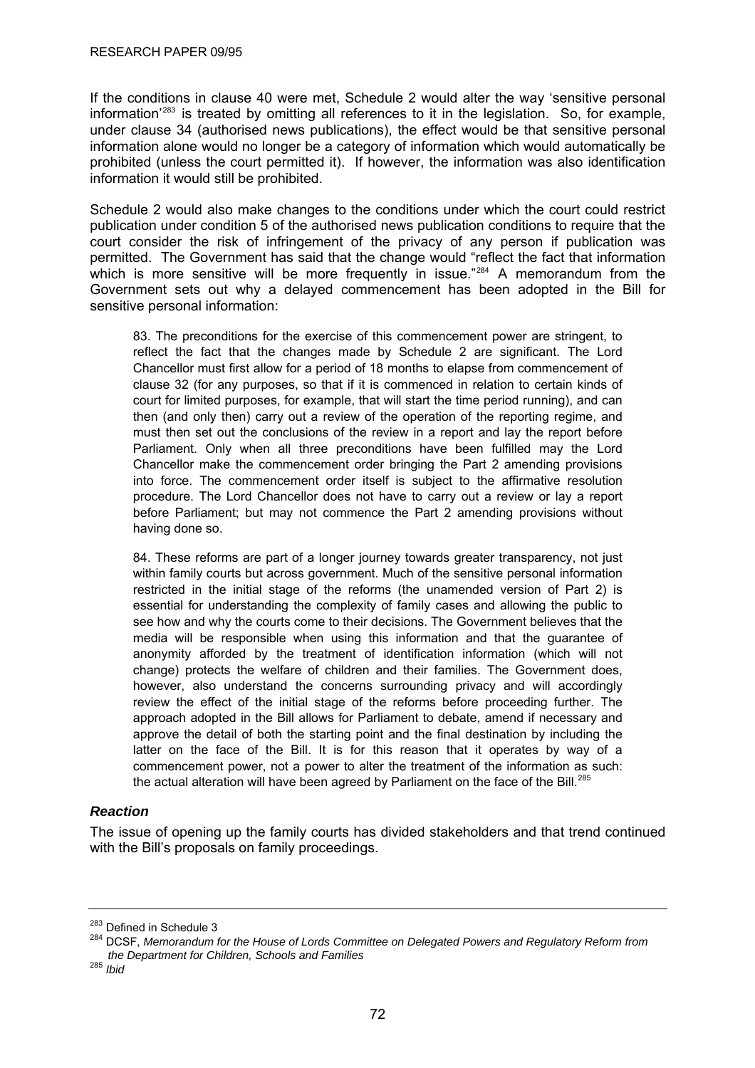If the conditions in clause 40 were met, Schedule 2 would alter the way 'sensitive personal information'[283] is treated by omitting all references to it in the legislation. So, for example, under clause 34 (authorised news publications), the effect would be that sensitive personal information alone would no longer be a category of information which would automatically be prohibited (unless the court permitted it). If however, the information was also identification information it would still be prohibited.

Schedule 2 would also make changes to the conditions under which the court could restrict publication under condition 5 of the authorised news publication conditions to require that the court consider the risk of infringement of the privacy of any person if publication was permitted. The Government has said that the change would "reflect the fact that information which is more sensitive will be more frequently in issue."[284] A memorandum from the Government sets out why a delayed commencement has been adopted in the Bill for sensitive personal information:

> 83. The preconditions for the exercise of this commencement power are stringent, to reflect the fact that the changes made by Schedule 2 are significant. The Lord Chancellor must first allow for a period of 18 months to elapse from commencement of clause 32 (for any purposes, so that if it is commenced in relation to certain kinds of court for limited purposes, for example, that will start the time period running), and can then (and only then) carry out a review of the operation of the reporting regime, and must then set out the conclusions of the review in a report and lay the report before Parliament. Only when all three preconditions have been fulfilled may the Lord Chancellor make the commencement order bringing the Part 2 amending provisions into force. The commencement order itself is subject to the affirmative resolution procedure. The Lord Chancellor does not have to carry out a review or lay a report before Parliament; but may not commence the Part 2 amending provisions without having done so.
>
> 84. These reforms are part of a longer journey towards greater transparency, not just within family courts but across government. Much of the sensitive personal information restricted in the initial stage of the reforms (the unamended version of Part 2) is essential for understanding the complexity of family cases and allowing the public to see how and why the courts come to their decisions. The Government believes that the media will be responsible when using this information and that the guarantee of anonymity afforded by the treatment of identification information (which will not change) protects the welfare of children and their families. The Government does, however, also understand the concerns surrounding privacy and will accordingly review the effect of the initial stage of the reforms before proceeding further. The approach adopted in the Bill allows for Parliament to debate, amend if necessary and approve the detail of both the starting point and the final destination by including the latter on the face of the Bill. It is for this reason that it operates by way of a commencement power, not a power to alter the treatment of the information as such: the actual alteration will have been agreed by Parliament on the face of the Bill.[285]

### *Reaction*

The issue of opening up the family courts has divided stakeholders and that trend continued with the Bill's proposals on family proceedings.

---

[283] Defined in Schedule 3

[284] DCSF, *Memorandum for the House of Lords Committee on Delegated Powers and Regulatory Reform from the Department for Children, Schools and Families*

[285] *Ibid*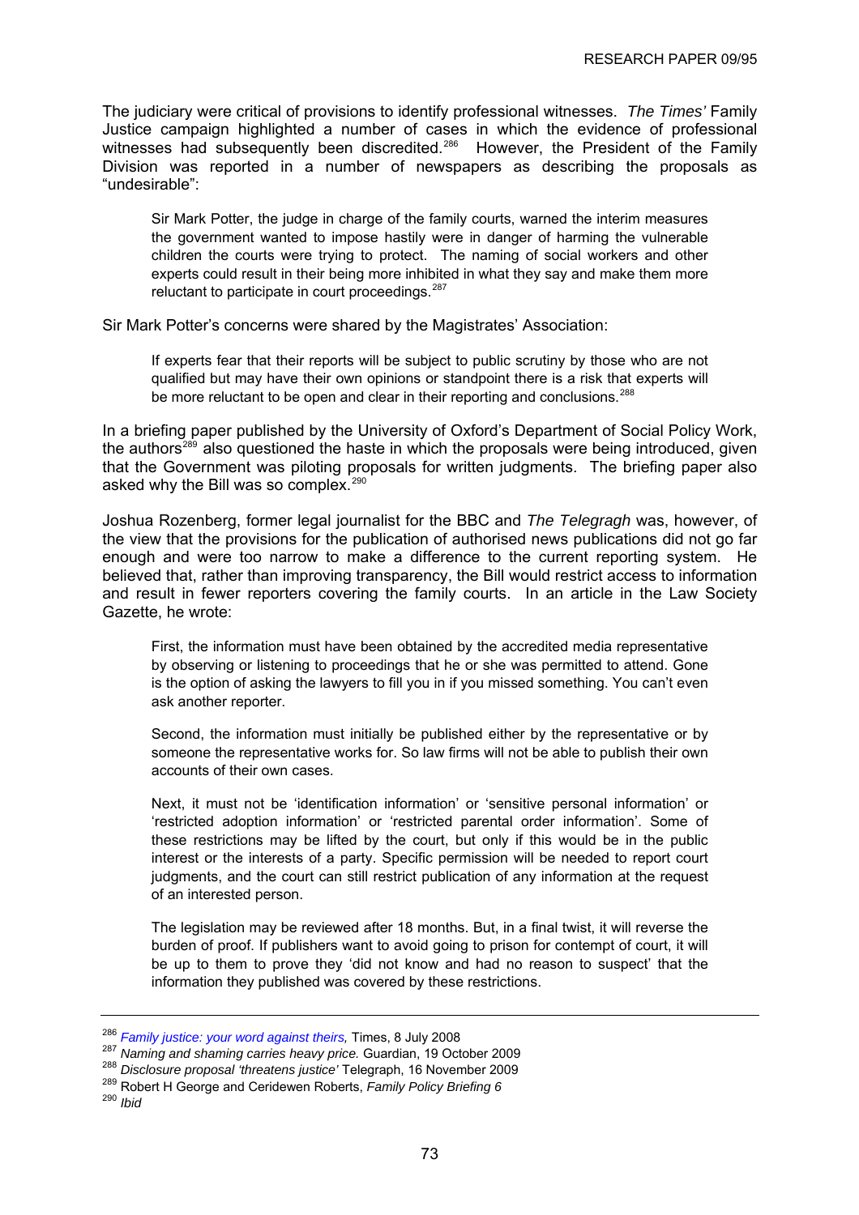The judiciary were critical of provisions to identify professional witnesses. *The Times'* Family Justice campaign highlighted a number of cases in which the evidence of professional witnesses had subsequently been discredited.[286] However, the President of the Family Division was reported in a number of newspapers as describing the proposals as "undesirable":

> Sir Mark Potter, the judge in charge of the family courts, warned the interim measures the government wanted to impose hastily were in danger of harming the vulnerable children the courts were trying to protect. The naming of social workers and other experts could result in their being more inhibited in what they say and make them more reluctant to participate in court proceedings.[287]

Sir Mark Potter's concerns were shared by the Magistrates' Association:

> If experts fear that their reports will be subject to public scrutiny by those who are not qualified but may have their own opinions or standpoint there is a risk that experts will be more reluctant to be open and clear in their reporting and conclusions.[288]

In a briefing paper published by the University of Oxford's Department of Social Policy Work, the authors[289] also questioned the haste in which the proposals were being introduced, given that the Government was piloting proposals for written judgments. The briefing paper also asked why the Bill was so complex.[290]

Joshua Rozenberg, former legal journalist for the BBC and *The Telegragh* was, however, of the view that the provisions for the publication of authorised news publications did not go far enough and were too narrow to make a difference to the current reporting system. He believed that, rather than improving transparency, the Bill would restrict access to information and result in fewer reporters covering the family courts. In an article in the Law Society Gazette, he wrote:

> First, the information must have been obtained by the accredited media representative by observing or listening to proceedings that he or she was permitted to attend. Gone is the option of asking the lawyers to fill you in if you missed something. You can't even ask another reporter.
>
> Second, the information must initially be published either by the representative or by someone the representative works for. So law firms will not be able to publish their own accounts of their own cases.
>
> Next, it must not be 'identification information' or 'sensitive personal information' or 'restricted adoption information' or 'restricted parental order information'. Some of these restrictions may be lifted by the court, but only if this would be in the public interest or the interests of a party. Specific permission will be needed to report court judgments, and the court can still restrict publication of any information at the request of an interested person.
>
> The legislation may be reviewed after 18 months. But, in a final twist, it will reverse the burden of proof. If publishers want to avoid going to prison for contempt of court, it will be up to them to prove they 'did not know and had no reason to suspect' that the information they published was covered by these restrictions.

---

[286] *Family justice: your word against theirs,* Times, 8 July 2008
[287] *Naming and shaming carries heavy price.* Guardian, 19 October 2009
[288] *Disclosure proposal 'threatens justice'* Telegraph, 16 November 2009
[289] Robert H George and Ceridewen Roberts, *Family Policy Briefing 6*
[290] *Ibid*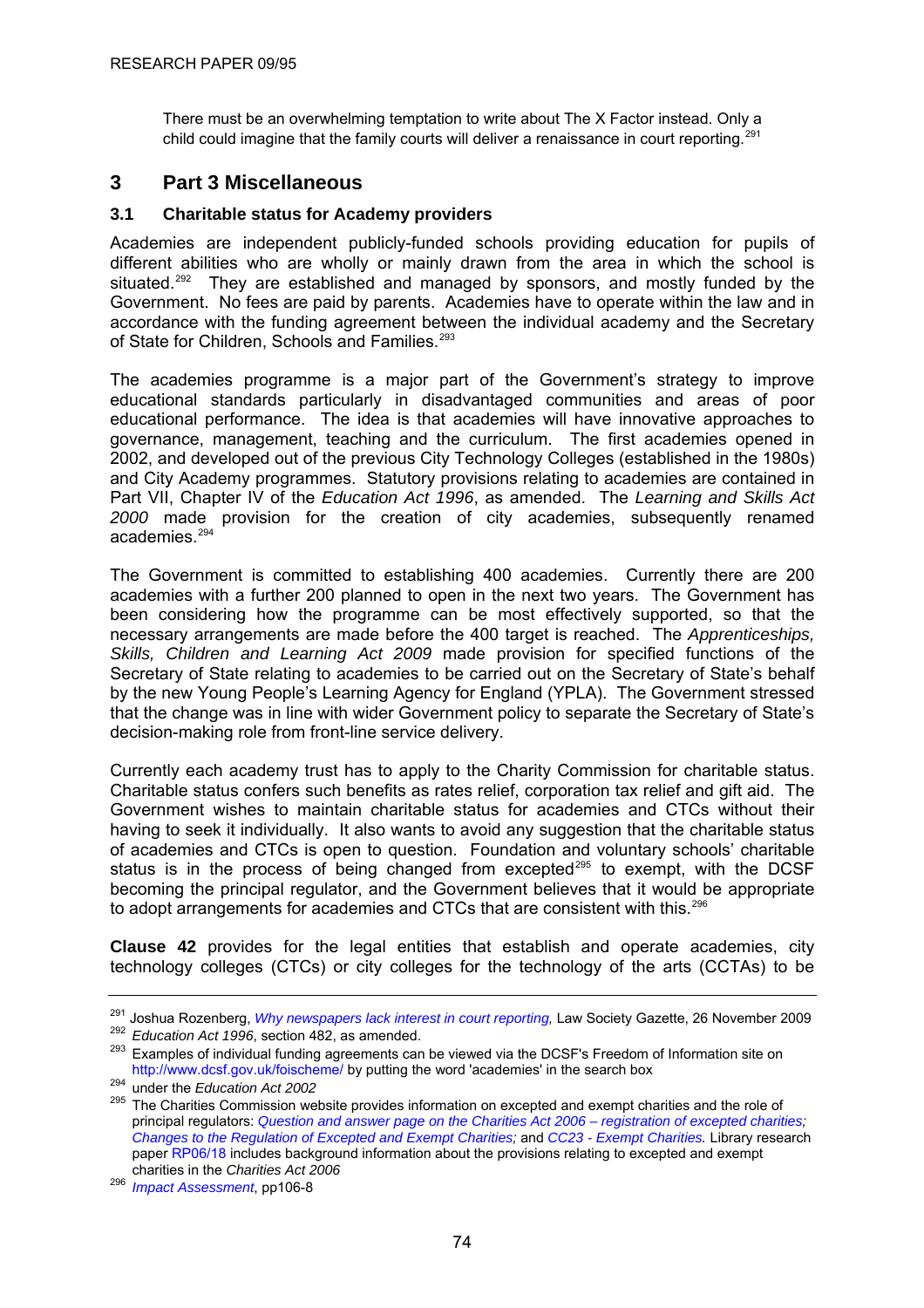There must be an overwhelming temptation to write about The X Factor instead. Only a child could imagine that the family courts will deliver a renaissance in court reporting.[291]

## 3 Part 3 Miscellaneous

### 3.1 Charitable status for Academy providers

Academies are independent publicly-funded schools providing education for pupils of different abilities who are wholly or mainly drawn from the area in which the school is situated.[292] They are established and managed by sponsors, and mostly funded by the Government. No fees are paid by parents. Academies have to operate within the law and in accordance with the funding agreement between the individual academy and the Secretary of State for Children, Schools and Families.[293]

The academies programme is a major part of the Government's strategy to improve educational standards particularly in disadvantaged communities and areas of poor educational performance. The idea is that academies will have innovative approaches to governance, management, teaching and the curriculum. The first academies opened in 2002, and developed out of the previous City Technology Colleges (established in the 1980s) and City Academy programmes. Statutory provisions relating to academies are contained in Part VII, Chapter IV of the *Education Act 1996*, as amended. The *Learning and Skills Act 2000* made provision for the creation of city academies, subsequently renamed academies.[294]

The Government is committed to establishing 400 academies. Currently there are 200 academies with a further 200 planned to open in the next two years. The Government has been considering how the programme can be most effectively supported, so that the necessary arrangements are made before the 400 target is reached. The *Apprenticeships, Skills, Children and Learning Act 2009* made provision for specified functions of the Secretary of State relating to academies to be carried out on the Secretary of State's behalf by the new Young People's Learning Agency for England (YPLA). The Government stressed that the change was in line with wider Government policy to separate the Secretary of State's decision-making role from front-line service delivery.

Currently each academy trust has to apply to the Charity Commission for charitable status. Charitable status confers such benefits as rates relief, corporation tax relief and gift aid. The Government wishes to maintain charitable status for academies and CTCs without their having to seek it individually. It also wants to avoid any suggestion that the charitable status of academies and CTCs is open to question. Foundation and voluntary schools' charitable status is in the process of being changed from excepted[295] to exempt, with the DCSF becoming the principal regulator, and the Government believes that it would be appropriate to adopt arrangements for academies and CTCs that are consistent with this.[296]

**Clause 42** provides for the legal entities that establish and operate academies, city technology colleges (CTCs) or city colleges for the technology of the arts (CCTAs) to be

---

[291] Joshua Rozenberg, *Why newspapers lack interest in court reporting,* Law Society Gazette, 26 November 2009

[292] *Education Act 1996*, section 482, as amended.

[293] Examples of individual funding agreements can be viewed via the DCSF's Freedom of Information site on http://www.dcsf.gov.uk/foischeme/ by putting the word 'academies' in the search box

[294] under the *Education Act 2002*

[295] The Charities Commission website provides information on excepted and exempt charities and the role of principal regulators: *Question and answer page on the Charities Act 2006 – registration of excepted charities; Changes to the Regulation of Excepted and Exempt Charities;* and *CC23 - Exempt Charities.* Library research paper RP06/18 includes background information about the provisions relating to excepted and exempt charities in the *Charities Act 2006*

[296] *Impact Assessment*, pp106-8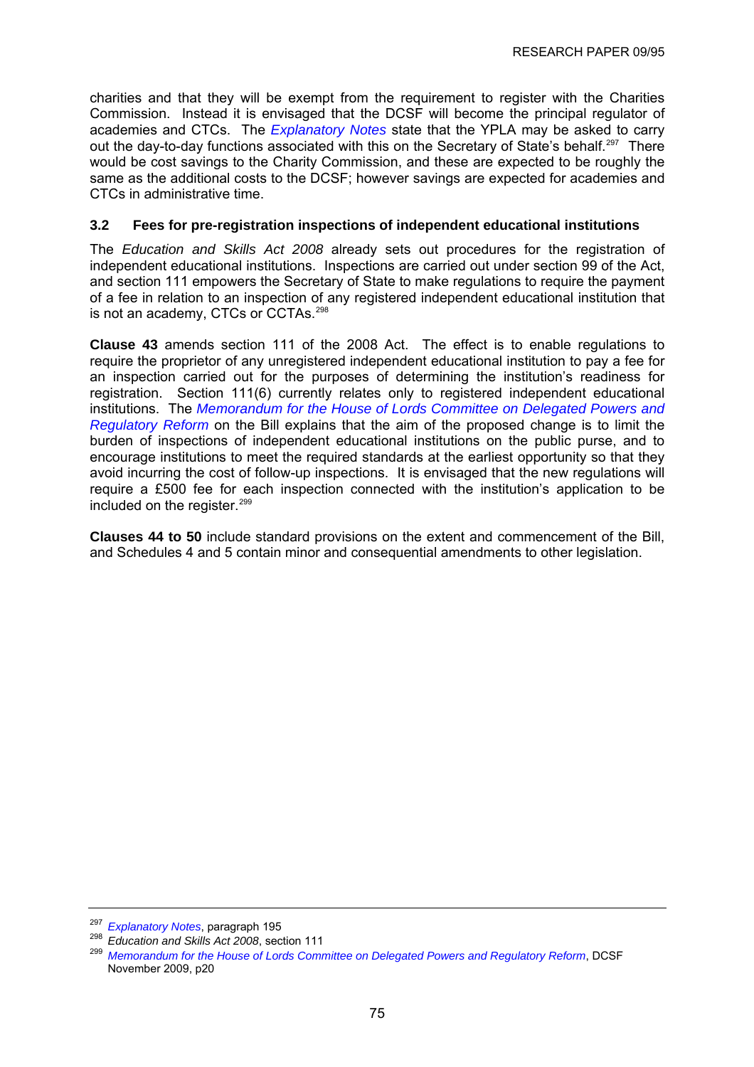charities and that they will be exempt from the requirement to register with the Charities Commission. Instead it is envisaged that the DCSF will become the principal regulator of academies and CTCs. The *Explanatory Notes* state that the YPLA may be asked to carry out the day-to-day functions associated with this on the Secretary of State's behalf.[297] There would be cost savings to the Charity Commission, and these are expected to be roughly the same as the additional costs to the DCSF; however savings are expected for academies and CTCs in administrative time.

### 3.2 Fees for pre-registration inspections of independent educational institutions

The *Education and Skills Act 2008* already sets out procedures for the registration of independent educational institutions. Inspections are carried out under section 99 of the Act, and section 111 empowers the Secretary of State to make regulations to require the payment of a fee in relation to an inspection of any registered independent educational institution that is not an academy, CTCs or CCTAs.[298]

**Clause 43** amends section 111 of the 2008 Act. The effect is to enable regulations to require the proprietor of any unregistered independent educational institution to pay a fee for an inspection carried out for the purposes of determining the institution's readiness for registration. Section 111(6) currently relates only to registered independent educational institutions. The *Memorandum for the House of Lords Committee on Delegated Powers and Regulatory Reform* on the Bill explains that the aim of the proposed change is to limit the burden of inspections of independent educational institutions on the public purse, and to encourage institutions to meet the required standards at the earliest opportunity so that they avoid incurring the cost of follow-up inspections. It is envisaged that the new regulations will require a £500 fee for each inspection connected with the institution's application to be included on the register.[299]

**Clauses 44 to 50** include standard provisions on the extent and commencement of the Bill, and Schedules 4 and 5 contain minor and consequential amendments to other legislation.

---

[297] *Explanatory Notes*, paragraph 195

[298] *Education and Skills Act 2008*, section 111

[299] *Memorandum for the House of Lords Committee on Delegated Powers and Regulatory Reform*, DCSF November 2009, p20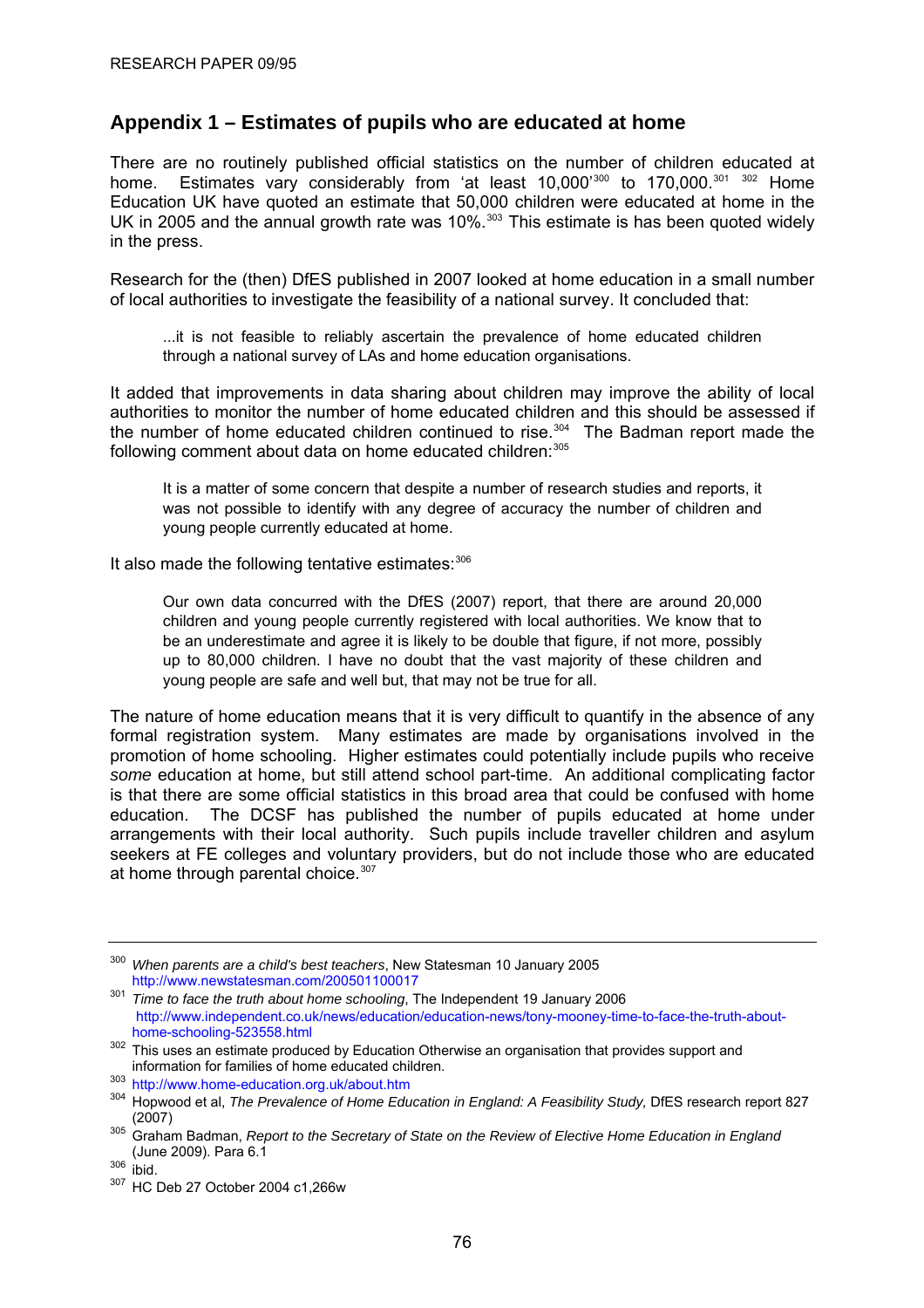## Appendix 1 – Estimates of pupils who are educated at home

There are no routinely published official statistics on the number of children educated at home. Estimates vary considerably from 'at least 10,000'[300] to 170,000.[301] [302] Home Education UK have quoted an estimate that 50,000 children were educated at home in the UK in 2005 and the annual growth rate was 10%.[303] This estimate is has been quoted widely in the press.

Research for the (then) DfES published in 2007 looked at home education in a small number of local authorities to investigate the feasibility of a national survey. It concluded that:

> ...it is not feasible to reliably ascertain the prevalence of home educated children through a national survey of LAs and home education organisations.

It added that improvements in data sharing about children may improve the ability of local authorities to monitor the number of home educated children and this should be assessed if the number of home educated children continued to rise.[304] The Badman report made the following comment about data on home educated children:[305]

> It is a matter of some concern that despite a number of research studies and reports, it was not possible to identify with any degree of accuracy the number of children and young people currently educated at home.

It also made the following tentative estimates:[306]

> Our own data concurred with the DfES (2007) report, that there are around 20,000 children and young people currently registered with local authorities. We know that to be an underestimate and agree it is likely to be double that figure, if not more, possibly up to 80,000 children. I have no doubt that the vast majority of these children and young people are safe and well but, that may not be true for all.

The nature of home education means that it is very difficult to quantify in the absence of any formal registration system. Many estimates are made by organisations involved in the promotion of home schooling. Higher estimates could potentially include pupils who receive *some* education at home, but still attend school part-time. An additional complicating factor is that there are some official statistics in this broad area that could be confused with home education. The DCSF has published the number of pupils educated at home under arrangements with their local authority. Such pupils include traveller children and asylum seekers at FE colleges and voluntary providers, but do not include those who are educated at home through parental choice.[307]

---

[300] *When parents are a child's best teachers*, New Statesman 10 January 2005 http://www.newstatesman.com/200501100017

[301] *Time to face the truth about home schooling*, The Independent 19 January 2006 http://www.independent.co.uk/news/education/education-news/tony-mooney-time-to-face-the-truth-about-home-schooling-523558.html

[302] This uses an estimate produced by Education Otherwise an organisation that provides support and information for families of home educated children.

[303] http://www.home-education.org.uk/about.htm

[304] Hopwood et al, *The Prevalence of Home Education in England: A Feasibility Study,* DfES research report 827 (2007)

[305] Graham Badman, *Report to the Secretary of State on the Review of Elective Home Education in England* (June 2009). Para 6.1

[306] ibid.

[307] HC Deb 27 October 2004 c1,266w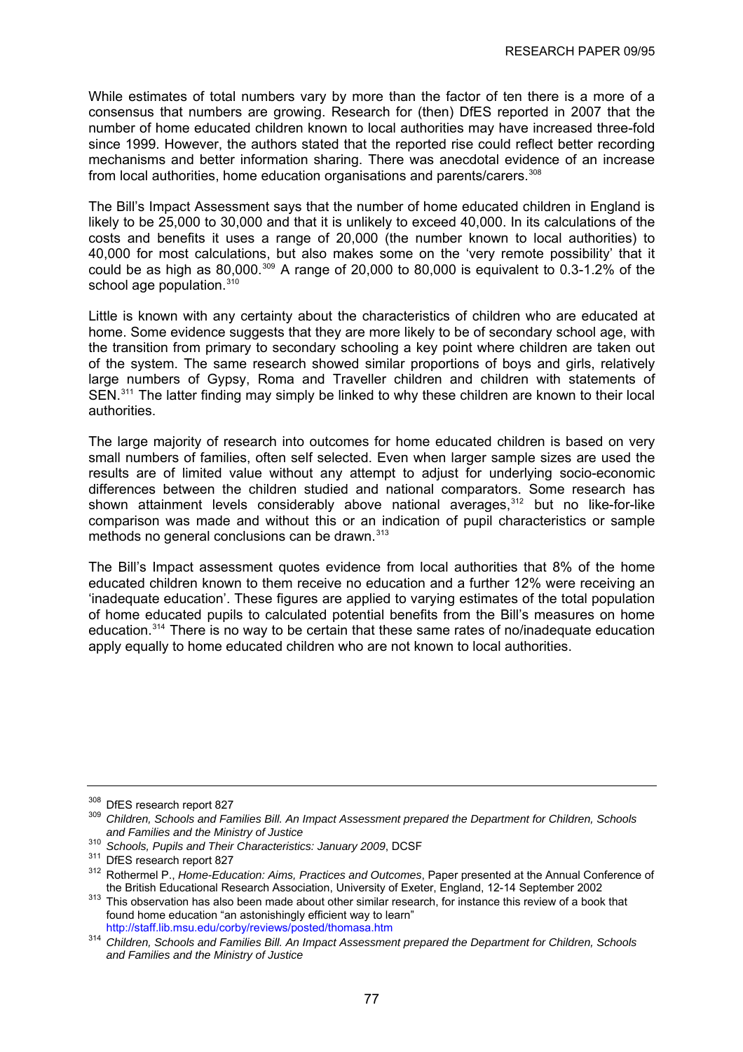While estimates of total numbers vary by more than the factor of ten there is a more of a consensus that numbers are growing. Research for (then) DfES reported in 2007 that the number of home educated children known to local authorities may have increased three-fold since 1999. However, the authors stated that the reported rise could reflect better recording mechanisms and better information sharing. There was anecdotal evidence of an increase from local authorities, home education organisations and parents/carers.[308]

The Bill's Impact Assessment says that the number of home educated children in England is likely to be 25,000 to 30,000 and that it is unlikely to exceed 40,000. In its calculations of the costs and benefits it uses a range of 20,000 (the number known to local authorities) to 40,000 for most calculations, but also makes some on the 'very remote possibility' that it could be as high as 80,000.[309] A range of 20,000 to 80,000 is equivalent to 0.3-1.2% of the school age population.[310]

Little is known with any certainty about the characteristics of children who are educated at home. Some evidence suggests that they are more likely to be of secondary school age, with the transition from primary to secondary schooling a key point where children are taken out of the system. The same research showed similar proportions of boys and girls, relatively large numbers of Gypsy, Roma and Traveller children and children with statements of SEN.[311] The latter finding may simply be linked to why these children are known to their local authorities.

The large majority of research into outcomes for home educated children is based on very small numbers of families, often self selected. Even when larger sample sizes are used the results are of limited value without any attempt to adjust for underlying socio-economic differences between the children studied and national comparators. Some research has shown attainment levels considerably above national averages,[312] but no like-for-like comparison was made and without this or an indication of pupil characteristics or sample methods no general conclusions can be drawn.[313]

The Bill's Impact assessment quotes evidence from local authorities that 8% of the home educated children known to them receive no education and a further 12% were receiving an 'inadequate education'. These figures are applied to varying estimates of the total population of home educated pupils to calculated potential benefits from the Bill's measures on home education.[314] There is no way to be certain that these same rates of no/inadequate education apply equally to home educated children who are not known to local authorities.

---

[308] DfES research report 827

[309] *Children, Schools and Families Bill. An Impact Assessment prepared the Department for Children, Schools and Families and the Ministry of Justice*

[310] *Schools, Pupils and Their Characteristics: January 2009*, DCSF

[311] DfES research report 827

[312] Rothermel P., *Home-Education: Aims, Practices and Outcomes*, Paper presented at the Annual Conference of the British Educational Research Association, University of Exeter, England, 12-14 September 2002

[313] This observation has also been made about other similar research, for instance this review of a book that found home education "an astonishingly efficient way to learn" http://staff.lib.msu.edu/corby/reviews/posted/thomasa.htm

[314] *Children, Schools and Families Bill. An Impact Assessment prepared the Department for Children, Schools and Families and the Ministry of Justice*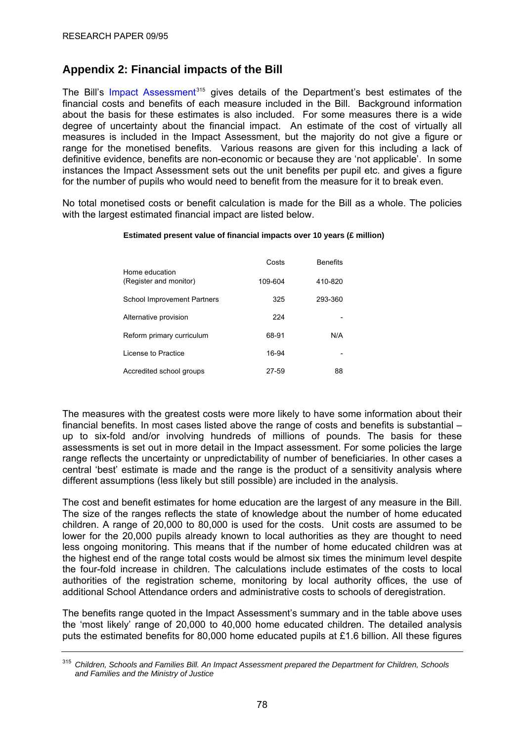## Appendix 2: Financial impacts of the Bill

The Bill's Impact Assessment[315] gives details of the Department's best estimates of the financial costs and benefits of each measure included in the Bill. Background information about the basis for these estimates is also included. For some measures there is a wide degree of uncertainty about the financial impact. An estimate of the cost of virtually all measures is included in the Impact Assessment, but the majority do not give a figure or range for the monetised benefits. Various reasons are given for this including a lack of definitive evidence, benefits are non-economic or because they are 'not applicable'. In some instances the Impact Assessment sets out the unit benefits per pupil etc. and gives a figure for the number of pupils who would need to benefit from the measure for it to break even.

No total monetised costs or benefit calculation is made for the Bill as a whole. The policies with the largest estimated financial impact are listed below.

**Estimated present value of financial impacts over 10 years (£ million)**

| | Costs | Benefits |
|---|---|---|
| Home education (Register and monitor) | 109-604 | 410-820 |
| School Improvement Partners | 325 | 293-360 |
| Alternative provision | 224 | - |
| Reform primary curriculum | 68-91 | N/A |
| License to Practice | 16-94 | - |
| Accredited school groups | 27-59 | 88 |

The measures with the greatest costs were more likely to have some information about their financial benefits. In most cases listed above the range of costs and benefits is substantial – up to six-fold and/or involving hundreds of millions of pounds. The basis for these assessments is set out in more detail in the Impact assessment. For some policies the large range reflects the uncertainty or unpredictability of number of beneficiaries. In other cases a central 'best' estimate is made and the range is the product of a sensitivity analysis where different assumptions (less likely but still possible) are included in the analysis.

The cost and benefit estimates for home education are the largest of any measure in the Bill. The size of the ranges reflects the state of knowledge about the number of home educated children. A range of 20,000 to 80,000 is used for the costs. Unit costs are assumed to be lower for the 20,000 pupils already known to local authorities as they are thought to need less ongoing monitoring. This means that if the number of home educated children was at the highest end of the range total costs would be almost six times the minimum level despite the four-fold increase in children. The calculations include estimates of the costs to local authorities of the registration scheme, monitoring by local authority offices, the use of additional School Attendance orders and administrative costs to schools of deregistration.

The benefits range quoted in the Impact Assessment's summary and in the table above uses the 'most likely' range of 20,000 to 40,000 home educated children. The detailed analysis puts the estimated benefits for 80,000 home educated pupils at £1.6 billion. All these figures

[315] *Children, Schools and Families Bill. An Impact Assessment prepared the Department for Children, Schools and Families and the Ministry of Justice*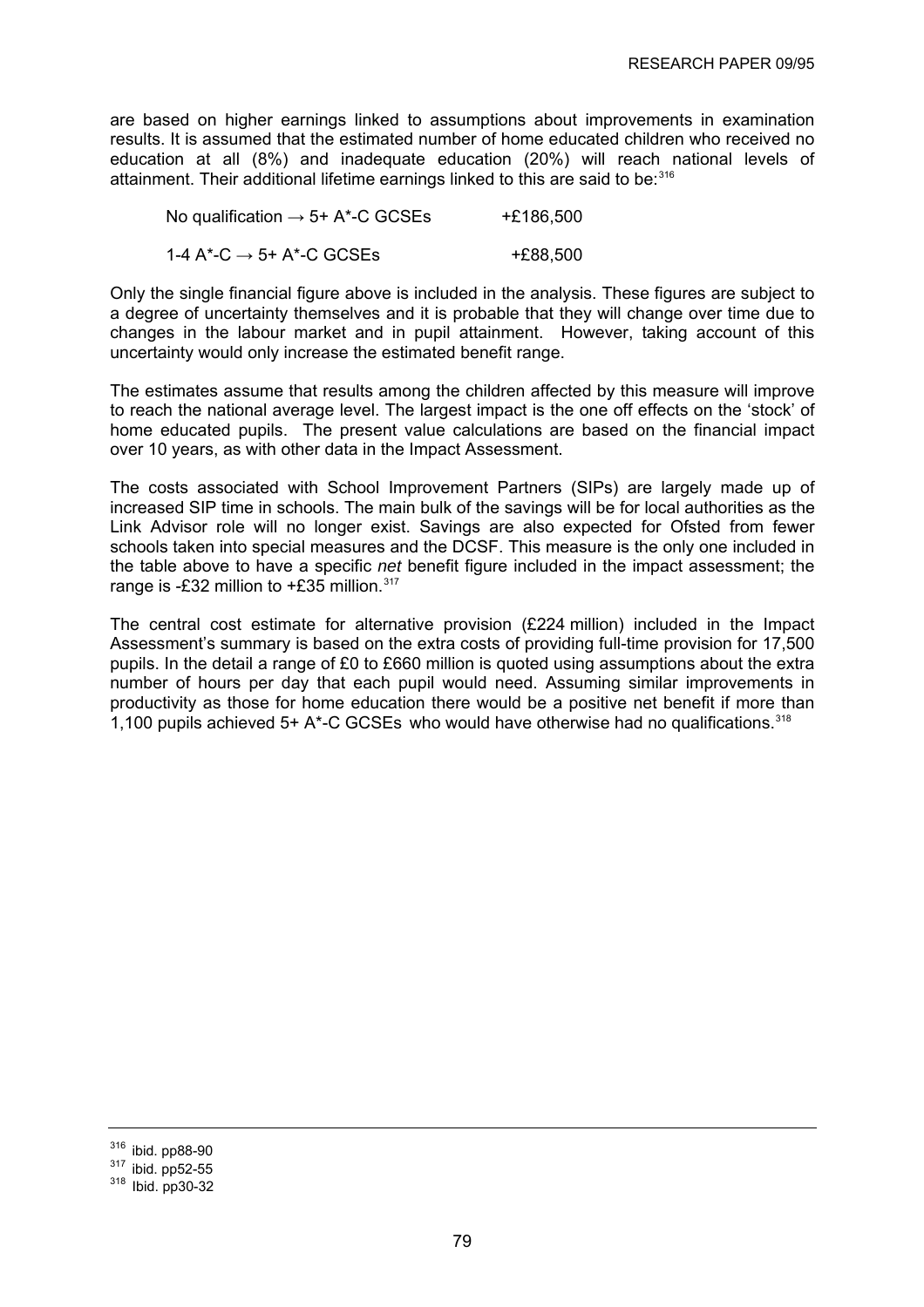are based on higher earnings linked to assumptions about improvements in examination results. It is assumed that the estimated number of home educated children who received no education at all (8%) and inadequate education (20%) will reach national levels of attainment. Their additional lifetime earnings linked to this are said to be:[316]

| | |
|---|---|
| No qualification → 5+ A*-C GCSEs | +£186,500 |
| 1-4 A*-C → 5+ A*-C GCSEs | +£88,500 |

Only the single financial figure above is included in the analysis. These figures are subject to a degree of uncertainty themselves and it is probable that they will change over time due to changes in the labour market and in pupil attainment. However, taking account of this uncertainty would only increase the estimated benefit range.

The estimates assume that results among the children affected by this measure will improve to reach the national average level. The largest impact is the one off effects on the 'stock' of home educated pupils. The present value calculations are based on the financial impact over 10 years, as with other data in the Impact Assessment.

The costs associated with School Improvement Partners (SIPs) are largely made up of increased SIP time in schools. The main bulk of the savings will be for local authorities as the Link Advisor role will no longer exist. Savings are also expected for Ofsted from fewer schools taken into special measures and the DCSF. This measure is the only one included in the table above to have a specific *net* benefit figure included in the impact assessment; the range is -£32 million to +£35 million.[317]

The central cost estimate for alternative provision (£224 million) included in the Impact Assessment's summary is based on the extra costs of providing full-time provision for 17,500 pupils. In the detail a range of £0 to £660 million is quoted using assumptions about the extra number of hours per day that each pupil would need. Assuming similar improvements in productivity as those for home education there would be a positive net benefit if more than 1,100 pupils achieved 5+ A*-C GCSEs who would have otherwise had no qualifications.[318]

---

[316] ibid. pp88-90
[317] ibid. pp52-55
[318] Ibid. pp30-32